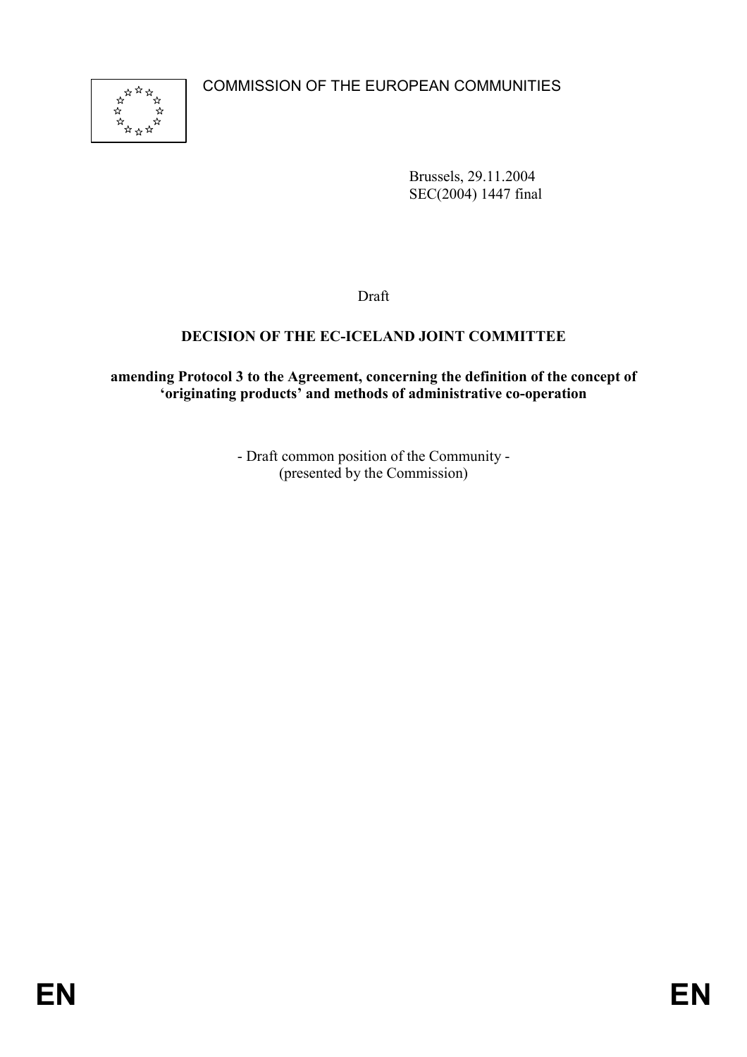COMMISSION OF THE EUROPEAN COMMUNITIES

Brussels, 29.11.2004
SEC(2004) 1447 final

Draft

**DECISION OF THE EC-ICELAND JOINT COMMITTEE**

**amending Protocol 3 to the Agreement, concerning the definition of the concept of 'originating products' and methods of administrative co-operation**

- Draft common position of the Community -
(presented by the Commission)

EN EN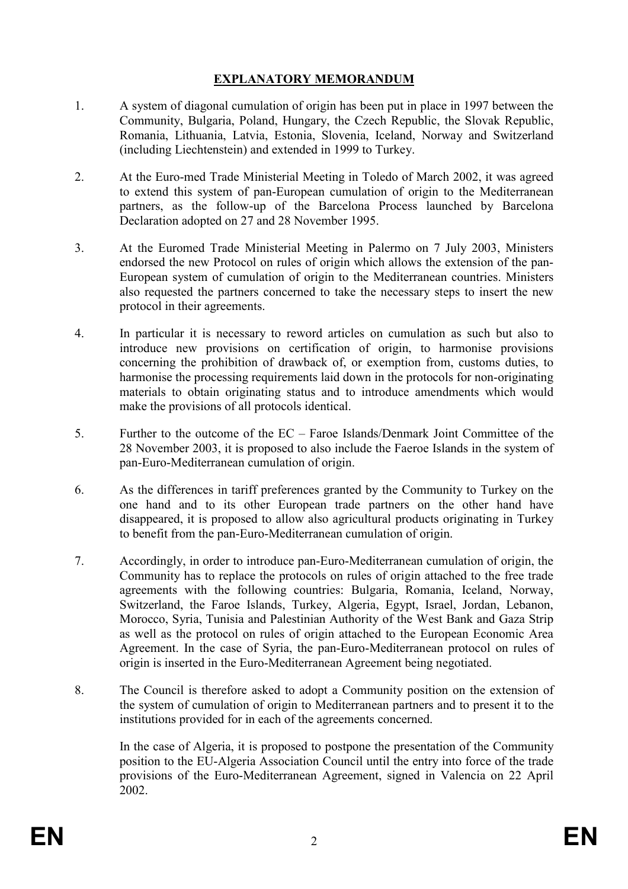## EXPLANATORY MEMORANDUM

1. A system of diagonal cumulation of origin has been put in place in 1997 between the Community, Bulgaria, Poland, Hungary, the Czech Republic, the Slovak Republic, Romania, Lithuania, Latvia, Estonia, Slovenia, Iceland, Norway and Switzerland (including Liechtenstein) and extended in 1999 to Turkey.

2. At the Euro-med Trade Ministerial Meeting in Toledo of March 2002, it was agreed to extend this system of pan-European cumulation of origin to the Mediterranean partners, as the follow-up of the Barcelona Process launched by Barcelona Declaration adopted on 27 and 28 November 1995.

3. At the Euromed Trade Ministerial Meeting in Palermo on 7 July 2003, Ministers endorsed the new Protocol on rules of origin which allows the extension of the pan-European system of cumulation of origin to the Mediterranean countries. Ministers also requested the partners concerned to take the necessary steps to insert the new protocol in their agreements.

4. In particular it is necessary to reword articles on cumulation as such but also to introduce new provisions on certification of origin, to harmonise provisions concerning the prohibition of drawback of, or exemption from, customs duties, to harmonise the processing requirements laid down in the protocols for non-originating materials to obtain originating status and to introduce amendments which would make the provisions of all protocols identical.

5. Further to the outcome of the EC – Faroe Islands/Denmark Joint Committee of the 28 November 2003, it is proposed to also include the Faeroe Islands in the system of pan-Euro-Mediterranean cumulation of origin.

6. As the differences in tariff preferences granted by the Community to Turkey on the one hand and to its other European trade partners on the other hand have disappeared, it is proposed to allow also agricultural products originating in Turkey to benefit from the pan-Euro-Mediterranean cumulation of origin.

7. Accordingly, in order to introduce pan-Euro-Mediterranean cumulation of origin, the Community has to replace the protocols on rules of origin attached to the free trade agreements with the following countries: Bulgaria, Romania, Iceland, Norway, Switzerland, the Faroe Islands, Turkey, Algeria, Egypt, Israel, Jordan, Lebanon, Morocco, Syria, Tunisia and Palestinian Authority of the West Bank and Gaza Strip as well as the protocol on rules of origin attached to the European Economic Area Agreement. In the case of Syria, the pan-Euro-Mediterranean protocol on rules of origin is inserted in the Euro-Mediterranean Agreement being negotiated.

8. The Council is therefore asked to adopt a Community position on the extension of the system of cumulation of origin to Mediterranean partners and to present it to the institutions provided for in each of the agreements concerned.

   In the case of Algeria, it is proposed to postpone the presentation of the Community position to the EU-Algeria Association Council until the entry into force of the trade provisions of the Euro-Mediterranean Agreement, signed in Valencia on 22 April 2002.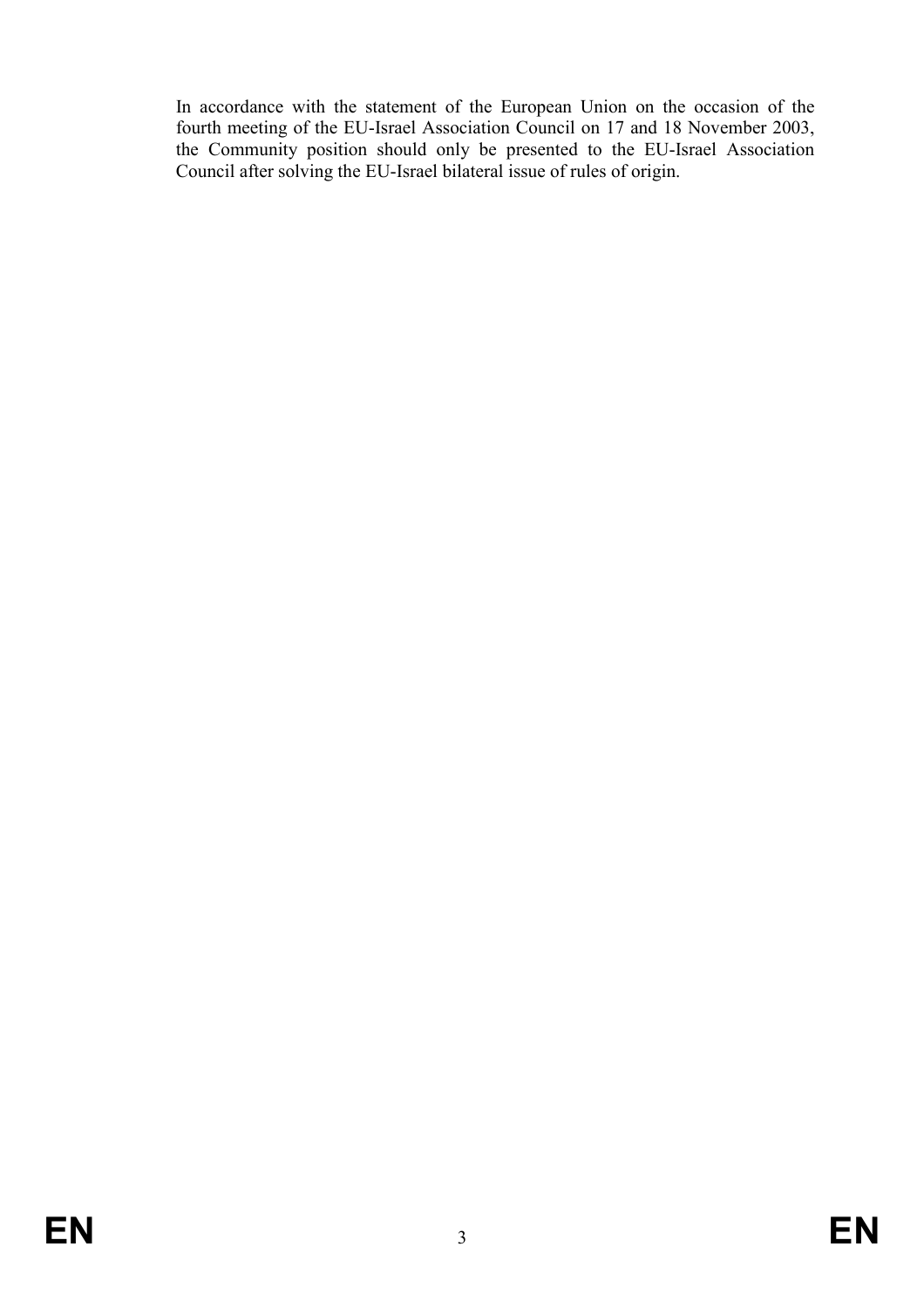In accordance with the statement of the European Union on the occasion of the fourth meeting of the EU-Israel Association Council on 17 and 18 November 2003, the Community position should only be presented to the EU-Israel Association Council after solving the EU-Israel bilateral issue of rules of origin.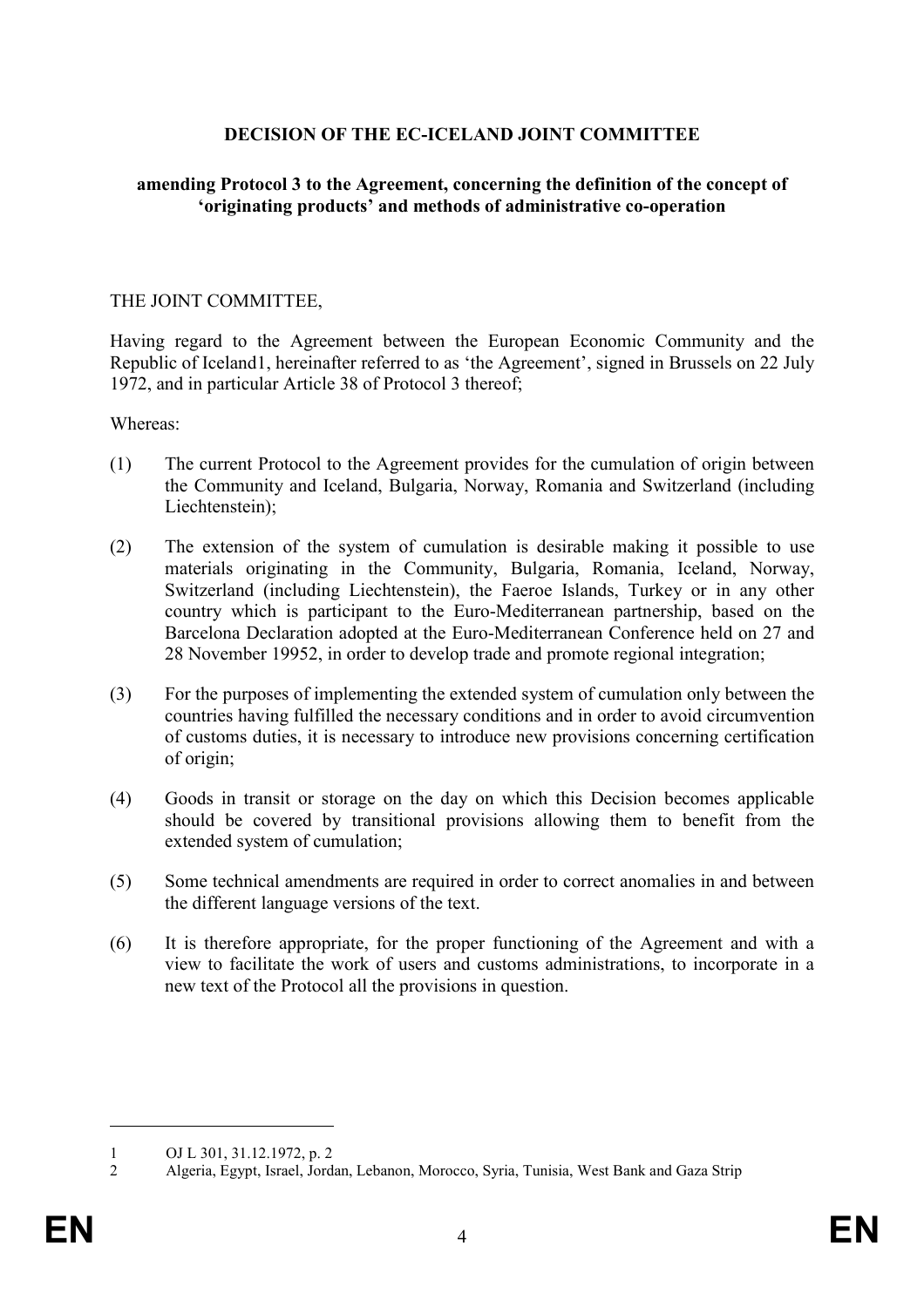**DECISION OF THE EC-ICELAND JOINT COMMITTEE**

**amending Protocol 3 to the Agreement, concerning the definition of the concept of 'originating products' and methods of administrative co-operation**

THE JOINT COMMITTEE,

Having regard to the Agreement between the European Economic Community and the Republic of Iceland[1], hereinafter referred to as 'the Agreement', signed in Brussels on 22 July 1972, and in particular Article 38 of Protocol 3 thereof;

Whereas:

(1) The current Protocol to the Agreement provides for the cumulation of origin between the Community and Iceland, Bulgaria, Norway, Romania and Switzerland (including Liechtenstein);

(2) The extension of the system of cumulation is desirable making it possible to use materials originating in the Community, Bulgaria, Romania, Iceland, Norway, Switzerland (including Liechtenstein), the Faeroe Islands, Turkey or in any other country which is participant to the Euro-Mediterranean partnership, based on the Barcelona Declaration adopted at the Euro-Mediterranean Conference held on 27 and 28 November 1995[2], in order to develop trade and promote regional integration;

(3) For the purposes of implementing the extended system of cumulation only between the countries having fulfilled the necessary conditions and in order to avoid circumvention of customs duties, it is necessary to introduce new provisions concerning certification of origin;

(4) Goods in transit or storage on the day on which this Decision becomes applicable should be covered by transitional provisions allowing them to benefit from the extended system of cumulation;

(5) Some technical amendments are required in order to correct anomalies in and between the different language versions of the text.

(6) It is therefore appropriate, for the proper functioning of the Agreement and with a view to facilitate the work of users and customs administrations, to incorporate in a new text of the Protocol all the provisions in question.

---

[1] OJ L 301, 31.12.1972, p. 2

[2] Algeria, Egypt, Israel, Jordan, Lebanon, Morocco, Syria, Tunisia, West Bank and Gaza Strip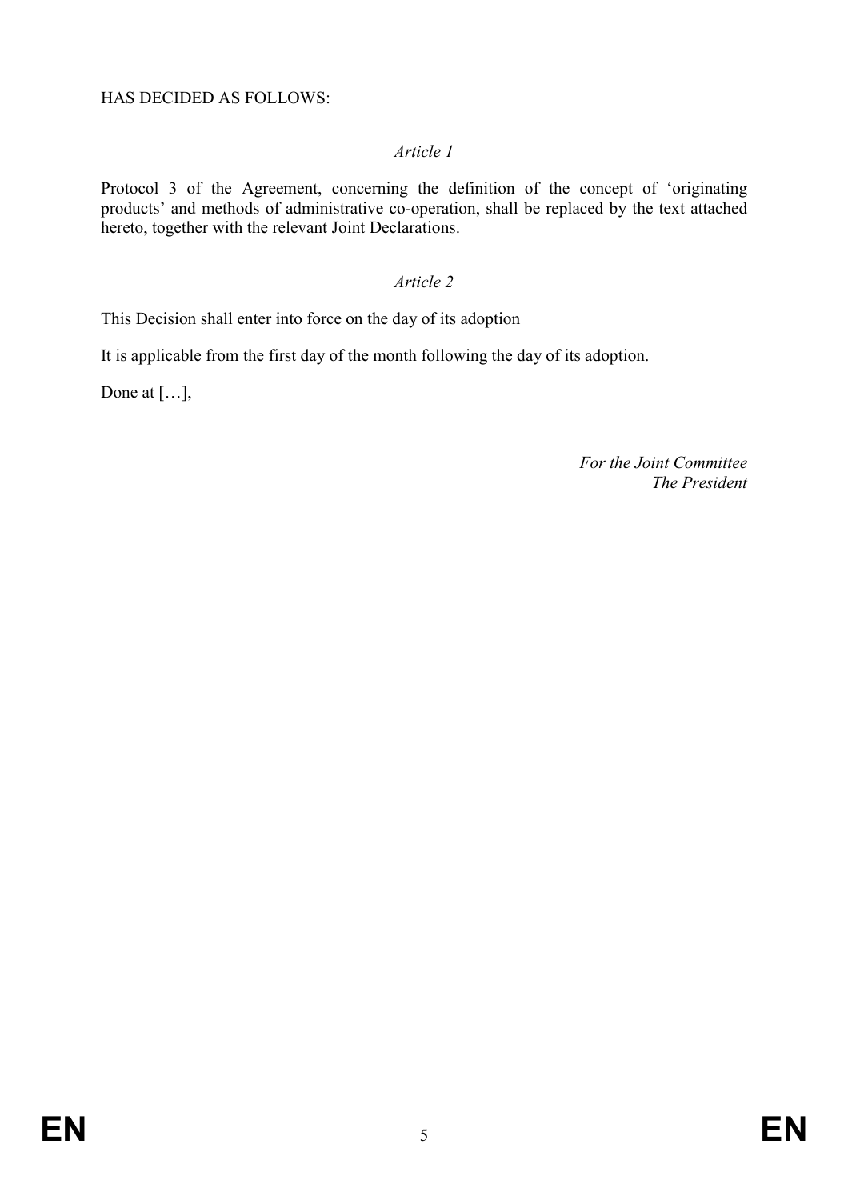HAS DECIDED AS FOLLOWS:

*Article 1*

Protocol 3 of the Agreement, concerning the definition of the concept of 'originating products' and methods of administrative co-operation, shall be replaced by the text attached hereto, together with the relevant Joint Declarations.

*Article 2*

This Decision shall enter into force on the day of its adoption

It is applicable from the first day of the month following the day of its adoption.

Done at […],

*For the Joint Committee*
*The President*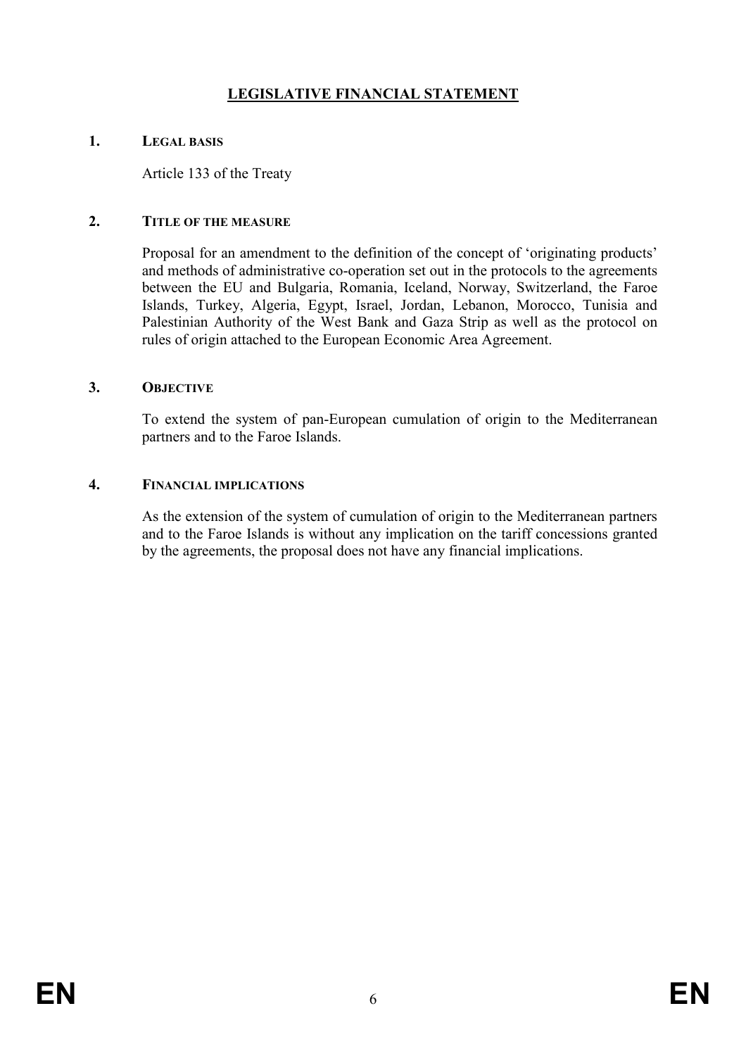# LEGISLATIVE FINANCIAL STATEMENT

## 1. Legal basis

Article 133 of the Treaty

## 2. Title of the measure

Proposal for an amendment to the definition of the concept of 'originating products' and methods of administrative co-operation set out in the protocols to the agreements between the EU and Bulgaria, Romania, Iceland, Norway, Switzerland, the Faroe Islands, Turkey, Algeria, Egypt, Israel, Jordan, Lebanon, Morocco, Tunisia and Palestinian Authority of the West Bank and Gaza Strip as well as the protocol on rules of origin attached to the European Economic Area Agreement.

## 3. Objective

To extend the system of pan-European cumulation of origin to the Mediterranean partners and to the Faroe Islands.

## 4. Financial implications

As the extension of the system of cumulation of origin to the Mediterranean partners and to the Faroe Islands is without any implication on the tariff concessions granted by the agreements, the proposal does not have any financial implications.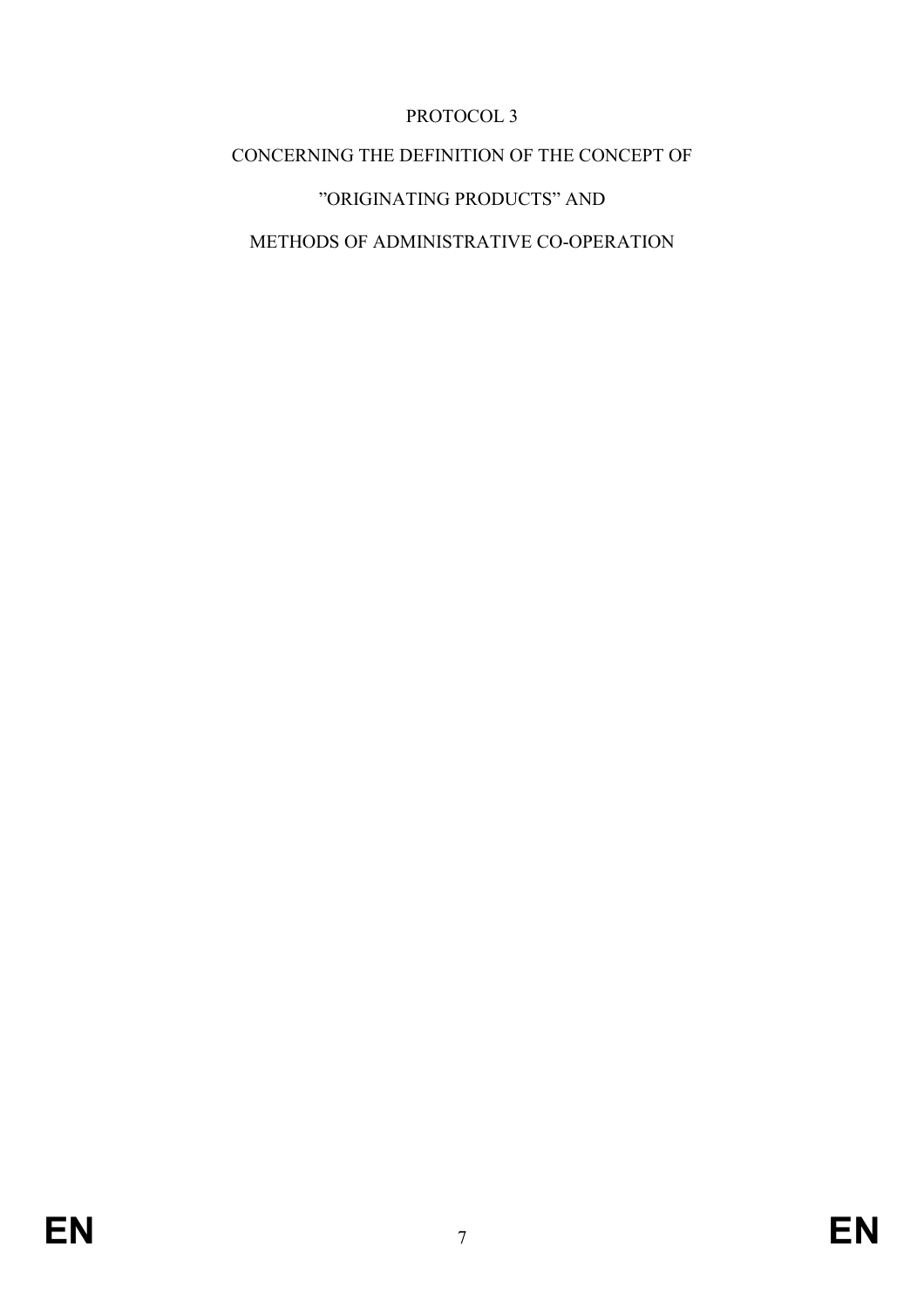# PROTOCOL 3

## CONCERNING THE DEFINITION OF THE CONCEPT OF

## ”ORIGINATING PRODUCTS” AND

## METHODS OF ADMINISTRATIVE CO-OPERATION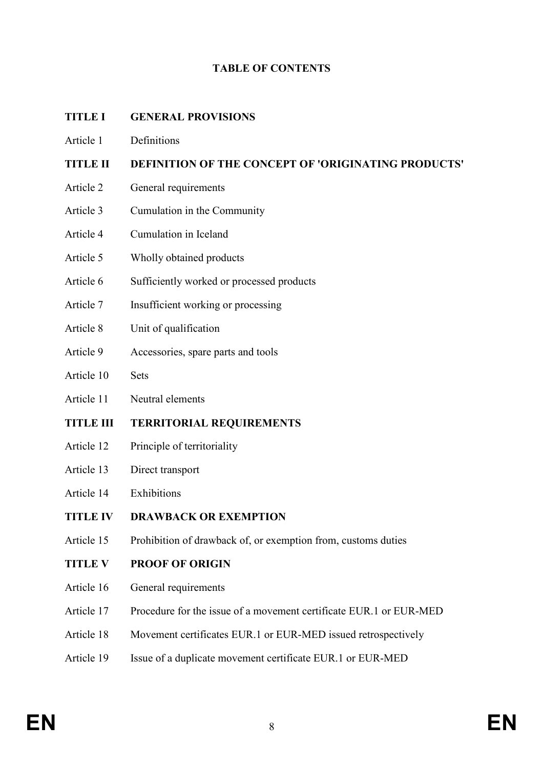**TABLE OF CONTENTS**

| | |
|---|---|
| **TITLE I** | **GENERAL PROVISIONS** |
| Article 1 | Definitions |
| **TITLE II** | **DEFINITION OF THE CONCEPT OF 'ORIGINATING PRODUCTS'** |
| Article 2 | General requirements |
| Article 3 | Cumulation in the Community |
| Article 4 | Cumulation in Iceland |
| Article 5 | Wholly obtained products |
| Article 6 | Sufficiently worked or processed products |
| Article 7 | Insufficient working or processing |
| Article 8 | Unit of qualification |
| Article 9 | Accessories, spare parts and tools |
| Article 10 | Sets |
| Article 11 | Neutral elements |
| **TITLE III** | **TERRITORIAL REQUIREMENTS** |
| Article 12 | Principle of territoriality |
| Article 13 | Direct transport |
| Article 14 | Exhibitions |
| **TITLE IV** | **DRAWBACK OR EXEMPTION** |
| Article 15 | Prohibition of drawback of, or exemption from, customs duties |
| **TITLE V** | **PROOF OF ORIGIN** |
| Article 16 | General requirements |
| Article 17 | Procedure for the issue of a movement certificate EUR.1 or EUR-MED |
| Article 18 | Movement certificates EUR.1 or EUR-MED issued retrospectively |
| Article 19 | Issue of a duplicate movement certificate EUR.1 or EUR-MED |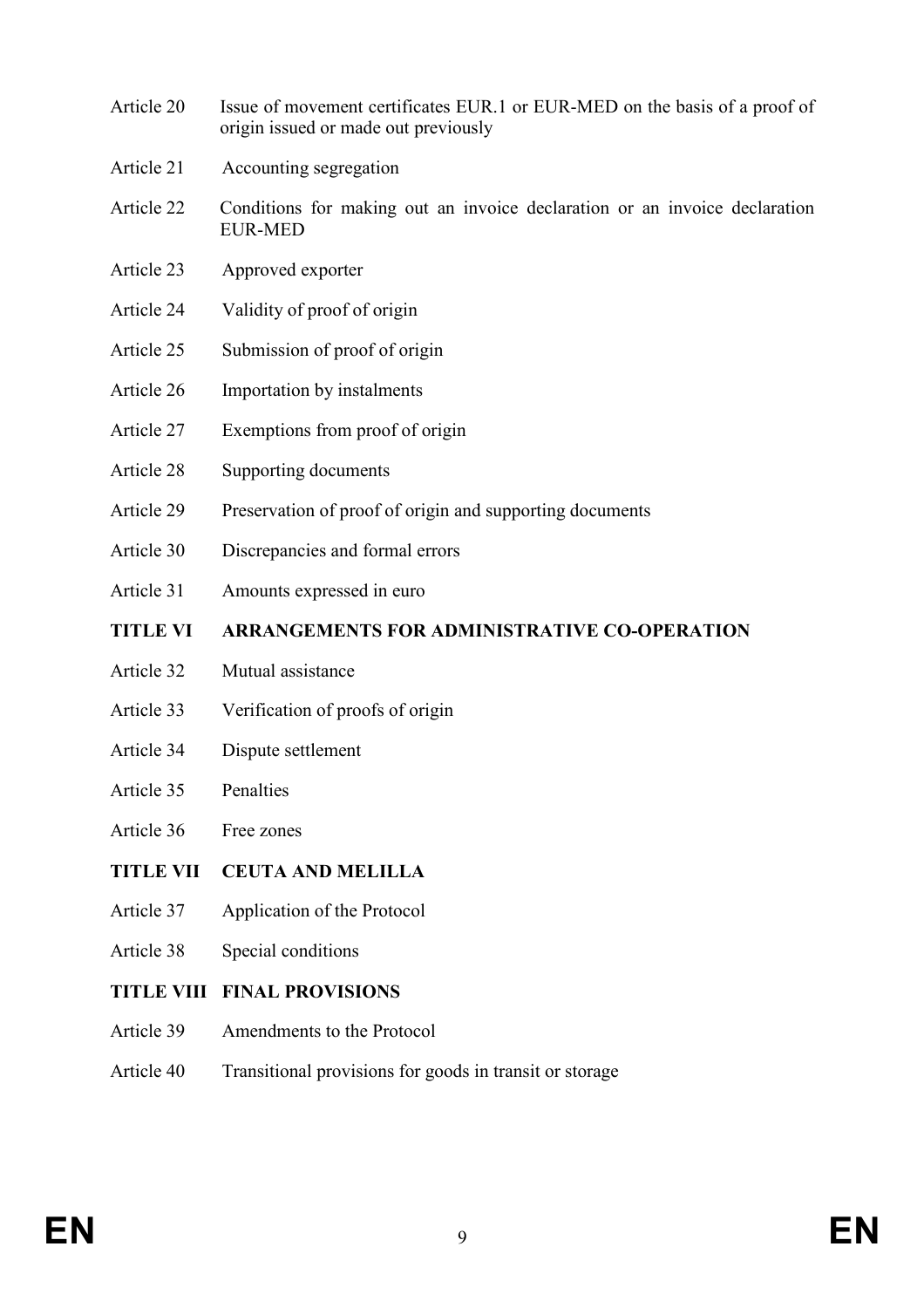Article 20 Issue of movement certificates EUR.1 or EUR-MED on the basis of a proof of origin issued or made out previously

Article 21 Accounting segregation

Article 22 Conditions for making out an invoice declaration or an invoice declaration EUR-MED

Article 23 Approved exporter

Article 24 Validity of proof of origin

Article 25 Submission of proof of origin

Article 26 Importation by instalments

Article 27 Exemptions from proof of origin

Article 28 Supporting documents

Article 29 Preservation of proof of origin and supporting documents

Article 30 Discrepancies and formal errors

Article 31 Amounts expressed in euro

**TITLE VI ARRANGEMENTS FOR ADMINISTRATIVE CO-OPERATION**

Article 32 Mutual assistance

Article 33 Verification of proofs of origin

Article 34 Dispute settlement

Article 35 Penalties

Article 36 Free zones

**TITLE VII CEUTA AND MELILLA**

Article 37 Application of the Protocol

Article 38 Special conditions

**TITLE VIII FINAL PROVISIONS**

Article 39 Amendments to the Protocol

Article 40 Transitional provisions for goods in transit or storage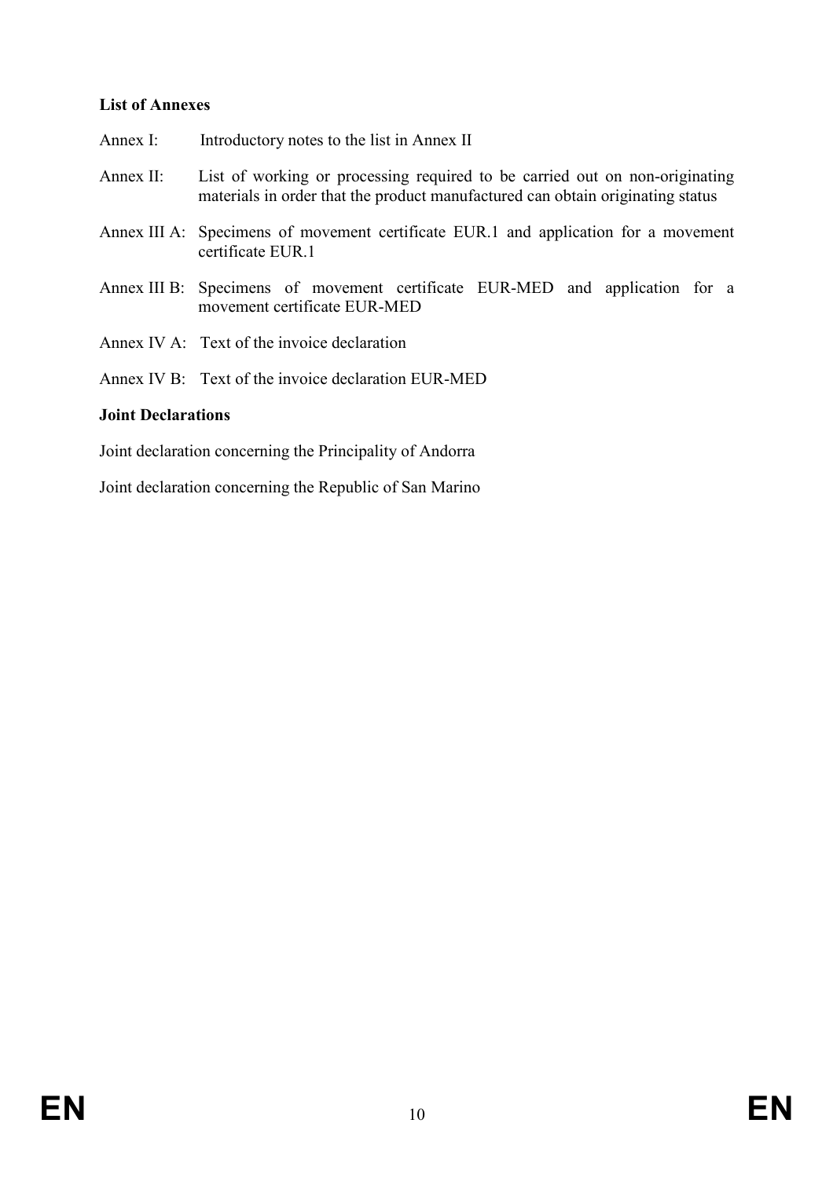**List of Annexes**

Annex I: Introductory notes to the list in Annex II

Annex II: List of working or processing required to be carried out on non-originating materials in order that the product manufactured can obtain originating status

Annex III A: Specimens of movement certificate EUR.1 and application for a movement certificate EUR.1

Annex III B: Specimens of movement certificate EUR-MED and application for a movement certificate EUR-MED

Annex IV A: Text of the invoice declaration

Annex IV B: Text of the invoice declaration EUR-MED

**Joint Declarations**

Joint declaration concerning the Principality of Andorra

Joint declaration concerning the Republic of San Marino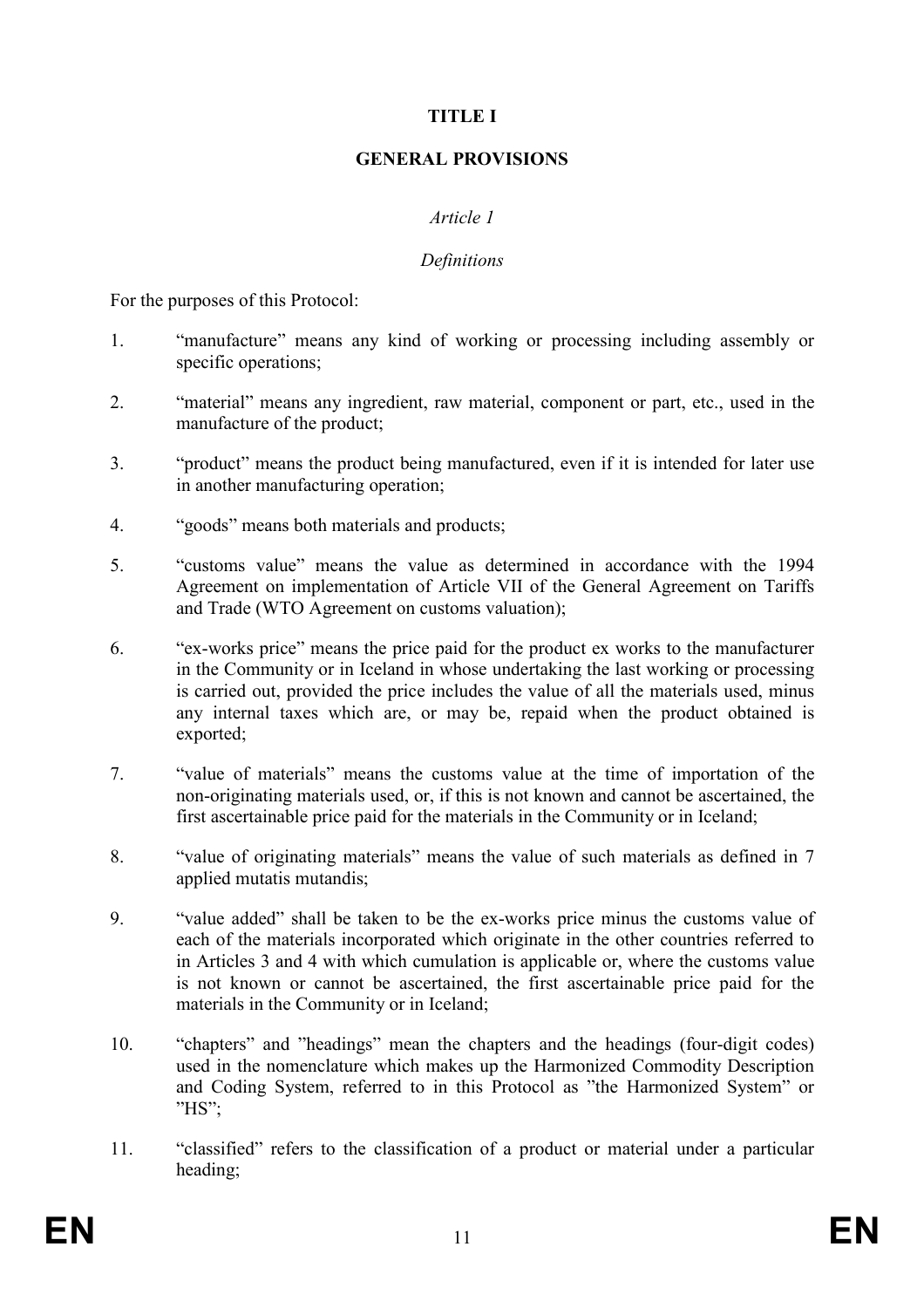# TITLE I

# GENERAL PROVISIONS

## *Article 1*

## *Definitions*

For the purposes of this Protocol:

1. “manufacture” means any kind of working or processing including assembly or specific operations;

2. “material” means any ingredient, raw material, component or part, etc., used in the manufacture of the product;

3. “product” means the product being manufactured, even if it is intended for later use in another manufacturing operation;

4. “goods” means both materials and products;

5. “customs value” means the value as determined in accordance with the 1994 Agreement on implementation of Article VII of the General Agreement on Tariffs and Trade (WTO Agreement on customs valuation);

6. “ex-works price” means the price paid for the product ex works to the manufacturer in the Community or in Iceland in whose undertaking the last working or processing is carried out, provided the price includes the value of all the materials used, minus any internal taxes which are, or may be, repaid when the product obtained is exported;

7. “value of materials” means the customs value at the time of importation of the non-originating materials used, or, if this is not known and cannot be ascertained, the first ascertainable price paid for the materials in the Community or in Iceland;

8. “value of originating materials” means the value of such materials as defined in 7 applied mutatis mutandis;

9. “value added” shall be taken to be the ex-works price minus the customs value of each of the materials incorporated which originate in the other countries referred to in Articles 3 and 4 with which cumulation is applicable or, where the customs value is not known or cannot be ascertained, the first ascertainable price paid for the materials in the Community or in Iceland;

10. “chapters” and ”headings” mean the chapters and the headings (four-digit codes) used in the nomenclature which makes up the Harmonized Commodity Description and Coding System, referred to in this Protocol as ”the Harmonized System” or ”HS”;

11. “classified” refers to the classification of a product or material under a particular heading;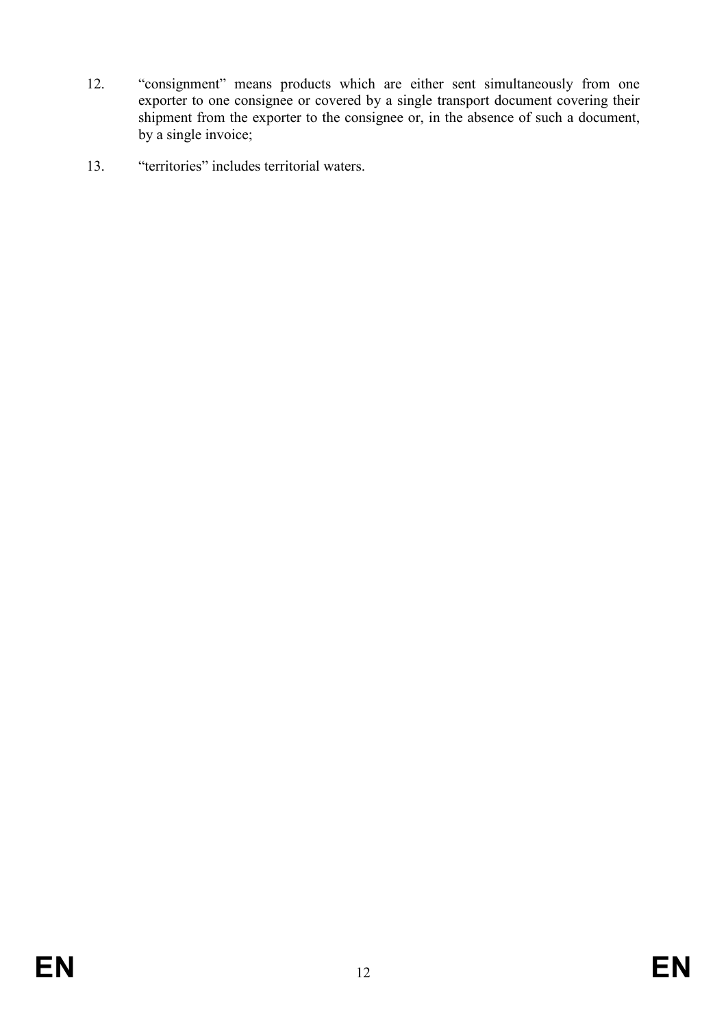12. "consignment" means products which are either sent simultaneously from one exporter to one consignee or covered by a single transport document covering their shipment from the exporter to the consignee or, in the absence of such a document, by a single invoice;

13. "territories" includes territorial waters.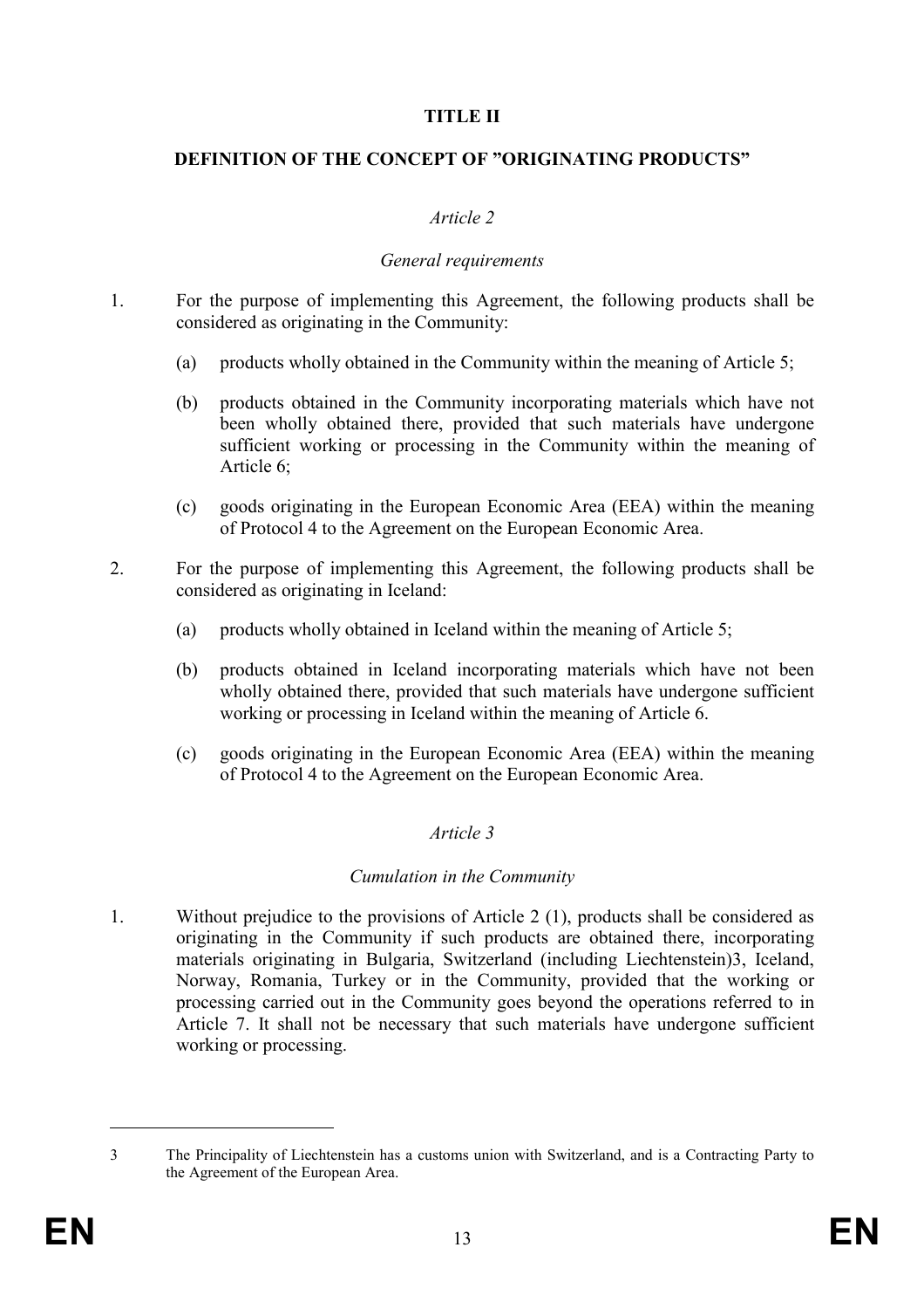# TITLE II

## DEFINITION OF THE CONCEPT OF ”ORIGINATING PRODUCTS”

*Article 2*

*General requirements*

1. For the purpose of implementing this Agreement, the following products shall be considered as originating in the Community:

    (a) products wholly obtained in the Community within the meaning of Article 5;

    (b) products obtained in the Community incorporating materials which have not been wholly obtained there, provided that such materials have undergone sufficient working or processing in the Community within the meaning of Article 6;

    (c) goods originating in the European Economic Area (EEA) within the meaning of Protocol 4 to the Agreement on the European Economic Area.

2. For the purpose of implementing this Agreement, the following products shall be considered as originating in Iceland:

    (a) products wholly obtained in Iceland within the meaning of Article 5;

    (b) products obtained in Iceland incorporating materials which have not been wholly obtained there, provided that such materials have undergone sufficient working or processing in Iceland within the meaning of Article 6.

    (c) goods originating in the European Economic Area (EEA) within the meaning of Protocol 4 to the Agreement on the European Economic Area.

*Article 3*

*Cumulation in the Community*

1. Without prejudice to the provisions of Article 2 (1), products shall be considered as originating in the Community if such products are obtained there, incorporating materials originating in Bulgaria, Switzerland (including Liechtenstein)[3], Iceland, Norway, Romania, Turkey or in the Community, provided that the working or processing carried out in the Community goes beyond the operations referred to in Article 7. It shall not be necessary that such materials have undergone sufficient working or processing.

---

[3] The Principality of Liechtenstein has a customs union with Switzerland, and is a Contracting Party to the Agreement of the European Area.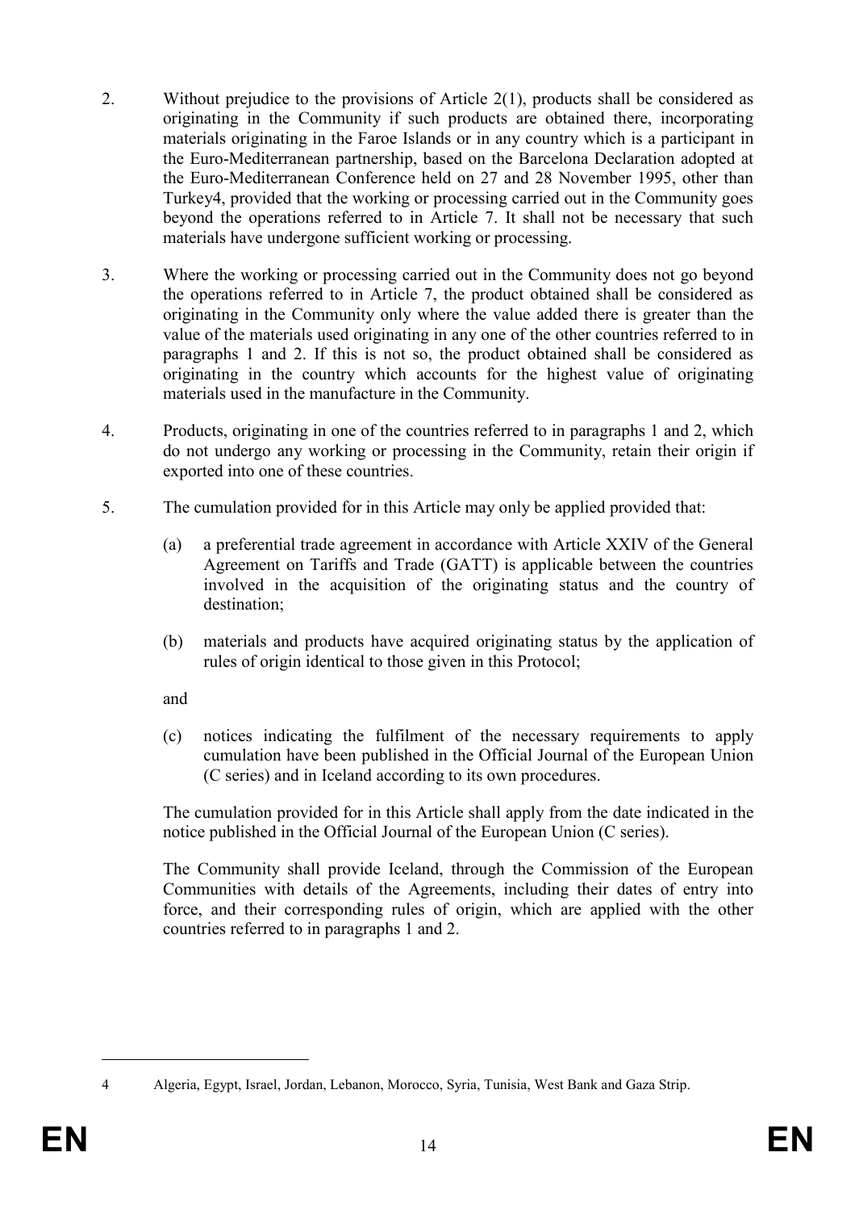2. Without prejudice to the provisions of Article 2(1), products shall be considered as originating in the Community if such products are obtained there, incorporating materials originating in the Faroe Islands or in any country which is a participant in the Euro-Mediterranean partnership, based on the Barcelona Declaration adopted at the Euro-Mediterranean Conference held on 27 and 28 November 1995, other than Turkey[4], provided that the working or processing carried out in the Community goes beyond the operations referred to in Article 7. It shall not be necessary that such materials have undergone sufficient working or processing.

3. Where the working or processing carried out in the Community does not go beyond the operations referred to in Article 7, the product obtained shall be considered as originating in the Community only where the value added there is greater than the value of the materials used originating in any one of the other countries referred to in paragraphs 1 and 2. If this is not so, the product obtained shall be considered as originating in the country which accounts for the highest value of originating materials used in the manufacture in the Community.

4. Products, originating in one of the countries referred to in paragraphs 1 and 2, which do not undergo any working or processing in the Community, retain their origin if exported into one of these countries.

5. The cumulation provided for in this Article may only be applied provided that:

   (a) a preferential trade agreement in accordance with Article XXIV of the General Agreement on Tariffs and Trade (GATT) is applicable between the countries involved in the acquisition of the originating status and the country of destination;

   (b) materials and products have acquired originating status by the application of rules of origin identical to those given in this Protocol;

   and

   (c) notices indicating the fulfilment of the necessary requirements to apply cumulation have been published in the Official Journal of the European Union (C series) and in Iceland according to its own procedures.

   The cumulation provided for in this Article shall apply from the date indicated in the notice published in the Official Journal of the European Union (C series).

   The Community shall provide Iceland, through the Commission of the European Communities with details of the Agreements, including their dates of entry into force, and their corresponding rules of origin, which are applied with the other countries referred to in paragraphs 1 and 2.

---

[4] Algeria, Egypt, Israel, Jordan, Lebanon, Morocco, Syria, Tunisia, West Bank and Gaza Strip.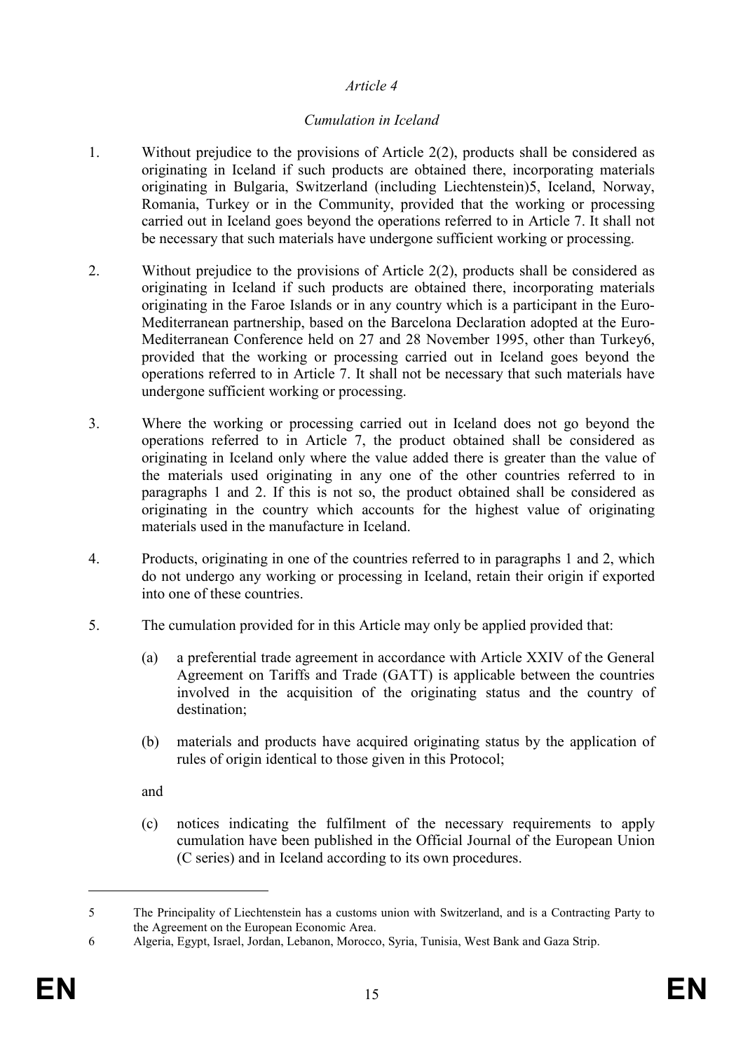*Article 4*

*Cumulation in Iceland*

1. Without prejudice to the provisions of Article 2(2), products shall be considered as originating in Iceland if such products are obtained there, incorporating materials originating in Bulgaria, Switzerland (including Liechtenstein)[5], Iceland, Norway, Romania, Turkey or in the Community, provided that the working or processing carried out in Iceland goes beyond the operations referred to in Article 7. It shall not be necessary that such materials have undergone sufficient working or processing.

2. Without prejudice to the provisions of Article 2(2), products shall be considered as originating in Iceland if such products are obtained there, incorporating materials originating in the Faroe Islands or in any country which is a participant in the Euro-Mediterranean partnership, based on the Barcelona Declaration adopted at the Euro-Mediterranean Conference held on 27 and 28 November 1995, other than Turkey[6], provided that the working or processing carried out in Iceland goes beyond the operations referred to in Article 7. It shall not be necessary that such materials have undergone sufficient working or processing.

3. Where the working or processing carried out in Iceland does not go beyond the operations referred to in Article 7, the product obtained shall be considered as originating in Iceland only where the value added there is greater than the value of the materials used originating in any one of the other countries referred to in paragraphs 1 and 2. If this is not so, the product obtained shall be considered as originating in the country which accounts for the highest value of originating materials used in the manufacture in Iceland.

4. Products, originating in one of the countries referred to in paragraphs 1 and 2, which do not undergo any working or processing in Iceland, retain their origin if exported into one of these countries.

5. The cumulation provided for in this Article may only be applied provided that:

   (a) a preferential trade agreement in accordance with Article XXIV of the General Agreement on Tariffs and Trade (GATT) is applicable between the countries involved in the acquisition of the originating status and the country of destination;

   (b) materials and products have acquired originating status by the application of rules of origin identical to those given in this Protocol;

   and

   (c) notices indicating the fulfilment of the necessary requirements to apply cumulation have been published in the Official Journal of the European Union (C series) and in Iceland according to its own procedures.

---

5 The Principality of Liechtenstein has a customs union with Switzerland, and is a Contracting Party to the Agreement on the European Economic Area.

6 Algeria, Egypt, Israel, Jordan, Lebanon, Morocco, Syria, Tunisia, West Bank and Gaza Strip.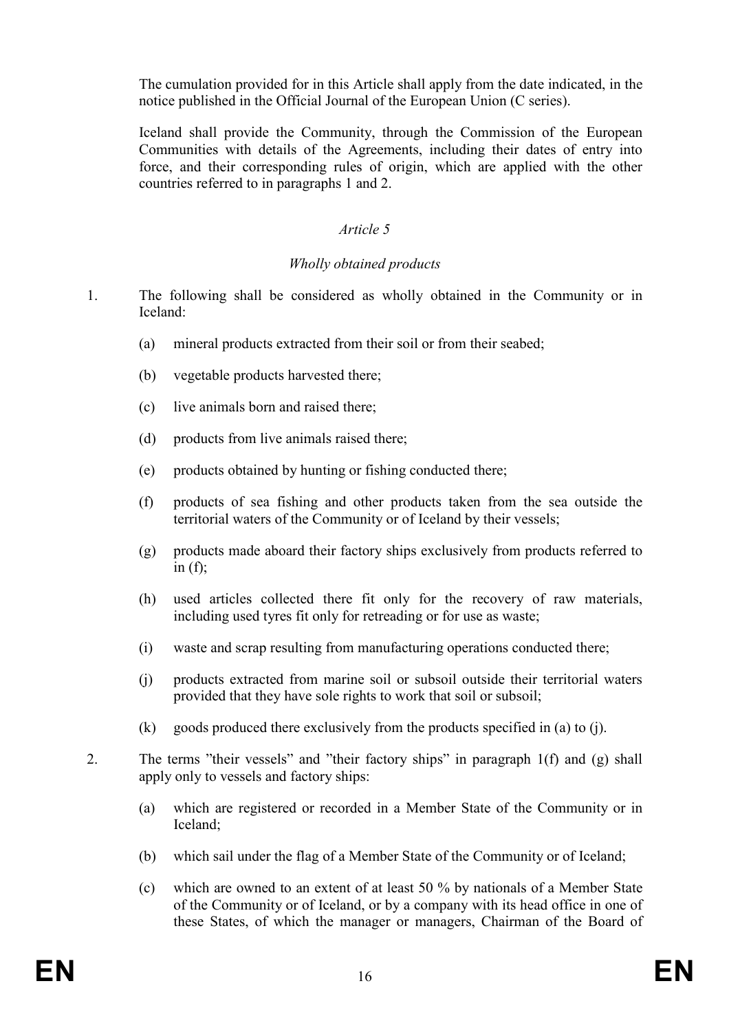The cumulation provided for in this Article shall apply from the date indicated, in the notice published in the Official Journal of the European Union (C series).

Iceland shall provide the Community, through the Commission of the European Communities with details of the Agreements, including their dates of entry into force, and their corresponding rules of origin, which are applied with the other countries referred to in paragraphs 1 and 2.

*Article 5*

*Wholly obtained products*

1. The following shall be considered as wholly obtained in the Community or in Iceland:

   (a) mineral products extracted from their soil or from their seabed;

   (b) vegetable products harvested there;

   (c) live animals born and raised there;

   (d) products from live animals raised there;

   (e) products obtained by hunting or fishing conducted there;

   (f) products of sea fishing and other products taken from the sea outside the territorial waters of the Community or of Iceland by their vessels;

   (g) products made aboard their factory ships exclusively from products referred to in (f);

   (h) used articles collected there fit only for the recovery of raw materials, including used tyres fit only for retreading or for use as waste;

   (i) waste and scrap resulting from manufacturing operations conducted there;

   (j) products extracted from marine soil or subsoil outside their territorial waters provided that they have sole rights to work that soil or subsoil;

   (k) goods produced there exclusively from the products specified in (a) to (j).

2. The terms "their vessels" and "their factory ships" in paragraph 1(f) and (g) shall apply only to vessels and factory ships:

   (a) which are registered or recorded in a Member State of the Community or in Iceland;

   (b) which sail under the flag of a Member State of the Community or of Iceland;

   (c) which are owned to an extent of at least 50 % by nationals of a Member State of the Community or of Iceland, or by a company with its head office in one of these States, of which the manager or managers, Chairman of the Board of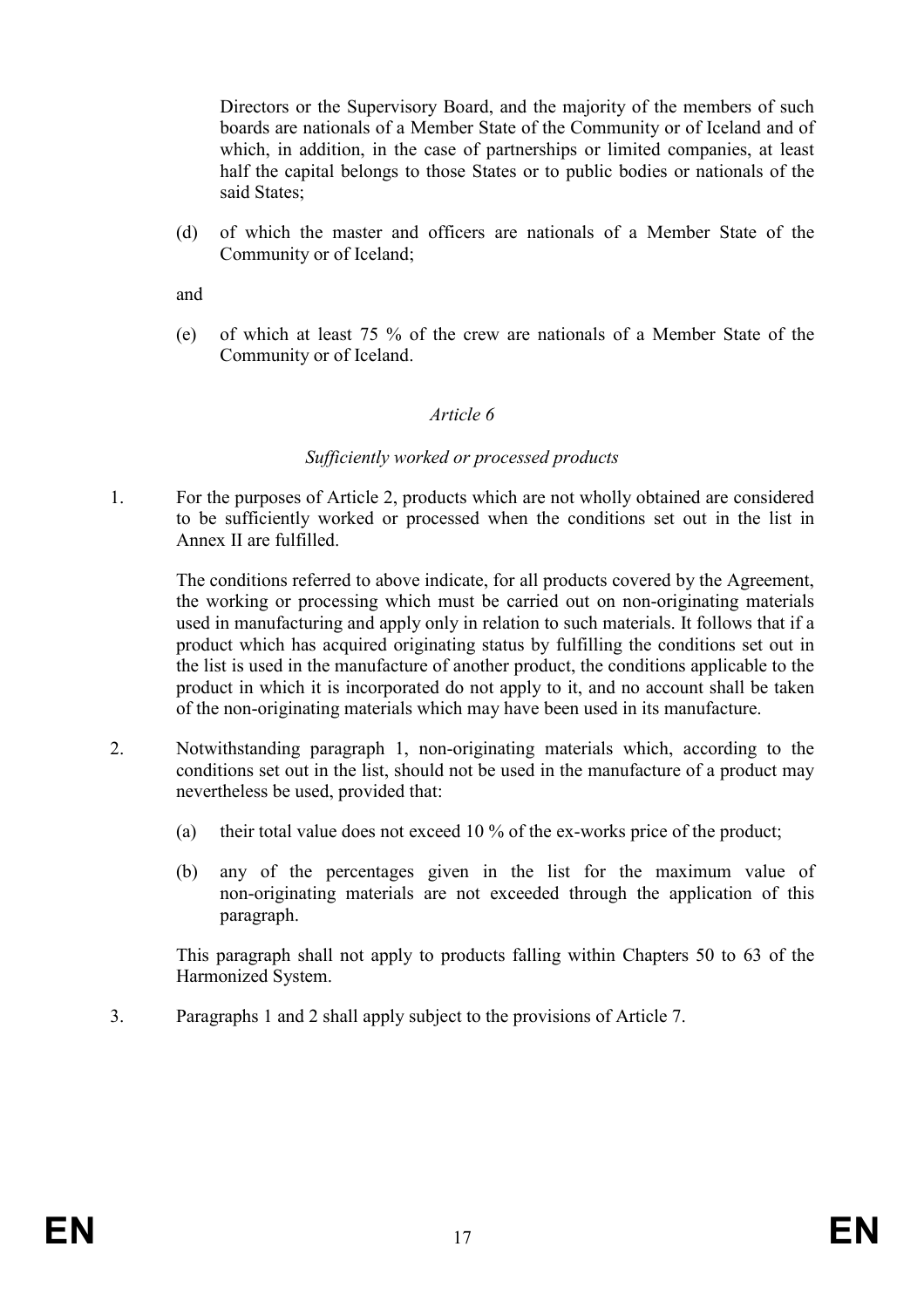Directors or the Supervisory Board, and the majority of the members of such boards are nationals of a Member State of the Community or of Iceland and of which, in addition, in the case of partnerships or limited companies, at least half the capital belongs to those States or to public bodies or nationals of the said States;

(d) of which the master and officers are nationals of a Member State of the Community or of Iceland;

and

(e) of which at least 75 % of the crew are nationals of a Member State of the Community or of Iceland.

*Article 6*

*Sufficiently worked or processed products*

1. For the purposes of Article 2, products which are not wholly obtained are considered to be sufficiently worked or processed when the conditions set out in the list in Annex II are fulfilled.

   The conditions referred to above indicate, for all products covered by the Agreement, the working or processing which must be carried out on non-originating materials used in manufacturing and apply only in relation to such materials. It follows that if a product which has acquired originating status by fulfilling the conditions set out in the list is used in the manufacture of another product, the conditions applicable to the product in which it is incorporated do not apply to it, and no account shall be taken of the non-originating materials which may have been used in its manufacture.

2. Notwithstanding paragraph 1, non-originating materials which, according to the conditions set out in the list, should not be used in the manufacture of a product may nevertheless be used, provided that:

   (a) their total value does not exceed 10 % of the ex-works price of the product;

   (b) any of the percentages given in the list for the maximum value of non-originating materials are not exceeded through the application of this paragraph.

   This paragraph shall not apply to products falling within Chapters 50 to 63 of the Harmonized System.

3. Paragraphs 1 and 2 shall apply subject to the provisions of Article 7.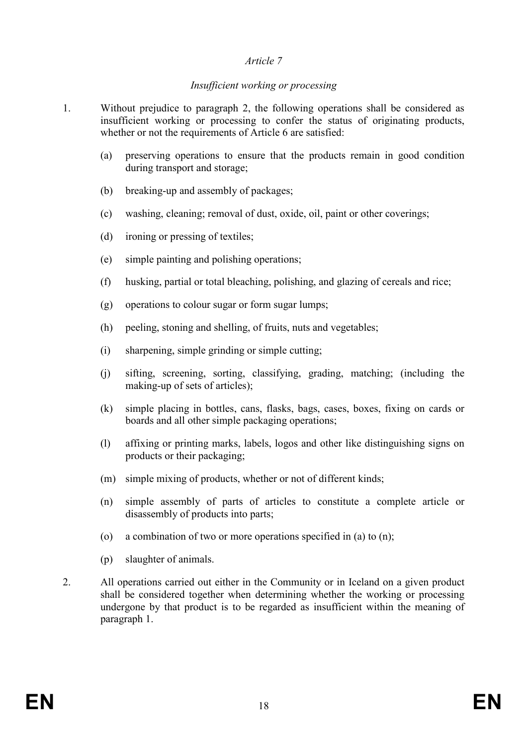*Article 7*

*Insufficient working or processing*

1. Without prejudice to paragraph 2, the following operations shall be considered as insufficient working or processing to confer the status of originating products, whether or not the requirements of Article 6 are satisfied:

   (a) preserving operations to ensure that the products remain in good condition during transport and storage;

   (b) breaking-up and assembly of packages;

   (c) washing, cleaning; removal of dust, oxide, oil, paint or other coverings;

   (d) ironing or pressing of textiles;

   (e) simple painting and polishing operations;

   (f) husking, partial or total bleaching, polishing, and glazing of cereals and rice;

   (g) operations to colour sugar or form sugar lumps;

   (h) peeling, stoning and shelling, of fruits, nuts and vegetables;

   (i) sharpening, simple grinding or simple cutting;

   (j) sifting, screening, sorting, classifying, grading, matching; (including the making-up of sets of articles);

   (k) simple placing in bottles, cans, flasks, bags, cases, boxes, fixing on cards or boards and all other simple packaging operations;

   (l) affixing or printing marks, labels, logos and other like distinguishing signs on products or their packaging;

   (m) simple mixing of products, whether or not of different kinds;

   (n) simple assembly of parts of articles to constitute a complete article or disassembly of products into parts;

   (o) a combination of two or more operations specified in (a) to (n);

   (p) slaughter of animals.

2. All operations carried out either in the Community or in Iceland on a given product shall be considered together when determining whether the working or processing undergone by that product is to be regarded as insufficient within the meaning of paragraph 1.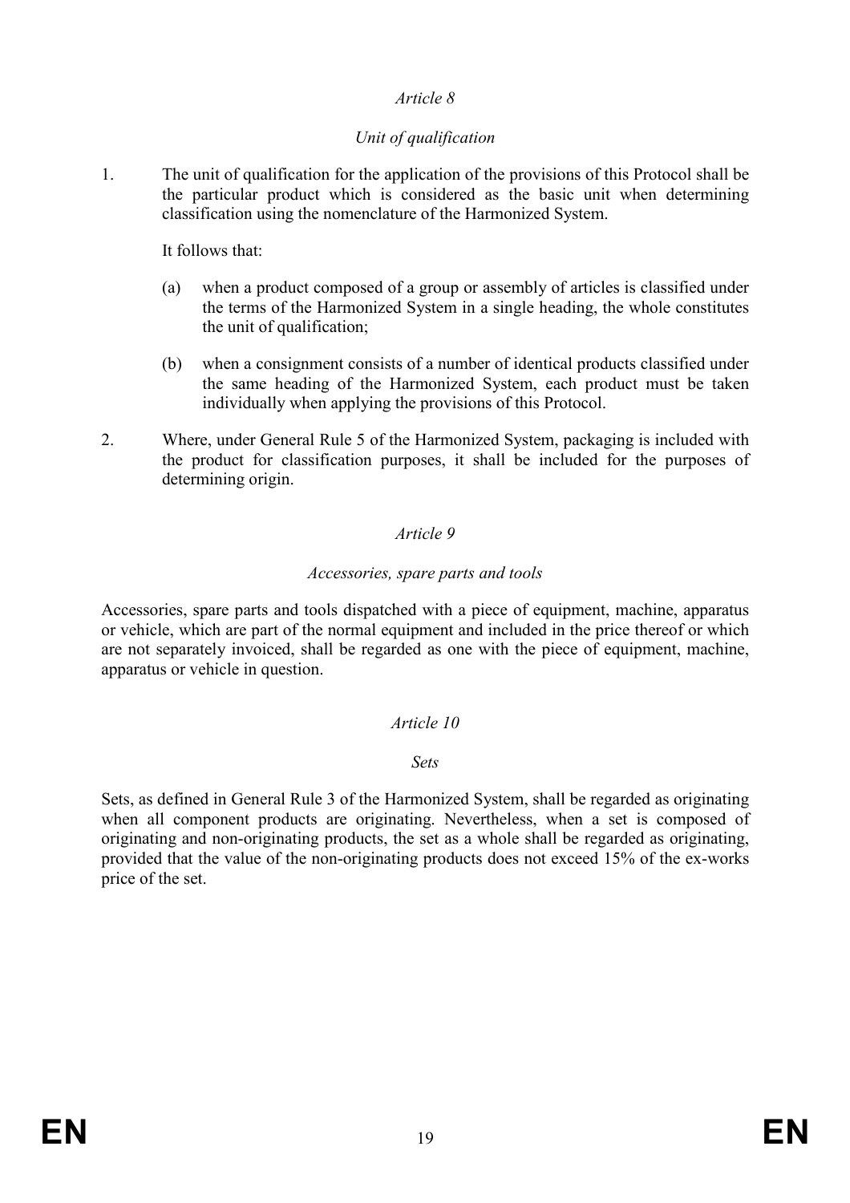*Article 8*

*Unit of qualification*

1. The unit of qualification for the application of the provisions of this Protocol shall be the particular product which is considered as the basic unit when determining classification using the nomenclature of the Harmonized System.

   It follows that:

   (a) when a product composed of a group or assembly of articles is classified under the terms of the Harmonized System in a single heading, the whole constitutes the unit of qualification;

   (b) when a consignment consists of a number of identical products classified under the same heading of the Harmonized System, each product must be taken individually when applying the provisions of this Protocol.

2. Where, under General Rule 5 of the Harmonized System, packaging is included with the product for classification purposes, it shall be included for the purposes of determining origin.

*Article 9*

*Accessories, spare parts and tools*

Accessories, spare parts and tools dispatched with a piece of equipment, machine, apparatus or vehicle, which are part of the normal equipment and included in the price thereof or which are not separately invoiced, shall be regarded as one with the piece of equipment, machine, apparatus or vehicle in question.

*Article 10*

*Sets*

Sets, as defined in General Rule 3 of the Harmonized System, shall be regarded as originating when all component products are originating. Nevertheless, when a set is composed of originating and non-originating products, the set as a whole shall be regarded as originating, provided that the value of the non-originating products does not exceed 15% of the ex-works price of the set.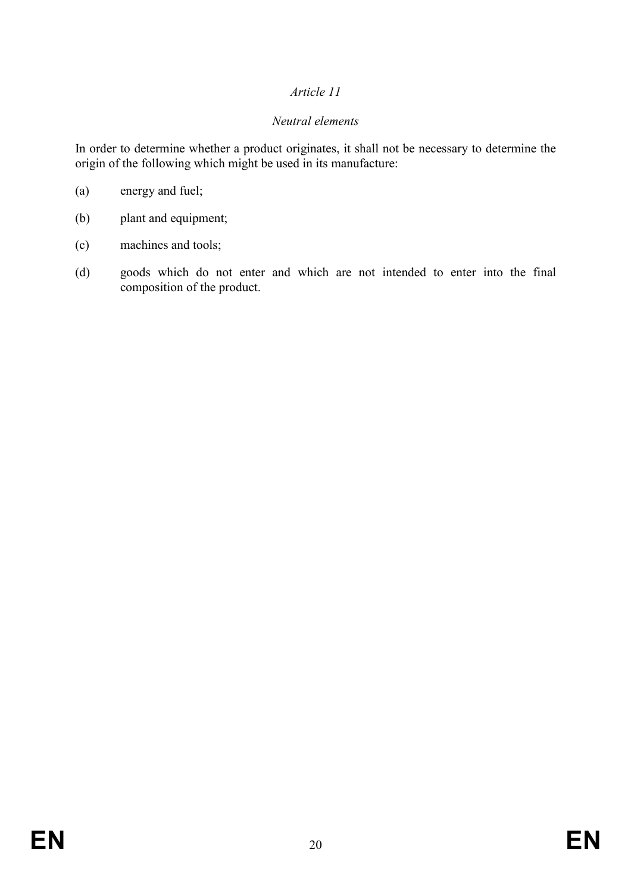*Article 11*

*Neutral elements*

In order to determine whether a product originates, it shall not be necessary to determine the origin of the following which might be used in its manufacture:

(a) energy and fuel;

(b) plant and equipment;

(c) machines and tools;

(d) goods which do not enter and which are not intended to enter into the final composition of the product.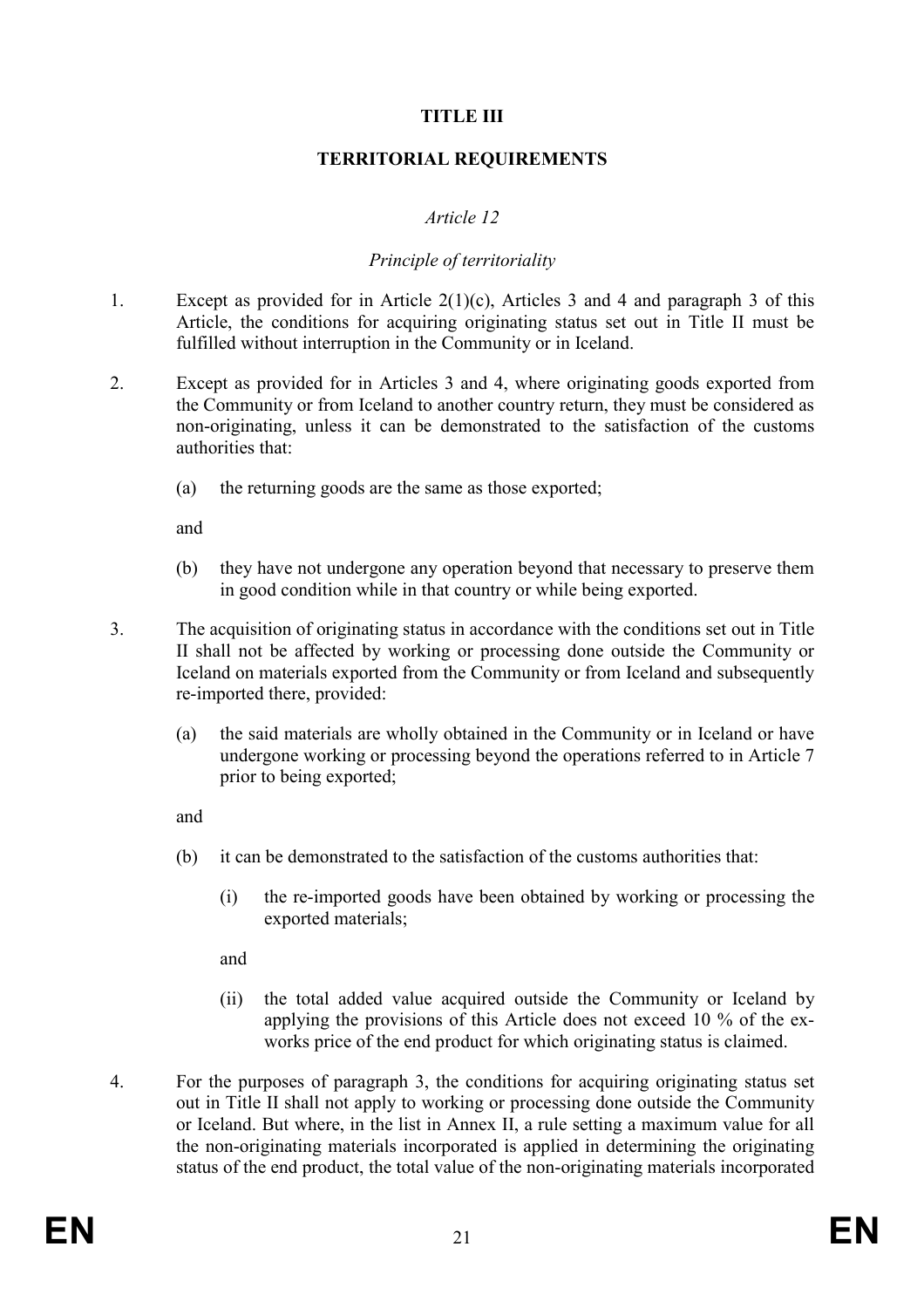**TITLE III**

**TERRITORIAL REQUIREMENTS**

*Article 12*

*Principle of territoriality*

1. Except as provided for in Article 2(1)(c), Articles 3 and 4 and paragraph 3 of this Article, the conditions for acquiring originating status set out in Title II must be fulfilled without interruption in the Community or in Iceland.

2. Except as provided for in Articles 3 and 4, where originating goods exported from the Community or from Iceland to another country return, they must be considered as non-originating, unless it can be demonstrated to the satisfaction of the customs authorities that:

   (a) the returning goods are the same as those exported;

   and

   (b) they have not undergone any operation beyond that necessary to preserve them in good condition while in that country or while being exported.

3. The acquisition of originating status in accordance with the conditions set out in Title II shall not be affected by working or processing done outside the Community or Iceland on materials exported from the Community or from Iceland and subsequently re-imported there, provided:

   (a) the said materials are wholly obtained in the Community or in Iceland or have undergone working or processing beyond the operations referred to in Article 7 prior to being exported;

   and

   (b) it can be demonstrated to the satisfaction of the customs authorities that:

      (i) the re-imported goods have been obtained by working or processing the exported materials;

      and

      (ii) the total added value acquired outside the Community or Iceland by applying the provisions of this Article does not exceed 10 % of the ex-works price of the end product for which originating status is claimed.

4. For the purposes of paragraph 3, the conditions for acquiring originating status set out in Title II shall not apply to working or processing done outside the Community or Iceland. But where, in the list in Annex II, a rule setting a maximum value for all the non-originating materials incorporated is applied in determining the originating status of the end product, the total value of the non-originating materials incorporated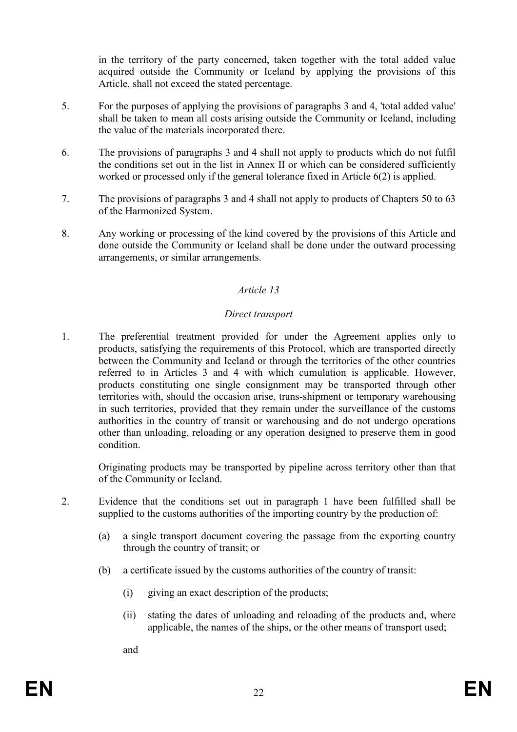in the territory of the party concerned, taken together with the total added value acquired outside the Community or Iceland by applying the provisions of this Article, shall not exceed the stated percentage.

5. For the purposes of applying the provisions of paragraphs 3 and 4, 'total added value' shall be taken to mean all costs arising outside the Community or Iceland, including the value of the materials incorporated there.

6. The provisions of paragraphs 3 and 4 shall not apply to products which do not fulfil the conditions set out in the list in Annex II or which can be considered sufficiently worked or processed only if the general tolerance fixed in Article 6(2) is applied.

7. The provisions of paragraphs 3 and 4 shall not apply to products of Chapters 50 to 63 of the Harmonized System.

8. Any working or processing of the kind covered by the provisions of this Article and done outside the Community or Iceland shall be done under the outward processing arrangements, or similar arrangements.

*Article 13*

*Direct transport*

1. The preferential treatment provided for under the Agreement applies only to products, satisfying the requirements of this Protocol, which are transported directly between the Community and Iceland or through the territories of the other countries referred to in Articles 3 and 4 with which cumulation is applicable. However, products constituting one single consignment may be transported through other territories with, should the occasion arise, trans-shipment or temporary warehousing in such territories, provided that they remain under the surveillance of the customs authorities in the country of transit or warehousing and do not undergo operations other than unloading, reloading or any operation designed to preserve them in good condition.

   Originating products may be transported by pipeline across territory other than that of the Community or Iceland.

2. Evidence that the conditions set out in paragraph 1 have been fulfilled shall be supplied to the customs authorities of the importing country by the production of:

   (a) a single transport document covering the passage from the exporting country through the country of transit; or

   (b) a certificate issued by the customs authorities of the country of transit:

      (i) giving an exact description of the products;

      (ii) stating the dates of unloading and reloading of the products and, where applicable, the names of the ships, or the other means of transport used;

      and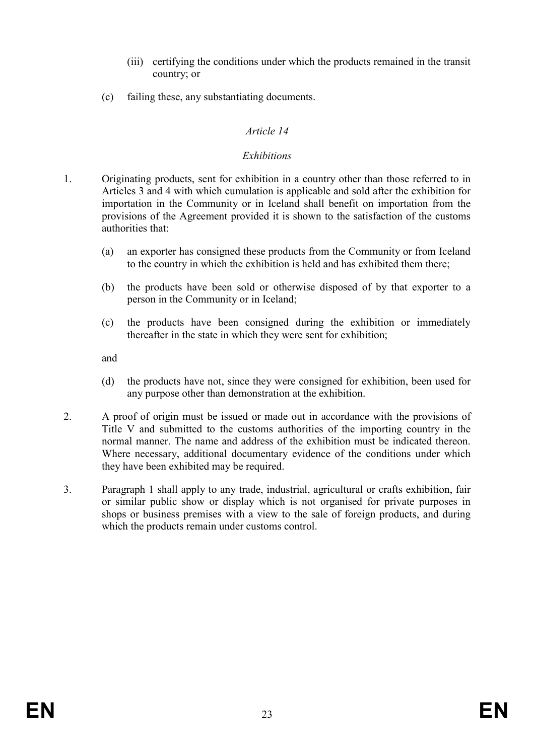(iii) certifying the conditions under which the products remained in the transit country; or

(c) failing these, any substantiating documents.

*Article 14*

*Exhibitions*

1. Originating products, sent for exhibition in a country other than those referred to in Articles 3 and 4 with which cumulation is applicable and sold after the exhibition for importation in the Community or in Iceland shall benefit on importation from the provisions of the Agreement provided it is shown to the satisfaction of the customs authorities that:

   (a) an exporter has consigned these products from the Community or from Iceland to the country in which the exhibition is held and has exhibited them there;

   (b) the products have been sold or otherwise disposed of by that exporter to a person in the Community or in Iceland;

   (c) the products have been consigned during the exhibition or immediately thereafter in the state in which they were sent for exhibition;

   and

   (d) the products have not, since they were consigned for exhibition, been used for any purpose other than demonstration at the exhibition.

2. A proof of origin must be issued or made out in accordance with the provisions of Title V and submitted to the customs authorities of the importing country in the normal manner. The name and address of the exhibition must be indicated thereon. Where necessary, additional documentary evidence of the conditions under which they have been exhibited may be required.

3. Paragraph 1 shall apply to any trade, industrial, agricultural or crafts exhibition, fair or similar public show or display which is not organised for private purposes in shops or business premises with a view to the sale of foreign products, and during which the products remain under customs control.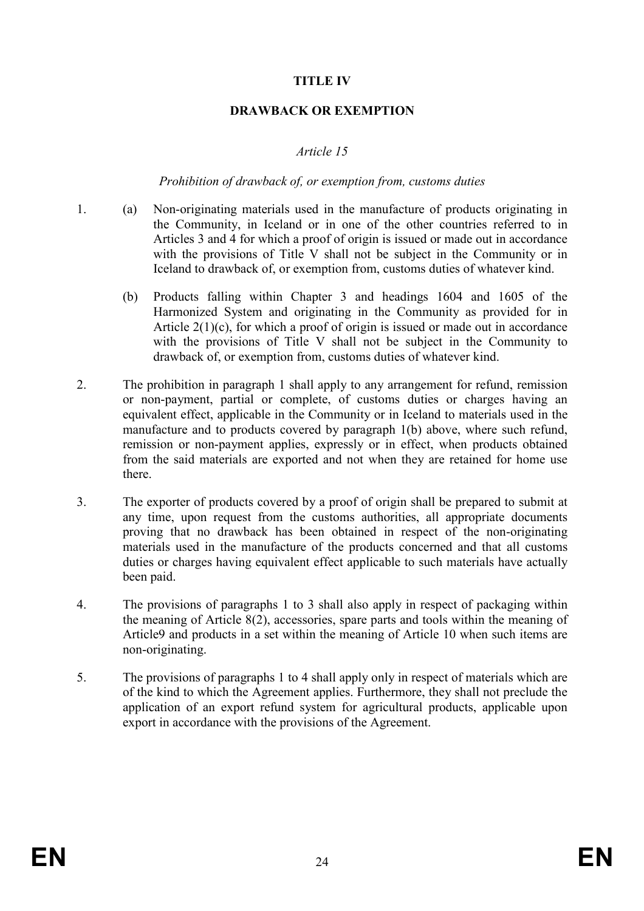**TITLE IV**

**DRAWBACK OR EXEMPTION**

*Article 15*

*Prohibition of drawback of, or exemption from, customs duties*

1. (a) Non-originating materials used in the manufacture of products originating in the Community, in Iceland or in one of the other countries referred to in Articles 3 and 4 for which a proof of origin is issued or made out in accordance with the provisions of Title V shall not be subject in the Community or in Iceland to drawback of, or exemption from, customs duties of whatever kind.

   (b) Products falling within Chapter 3 and headings 1604 and 1605 of the Harmonized System and originating in the Community as provided for in Article 2(1)(c), for which a proof of origin is issued or made out in accordance with the provisions of Title V shall not be subject in the Community to drawback of, or exemption from, customs duties of whatever kind.

2. The prohibition in paragraph 1 shall apply to any arrangement for refund, remission or non-payment, partial or complete, of customs duties or charges having an equivalent effect, applicable in the Community or in Iceland to materials used in the manufacture and to products covered by paragraph 1(b) above, where such refund, remission or non-payment applies, expressly or in effect, when products obtained from the said materials are exported and not when they are retained for home use there.

3. The exporter of products covered by a proof of origin shall be prepared to submit at any time, upon request from the customs authorities, all appropriate documents proving that no drawback has been obtained in respect of the non-originating materials used in the manufacture of the products concerned and that all customs duties or charges having equivalent effect applicable to such materials have actually been paid.

4. The provisions of paragraphs 1 to 3 shall also apply in respect of packaging within the meaning of Article 8(2), accessories, spare parts and tools within the meaning of Article9 and products in a set within the meaning of Article 10 when such items are non-originating.

5. The provisions of paragraphs 1 to 4 shall apply only in respect of materials which are of the kind to which the Agreement applies. Furthermore, they shall not preclude the application of an export refund system for agricultural products, applicable upon export in accordance with the provisions of the Agreement.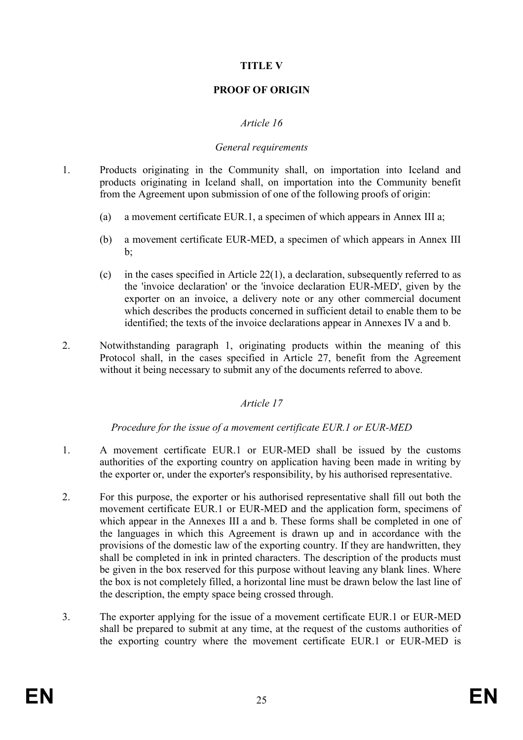# TITLE V

# PROOF OF ORIGIN

## *Article 16*

### *General requirements*

1. Products originating in the Community shall, on importation into Iceland and products originating in Iceland shall, on importation into the Community benefit from the Agreement upon submission of one of the following proofs of origin:

   (a) a movement certificate EUR.1, a specimen of which appears in Annex III a;

   (b) a movement certificate EUR-MED, a specimen of which appears in Annex III b;

   (c) in the cases specified in Article 22(1), a declaration, subsequently referred to as the 'invoice declaration' or the 'invoice declaration EUR-MED', given by the exporter on an invoice, a delivery note or any other commercial document which describes the products concerned in sufficient detail to enable them to be identified; the texts of the invoice declarations appear in Annexes IV a and b.

2. Notwithstanding paragraph 1, originating products within the meaning of this Protocol shall, in the cases specified in Article 27, benefit from the Agreement without it being necessary to submit any of the documents referred to above.

## *Article 17*

### *Procedure for the issue of a movement certificate EUR.1 or EUR-MED*

1. A movement certificate EUR.1 or EUR-MED shall be issued by the customs authorities of the exporting country on application having been made in writing by the exporter or, under the exporter's responsibility, by his authorised representative.

2. For this purpose, the exporter or his authorised representative shall fill out both the movement certificate EUR.1 or EUR-MED and the application form, specimens of which appear in the Annexes III a and b. These forms shall be completed in one of the languages in which this Agreement is drawn up and in accordance with the provisions of the domestic law of the exporting country. If they are handwritten, they shall be completed in ink in printed characters. The description of the products must be given in the box reserved for this purpose without leaving any blank lines. Where the box is not completely filled, a horizontal line must be drawn below the last line of the description, the empty space being crossed through.

3. The exporter applying for the issue of a movement certificate EUR.1 or EUR-MED shall be prepared to submit at any time, at the request of the customs authorities of the exporting country where the movement certificate EUR.1 or EUR-MED is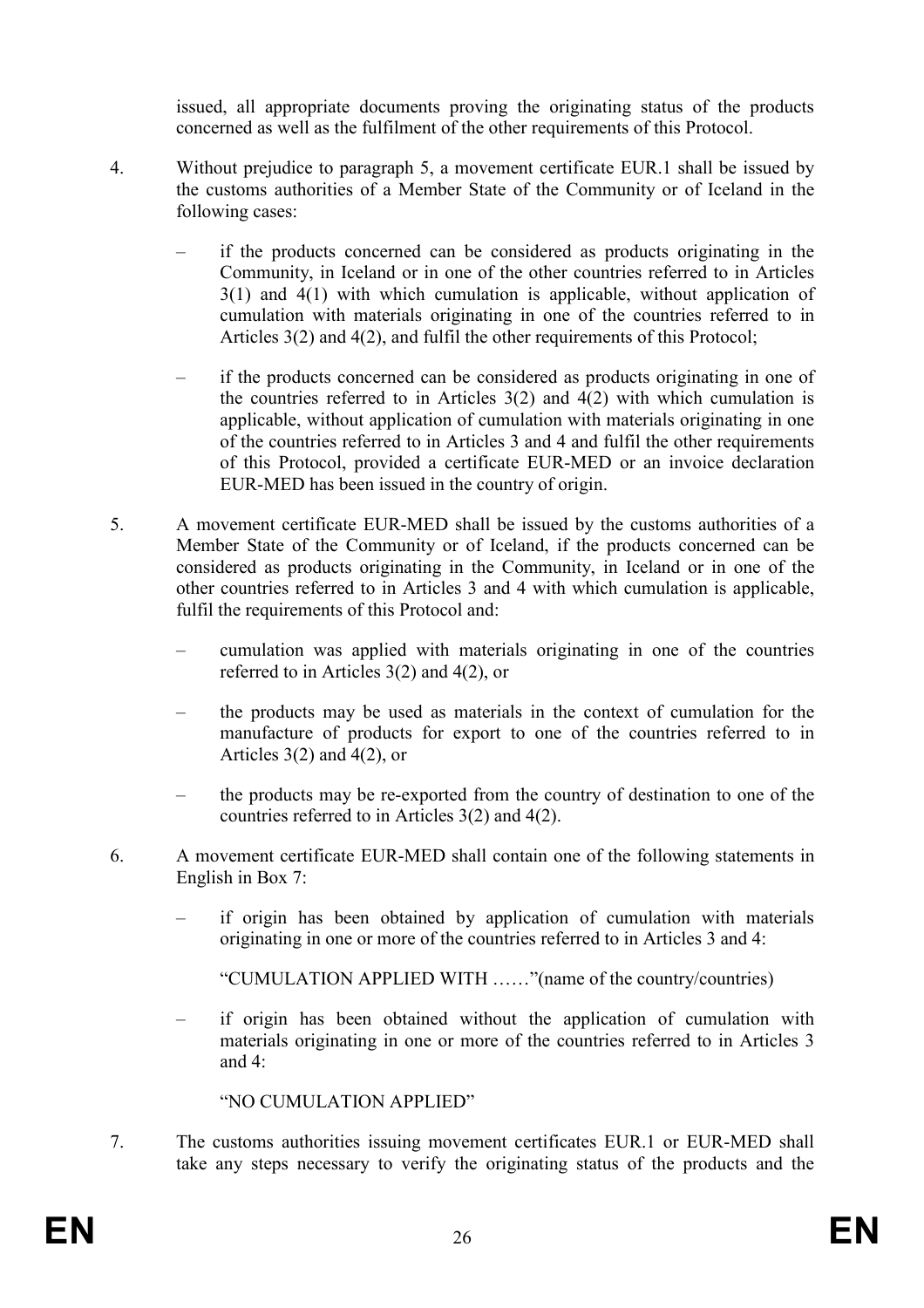issued, all appropriate documents proving the originating status of the products concerned as well as the fulfilment of the other requirements of this Protocol.

4. Without prejudice to paragraph 5, a movement certificate EUR.1 shall be issued by the customs authorities of a Member State of the Community or of Iceland in the following cases:

   – if the products concerned can be considered as products originating in the Community, in Iceland or in one of the other countries referred to in Articles 3(1) and 4(1) with which cumulation is applicable, without application of cumulation with materials originating in one of the countries referred to in Articles 3(2) and 4(2), and fulfil the other requirements of this Protocol;

   – if the products concerned can be considered as products originating in one of the countries referred to in Articles 3(2) and 4(2) with which cumulation is applicable, without application of cumulation with materials originating in one of the countries referred to in Articles 3 and 4 and fulfil the other requirements of this Protocol, provided a certificate EUR-MED or an invoice declaration EUR-MED has been issued in the country of origin.

5. A movement certificate EUR-MED shall be issued by the customs authorities of a Member State of the Community or of Iceland, if the products concerned can be considered as products originating in the Community, in Iceland or in one of the other countries referred to in Articles 3 and 4 with which cumulation is applicable, fulfil the requirements of this Protocol and:

   – cumulation was applied with materials originating in one of the countries referred to in Articles 3(2) and 4(2), or

   – the products may be used as materials in the context of cumulation for the manufacture of products for export to one of the countries referred to in Articles 3(2) and 4(2), or

   – the products may be re-exported from the country of destination to one of the countries referred to in Articles 3(2) and 4(2).

6. A movement certificate EUR-MED shall contain one of the following statements in English in Box 7:

   – if origin has been obtained by application of cumulation with materials originating in one or more of the countries referred to in Articles 3 and 4:

     "CUMULATION APPLIED WITH ……"(name of the country/countries)

   – if origin has been obtained without the application of cumulation with materials originating in one or more of the countries referred to in Articles 3 and 4:

     "NO CUMULATION APPLIED"

7. The customs authorities issuing movement certificates EUR.1 or EUR-MED shall take any steps necessary to verify the originating status of the products and the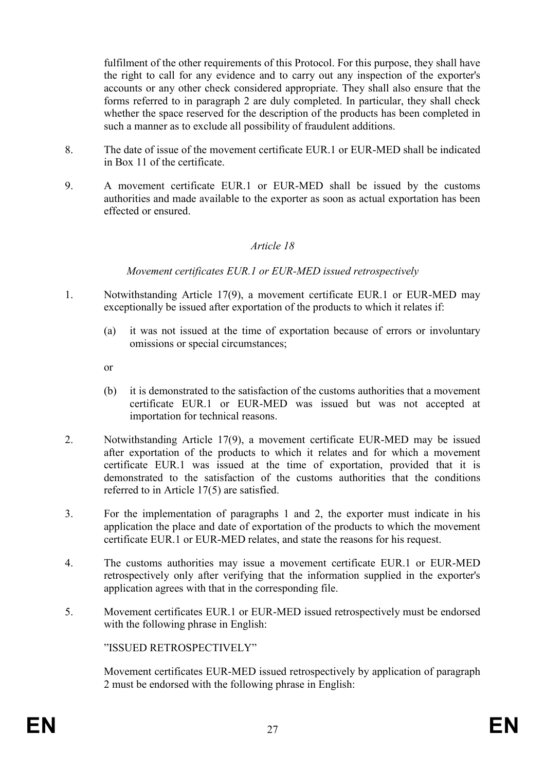fulfilment of the other requirements of this Protocol. For this purpose, they shall have the right to call for any evidence and to carry out any inspection of the exporter's accounts or any other check considered appropriate. They shall also ensure that the forms referred to in paragraph 2 are duly completed. In particular, they shall check whether the space reserved for the description of the products has been completed in such a manner as to exclude all possibility of fraudulent additions.

8. The date of issue of the movement certificate EUR.1 or EUR-MED shall be indicated in Box 11 of the certificate.

9. A movement certificate EUR.1 or EUR-MED shall be issued by the customs authorities and made available to the exporter as soon as actual exportation has been effected or ensured.

*Article 18*

*Movement certificates EUR.1 or EUR-MED issued retrospectively*

1. Notwithstanding Article 17(9), a movement certificate EUR.1 or EUR-MED may exceptionally be issued after exportation of the products to which it relates if:

   (a) it was not issued at the time of exportation because of errors or involuntary omissions or special circumstances;

   or

   (b) it is demonstrated to the satisfaction of the customs authorities that a movement certificate EUR.1 or EUR-MED was issued but was not accepted at importation for technical reasons.

2. Notwithstanding Article 17(9), a movement certificate EUR-MED may be issued after exportation of the products to which it relates and for which a movement certificate EUR.1 was issued at the time of exportation, provided that it is demonstrated to the satisfaction of the customs authorities that the conditions referred to in Article 17(5) are satisfied.

3. For the implementation of paragraphs 1 and 2, the exporter must indicate in his application the place and date of exportation of the products to which the movement certificate EUR.1 or EUR-MED relates, and state the reasons for his request.

4. The customs authorities may issue a movement certificate EUR.1 or EUR-MED retrospectively only after verifying that the information supplied in the exporter's application agrees with that in the corresponding file.

5. Movement certificates EUR.1 or EUR-MED issued retrospectively must be endorsed with the following phrase in English:

   "ISSUED RETROSPECTIVELY"

   Movement certificates EUR-MED issued retrospectively by application of paragraph 2 must be endorsed with the following phrase in English: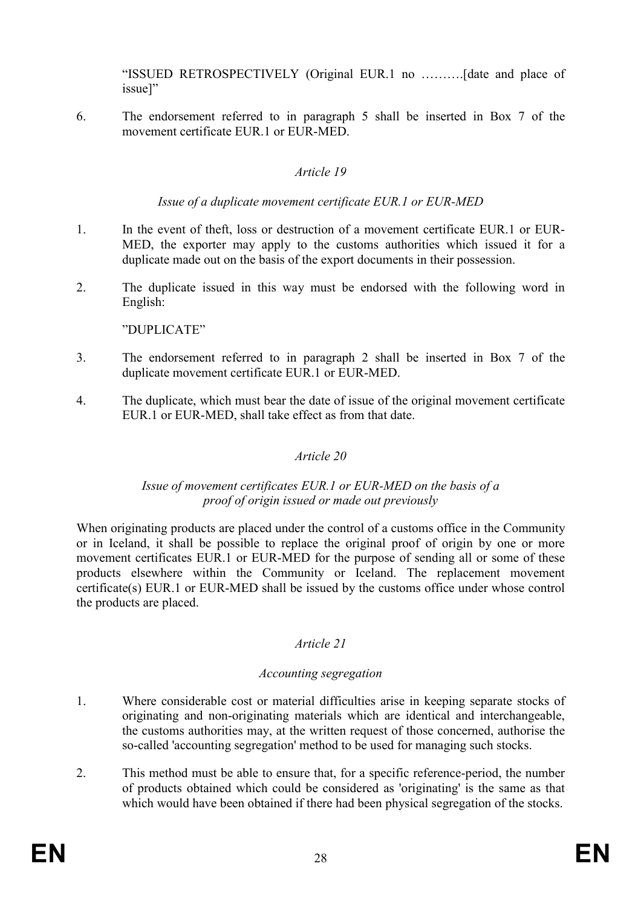"ISSUED RETROSPECTIVELY (Original EUR.1 no ……….[date and place of issue]"

6. The endorsement referred to in paragraph 5 shall be inserted in Box 7 of the movement certificate EUR.1 or EUR-MED.

*Article 19*

*Issue of a duplicate movement certificate EUR.1 or EUR-MED*

1. In the event of theft, loss or destruction of a movement certificate EUR.1 or EUR-MED, the exporter may apply to the customs authorities which issued it for a duplicate made out on the basis of the export documents in their possession.

2. The duplicate issued in this way must be endorsed with the following word in English:

   "DUPLICATE"

3. The endorsement referred to in paragraph 2 shall be inserted in Box 7 of the duplicate movement certificate EUR.1 or EUR-MED.

4. The duplicate, which must bear the date of issue of the original movement certificate EUR.1 or EUR-MED, shall take effect as from that date.

*Article 20*

*Issue of movement certificates EUR.1 or EUR-MED on the basis of a proof of origin issued or made out previously*

When originating products are placed under the control of a customs office in the Community or in Iceland, it shall be possible to replace the original proof of origin by one or more movement certificates EUR.1 or EUR-MED for the purpose of sending all or some of these products elsewhere within the Community or Iceland. The replacement movement certificate(s) EUR.1 or EUR-MED shall be issued by the customs office under whose control the products are placed.

*Article 21*

*Accounting segregation*

1. Where considerable cost or material difficulties arise in keeping separate stocks of originating and non-originating materials which are identical and interchangeable, the customs authorities may, at the written request of those concerned, authorise the so-called 'accounting segregation' method to be used for managing such stocks.

2. This method must be able to ensure that, for a specific reference-period, the number of products obtained which could be considered as 'originating' is the same as that which would have been obtained if there had been physical segregation of the stocks.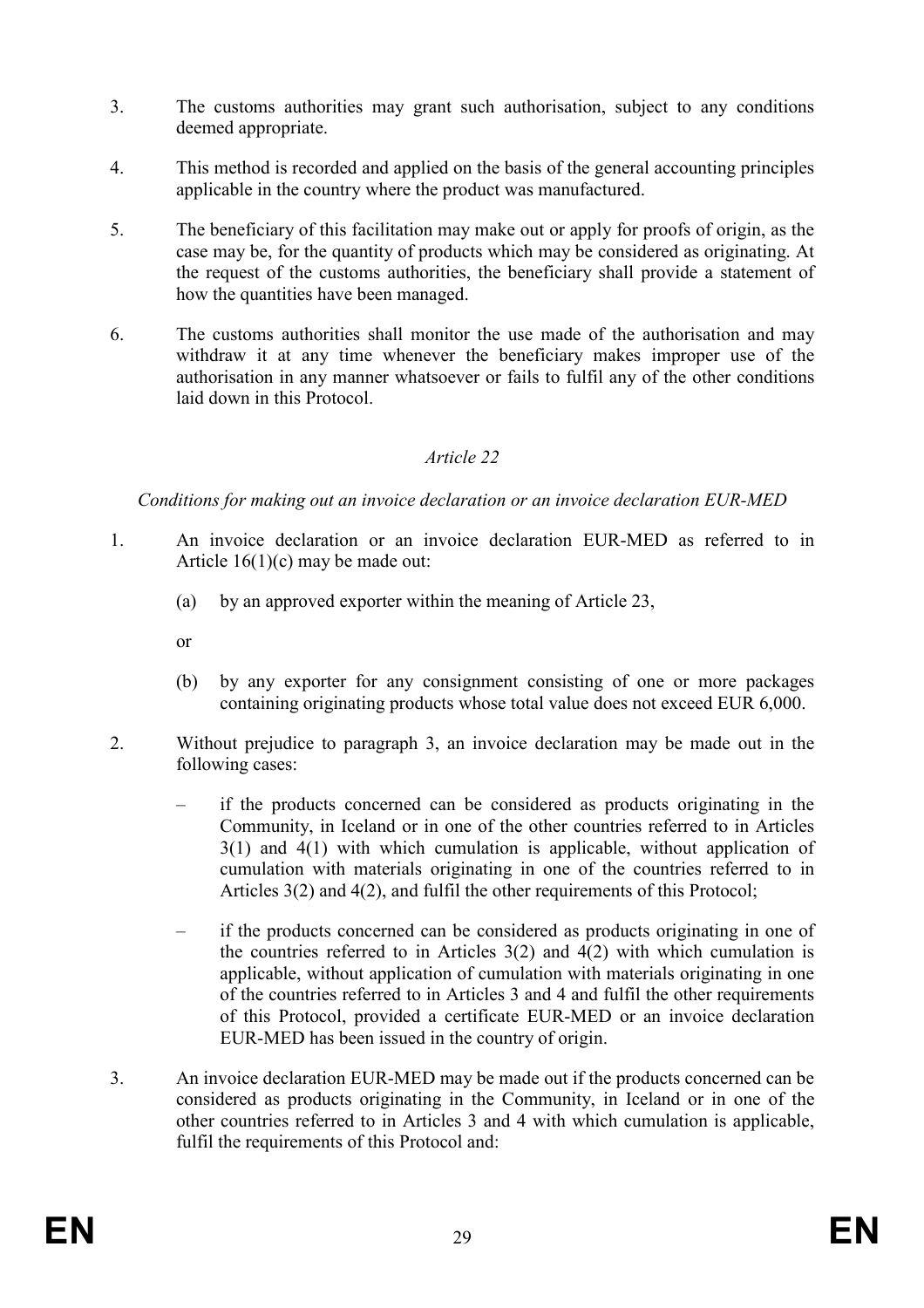3. The customs authorities may grant such authorisation, subject to any conditions deemed appropriate.

4. This method is recorded and applied on the basis of the general accounting principles applicable in the country where the product was manufactured.

5. The beneficiary of this facilitation may make out or apply for proofs of origin, as the case may be, for the quantity of products which may be considered as originating. At the request of the customs authorities, the beneficiary shall provide a statement of how the quantities have been managed.

6. The customs authorities shall monitor the use made of the authorisation and may withdraw it at any time whenever the beneficiary makes improper use of the authorisation in any manner whatsoever or fails to fulfil any of the other conditions laid down in this Protocol.

*Article 22*

*Conditions for making out an invoice declaration or an invoice declaration EUR-MED*

1. An invoice declaration or an invoice declaration EUR-MED as referred to in Article 16(1)(c) may be made out:

   (a) by an approved exporter within the meaning of Article 23,

   or

   (b) by any exporter for any consignment consisting of one or more packages containing originating products whose total value does not exceed EUR 6,000.

2. Without prejudice to paragraph 3, an invoice declaration may be made out in the following cases:

   – if the products concerned can be considered as products originating in the Community, in Iceland or in one of the other countries referred to in Articles 3(1) and 4(1) with which cumulation is applicable, without application of cumulation with materials originating in one of the countries referred to in Articles 3(2) and 4(2), and fulfil the other requirements of this Protocol;

   – if the products concerned can be considered as products originating in one of the countries referred to in Articles 3(2) and 4(2) with which cumulation is applicable, without application of cumulation with materials originating in one of the countries referred to in Articles 3 and 4 and fulfil the other requirements of this Protocol, provided a certificate EUR-MED or an invoice declaration EUR-MED has been issued in the country of origin.

3. An invoice declaration EUR-MED may be made out if the products concerned can be considered as products originating in the Community, in Iceland or in one of the other countries referred to in Articles 3 and 4 with which cumulation is applicable, fulfil the requirements of this Protocol and: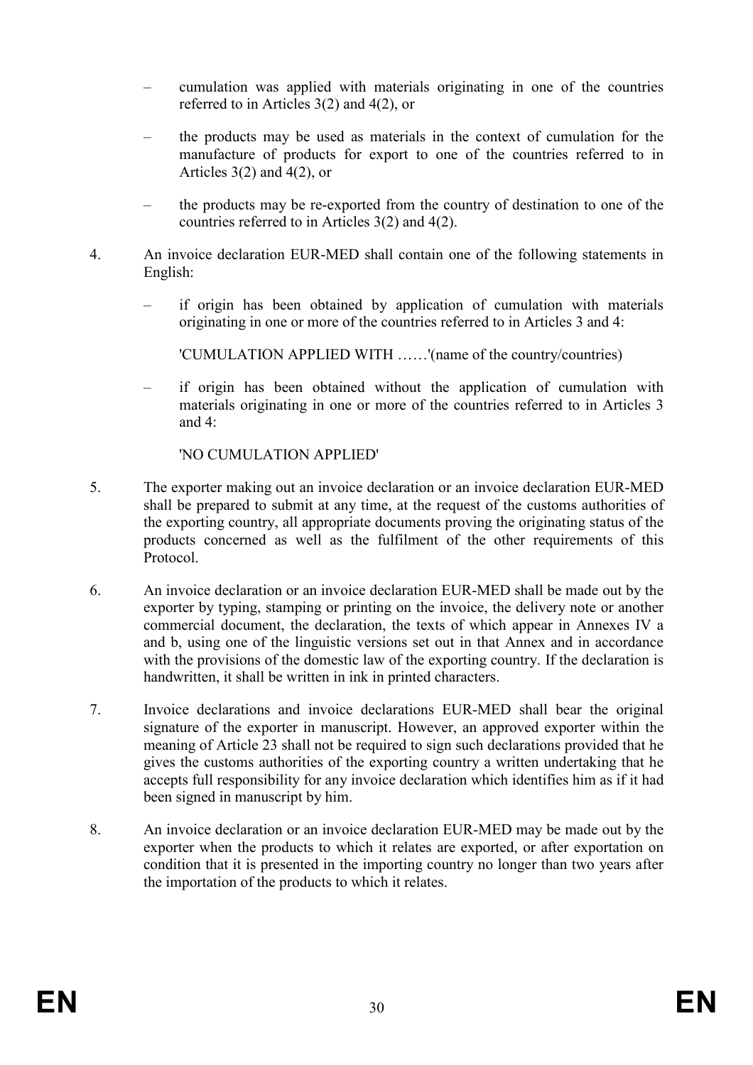- cumulation was applied with materials originating in one of the countries referred to in Articles 3(2) and 4(2), or
- the products may be used as materials in the context of cumulation for the manufacture of products for export to one of the countries referred to in Articles 3(2) and 4(2), or
- the products may be re-exported from the country of destination to one of the countries referred to in Articles 3(2) and 4(2).

4. An invoice declaration EUR-MED shall contain one of the following statements in English:

   - if origin has been obtained by application of cumulation with materials originating in one or more of the countries referred to in Articles 3 and 4:

     'CUMULATION APPLIED WITH ……'(name of the country/countries)

   - if origin has been obtained without the application of cumulation with materials originating in one or more of the countries referred to in Articles 3 and 4:

     'NO CUMULATION APPLIED'

5. The exporter making out an invoice declaration or an invoice declaration EUR-MED shall be prepared to submit at any time, at the request of the customs authorities of the exporting country, all appropriate documents proving the originating status of the products concerned as well as the fulfilment of the other requirements of this Protocol.

6. An invoice declaration or an invoice declaration EUR-MED shall be made out by the exporter by typing, stamping or printing on the invoice, the delivery note or another commercial document, the declaration, the texts of which appear in Annexes IV a and b, using one of the linguistic versions set out in that Annex and in accordance with the provisions of the domestic law of the exporting country. If the declaration is handwritten, it shall be written in ink in printed characters.

7. Invoice declarations and invoice declarations EUR-MED shall bear the original signature of the exporter in manuscript. However, an approved exporter within the meaning of Article 23 shall not be required to sign such declarations provided that he gives the customs authorities of the exporting country a written undertaking that he accepts full responsibility for any invoice declaration which identifies him as if it had been signed in manuscript by him.

8. An invoice declaration or an invoice declaration EUR-MED may be made out by the exporter when the products to which it relates are exported, or after exportation on condition that it is presented in the importing country no longer than two years after the importation of the products to which it relates.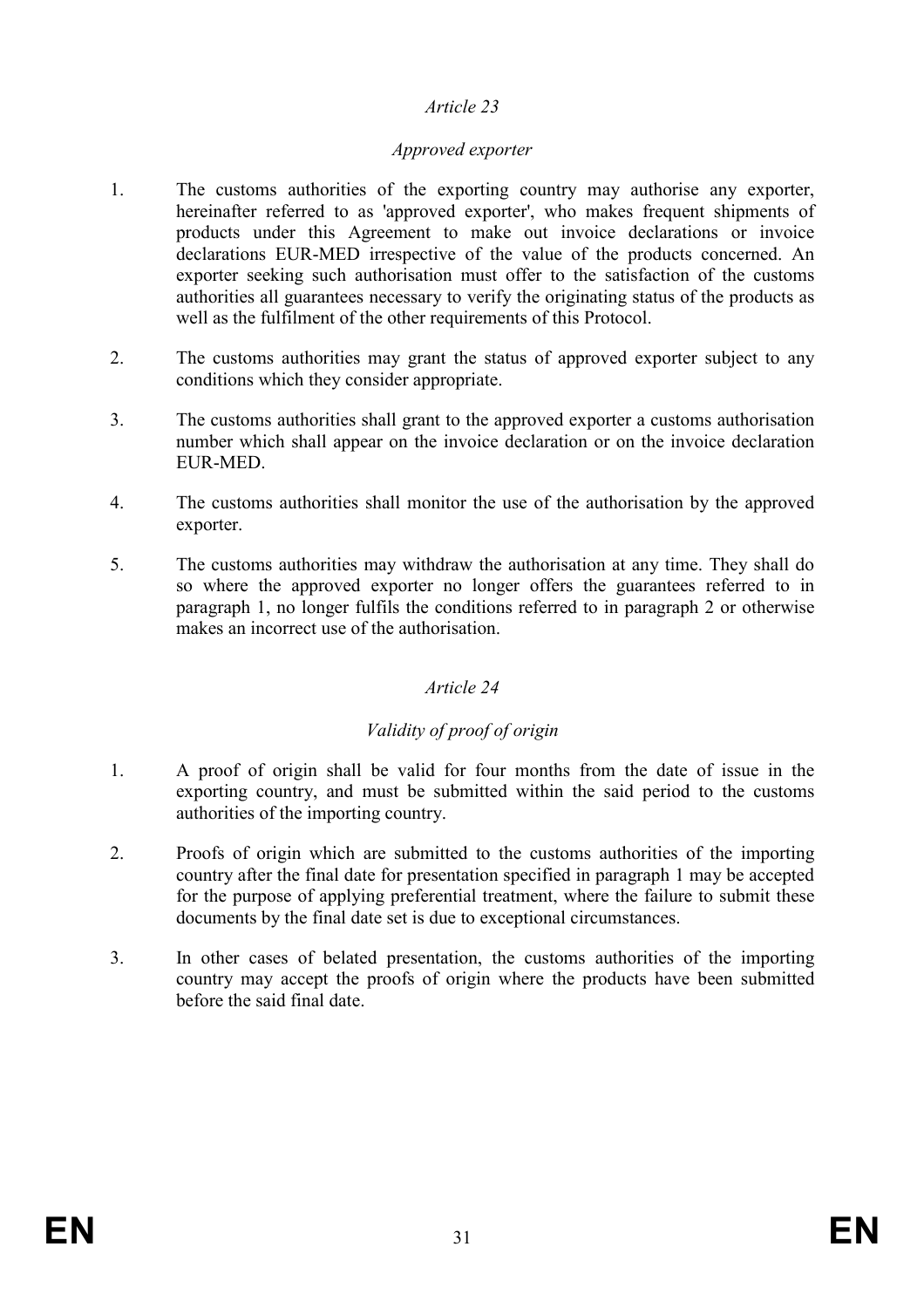*Article 23*

*Approved exporter*

1. The customs authorities of the exporting country may authorise any exporter, hereinafter referred to as 'approved exporter', who makes frequent shipments of products under this Agreement to make out invoice declarations or invoice declarations EUR-MED irrespective of the value of the products concerned. An exporter seeking such authorisation must offer to the satisfaction of the customs authorities all guarantees necessary to verify the originating status of the products as well as the fulfilment of the other requirements of this Protocol.

2. The customs authorities may grant the status of approved exporter subject to any conditions which they consider appropriate.

3. The customs authorities shall grant to the approved exporter a customs authorisation number which shall appear on the invoice declaration or on the invoice declaration EUR-MED.

4. The customs authorities shall monitor the use of the authorisation by the approved exporter.

5. The customs authorities may withdraw the authorisation at any time. They shall do so where the approved exporter no longer offers the guarantees referred to in paragraph 1, no longer fulfils the conditions referred to in paragraph 2 or otherwise makes an incorrect use of the authorisation.

*Article 24*

*Validity of proof of origin*

1. A proof of origin shall be valid for four months from the date of issue in the exporting country, and must be submitted within the said period to the customs authorities of the importing country.

2. Proofs of origin which are submitted to the customs authorities of the importing country after the final date for presentation specified in paragraph 1 may be accepted for the purpose of applying preferential treatment, where the failure to submit these documents by the final date set is due to exceptional circumstances.

3. In other cases of belated presentation, the customs authorities of the importing country may accept the proofs of origin where the products have been submitted before the said final date.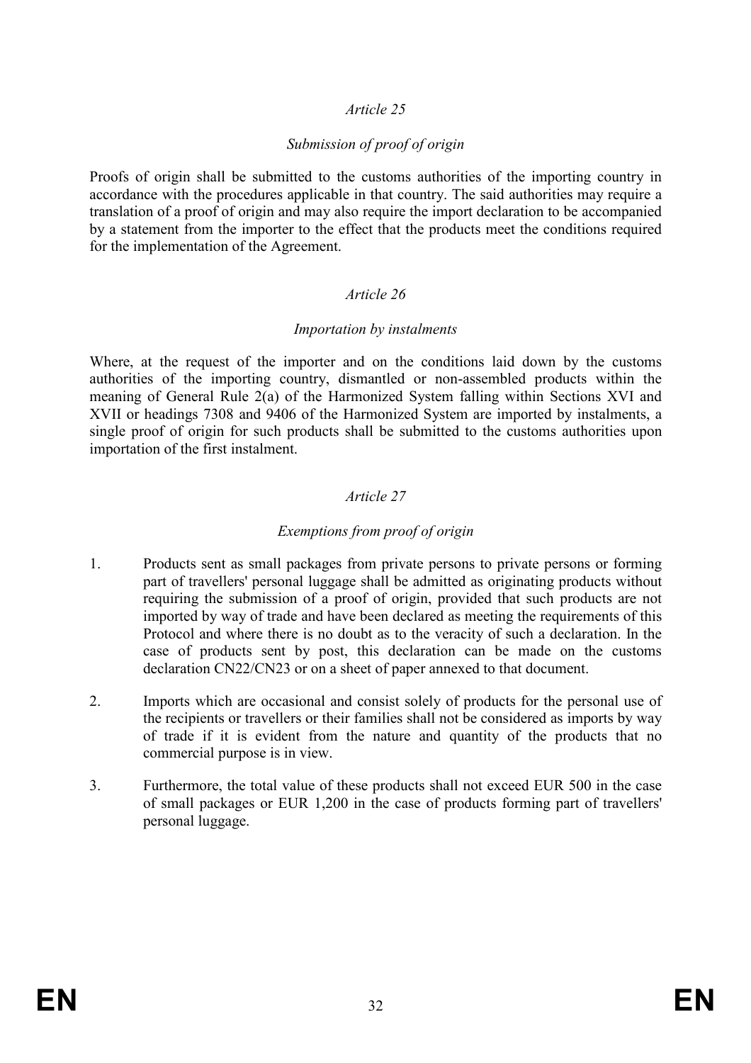*Article 25*

*Submission of proof of origin*

Proofs of origin shall be submitted to the customs authorities of the importing country in accordance with the procedures applicable in that country. The said authorities may require a translation of a proof of origin and may also require the import declaration to be accompanied by a statement from the importer to the effect that the products meet the conditions required for the implementation of the Agreement.

*Article 26*

*Importation by instalments*

Where, at the request of the importer and on the conditions laid down by the customs authorities of the importing country, dismantled or non-assembled products within the meaning of General Rule 2(a) of the Harmonized System falling within Sections XVI and XVII or headings 7308 and 9406 of the Harmonized System are imported by instalments, a single proof of origin for such products shall be submitted to the customs authorities upon importation of the first instalment.

*Article 27*

*Exemptions from proof of origin*

1. Products sent as small packages from private persons to private persons or forming part of travellers' personal luggage shall be admitted as originating products without requiring the submission of a proof of origin, provided that such products are not imported by way of trade and have been declared as meeting the requirements of this Protocol and where there is no doubt as to the veracity of such a declaration. In the case of products sent by post, this declaration can be made on the customs declaration CN22/CN23 or on a sheet of paper annexed to that document.

2. Imports which are occasional and consist solely of products for the personal use of the recipients or travellers or their families shall not be considered as imports by way of trade if it is evident from the nature and quantity of the products that no commercial purpose is in view.

3. Furthermore, the total value of these products shall not exceed EUR 500 in the case of small packages or EUR 1,200 in the case of products forming part of travellers' personal luggage.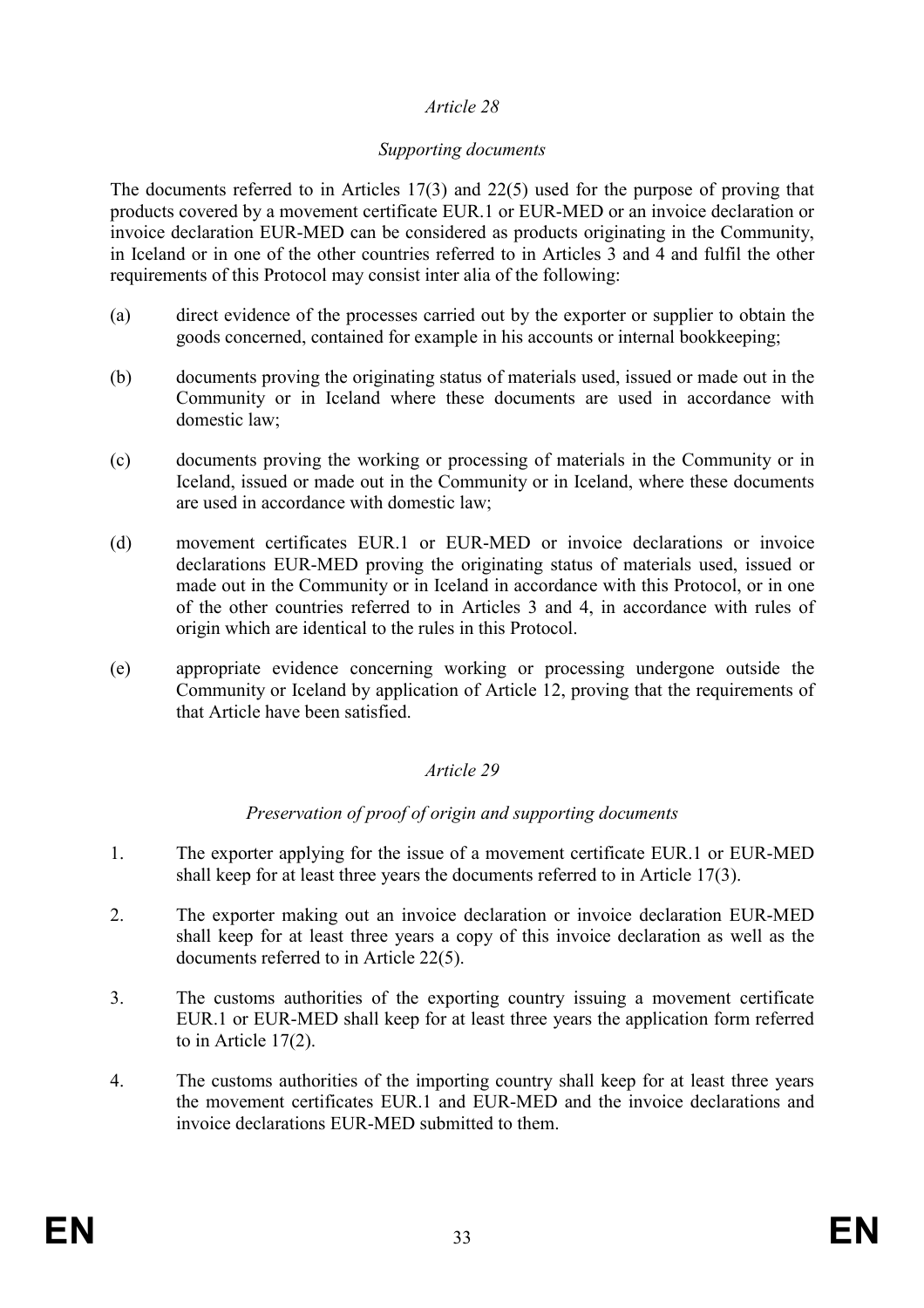*Article 28*

*Supporting documents*

The documents referred to in Articles 17(3) and 22(5) used for the purpose of proving that products covered by a movement certificate EUR.1 or EUR-MED or an invoice declaration or invoice declaration EUR-MED can be considered as products originating in the Community, in Iceland or in one of the other countries referred to in Articles 3 and 4 and fulfil the other requirements of this Protocol may consist inter alia of the following:

(a) direct evidence of the processes carried out by the exporter or supplier to obtain the goods concerned, contained for example in his accounts or internal bookkeeping;

(b) documents proving the originating status of materials used, issued or made out in the Community or in Iceland where these documents are used in accordance with domestic law;

(c) documents proving the working or processing of materials in the Community or in Iceland, issued or made out in the Community or in Iceland, where these documents are used in accordance with domestic law;

(d) movement certificates EUR.1 or EUR-MED or invoice declarations or invoice declarations EUR-MED proving the originating status of materials used, issued or made out in the Community or in Iceland in accordance with this Protocol, or in one of the other countries referred to in Articles 3 and 4, in accordance with rules of origin which are identical to the rules in this Protocol.

(e) appropriate evidence concerning working or processing undergone outside the Community or Iceland by application of Article 12, proving that the requirements of that Article have been satisfied.

*Article 29*

*Preservation of proof of origin and supporting documents*

1. The exporter applying for the issue of a movement certificate EUR.1 or EUR-MED shall keep for at least three years the documents referred to in Article 17(3).

2. The exporter making out an invoice declaration or invoice declaration EUR-MED shall keep for at least three years a copy of this invoice declaration as well as the documents referred to in Article 22(5).

3. The customs authorities of the exporting country issuing a movement certificate EUR.1 or EUR-MED shall keep for at least three years the application form referred to in Article 17(2).

4. The customs authorities of the importing country shall keep for at least three years the movement certificates EUR.1 and EUR-MED and the invoice declarations and invoice declarations EUR-MED submitted to them.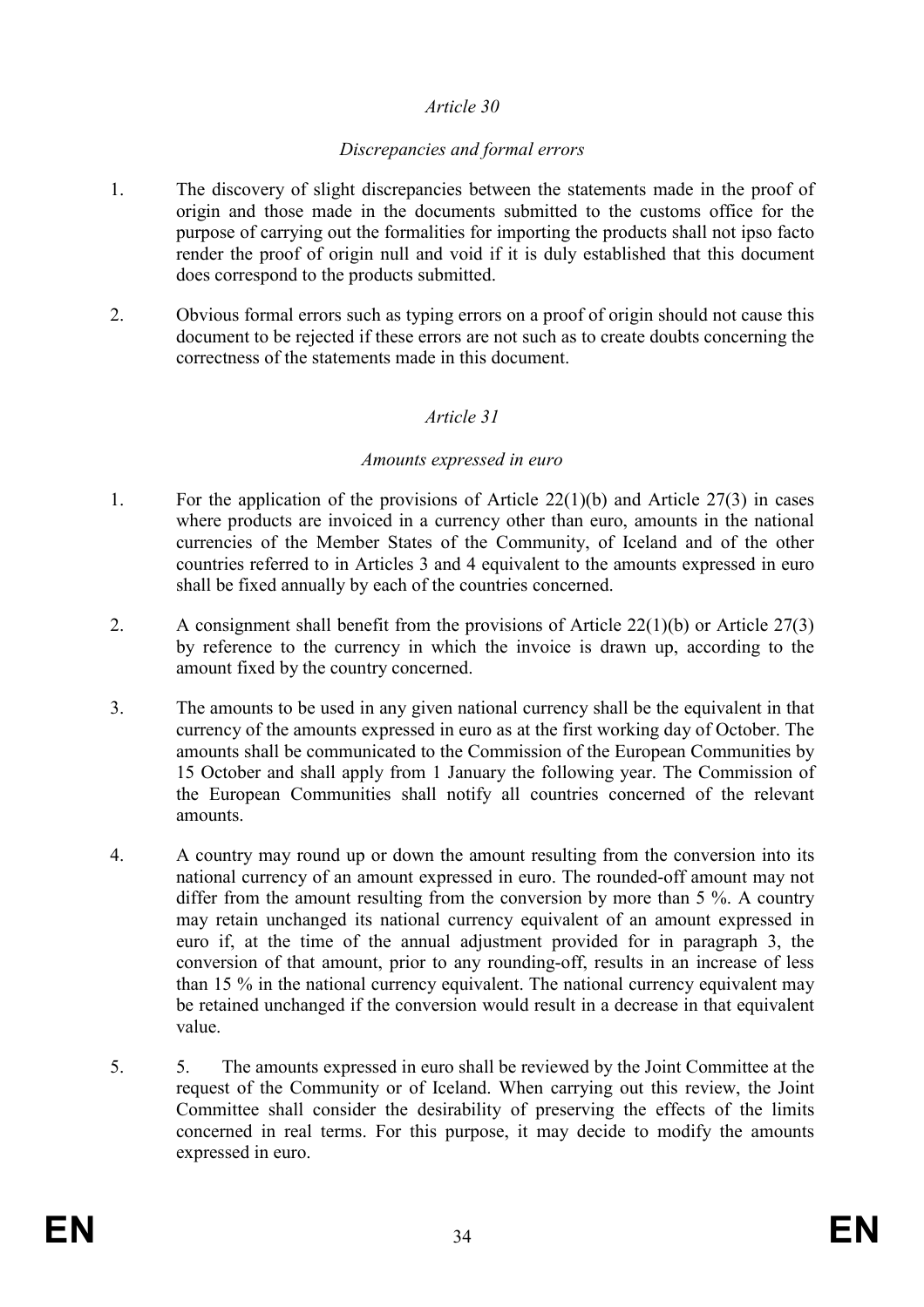*Article 30*

*Discrepancies and formal errors*

1. The discovery of slight discrepancies between the statements made in the proof of origin and those made in the documents submitted to the customs office for the purpose of carrying out the formalities for importing the products shall not ipso facto render the proof of origin null and void if it is duly established that this document does correspond to the products submitted.

2. Obvious formal errors such as typing errors on a proof of origin should not cause this document to be rejected if these errors are not such as to create doubts concerning the correctness of the statements made in this document.

*Article 31*

*Amounts expressed in euro*

1. For the application of the provisions of Article 22(1)(b) and Article 27(3) in cases where products are invoiced in a currency other than euro, amounts in the national currencies of the Member States of the Community, of Iceland and of the other countries referred to in Articles 3 and 4 equivalent to the amounts expressed in euro shall be fixed annually by each of the countries concerned.

2. A consignment shall benefit from the provisions of Article 22(1)(b) or Article 27(3) by reference to the currency in which the invoice is drawn up, according to the amount fixed by the country concerned.

3. The amounts to be used in any given national currency shall be the equivalent in that currency of the amounts expressed in euro as at the first working day of October. The amounts shall be communicated to the Commission of the European Communities by 15 October and shall apply from 1 January the following year. The Commission of the European Communities shall notify all countries concerned of the relevant amounts.

4. A country may round up or down the amount resulting from the conversion into its national currency of an amount expressed in euro. The rounded-off amount may not differ from the amount resulting from the conversion by more than 5 %. A country may retain unchanged its national currency equivalent of an amount expressed in euro if, at the time of the annual adjustment provided for in paragraph 3, the conversion of that amount, prior to any rounding-off, results in an increase of less than 15 % in the national currency equivalent. The national currency equivalent may be retained unchanged if the conversion would result in a decrease in that equivalent value.

5. 5. The amounts expressed in euro shall be reviewed by the Joint Committee at the request of the Community or of Iceland. When carrying out this review, the Joint Committee shall consider the desirability of preserving the effects of the limits concerned in real terms. For this purpose, it may decide to modify the amounts expressed in euro.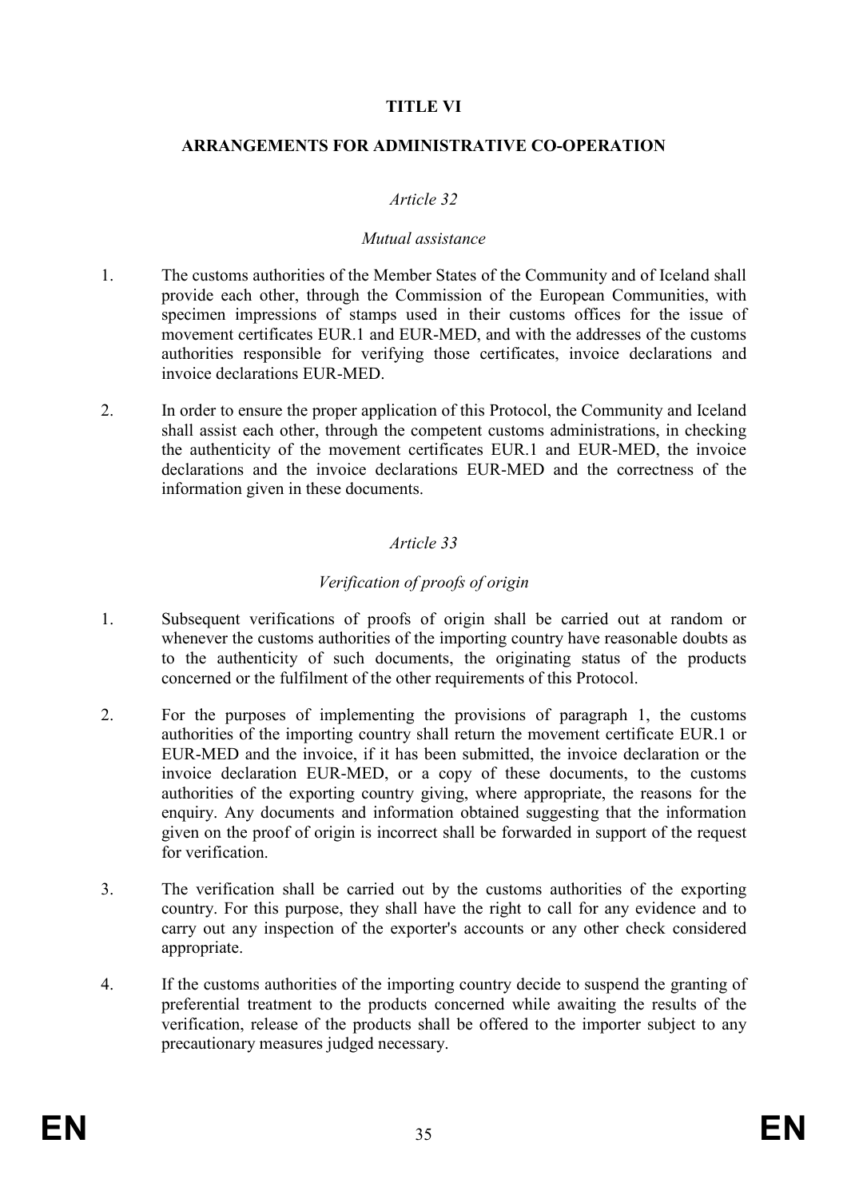## TITLE VI

## ARRANGEMENTS FOR ADMINISTRATIVE CO-OPERATION

*Article 32*

*Mutual assistance*

1. The customs authorities of the Member States of the Community and of Iceland shall provide each other, through the Commission of the European Communities, with specimen impressions of stamps used in their customs offices for the issue of movement certificates EUR.1 and EUR-MED, and with the addresses of the customs authorities responsible for verifying those certificates, invoice declarations and invoice declarations EUR-MED.

2. In order to ensure the proper application of this Protocol, the Community and Iceland shall assist each other, through the competent customs administrations, in checking the authenticity of the movement certificates EUR.1 and EUR-MED, the invoice declarations and the invoice declarations EUR-MED and the correctness of the information given in these documents.

*Article 33*

*Verification of proofs of origin*

1. Subsequent verifications of proofs of origin shall be carried out at random or whenever the customs authorities of the importing country have reasonable doubts as to the authenticity of such documents, the originating status of the products concerned or the fulfilment of the other requirements of this Protocol.

2. For the purposes of implementing the provisions of paragraph 1, the customs authorities of the importing country shall return the movement certificate EUR.1 or EUR-MED and the invoice, if it has been submitted, the invoice declaration or the invoice declaration EUR-MED, or a copy of these documents, to the customs authorities of the exporting country giving, where appropriate, the reasons for the enquiry. Any documents and information obtained suggesting that the information given on the proof of origin is incorrect shall be forwarded in support of the request for verification.

3. The verification shall be carried out by the customs authorities of the exporting country. For this purpose, they shall have the right to call for any evidence and to carry out any inspection of the exporter's accounts or any other check considered appropriate.

4. If the customs authorities of the importing country decide to suspend the granting of preferential treatment to the products concerned while awaiting the results of the verification, release of the products shall be offered to the importer subject to any precautionary measures judged necessary.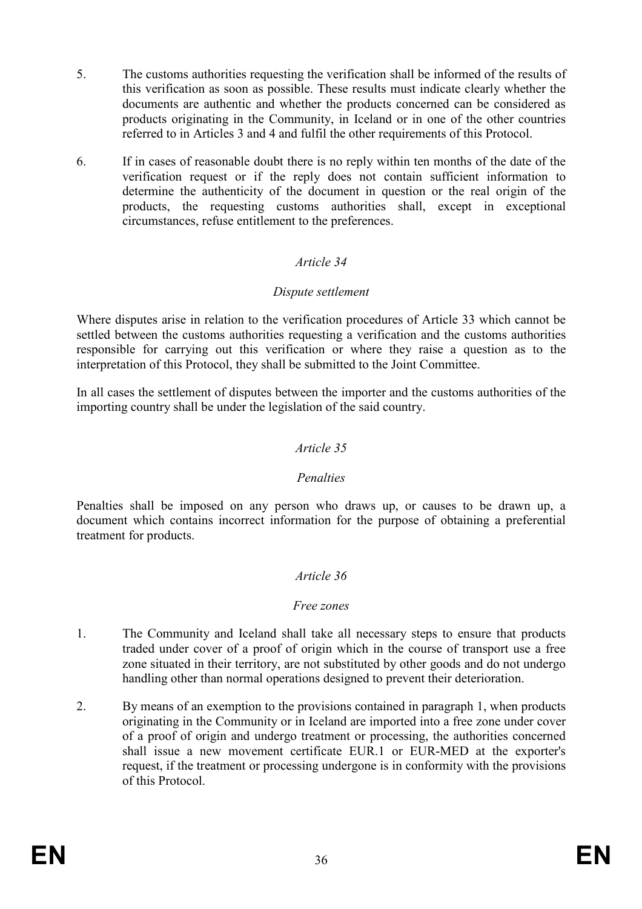5. The customs authorities requesting the verification shall be informed of the results of this verification as soon as possible. These results must indicate clearly whether the documents are authentic and whether the products concerned can be considered as products originating in the Community, in Iceland or in one of the other countries referred to in Articles 3 and 4 and fulfil the other requirements of this Protocol.

6. If in cases of reasonable doubt there is no reply within ten months of the date of the verification request or if the reply does not contain sufficient information to determine the authenticity of the document in question or the real origin of the products, the requesting customs authorities shall, except in exceptional circumstances, refuse entitlement to the preferences.

*Article 34*

*Dispute settlement*

Where disputes arise in relation to the verification procedures of Article 33 which cannot be settled between the customs authorities requesting a verification and the customs authorities responsible for carrying out this verification or where they raise a question as to the interpretation of this Protocol, they shall be submitted to the Joint Committee.

In all cases the settlement of disputes between the importer and the customs authorities of the importing country shall be under the legislation of the said country.

*Article 35*

*Penalties*

Penalties shall be imposed on any person who draws up, or causes to be drawn up, a document which contains incorrect information for the purpose of obtaining a preferential treatment for products.

*Article 36*

*Free zones*

1. The Community and Iceland shall take all necessary steps to ensure that products traded under cover of a proof of origin which in the course of transport use a free zone situated in their territory, are not substituted by other goods and do not undergo handling other than normal operations designed to prevent their deterioration.

2. By means of an exemption to the provisions contained in paragraph 1, when products originating in the Community or in Iceland are imported into a free zone under cover of a proof of origin and undergo treatment or processing, the authorities concerned shall issue a new movement certificate EUR.1 or EUR-MED at the exporter's request, if the treatment or processing undergone is in conformity with the provisions of this Protocol.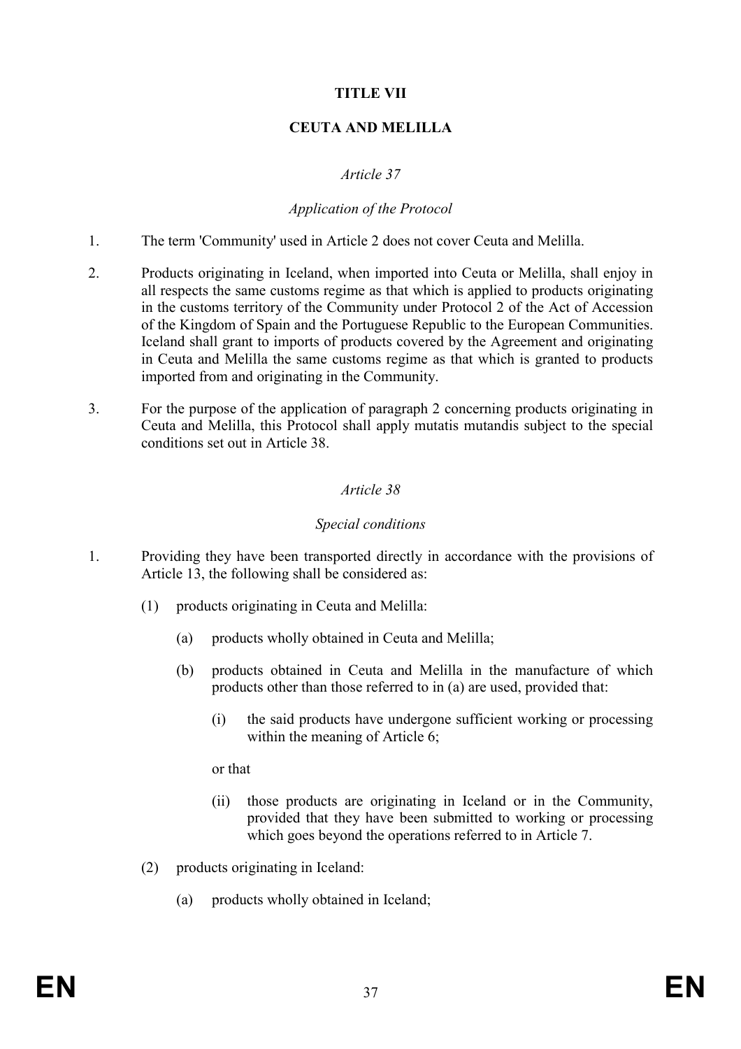## TITLE VII

## CEUTA AND MELILLA

### *Article 37*

### *Application of the Protocol*

1. The term 'Community' used in Article 2 does not cover Ceuta and Melilla.

2. Products originating in Iceland, when imported into Ceuta or Melilla, shall enjoy in all respects the same customs regime as that which is applied to products originating in the customs territory of the Community under Protocol 2 of the Act of Accession of the Kingdom of Spain and the Portuguese Republic to the European Communities. Iceland shall grant to imports of products covered by the Agreement and originating in Ceuta and Melilla the same customs regime as that which is granted to products imported from and originating in the Community.

3. For the purpose of the application of paragraph 2 concerning products originating in Ceuta and Melilla, this Protocol shall apply mutatis mutandis subject to the special conditions set out in Article 38.

### *Article 38*

### *Special conditions*

1. Providing they have been transported directly in accordance with the provisions of Article 13, the following shall be considered as:

   (1) products originating in Ceuta and Melilla:

      (a) products wholly obtained in Ceuta and Melilla;

      (b) products obtained in Ceuta and Melilla in the manufacture of which products other than those referred to in (a) are used, provided that:

         (i) the said products have undergone sufficient working or processing within the meaning of Article 6;

         or that

         (ii) those products are originating in Iceland or in the Community, provided that they have been submitted to working or processing which goes beyond the operations referred to in Article 7.

   (2) products originating in Iceland:

      (a) products wholly obtained in Iceland;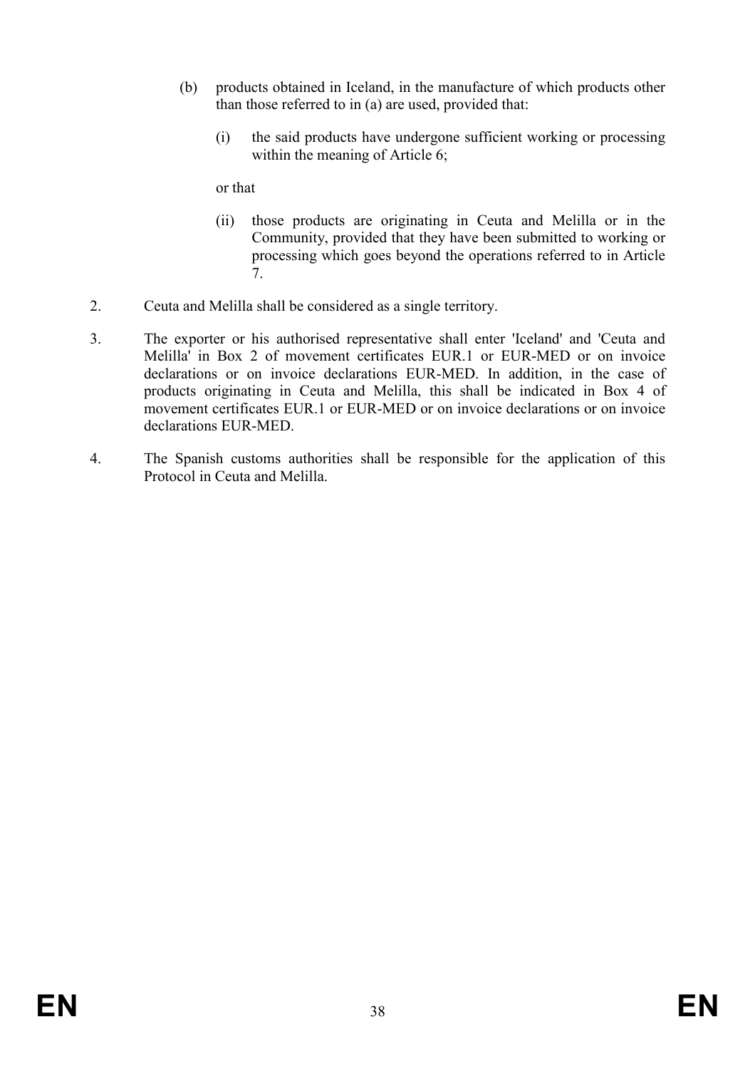(b) products obtained in Iceland, in the manufacture of which products other than those referred to in (a) are used, provided that:

   (i) the said products have undergone sufficient working or processing within the meaning of Article 6;

   or that

   (ii) those products are originating in Ceuta and Melilla or in the Community, provided that they have been submitted to working or processing which goes beyond the operations referred to in Article 7.

2. Ceuta and Melilla shall be considered as a single territory.

3. The exporter or his authorised representative shall enter 'Iceland' and 'Ceuta and Melilla' in Box 2 of movement certificates EUR.1 or EUR-MED or on invoice declarations or on invoice declarations EUR-MED. In addition, in the case of products originating in Ceuta and Melilla, this shall be indicated in Box 4 of movement certificates EUR.1 or EUR-MED or on invoice declarations or on invoice declarations EUR-MED.

4. The Spanish customs authorities shall be responsible for the application of this Protocol in Ceuta and Melilla.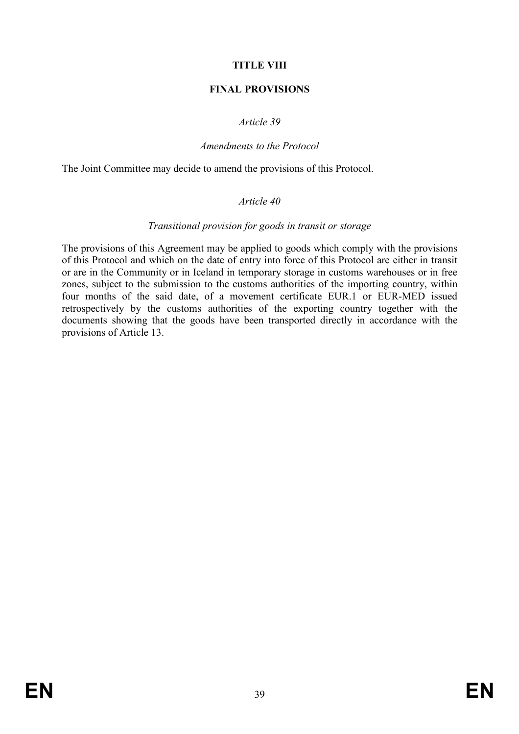## TITLE VIII

## FINAL PROVISIONS

*Article 39*

*Amendments to the Protocol*

The Joint Committee may decide to amend the provisions of this Protocol.

*Article 40*

*Transitional provision for goods in transit or storage*

The provisions of this Agreement may be applied to goods which comply with the provisions of this Protocol and which on the date of entry into force of this Protocol are either in transit or are in the Community or in Iceland in temporary storage in customs warehouses or in free zones, subject to the submission to the customs authorities of the importing country, within four months of the said date, of a movement certificate EUR.1 or EUR-MED issued retrospectively by the customs authorities of the exporting country together with the documents showing that the goods have been transported directly in accordance with the provisions of Article 13.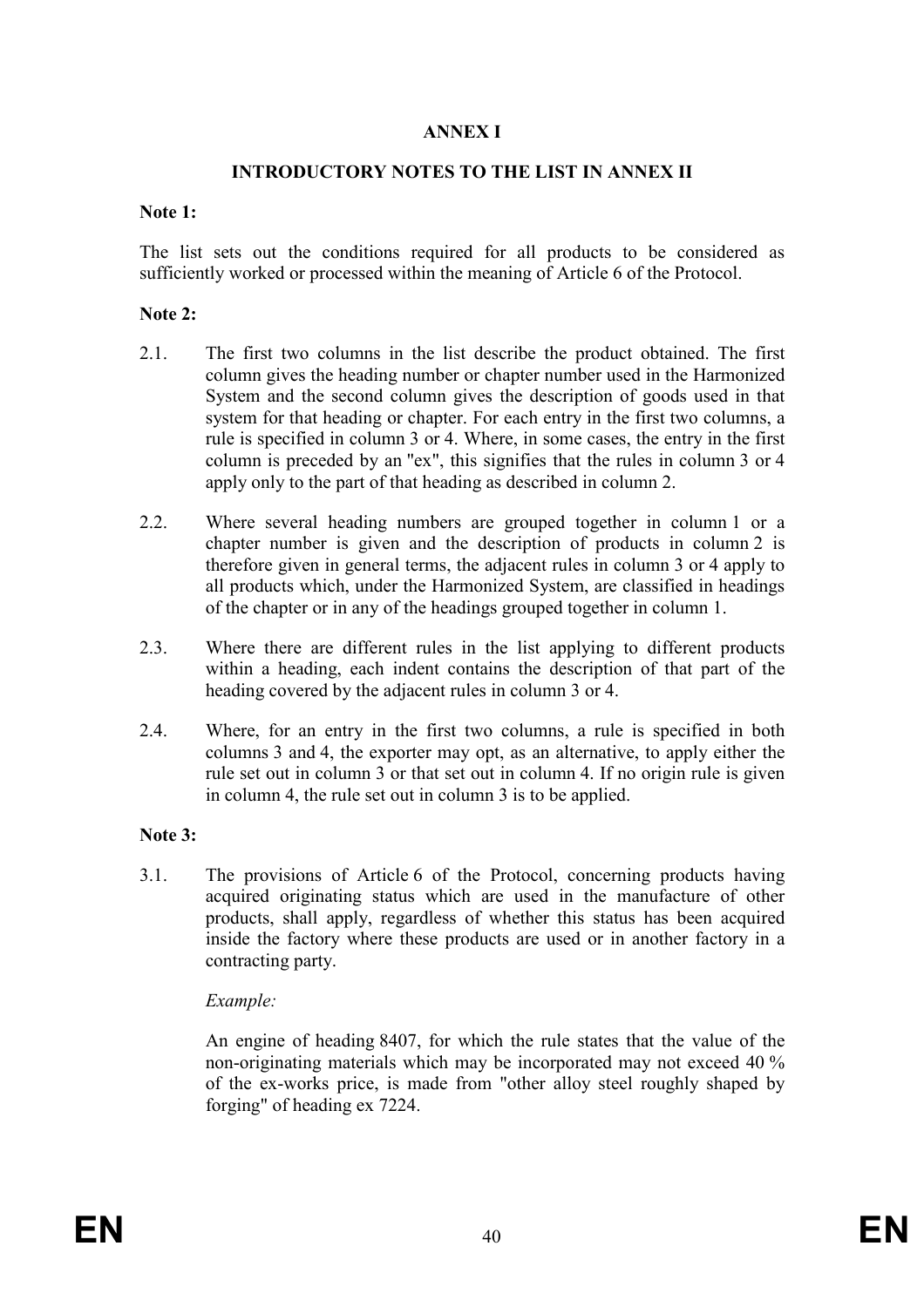# ANNEX I

## INTRODUCTORY NOTES TO THE LIST IN ANNEX II

**Note 1:**

The list sets out the conditions required for all products to be considered as sufficiently worked or processed within the meaning of Article 6 of the Protocol.

**Note 2:**

2.1. The first two columns in the list describe the product obtained. The first column gives the heading number or chapter number used in the Harmonized System and the second column gives the description of goods used in that system for that heading or chapter. For each entry in the first two columns, a rule is specified in column 3 or 4. Where, in some cases, the entry in the first column is preceded by an "ex", this signifies that the rules in column 3 or 4 apply only to the part of that heading as described in column 2.

2.2. Where several heading numbers are grouped together in column 1 or a chapter number is given and the description of products in column 2 is therefore given in general terms, the adjacent rules in column 3 or 4 apply to all products which, under the Harmonized System, are classified in headings of the chapter or in any of the headings grouped together in column 1.

2.3. Where there are different rules in the list applying to different products within a heading, each indent contains the description of that part of the heading covered by the adjacent rules in column 3 or 4.

2.4. Where, for an entry in the first two columns, a rule is specified in both columns 3 and 4, the exporter may opt, as an alternative, to apply either the rule set out in column 3 or that set out in column 4. If no origin rule is given in column 4, the rule set out in column 3 is to be applied.

**Note 3:**

3.1. The provisions of Article 6 of the Protocol, concerning products having acquired originating status which are used in the manufacture of other products, shall apply, regardless of whether this status has been acquired inside the factory where these products are used or in another factory in a contracting party.

*Example:*

An engine of heading 8407, for which the rule states that the value of the non-originating materials which may be incorporated may not exceed 40 % of the ex-works price, is made from "other alloy steel roughly shaped by forging" of heading ex 7224.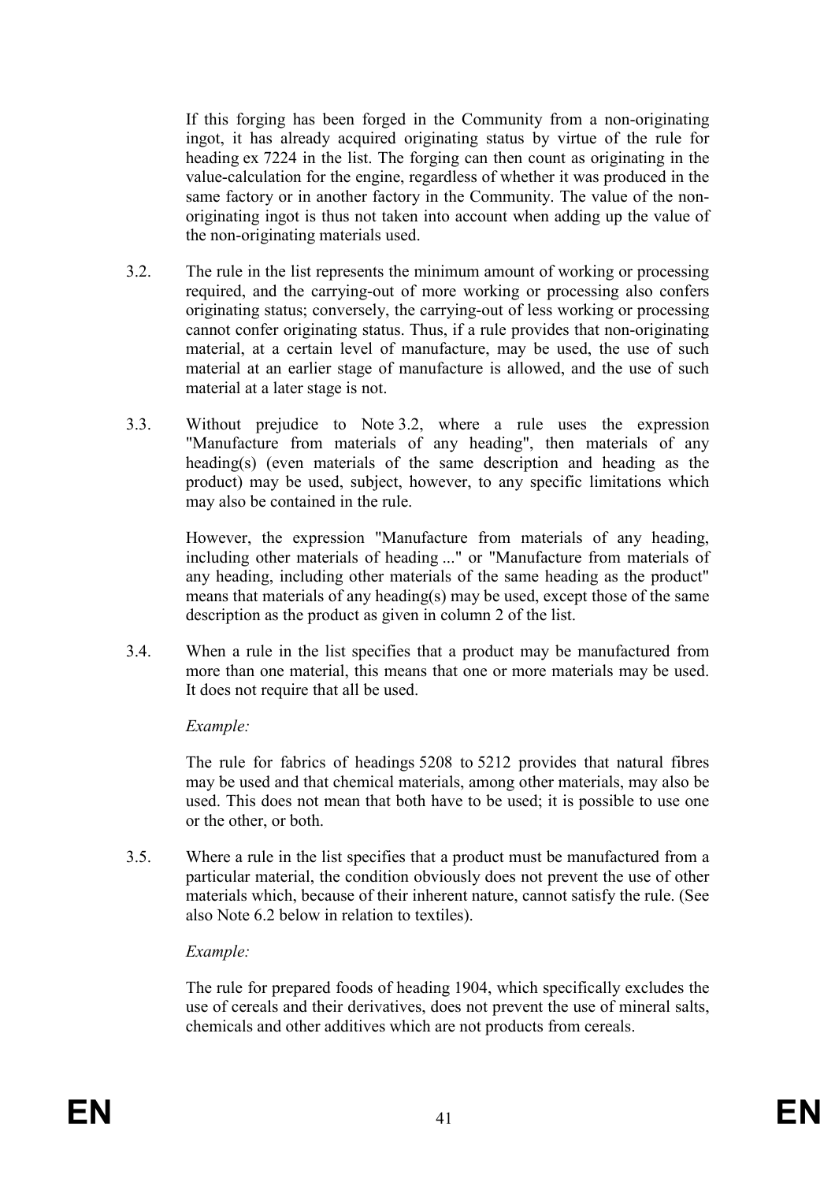If this forging has been forged in the Community from a non-originating ingot, it has already acquired originating status by virtue of the rule for heading ex 7224 in the list. The forging can then count as originating in the value-calculation for the engine, regardless of whether it was produced in the same factory or in another factory in the Community. The value of the non-originating ingot is thus not taken into account when adding up the value of the non-originating materials used.

3.2. The rule in the list represents the minimum amount of working or processing required, and the carrying-out of more working or processing also confers originating status; conversely, the carrying-out of less working or processing cannot confer originating status. Thus, if a rule provides that non-originating material, at a certain level of manufacture, may be used, the use of such material at an earlier stage of manufacture is allowed, and the use of such material at a later stage is not.

3.3. Without prejudice to Note 3.2, where a rule uses the expression "Manufacture from materials of any heading", then materials of any heading(s) (even materials of the same description and heading as the product) may be used, subject, however, to any specific limitations which may also be contained in the rule.

However, the expression "Manufacture from materials of any heading, including other materials of heading ..." or "Manufacture from materials of any heading, including other materials of the same heading as the product" means that materials of any heading(s) may be used, except those of the same description as the product as given in column 2 of the list.

3.4. When a rule in the list specifies that a product may be manufactured from more than one material, this means that one or more materials may be used. It does not require that all be used.

*Example:*

The rule for fabrics of headings 5208 to 5212 provides that natural fibres may be used and that chemical materials, among other materials, may also be used. This does not mean that both have to be used; it is possible to use one or the other, or both.

3.5. Where a rule in the list specifies that a product must be manufactured from a particular material, the condition obviously does not prevent the use of other materials which, because of their inherent nature, cannot satisfy the rule. (See also Note 6.2 below in relation to textiles).

*Example:*

The rule for prepared foods of heading 1904, which specifically excludes the use of cereals and their derivatives, does not prevent the use of mineral salts, chemicals and other additives which are not products from cereals.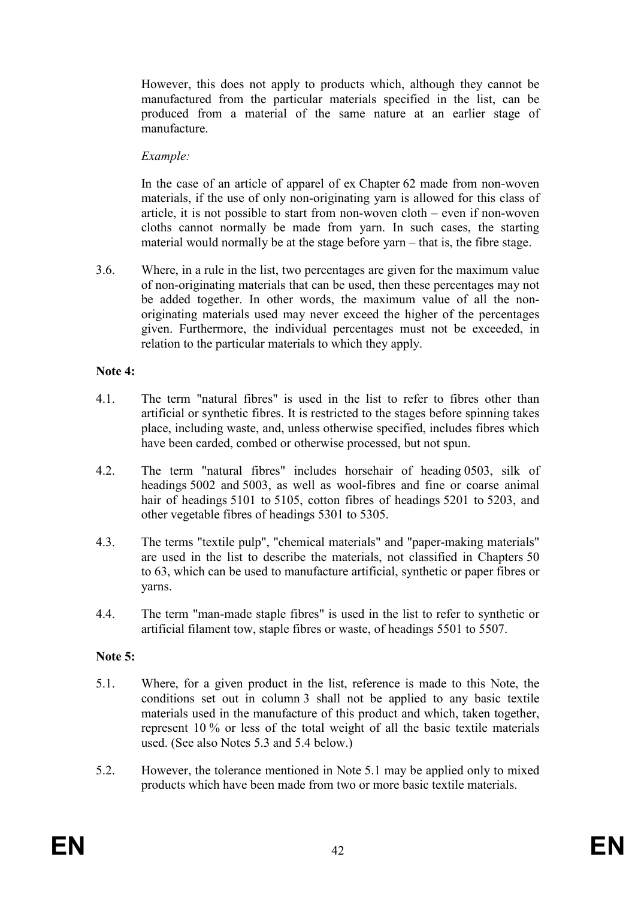However, this does not apply to products which, although they cannot be manufactured from the particular materials specified in the list, can be produced from a material of the same nature at an earlier stage of manufacture.

*Example:*

In the case of an article of apparel of ex Chapter 62 made from non-woven materials, if the use of only non-originating yarn is allowed for this class of article, it is not possible to start from non-woven cloth – even if non-woven cloths cannot normally be made from yarn. In such cases, the starting material would normally be at the stage before yarn – that is, the fibre stage.

3.6. Where, in a rule in the list, two percentages are given for the maximum value of non-originating materials that can be used, then these percentages may not be added together. In other words, the maximum value of all the non-originating materials used may never exceed the higher of the percentages given. Furthermore, the individual percentages must not be exceeded, in relation to the particular materials to which they apply.

**Note 4:**

4.1. The term "natural fibres" is used in the list to refer to fibres other than artificial or synthetic fibres. It is restricted to the stages before spinning takes place, including waste, and, unless otherwise specified, includes fibres which have been carded, combed or otherwise processed, but not spun.

4.2. The term "natural fibres" includes horsehair of heading 0503, silk of headings 5002 and 5003, as well as wool-fibres and fine or coarse animal hair of headings 5101 to 5105, cotton fibres of headings 5201 to 5203, and other vegetable fibres of headings 5301 to 5305.

4.3. The terms "textile pulp", "chemical materials" and "paper-making materials" are used in the list to describe the materials, not classified in Chapters 50 to 63, which can be used to manufacture artificial, synthetic or paper fibres or yarns.

4.4. The term "man-made staple fibres" is used in the list to refer to synthetic or artificial filament tow, staple fibres or waste, of headings 5501 to 5507.

**Note 5:**

5.1. Where, for a given product in the list, reference is made to this Note, the conditions set out in column 3 shall not be applied to any basic textile materials used in the manufacture of this product and which, taken together, represent 10 % or less of the total weight of all the basic textile materials used. (See also Notes 5.3 and 5.4 below.)

5.2. However, the tolerance mentioned in Note 5.1 may be applied only to mixed products which have been made from two or more basic textile materials.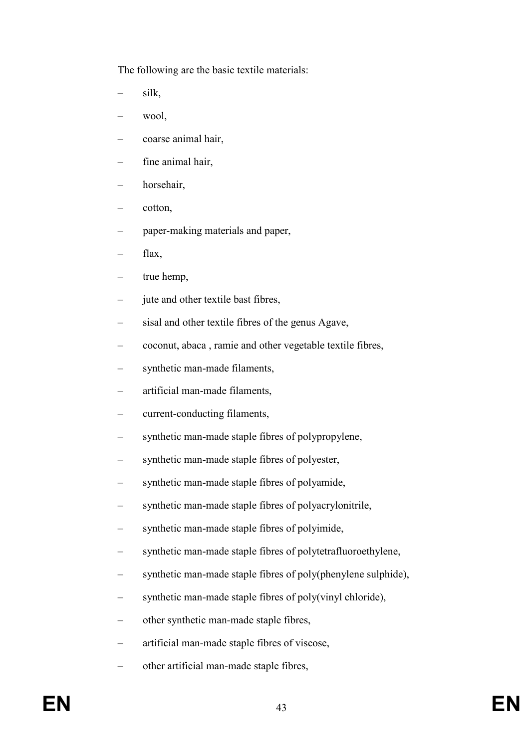The following are the basic textile materials:

- silk,
- wool,
- coarse animal hair,
- fine animal hair,
- horsehair,
- cotton,
- paper-making materials and paper,
- flax,
- true hemp,
- jute and other textile bast fibres,
- sisal and other textile fibres of the genus Agave,
- coconut, abaca , ramie and other vegetable textile fibres,
- synthetic man-made filaments,
- artificial man-made filaments,
- current-conducting filaments,
- synthetic man-made staple fibres of polypropylene,
- synthetic man-made staple fibres of polyester,
- synthetic man-made staple fibres of polyamide,
- synthetic man-made staple fibres of polyacrylonitrile,
- synthetic man-made staple fibres of polyimide,
- synthetic man-made staple fibres of polytetrafluoroethylene,
- synthetic man-made staple fibres of poly(phenylene sulphide),
- synthetic man-made staple fibres of poly(vinyl chloride),
- other synthetic man-made staple fibres,
- artificial man-made staple fibres of viscose,
- other artificial man-made staple fibres,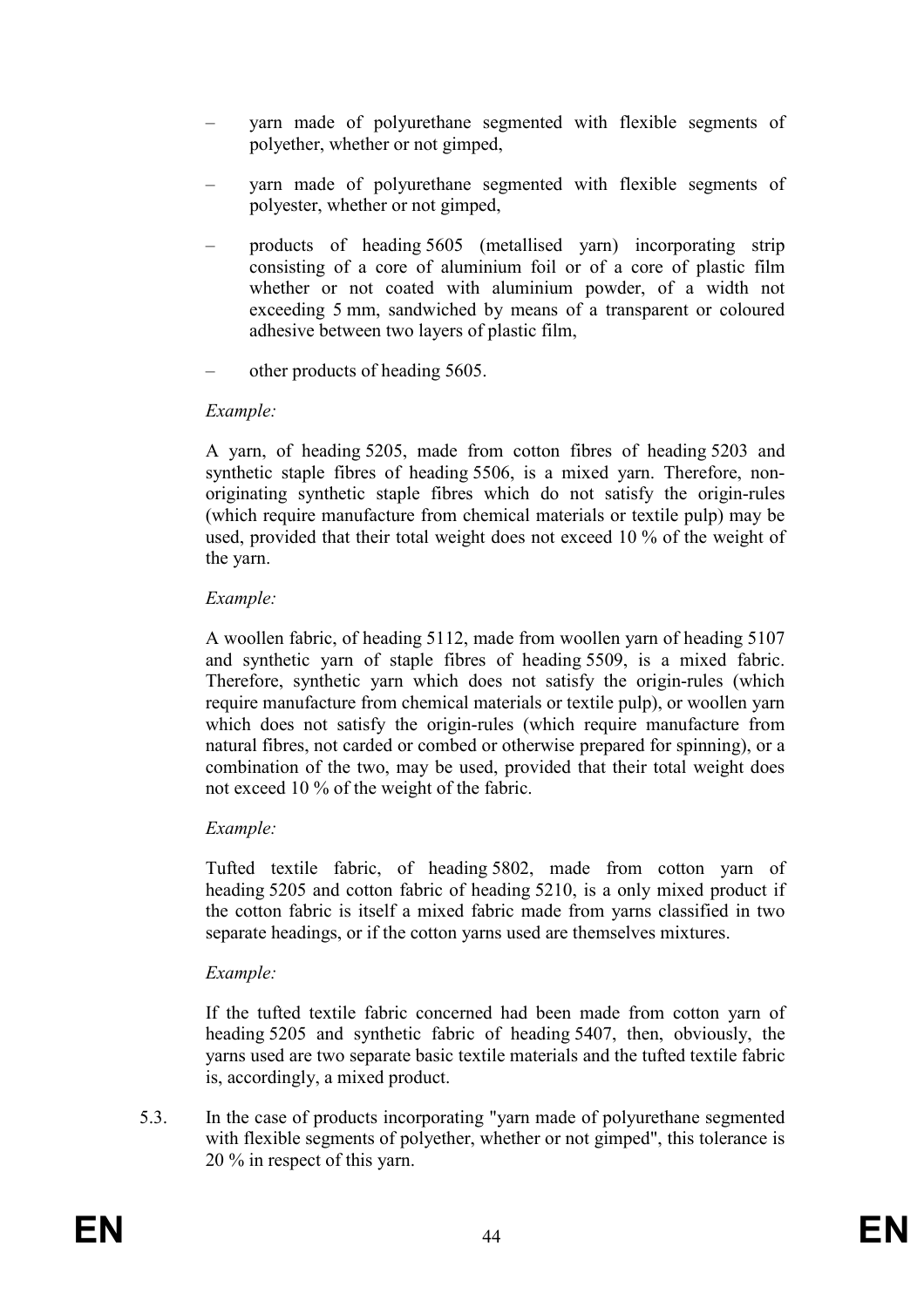- yarn made of polyurethane segmented with flexible segments of polyether, whether or not gimped,
- yarn made of polyurethane segmented with flexible segments of polyester, whether or not gimped,
- products of heading 5605 (metallised yarn) incorporating strip consisting of a core of aluminium foil or of a core of plastic film whether or not coated with aluminium powder, of a width not exceeding 5 mm, sandwiched by means of a transparent or coloured adhesive between two layers of plastic film,
- other products of heading 5605.

*Example:*

A yarn, of heading 5205, made from cotton fibres of heading 5203 and synthetic staple fibres of heading 5506, is a mixed yarn. Therefore, non-originating synthetic staple fibres which do not satisfy the origin-rules (which require manufacture from chemical materials or textile pulp) may be used, provided that their total weight does not exceed 10 % of the weight of the yarn.

*Example:*

A woollen fabric, of heading 5112, made from woollen yarn of heading 5107 and synthetic yarn of staple fibres of heading 5509, is a mixed fabric. Therefore, synthetic yarn which does not satisfy the origin-rules (which require manufacture from chemical materials or textile pulp), or woollen yarn which does not satisfy the origin-rules (which require manufacture from natural fibres, not carded or combed or otherwise prepared for spinning), or a combination of the two, may be used, provided that their total weight does not exceed 10 % of the weight of the fabric.

*Example:*

Tufted textile fabric, of heading 5802, made from cotton yarn of heading 5205 and cotton fabric of heading 5210, is a only mixed product if the cotton fabric is itself a mixed fabric made from yarns classified in two separate headings, or if the cotton yarns used are themselves mixtures.

*Example:*

If the tufted textile fabric concerned had been made from cotton yarn of heading 5205 and synthetic fabric of heading 5407, then, obviously, the yarns used are two separate basic textile materials and the tufted textile fabric is, accordingly, a mixed product.

5.3. In the case of products incorporating "yarn made of polyurethane segmented with flexible segments of polyether, whether or not gimped", this tolerance is 20 % in respect of this yarn.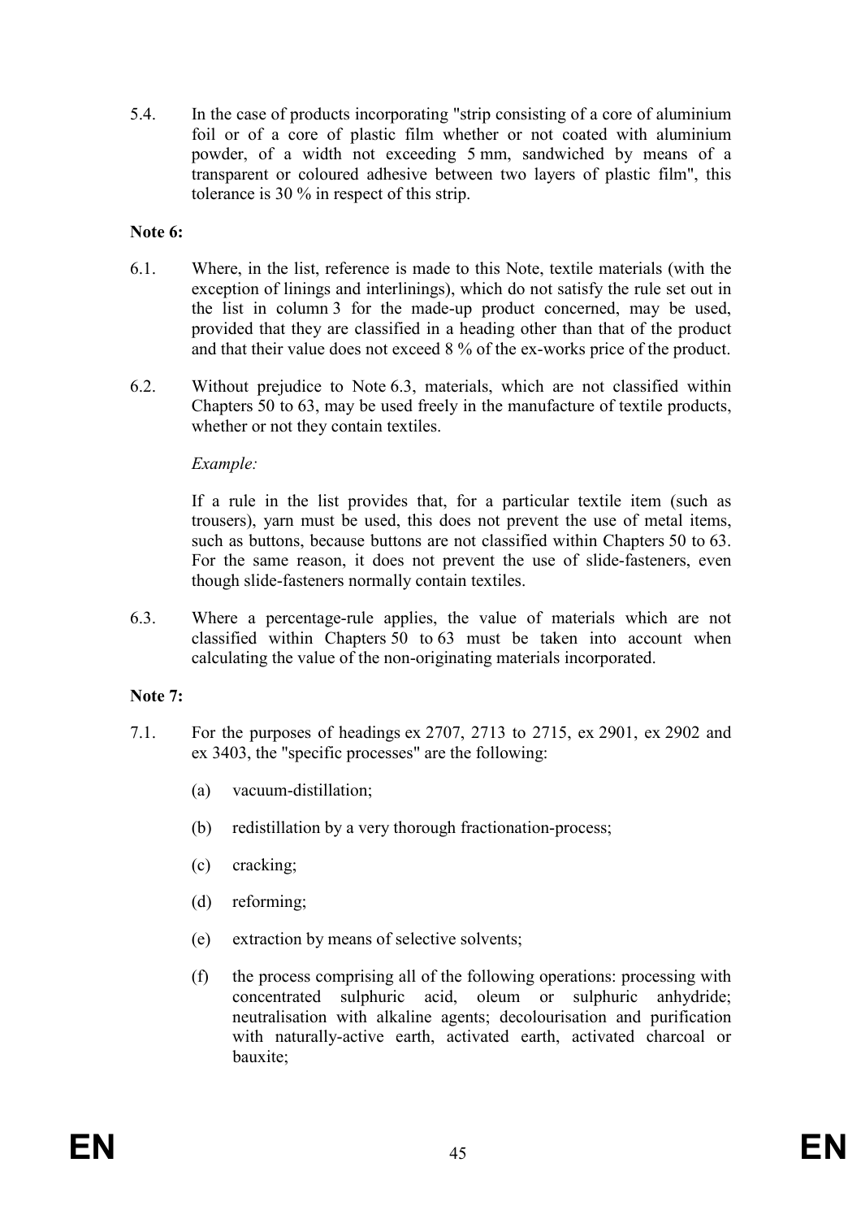5.4. In the case of products incorporating "strip consisting of a core of aluminium foil or of a core of plastic film whether or not coated with aluminium powder, of a width not exceeding 5 mm, sandwiched by means of a transparent or coloured adhesive between two layers of plastic film", this tolerance is 30 % in respect of this strip.

**Note 6:**

6.1. Where, in the list, reference is made to this Note, textile materials (with the exception of linings and interlinings), which do not satisfy the rule set out in the list in column 3 for the made-up product concerned, may be used, provided that they are classified in a heading other than that of the product and that their value does not exceed 8 % of the ex-works price of the product.

6.2. Without prejudice to Note 6.3, materials, which are not classified within Chapters 50 to 63, may be used freely in the manufacture of textile products, whether or not they contain textiles.

*Example:*

If a rule in the list provides that, for a particular textile item (such as trousers), yarn must be used, this does not prevent the use of metal items, such as buttons, because buttons are not classified within Chapters 50 to 63. For the same reason, it does not prevent the use of slide-fasteners, even though slide-fasteners normally contain textiles.

6.3. Where a percentage-rule applies, the value of materials which are not classified within Chapters 50 to 63 must be taken into account when calculating the value of the non-originating materials incorporated.

**Note 7:**

7.1. For the purposes of headings ex 2707, 2713 to 2715, ex 2901, ex 2902 and ex 3403, the "specific processes" are the following:

(a) vacuum-distillation;

(b) redistillation by a very thorough fractionation-process;

(c) cracking;

(d) reforming;

(e) extraction by means of selective solvents;

(f) the process comprising all of the following operations: processing with concentrated sulphuric acid, oleum or sulphuric anhydride; neutralisation with alkaline agents; decolourisation and purification with naturally-active earth, activated earth, activated charcoal or bauxite;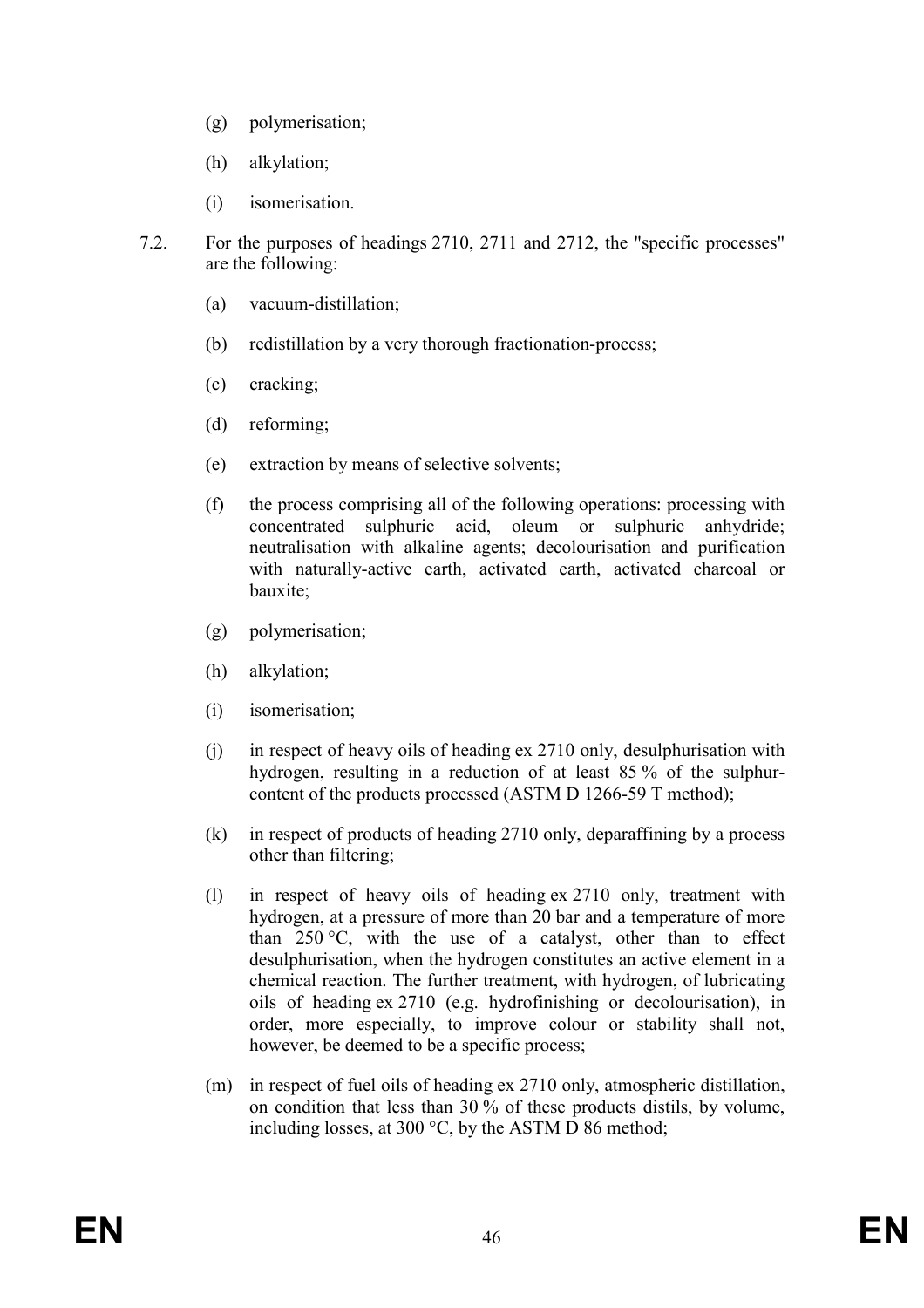(g) polymerisation;

(h) alkylation;

(i) isomerisation.

7.2. For the purposes of headings 2710, 2711 and 2712, the "specific processes" are the following:

(a) vacuum-distillation;

(b) redistillation by a very thorough fractionation-process;

(c) cracking;

(d) reforming;

(e) extraction by means of selective solvents;

(f) the process comprising all of the following operations: processing with concentrated sulphuric acid, oleum or sulphuric anhydride; neutralisation with alkaline agents; decolourisation and purification with naturally-active earth, activated earth, activated charcoal or bauxite;

(g) polymerisation;

(h) alkylation;

(i) isomerisation;

(j) in respect of heavy oils of heading ex 2710 only, desulphurisation with hydrogen, resulting in a reduction of at least 85 % of the sulphur-content of the products processed (ASTM D 1266-59 T method);

(k) in respect of products of heading 2710 only, deparaffining by a process other than filtering;

(l) in respect of heavy oils of heading ex 2710 only, treatment with hydrogen, at a pressure of more than 20 bar and a temperature of more than 250 °C, with the use of a catalyst, other than to effect desulphurisation, when the hydrogen constitutes an active element in a chemical reaction. The further treatment, with hydrogen, of lubricating oils of heading ex 2710 (e.g. hydrofinishing or decolourisation), in order, more especially, to improve colour or stability shall not, however, be deemed to be a specific process;

(m) in respect of fuel oils of heading ex 2710 only, atmospheric distillation, on condition that less than 30 % of these products distils, by volume, including losses, at 300 °C, by the ASTM D 86 method;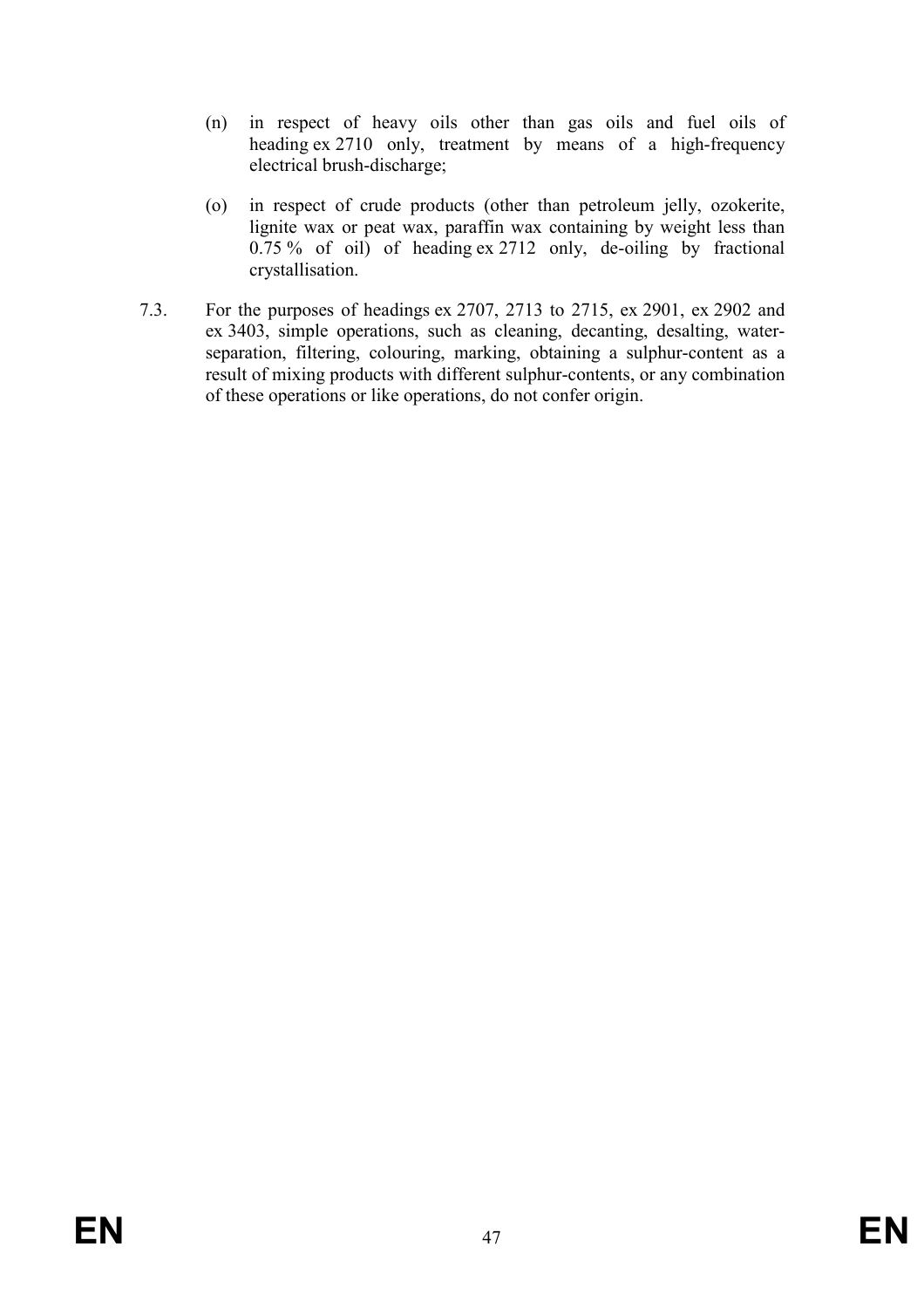(n) in respect of heavy oils other than gas oils and fuel oils of heading ex 2710 only, treatment by means of a high-frequency electrical brush-discharge;

(o) in respect of crude products (other than petroleum jelly, ozokerite, lignite wax or peat wax, paraffin wax containing by weight less than 0.75 % of oil) of heading ex 2712 only, de-oiling by fractional crystallisation.

7.3. For the purposes of headings ex 2707, 2713 to 2715, ex 2901, ex 2902 and ex 3403, simple operations, such as cleaning, decanting, desalting, water-separation, filtering, colouring, marking, obtaining a sulphur-content as a result of mixing products with different sulphur-contents, or any combination of these operations or like operations, do not confer origin.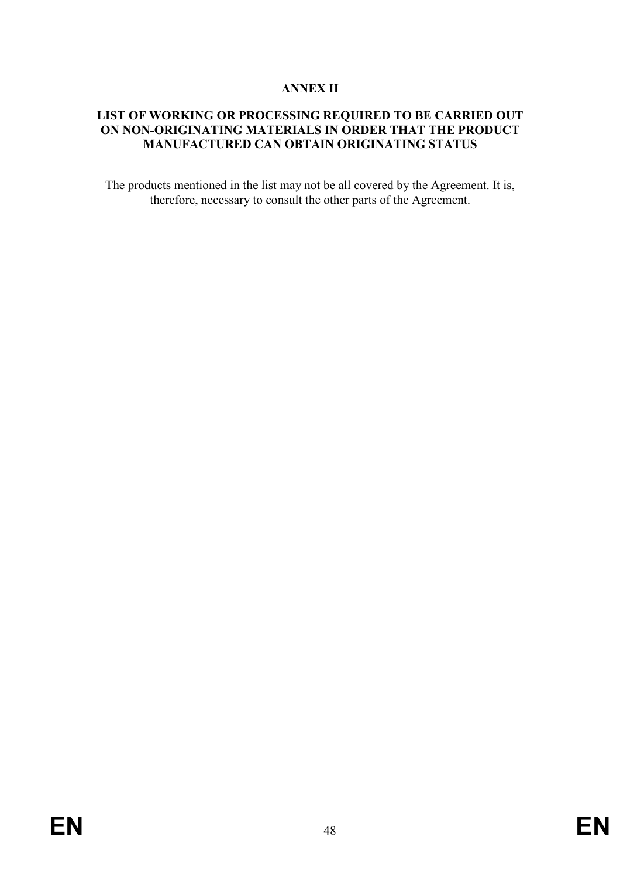# ANNEX II

## LIST OF WORKING OR PROCESSING REQUIRED TO BE CARRIED OUT ON NON-ORIGINATING MATERIALS IN ORDER THAT THE PRODUCT MANUFACTURED CAN OBTAIN ORIGINATING STATUS

The products mentioned in the list may not be all covered by the Agreement. It is, therefore, necessary to consult the other parts of the Agreement.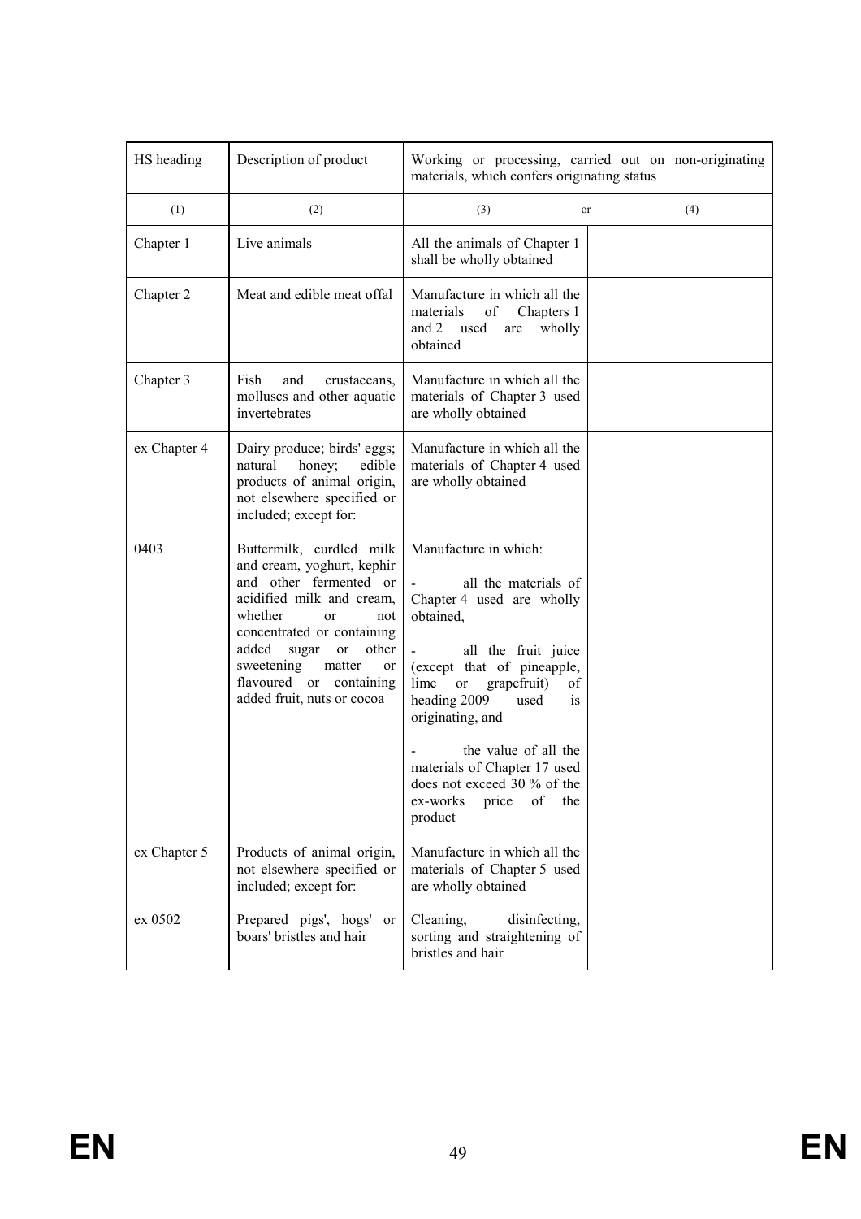| HS heading | Description of product | Working or processing, carried out on non-originating materials, which confers originating status | |
|---|---|---|---|
| (1) | (2) | (3) or | (4) |
| Chapter 1 | Live animals | All the animals of Chapter 1 shall be wholly obtained | |
| Chapter 2 | Meat and edible meat offal | Manufacture in which all the materials of Chapters 1 and 2 used are wholly obtained | |
| Chapter 3 | Fish and crustaceans, molluscs and other aquatic invertebrates | Manufacture in which all the materials of Chapter 3 used are wholly obtained | |
| ex Chapter 4 | Dairy produce; birds' eggs; natural honey; edible products of animal origin, not elsewhere specified or included; except for: | Manufacture in which all the materials of Chapter 4 used are wholly obtained | |
| 0403 | Buttermilk, curdled milk and cream, yoghurt, kephir and other fermented or acidified milk and cream, whether or not concentrated or containing added sugar or other sweetening matter or flavoured or containing added fruit, nuts or cocoa | Manufacture in which:<br>- all the materials of Chapter 4 used are wholly obtained,<br>- all the fruit juice (except that of pineapple, lime or grapefruit) of heading 2009 used is originating, and<br>- the value of all the materials of Chapter 17 used does not exceed 30 % of the ex-works price of the product | |
| ex Chapter 5 | Products of animal origin, not elsewhere specified or included; except for: | Manufacture in which all the materials of Chapter 5 used are wholly obtained | |
| ex 0502 | Prepared pigs', hogs' or boars' bristles and hair | Cleaning, disinfecting, sorting and straightening of bristles and hair | |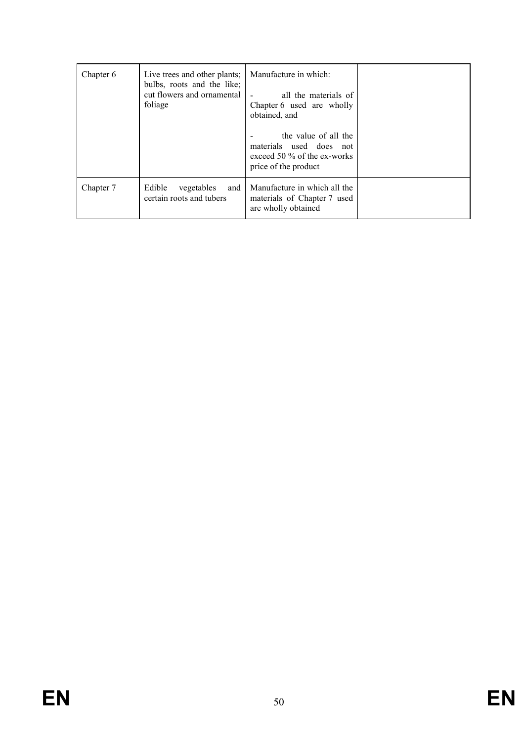| Chapter 6 | Live trees and other plants; bulbs, roots and the like; cut flowers and ornamental foliage | Manufacture in which:<br><br>- all the materials of Chapter 6 used are wholly obtained, and<br><br>- the value of all the materials used does not exceed 50 % of the ex-works price of the product | |
|---|---|---|---|
| Chapter 7 | Edible vegetables and certain roots and tubers | Manufacture in which all the materials of Chapter 7 used are wholly obtained | |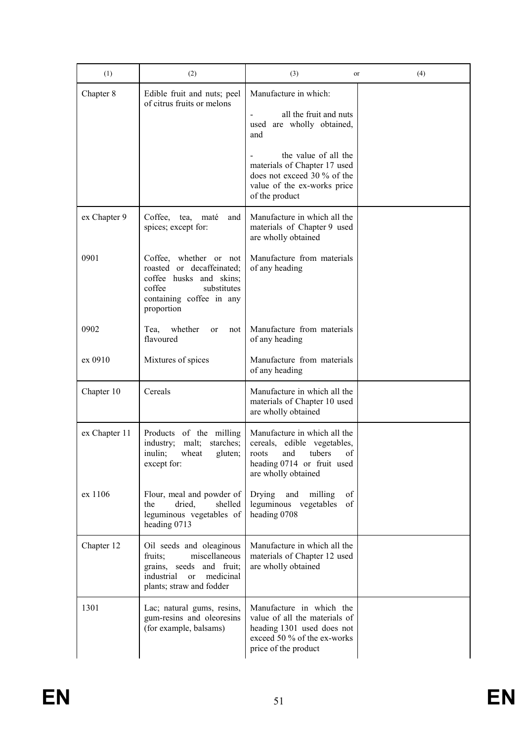| (1) | (2) | (3) or | (4) |
|---|---|---|---|
| Chapter 8 | Edible fruit and nuts; peel of citrus fruits or melons | Manufacture in which:<br>- all the fruit and nuts used are wholly obtained, and<br>- the value of all the materials of Chapter 17 used does not exceed 30 % of the value of the ex-works price of the product | |
| ex Chapter 9 | Coffee, tea, maté and spices; except for: | Manufacture in which all the materials of Chapter 9 used are wholly obtained | |
| 0901 | Coffee, whether or not roasted or decaffeinated; coffee husks and skins; coffee substitutes containing coffee in any proportion | Manufacture from materials of any heading | |
| 0902 | Tea, whether or not flavoured | Manufacture from materials of any heading | |
| ex 0910 | Mixtures of spices | Manufacture from materials of any heading | |
| Chapter 10 | Cereals | Manufacture in which all the materials of Chapter 10 used are wholly obtained | |
| ex Chapter 11 | Products of the milling industry; malt; starches; inulin; wheat gluten; except for: | Manufacture in which all the cereals, edible vegetables, roots and tubers of heading 0714 or fruit used are wholly obtained | |
| ex 1106 | Flour, meal and powder of the dried, shelled leguminous vegetables of heading 0713 | Drying and milling of leguminous vegetables of heading 0708 | |
| Chapter 12 | Oil seeds and oleaginous fruits; miscellaneous grains, seeds and fruit; industrial or medicinal plants; straw and fodder | Manufacture in which all the materials of Chapter 12 used are wholly obtained | |
| 1301 | Lac; natural gums, resins, gum-resins and oleoresins (for example, balsams) | Manufacture in which the value of all the materials of heading 1301 used does not exceed 50 % of the ex-works price of the product | |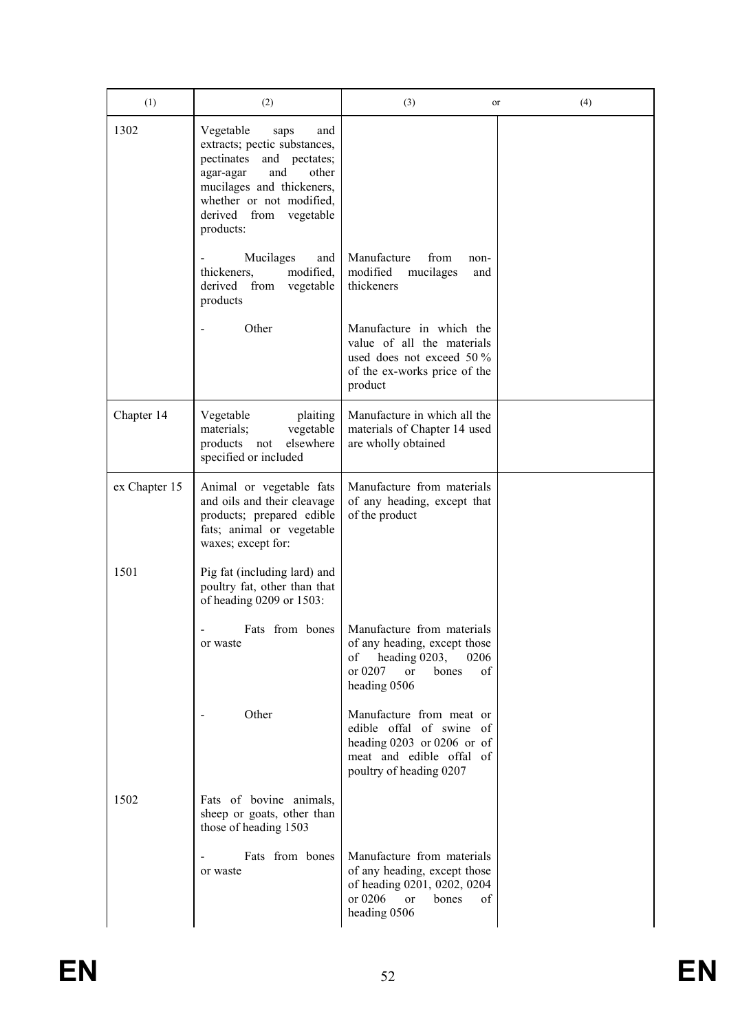| (1) | (2) | (3) or | (4) |
|---|---|---|---|
| 1302 | Vegetable saps and extracts; pectic substances, pectinates and pectates; agar-agar and other mucilages and thickeners, whether or not modified, derived from vegetable products: | | |
| | - Mucilages and thickeners, modified, derived from vegetable products | Manufacture from non-modified mucilages and thickeners | |
| | - Other | Manufacture in which the value of all the materials used does not exceed 50 % of the ex-works price of the product | |
| Chapter 14 | Vegetable plaiting materials; vegetable products not elsewhere specified or included | Manufacture in which all the materials of Chapter 14 used are wholly obtained | |
| ex Chapter 15 | Animal or vegetable fats and oils and their cleavage products; prepared edible fats; animal or vegetable waxes; except for: | Manufacture from materials of any heading, except that of the product | |
| 1501 | Pig fat (including lard) and poultry fat, other than that of heading 0209 or 1503: | | |
| | - Fats from bones or waste | Manufacture from materials of any heading, except those of heading 0203, 0206 or 0207 or bones of heading 0506 | |
| | - Other | Manufacture from meat or edible offal of swine of heading 0203 or 0206 or of meat and edible offal of poultry of heading 0207 | |
| 1502 | Fats of bovine animals, sheep or goats, other than those of heading 1503 | | |
| | - Fats from bones or waste | Manufacture from materials of any heading, except those of heading 0201, 0202, 0204 or 0206 or bones of heading 0506 | |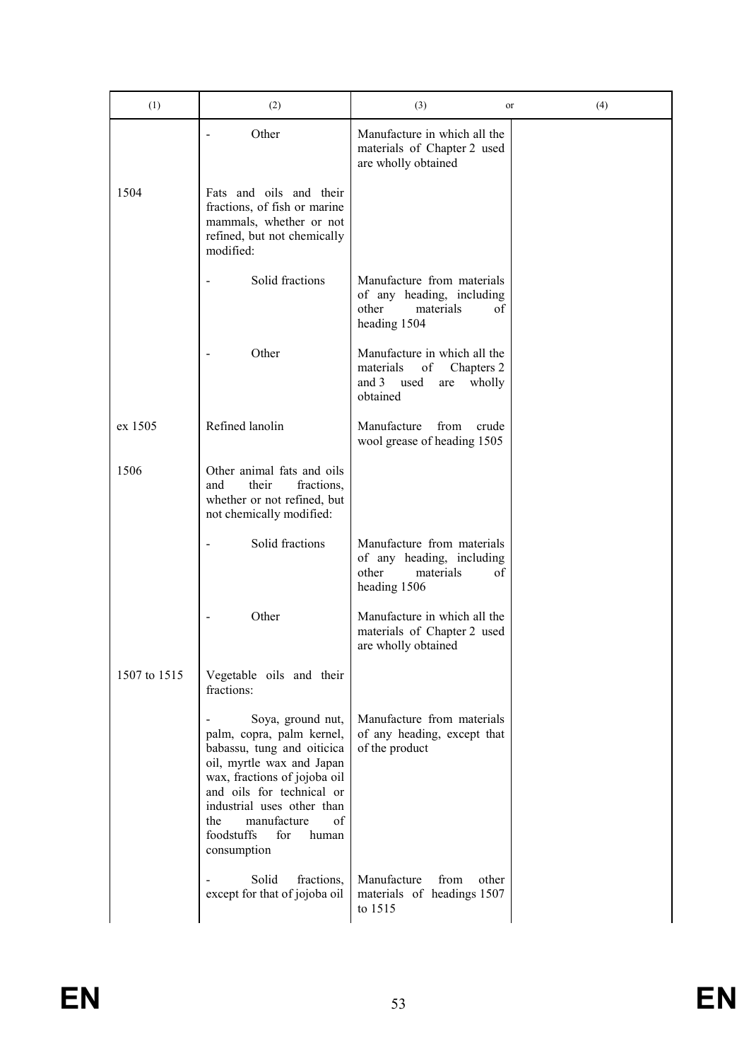| (1) | (2) | (3) or | (4) |
|---|---|---|---|
| | - Other | Manufacture in which all the materials of Chapter 2 used are wholly obtained | |
| 1504 | Fats and oils and their fractions, of fish or marine mammals, whether or not refined, but not chemically modified: | | |
| | - Solid fractions | Manufacture from materials of any heading, including other materials of heading 1504 | |
| | - Other | Manufacture in which all the materials of Chapters 2 and 3 used are wholly obtained | |
| ex 1505 | Refined lanolin | Manufacture from crude wool grease of heading 1505 | |
| 1506 | Other animal fats and oils and their fractions, whether or not refined, but not chemically modified: | | |
| | - Solid fractions | Manufacture from materials of any heading, including other materials of heading 1506 | |
| | - Other | Manufacture in which all the materials of Chapter 2 used are wholly obtained | |
| 1507 to 1515 | Vegetable oils and their fractions: | | |
| | - Soya, ground nut, palm, copra, palm kernel, babassu, tung and oiticica oil, myrtle wax and Japan wax, fractions of jojoba oil and oils for technical or industrial uses other than the manufacture of foodstuffs for human consumption | Manufacture from materials of any heading, except that of the product | |
| | - Solid fractions, except for that of jojoba oil | Manufacture from other materials of headings 1507 to 1515 | |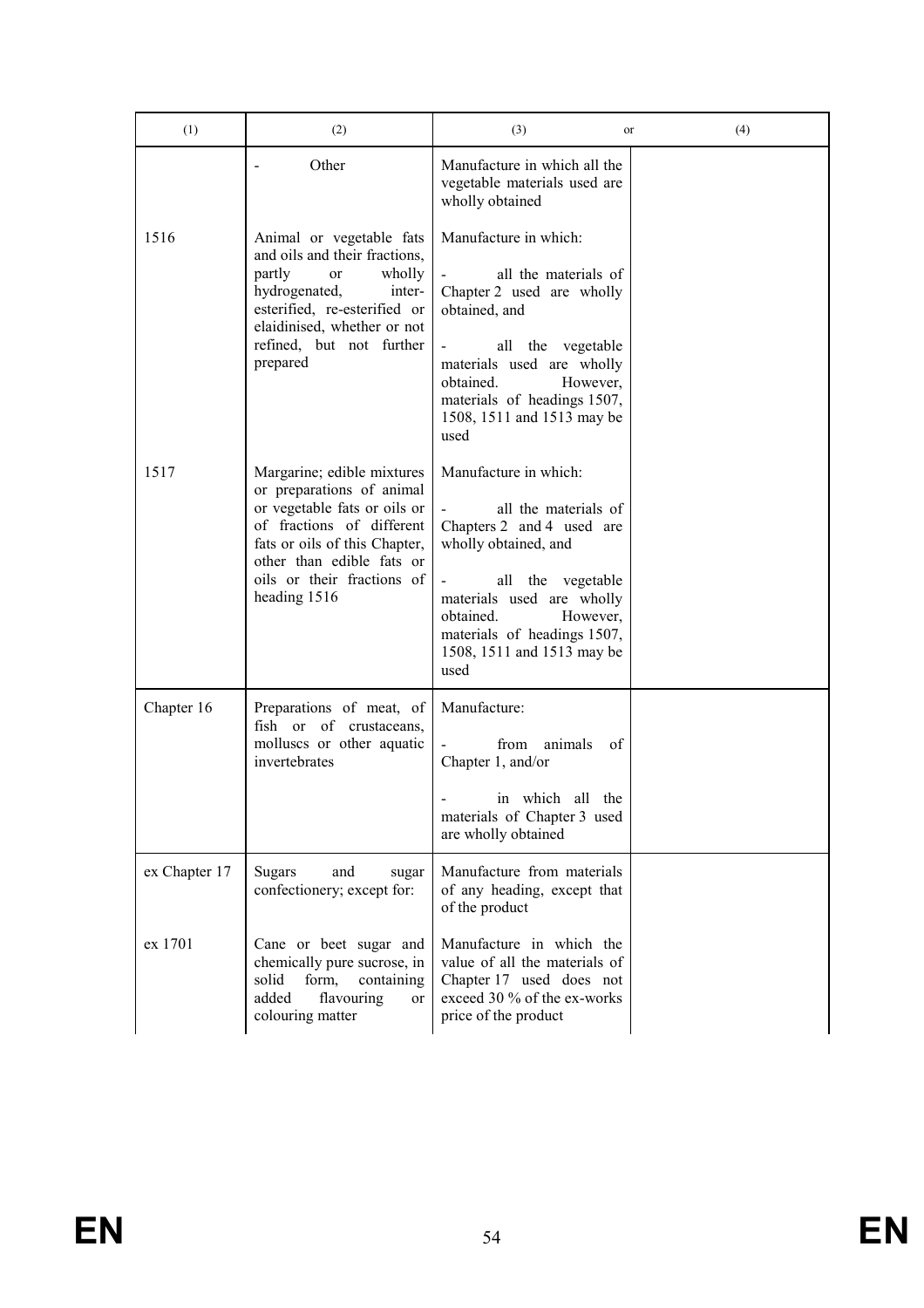| (1) | (2) | (3) or | (4) |
|---|---|---|---|
| | - Other | Manufacture in which all the vegetable materials used are wholly obtained | |
| 1516 | Animal or vegetable fats and oils and their fractions, partly or wholly hydrogenated, inter-esterified, re-esterified or elaidinised, whether or not refined, but not further prepared | Manufacture in which:<br><br>- all the materials of Chapter 2 used are wholly obtained, and<br><br>- all the vegetable materials used are wholly obtained. However, materials of headings 1507, 1508, 1511 and 1513 may be used | |
| 1517 | Margarine; edible mixtures or preparations of animal or vegetable fats or oils or of fractions of different fats or oils of this Chapter, other than edible fats or oils or their fractions of heading 1516 | Manufacture in which:<br><br>- all the materials of Chapters 2 and 4 used are wholly obtained, and<br><br>- all the vegetable materials used are wholly obtained. However, materials of headings 1507, 1508, 1511 and 1513 may be used | |
| Chapter 16 | Preparations of meat, of fish or of crustaceans, molluscs or other aquatic invertebrates | Manufacture:<br><br>- from animals of Chapter 1, and/or<br><br>- in which all the materials of Chapter 3 used are wholly obtained | |
| ex Chapter 17 | Sugars and sugar confectionery; except for: | Manufacture from materials of any heading, except that of the product | |
| ex 1701 | Cane or beet sugar and chemically pure sucrose, in solid form, containing added flavouring or colouring matter | Manufacture in which the value of all the materials of Chapter 17 used does not exceed 30 % of the ex-works price of the product | |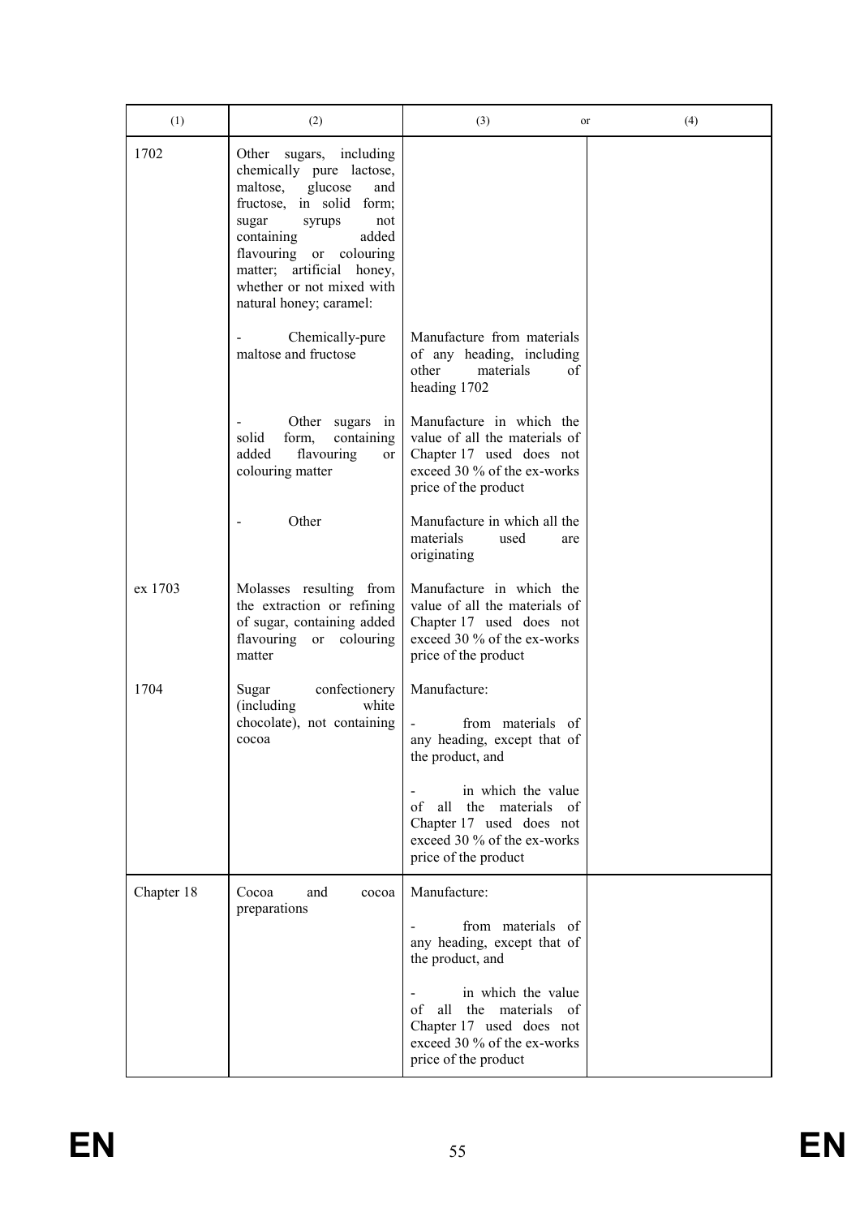| (1) | (2) | (3) or | (4) |
|---|---|---|---|
| 1702 | Other sugars, including chemically pure lactose, maltose, glucose and fructose, in solid form; sugar syrups not containing added flavouring or colouring matter; artificial honey, whether or not mixed with natural honey; caramel: | | |
| | - Chemically-pure maltose and fructose | Manufacture from materials of any heading, including other materials of heading 1702 | |
| | - Other sugars in solid form, containing added flavouring or colouring matter | Manufacture in which the value of all the materials of Chapter 17 used does not exceed 30 % of the ex-works price of the product | |
| | - Other | Manufacture in which all the materials used are originating | |
| ex 1703 | Molasses resulting from the extraction or refining of sugar, containing added flavouring or colouring matter | Manufacture in which the value of all the materials of Chapter 17 used does not exceed 30 % of the ex-works price of the product | |
| 1704 | Sugar confectionery (including white chocolate), not containing cocoa | Manufacture:<br>- from materials of any heading, except that of the product, and<br>- in which the value of all the materials of Chapter 17 used does not exceed 30 % of the ex-works price of the product | |
| Chapter 18 | Cocoa and cocoa preparations | Manufacture:<br>- from materials of any heading, except that of the product, and<br>- in which the value of all the materials of Chapter 17 used does not exceed 30 % of the ex-works price of the product | |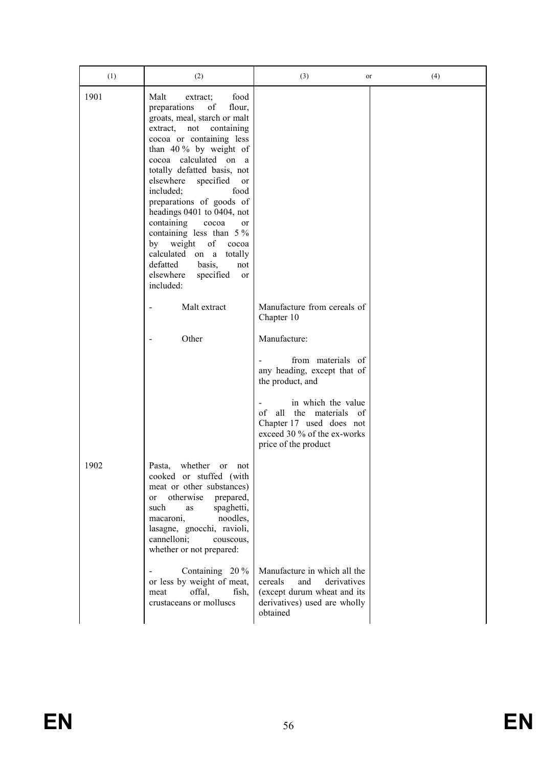| (1) | (2) | (3) or | (4) |
|---|---|---|---|
| 1901 | Malt extract; food preparations of flour, groats, meal, starch or malt extract, not containing cocoa or containing less than 40 % by weight of cocoa calculated on a totally defatted basis, not elsewhere specified or included; food preparations of goods of headings 0401 to 0404, not containing cocoa or containing less than 5 % by weight of cocoa calculated on a totally defatted basis, not elsewhere specified or included: | | |
| | - Malt extract | Manufacture from cereals of Chapter 10 | |
| | - Other | Manufacture:<br><br>- from materials of any heading, except that of the product, and<br><br>- in which the value of all the materials of Chapter 17 used does not exceed 30 % of the ex-works price of the product | |
| 1902 | Pasta, whether or not cooked or stuffed (with meat or other substances) or otherwise prepared, such as spaghetti, macaroni, noodles, lasagne, gnocchi, ravioli, cannelloni; couscous, whether or not prepared: | | |
| | - Containing 20 % or less by weight of meat, meat offal, fish, crustaceans or molluscs | Manufacture in which all the cereals and derivatives (except durum wheat and its derivatives) used are wholly obtained | |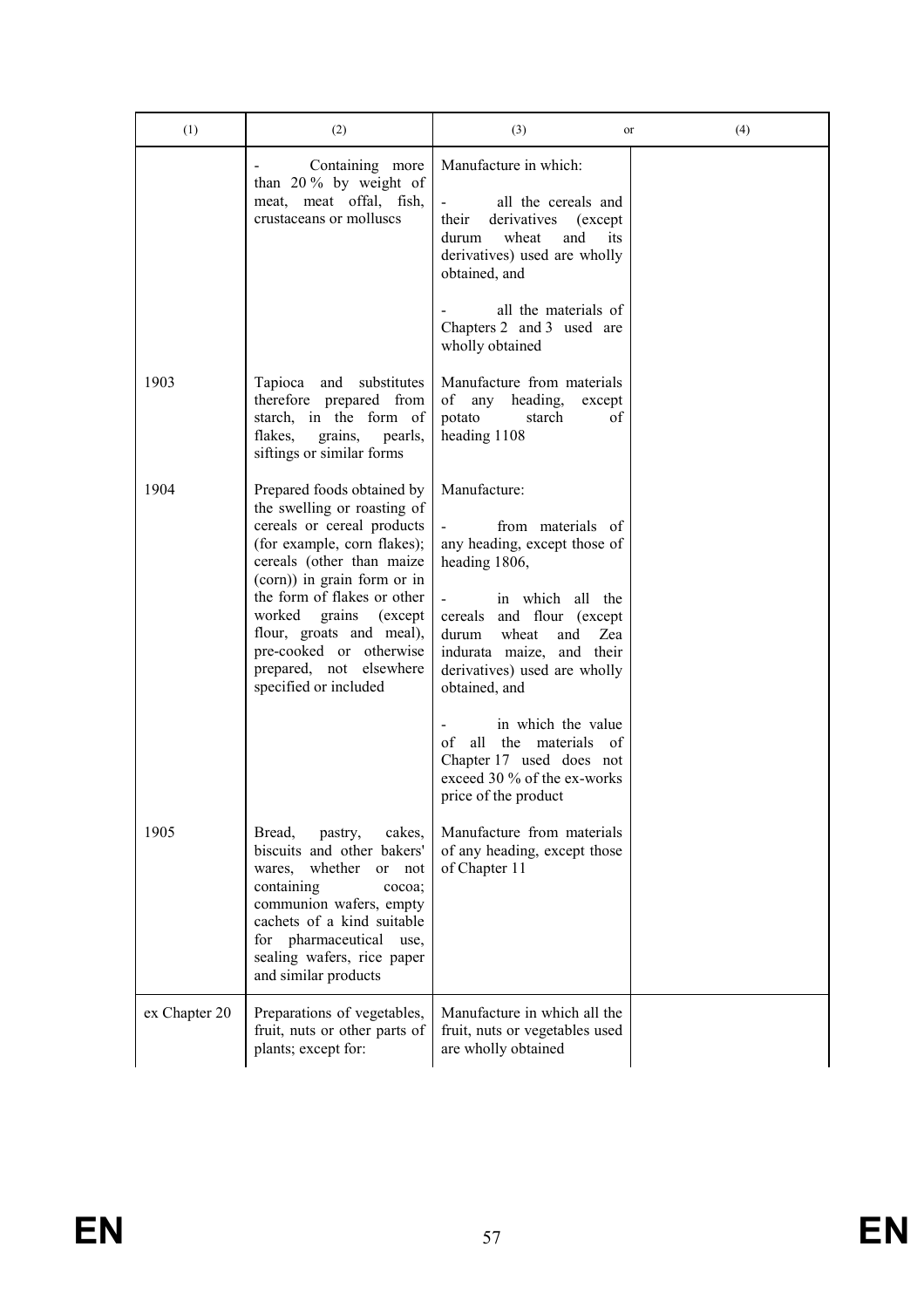| (1) | (2) | (3) or | (4) |
|---|---|---|---|
| | - Containing more than 20 % by weight of meat, meat offal, fish, crustaceans or molluscs | Manufacture in which:<br><br>- all the cereals and their derivatives (except durum wheat and its derivatives) used are wholly obtained, and<br><br>- all the materials of Chapters 2 and 3 used are wholly obtained | |
| 1903 | Tapioca and substitutes therefore prepared from starch, in the form of flakes, grains, pearls, siftings or similar forms | Manufacture from materials of any heading, except potato starch of heading 1108 | |
| 1904 | Prepared foods obtained by the swelling or roasting of cereals or cereal products (for example, corn flakes); cereals (other than maize (corn)) in grain form or in the form of flakes or other worked grains (except flour, groats and meal), pre-cooked or otherwise prepared, not elsewhere specified or included | Manufacture:<br><br>- from materials of any heading, except those of heading 1806,<br><br>- in which all the cereals and flour (except durum wheat and Zea indurata maize, and their derivatives) used are wholly obtained, and<br><br>- in which the value of all the materials of Chapter 17 used does not exceed 30 % of the ex-works price of the product | |
| 1905 | Bread, pastry, cakes, biscuits and other bakers' wares, whether or not containing cocoa; communion wafers, empty cachets of a kind suitable for pharmaceutical use, sealing wafers, rice paper and similar products | Manufacture from materials of any heading, except those of Chapter 11 | |
| ex Chapter 20 | Preparations of vegetables, fruit, nuts or other parts of plants; except for: | Manufacture in which all the fruit, nuts or vegetables used are wholly obtained | |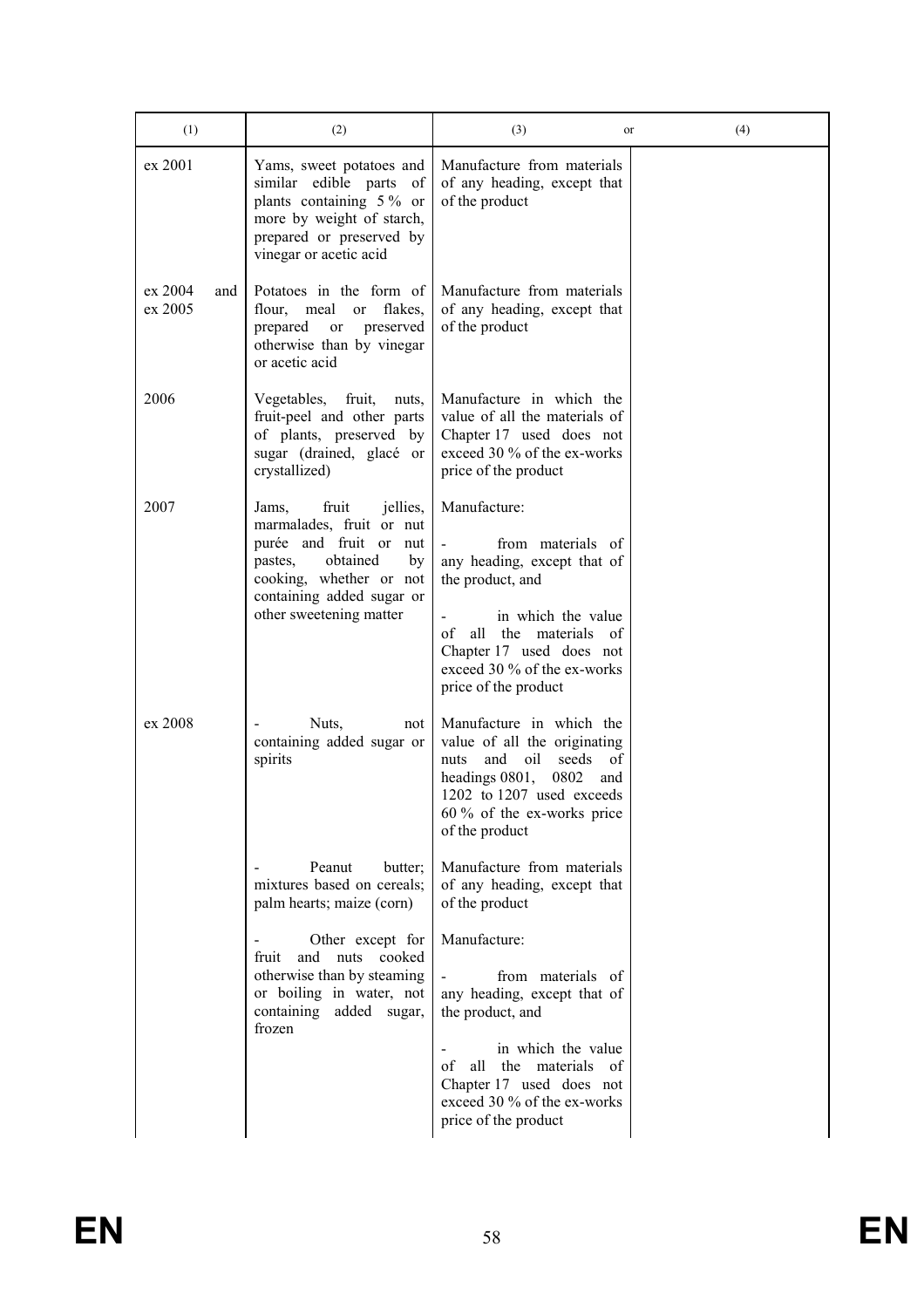| (1) | (2) | (3) or | (4) |
|---|---|---|---|
| ex 2001 | Yams, sweet potatoes and similar edible parts of plants containing 5 % or more by weight of starch, prepared or preserved by vinegar or acetic acid | Manufacture from materials of any heading, except that of the product | |
| ex 2004 and ex 2005 | Potatoes in the form of flour, meal or flakes, prepared or preserved otherwise than by vinegar or acetic acid | Manufacture from materials of any heading, except that of the product | |
| 2006 | Vegetables, fruit, nuts, fruit-peel and other parts of plants, preserved by sugar (drained, glacé or crystallized) | Manufacture in which the value of all the materials of Chapter 17 used does not exceed 30 % of the ex-works price of the product | |
| 2007 | Jams, fruit jellies, marmalades, fruit or nut purée and fruit or nut pastes, obtained by cooking, whether or not containing added sugar or other sweetening matter | Manufacture:<br><br>- from materials of any heading, except that of the product, and<br><br>- in which the value of all the materials of Chapter 17 used does not exceed 30 % of the ex-works price of the product | |
| ex 2008 | - Nuts, not containing added sugar or spirits | Manufacture in which the value of all the originating nuts and oil seeds of headings 0801, 0802 and 1202 to 1207 used exceeds 60 % of the ex-works price of the product | |
| | - Peanut butter; mixtures based on cereals; palm hearts; maize (corn) | Manufacture from materials of any heading, except that of the product | |
| | - Other except for fruit and nuts cooked otherwise than by steaming or boiling in water, not containing added sugar, frozen | Manufacture:<br><br>- from materials of any heading, except that of the product, and<br><br>- in which the value of all the materials of Chapter 17 used does not exceed 30 % of the ex-works price of the product | |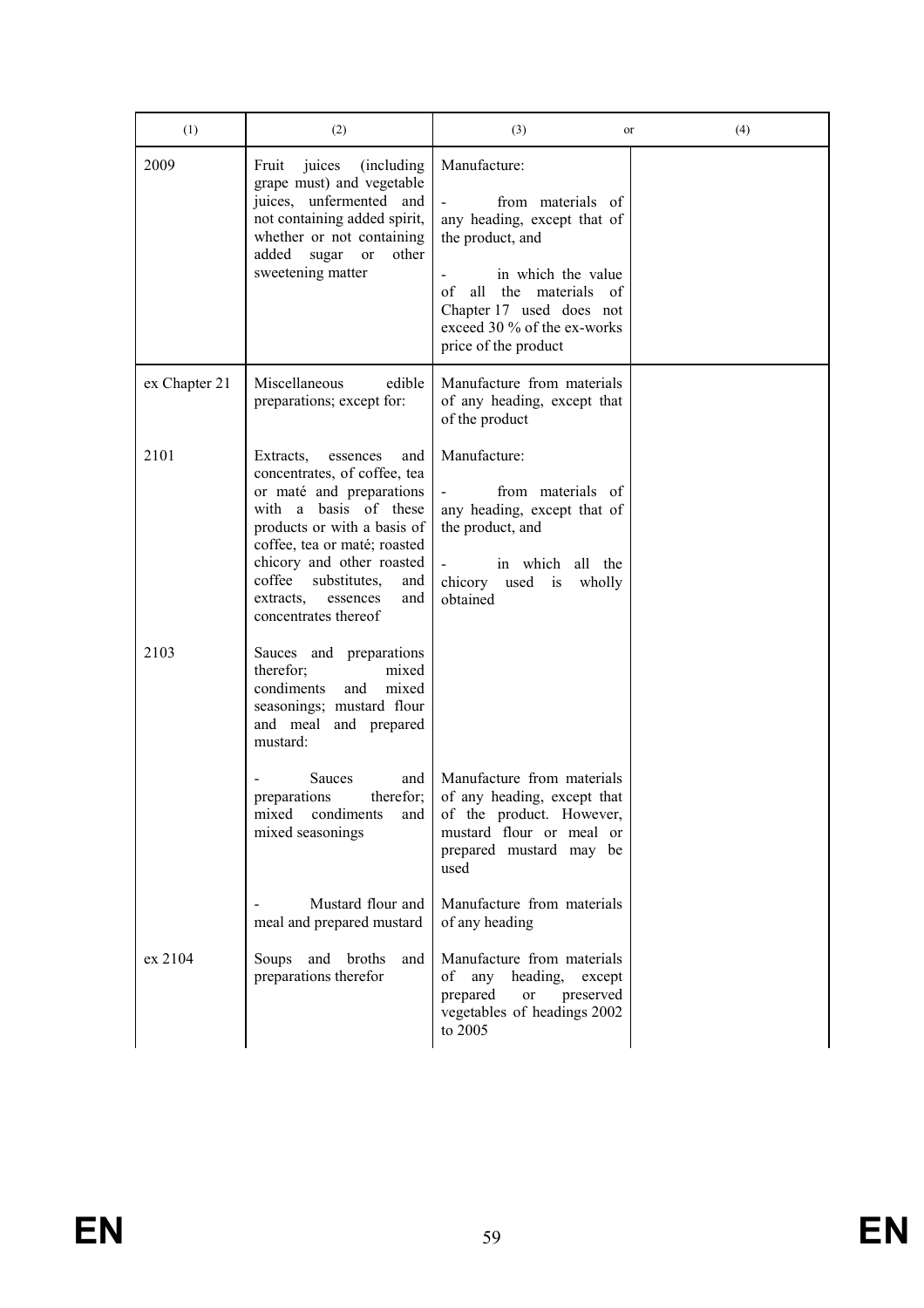| (1) | (2) | (3) or | (4) |
|---|---|---|---|
| 2009 | Fruit juices (including grape must) and vegetable juices, unfermented and not containing added spirit, whether or not containing added sugar or other sweetening matter | Manufacture:<br><br>- from materials of any heading, except that of the product, and<br><br>- in which the value of all the materials of Chapter 17 used does not exceed 30 % of the ex-works price of the product | |
| ex Chapter 21 | Miscellaneous edible preparations; except for: | Manufacture from materials of any heading, except that of the product | |
| 2101 | Extracts, essences and concentrates, of coffee, tea or maté and preparations with a basis of these products or with a basis of coffee, tea or maté; roasted chicory and other roasted coffee substitutes, and extracts, essences and concentrates thereof | Manufacture:<br><br>- from materials of any heading, except that of the product, and<br><br>- in which all the chicory used is wholly obtained | |
| 2103 | Sauces and preparations therefor; mixed condiments and mixed seasonings; mustard flour and meal and prepared mustard: | | |
| | - Sauces and preparations therefor; mixed condiments and mixed seasonings | Manufacture from materials of any heading, except that of the product. However, mustard flour or meal or prepared mustard may be used | |
| | - Mustard flour and meal and prepared mustard | Manufacture from materials of any heading | |
| ex 2104 | Soups and broths and preparations therefor | Manufacture from materials of any heading, except prepared or preserved vegetables of headings 2002 to 2005 | |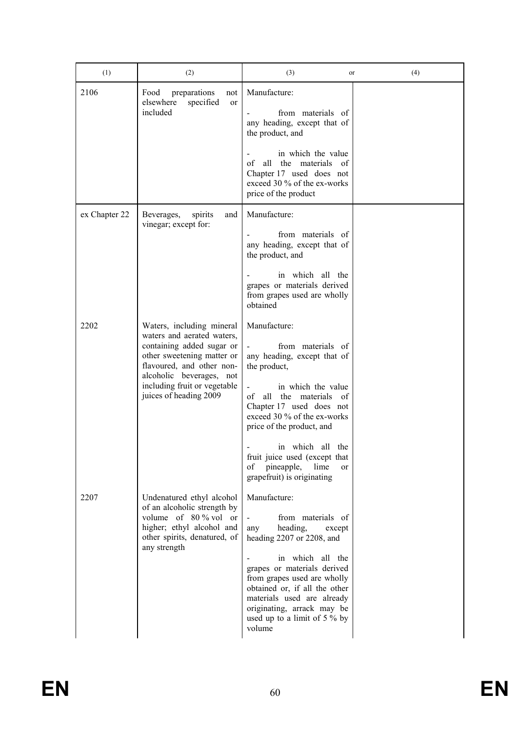| (1) | (2) | (3) or | (4) |
|---|---|---|---|
| 2106 | Food preparations not elsewhere specified or included | Manufacture:<br><br>- from materials of any heading, except that of the product, and<br><br>- in which the value of all the materials of Chapter 17 used does not exceed 30 % of the ex-works price of the product | |
| ex Chapter 22 | Beverages, spirits and vinegar; except for: | Manufacture:<br><br>- from materials of any heading, except that of the product, and<br><br>- in which all the grapes or materials derived from grapes used are wholly obtained | |
| 2202 | Waters, including mineral waters and aerated waters, containing added sugar or other sweetening matter or flavoured, and other non-alcoholic beverages, not including fruit or vegetable juices of heading 2009 | Manufacture:<br><br>- from materials of any heading, except that of the product,<br><br>- in which the value of all the materials of Chapter 17 used does not exceed 30 % of the ex-works price of the product, and<br><br>- in which all the fruit juice used (except that of pineapple, lime or grapefruit) is originating | |
| 2207 | Undenatured ethyl alcohol of an alcoholic strength by volume of 80 % vol or higher; ethyl alcohol and other spirits, denatured, of any strength | Manufacture:<br><br>- from materials of any heading, except heading 2207 or 2208, and<br><br>- in which all the grapes or materials derived from grapes used are wholly obtained or, if all the other materials used are already originating, arrack may be used up to a limit of 5 % by volume | |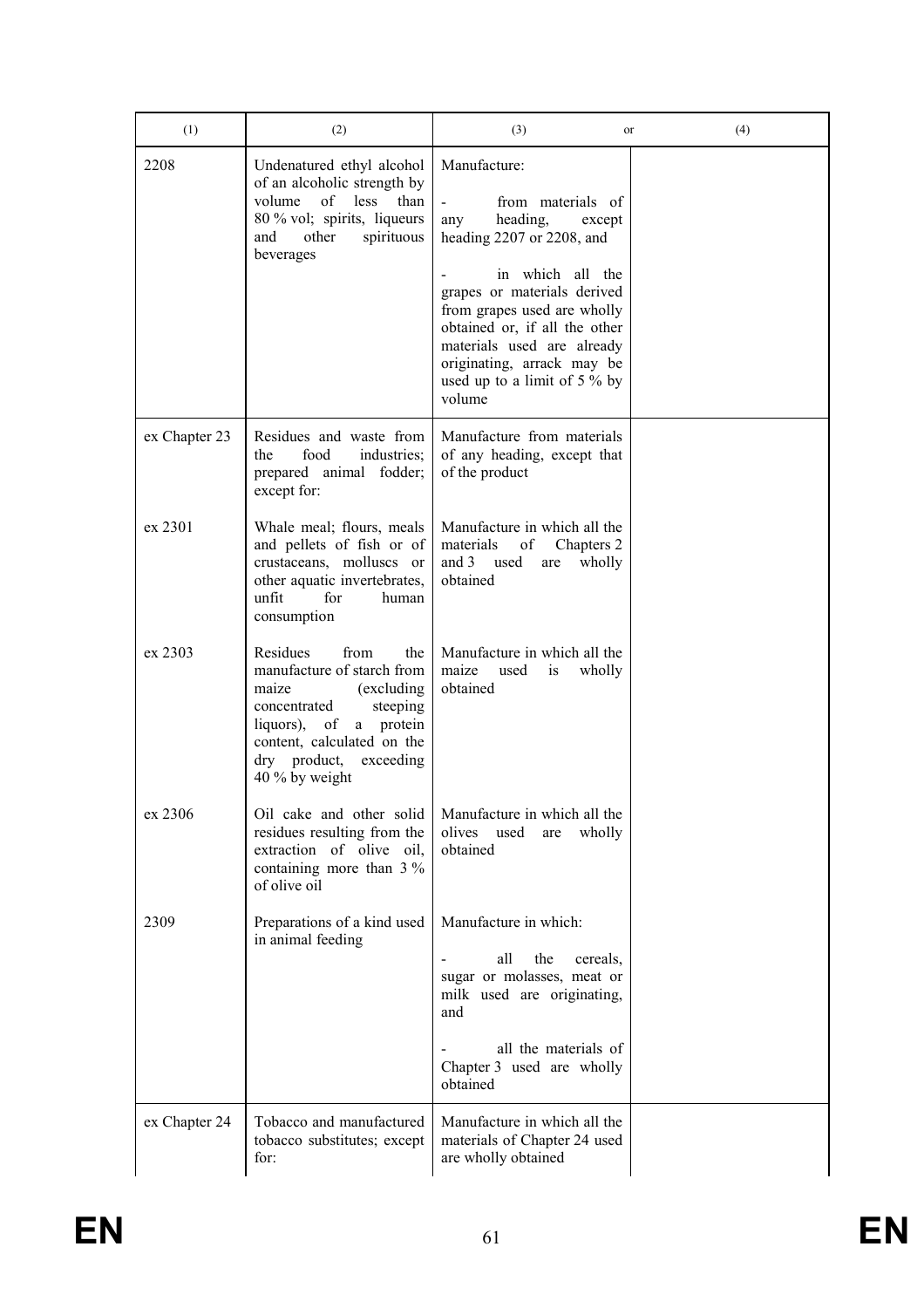| (1) | (2) | (3) or | (4) |
|---|---|---|---|
| 2208 | Undenatured ethyl alcohol of an alcoholic strength by volume of less than 80 % vol; spirits, liqueurs and other spirituous beverages | Manufacture:<br><br>- from materials of any heading, except heading 2207 or 2208, and<br><br>- in which all the grapes or materials derived from grapes used are wholly obtained or, if all the other materials used are already originating, arrack may be used up to a limit of 5 % by volume | |
| ex Chapter 23 | Residues and waste from the food industries; prepared animal fodder; except for: | Manufacture from materials of any heading, except that of the product | |
| ex 2301 | Whale meal; flours, meals and pellets of fish or of crustaceans, molluscs or other aquatic invertebrates, unfit for human consumption | Manufacture in which all the materials of Chapters 2 and 3 used are wholly obtained | |
| ex 2303 | Residues from the manufacture of starch from maize (excluding concentrated steeping liquors), of a protein content, calculated on the dry product, exceeding 40 % by weight | Manufacture in which all the maize used is wholly obtained | |
| ex 2306 | Oil cake and other solid residues resulting from the extraction of olive oil, containing more than 3 % of olive oil | Manufacture in which all the olives used are wholly obtained | |
| 2309 | Preparations of a kind used in animal feeding | Manufacture in which:<br><br>- all the cereals, sugar or molasses, meat or milk used are originating, and<br><br>- all the materials of Chapter 3 used are wholly obtained | |
| ex Chapter 24 | Tobacco and manufactured tobacco substitutes; except for: | Manufacture in which all the materials of Chapter 24 used are wholly obtained | |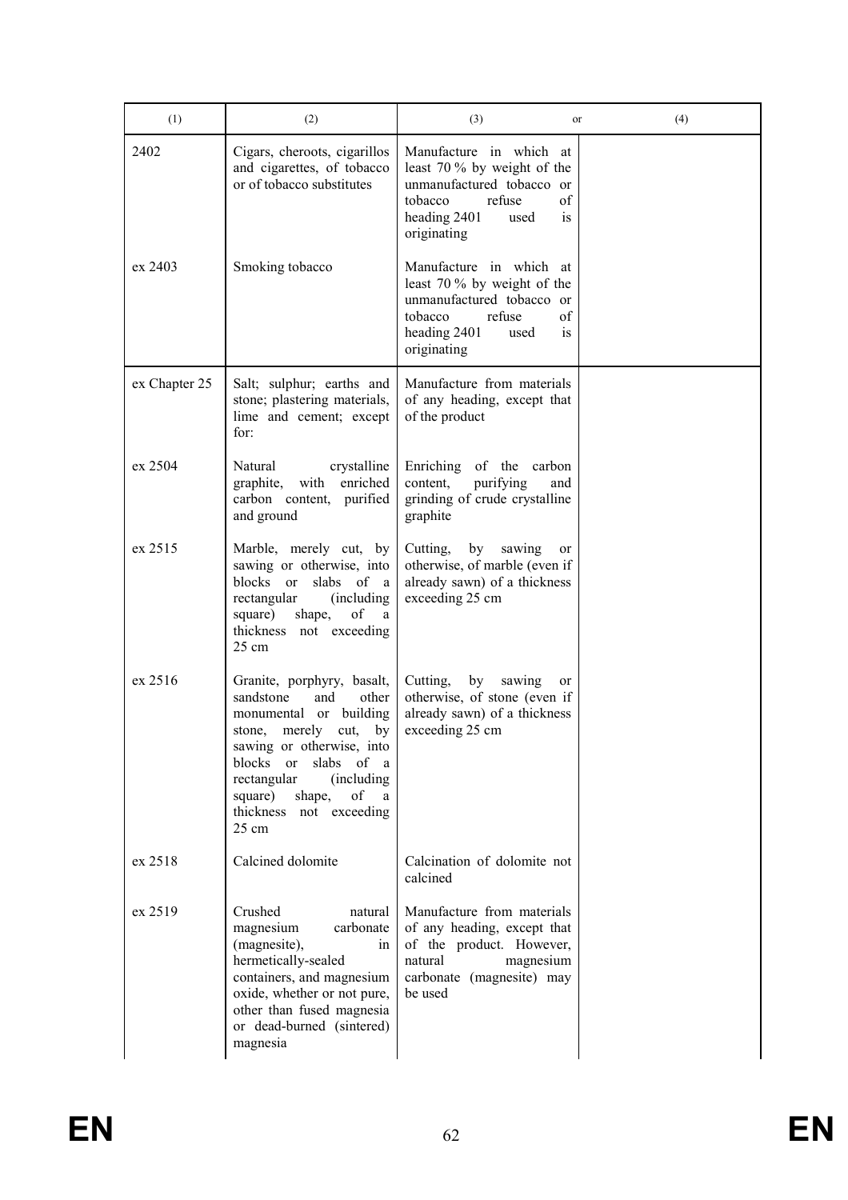| (1) | (2) | (3) or | (4) |
|---|---|---|---|
| 2402 | Cigars, cheroots, cigarillos and cigarettes, of tobacco or of tobacco substitutes | Manufacture in which at least 70 % by weight of the unmanufactured tobacco or tobacco refuse of heading 2401 used is originating | |
| ex 2403 | Smoking tobacco | Manufacture in which at least 70 % by weight of the unmanufactured tobacco or tobacco refuse of heading 2401 used is originating | |
| ex Chapter 25 | Salt; sulphur; earths and stone; plastering materials, lime and cement; except for: | Manufacture from materials of any heading, except that of the product | |
| ex 2504 | Natural crystalline graphite, with enriched carbon content, purified and ground | Enriching of the carbon content, purifying and grinding of crude crystalline graphite | |
| ex 2515 | Marble, merely cut, by sawing or otherwise, into blocks or slabs of a rectangular (including square) shape, of a thickness not exceeding 25 cm | Cutting, by sawing or otherwise, of marble (even if already sawn) of a thickness exceeding 25 cm | |
| ex 2516 | Granite, porphyry, basalt, sandstone and other monumental or building stone, merely cut, by sawing or otherwise, into blocks or slabs of a rectangular (including square) shape, of a thickness not exceeding 25 cm | Cutting, by sawing or otherwise, of stone (even if already sawn) of a thickness exceeding 25 cm | |
| ex 2518 | Calcined dolomite | Calcination of dolomite not calcined | |
| ex 2519 | Crushed natural magnesium carbonate (magnesite), in hermetically-sealed containers, and magnesium oxide, whether or not pure, other than fused magnesia or dead-burned (sintered) magnesia | Manufacture from materials of any heading, except that of the product. However, natural magnesium carbonate (magnesite) may be used | |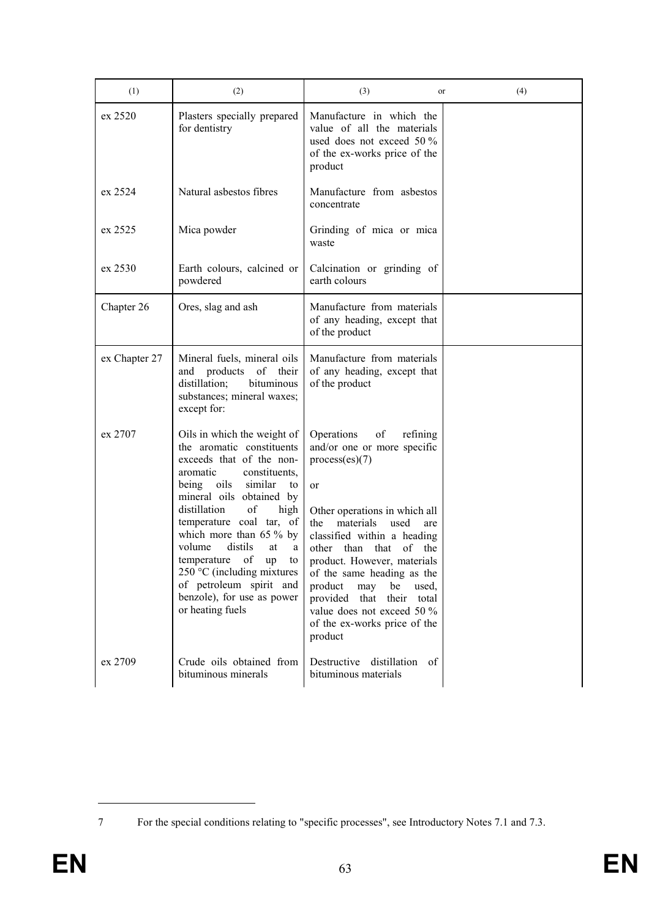| (1) | (2) | (3) or | (4) |
|---|---|---|---|
| ex 2520 | Plasters specially prepared for dentistry | Manufacture in which the value of all the materials used does not exceed 50 % of the ex-works price of the product | |
| ex 2524 | Natural asbestos fibres | Manufacture from asbestos concentrate | |
| ex 2525 | Mica powder | Grinding of mica or mica waste | |
| ex 2530 | Earth colours, calcined or powdered | Calcination or grinding of earth colours | |
| Chapter 26 | Ores, slag and ash | Manufacture from materials of any heading, except that of the product | |
| ex Chapter 27 | Mineral fuels, mineral oils and products of their distillation; bituminous substances; mineral waxes; except for: | Manufacture from materials of any heading, except that of the product | |
| ex 2707 | Oils in which the weight of the aromatic constituents exceeds that of the non-aromatic constituents, being oils similar to mineral oils obtained by distillation of high temperature coal tar, of which more than 65 % by volume distils at a temperature of up to 250 °C (including mixtures of petroleum spirit and benzole), for use as power or heating fuels | Operations of refining and/or one or more specific process(es)(7)<br><br>or<br><br>Other operations in which all the materials used are classified within a heading other than that of the product. However, materials of the same heading as the product may be used, provided that their total value does not exceed 50 % of the ex-works price of the product | |
| ex 2709 | Crude oils obtained from bituminous minerals | Destructive distillation of bituminous materials | |

7 For the special conditions relating to "specific processes", see Introductory Notes 7.1 and 7.3.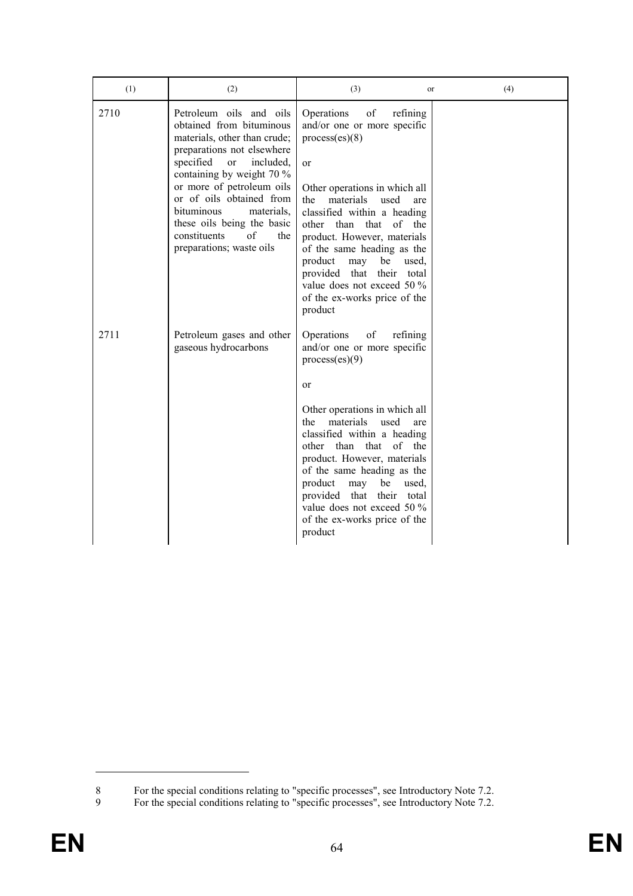| (1) | (2) | (3) or | (4) |
|---|---|---|---|
| 2710 | Petroleum oils and oils obtained from bituminous materials, other than crude; preparations not elsewhere specified or included, containing by weight 70 % or more of petroleum oils or of oils obtained from bituminous materials, these oils being the basic constituents of the preparations; waste oils | Operations of refining and/or one or more specific process(es)[8]<br><br>or<br><br>Other operations in which all the materials used are classified within a heading other than that of the product. However, materials of the same heading as the product may be used, provided that their total value does not exceed 50 % of the ex-works price of the product | |
| 2711 | Petroleum gases and other gaseous hydrocarbons | Operations of refining and/or one or more specific process(es)[9]<br><br>or<br><br>Other operations in which all the materials used are classified within a heading other than that of the product. However, materials of the same heading as the product may be used, provided that their total value does not exceed 50 % of the ex-works price of the product | |

8 For the special conditions relating to "specific processes", see Introductory Note 7.2.

9 For the special conditions relating to "specific processes", see Introductory Note 7.2.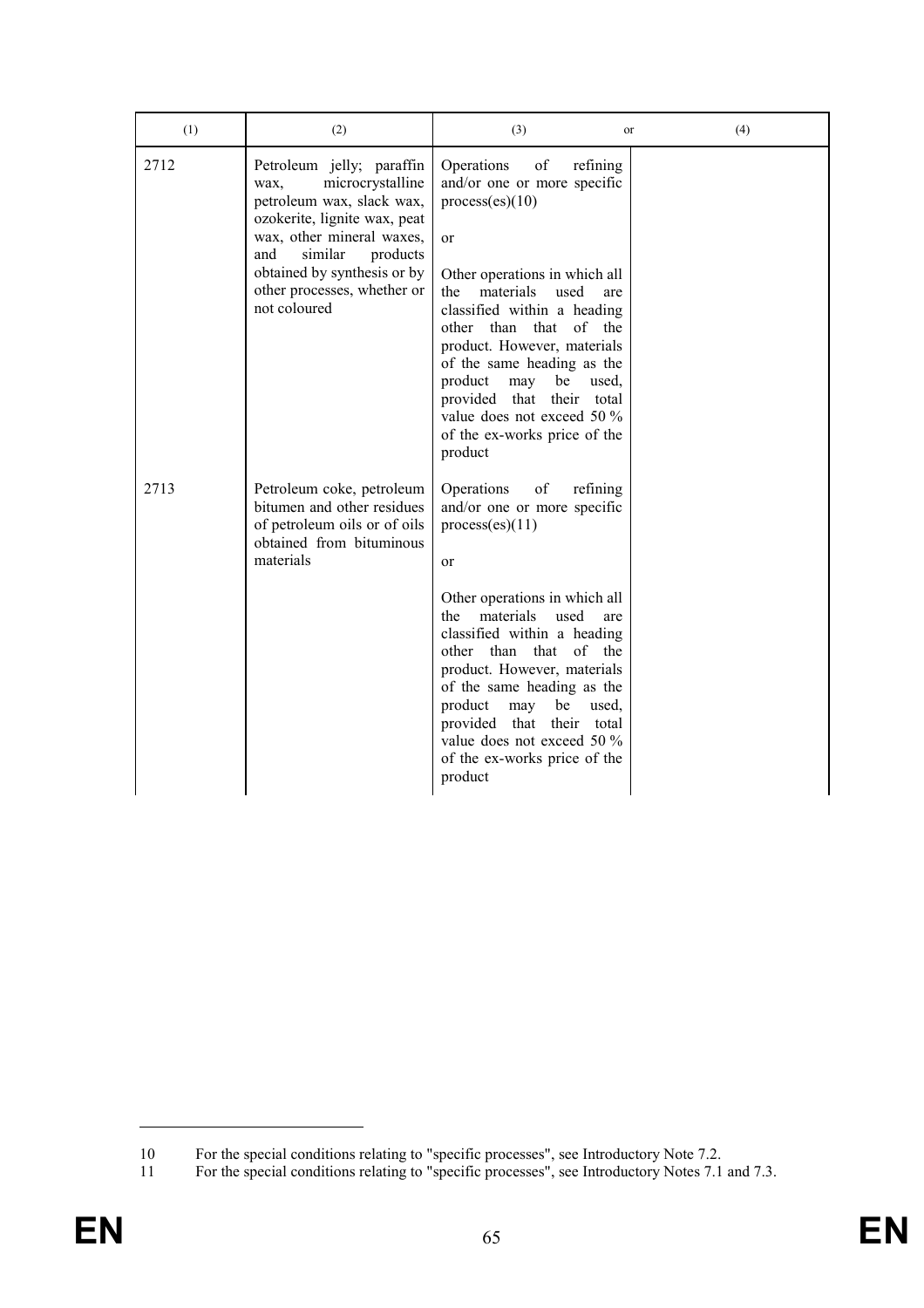| (1) | (2) | (3) or | (4) |
|---|---|---|---|
| 2712 | Petroleum jelly; paraffin wax, microcrystalline petroleum wax, slack wax, ozokerite, lignite wax, peat wax, other mineral waxes, and similar products obtained by synthesis or by other processes, whether or not coloured | Operations of refining and/or one or more specific process(es)(10)<br><br>or<br><br>Other operations in which all the materials used are classified within a heading other than that of the product. However, materials of the same heading as the product may be used, provided that their total value does not exceed 50 % of the ex-works price of the product | |
| 2713 | Petroleum coke, petroleum bitumen and other residues of petroleum oils or of oils obtained from bituminous materials | Operations of refining and/or one or more specific process(es)(11)<br><br>or<br><br>Other operations in which all the materials used are classified within a heading other than that of the product. However, materials of the same heading as the product may be used, provided that their total value does not exceed 50 % of the ex-works price of the product | |

10 For the special conditions relating to "specific processes", see Introductory Note 7.2.

11 For the special conditions relating to "specific processes", see Introductory Notes 7.1 and 7.3.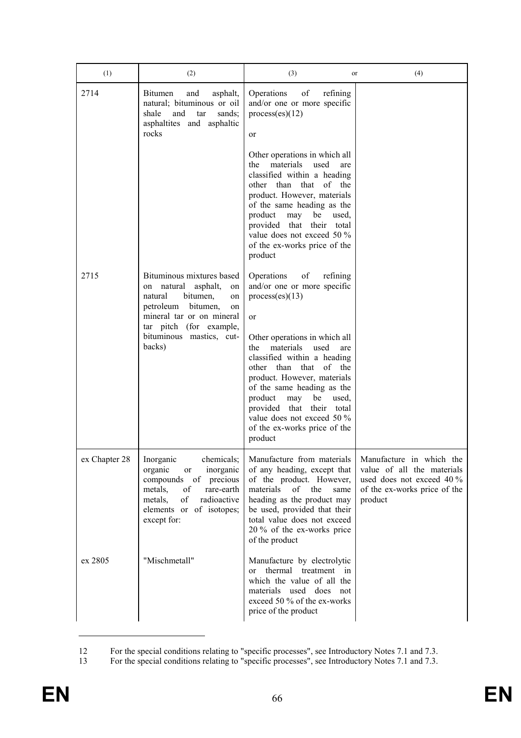| (1) | (2) | (3) or | (4) |
|---|---|---|---|
| 2714 | Bitumen and asphalt, natural; bituminous or oil shale and tar sands; asphaltites and asphaltic rocks | Operations of refining and/or one or more specific process(es)[12]<br><br>or<br><br>Other operations in which all the materials used are classified within a heading other than that of the product. However, materials of the same heading as the product may be used, provided that their total value does not exceed 50 % of the ex-works price of the product | |
| 2715 | Bituminous mixtures based on natural asphalt, on natural bitumen, on petroleum bitumen, on mineral tar or on mineral tar pitch (for example, bituminous mastics, cut-backs) | Operations of refining and/or one or more specific process(es)[13]<br><br>or<br><br>Other operations in which all the materials used are classified within a heading other than that of the product. However, materials of the same heading as the product may be used, provided that their total value does not exceed 50 % of the ex-works price of the product | |
| ex Chapter 28 | Inorganic chemicals; organic or inorganic compounds of precious metals, of rare-earth metals, of radioactive elements or of isotopes; except for: | Manufacture from materials of any heading, except that of the product. However, materials of the same heading as the product may be used, provided that their total value does not exceed 20 % of the ex-works price of the product | Manufacture in which the value of all the materials used does not exceed 40 % of the ex-works price of the product |
| ex 2805 | "Mischmetall" | Manufacture by electrolytic or thermal treatment in which the value of all the materials used does not exceed 50 % of the ex-works price of the product | |

[12] For the special conditions relating to "specific processes", see Introductory Notes 7.1 and 7.3.

[13] For the special conditions relating to "specific processes", see Introductory Notes 7.1 and 7.3.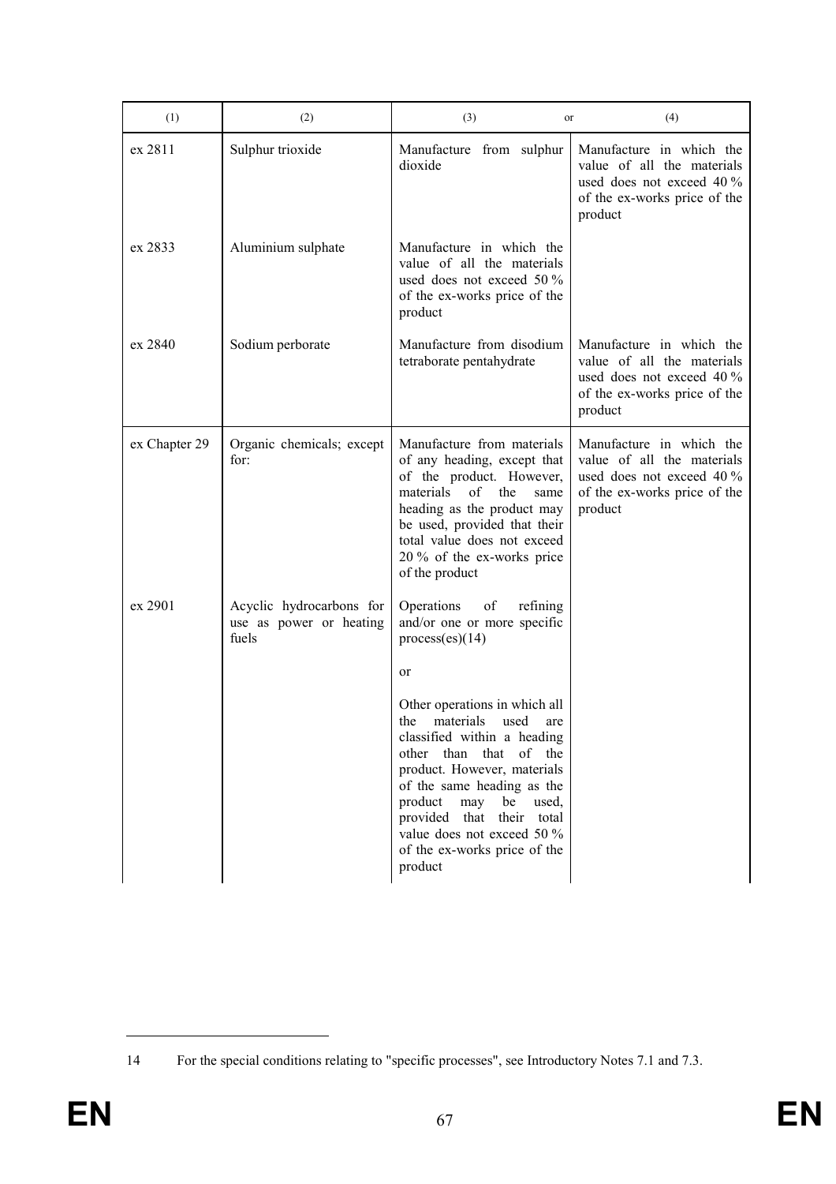| (1) | (2) | (3) or | (4) |
|---|---|---|---|
| ex 2811 | Sulphur trioxide | Manufacture from sulphur dioxide | Manufacture in which the value of all the materials used does not exceed 40 % of the ex-works price of the product |
| ex 2833 | Aluminium sulphate | Manufacture in which the value of all the materials used does not exceed 50 % of the ex-works price of the product | |
| ex 2840 | Sodium perborate | Manufacture from disodium tetraborate pentahydrate | Manufacture in which the value of all the materials used does not exceed 40 % of the ex-works price of the product |
| ex Chapter 29 | Organic chemicals; except for: | Manufacture from materials of any heading, except that of the product. However, materials of the same heading as the product may be used, provided that their total value does not exceed 20 % of the ex-works price of the product | Manufacture in which the value of all the materials used does not exceed 40 % of the ex-works price of the product |
| ex 2901 | Acyclic hydrocarbons for use as power or heating fuels | Operations of refining and/or one or more specific process(es)(14)<br><br>or<br><br>Other operations in which all the materials used are classified within a heading other than that of the product. However, materials of the same heading as the product may be used, provided that their total value does not exceed 50 % of the ex-works price of the product | |

14 For the special conditions relating to "specific processes", see Introductory Notes 7.1 and 7.3.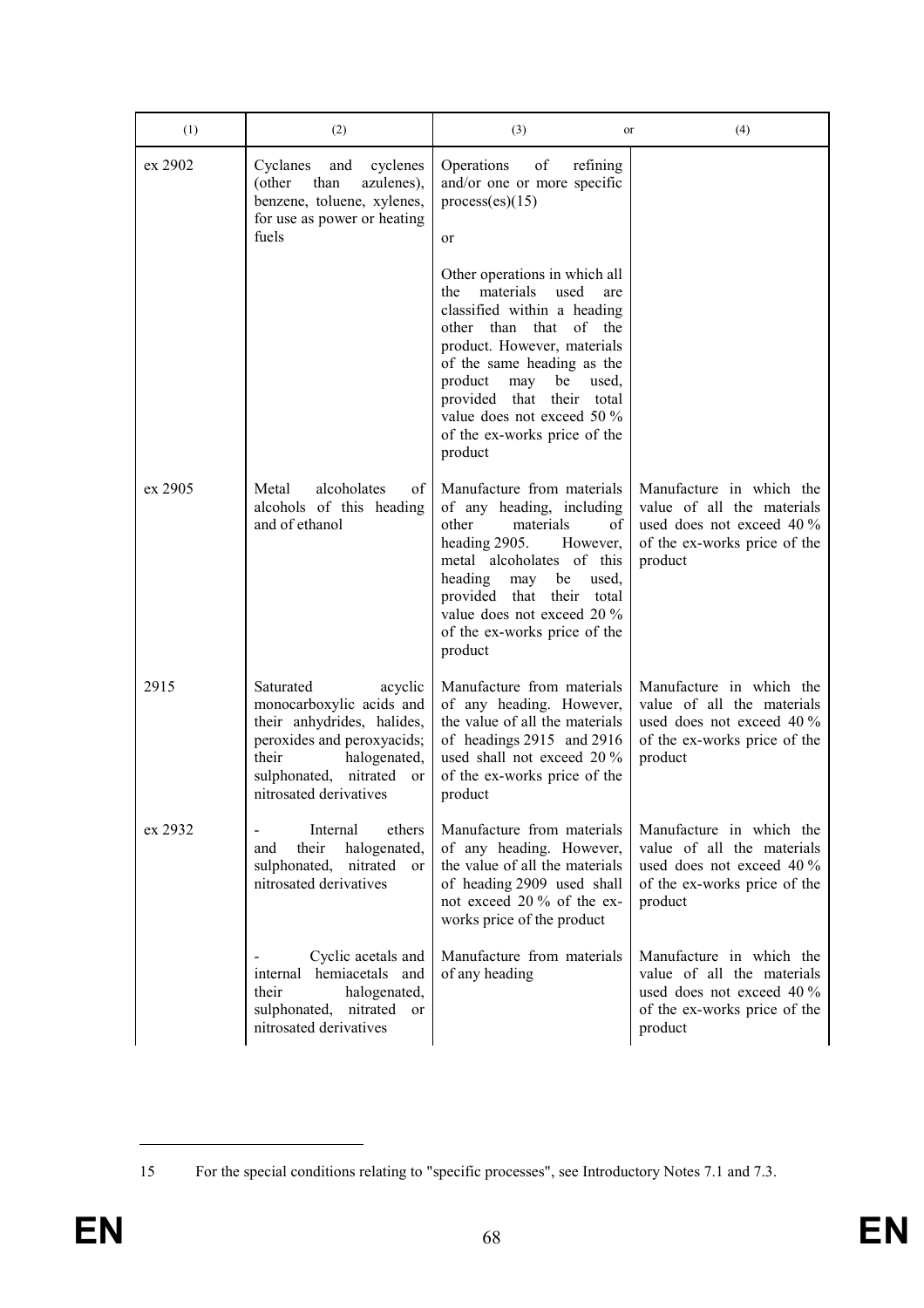| (1) | (2) | (3) or | (4) |
|---|---|---|---|
| ex 2902 | Cyclanes and cyclenes (other than azulenes), benzene, toluene, xylenes, for use as power or heating fuels | Operations of refining and/or one or more specific process(es)(15)<br><br>or<br><br>Other operations in which all the materials used are classified within a heading other than that of the product. However, materials of the same heading as the product may be used, provided that their total value does not exceed 50 % of the ex-works price of the product | |
| ex 2905 | Metal alcoholates of alcohols of this heading and of ethanol | Manufacture from materials of any heading, including other materials of heading 2905. However, metal alcoholates of this heading may be used, provided that their total value does not exceed 20 % of the ex-works price of the product | Manufacture in which the value of all the materials used does not exceed 40 % of the ex-works price of the product |
| 2915 | Saturated acyclic monocarboxylic acids and their anhydrides, halides, peroxides and peroxyacids; their halogenated, sulphonated, nitrated or nitrosated derivatives | Manufacture from materials of any heading. However, the value of all the materials of headings 2915 and 2916 used shall not exceed 20 % of the ex-works price of the product | Manufacture in which the value of all the materials used does not exceed 40 % of the ex-works price of the product |
| ex 2932 | - Internal ethers and their halogenated, sulphonated, nitrated or nitrosated derivatives | Manufacture from materials of any heading. However, the value of all the materials of heading 2909 used shall not exceed 20 % of the ex-works price of the product | Manufacture in which the value of all the materials used does not exceed 40 % of the ex-works price of the product |
| | - Cyclic acetals and internal hemiacetals and their halogenated, sulphonated, nitrated or nitrosated derivatives | Manufacture from materials of any heading | Manufacture in which the value of all the materials used does not exceed 40 % of the ex-works price of the product |

15 For the special conditions relating to "specific processes", see Introductory Notes 7.1 and 7.3.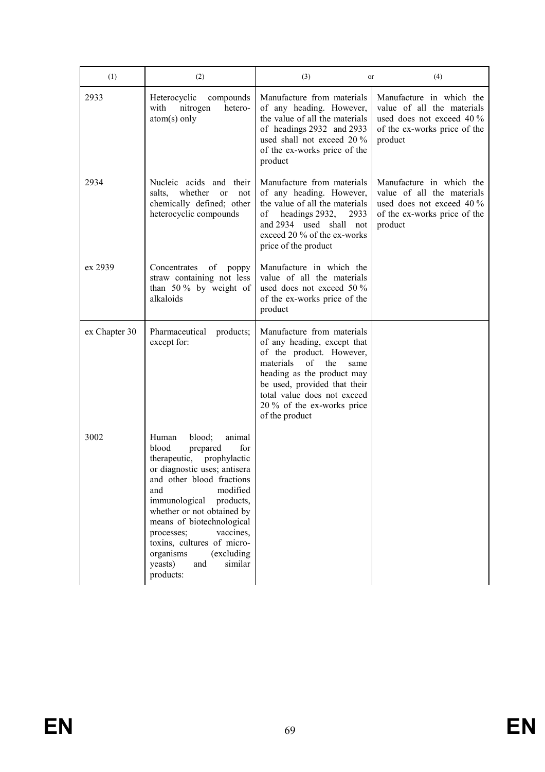| (1) | (2) | (3) or | (4) |
|---|---|---|---|
| 2933 | Heterocyclic compounds with nitrogen hetero-atom(s) only | Manufacture from materials of any heading. However, the value of all the materials of headings 2932 and 2933 used shall not exceed 20 % of the ex-works price of the product | Manufacture in which the value of all the materials used does not exceed 40 % of the ex-works price of the product |
| 2934 | Nucleic acids and their salts, whether or not chemically defined; other heterocyclic compounds | Manufacture from materials of any heading. However, the value of all the materials of headings 2932, 2933 and 2934 used shall not exceed 20 % of the ex-works price of the product | Manufacture in which the value of all the materials used does not exceed 40 % of the ex-works price of the product |
| ex 2939 | Concentrates of poppy straw containing not less than 50 % by weight of alkaloids | Manufacture in which the value of all the materials used does not exceed 50 % of the ex-works price of the product | |
| ex Chapter 30 | Pharmaceutical products; except for: | Manufacture from materials of any heading, except that of the product. However, materials of the same heading as the product may be used, provided that their total value does not exceed 20 % of the ex-works price of the product | |
| 3002 | Human blood; animal blood prepared for therapeutic, prophylactic or diagnostic uses; antisera and other blood fractions and modified immunological products, whether or not obtained by means of biotechnological processes; vaccines, toxins, cultures of micro-organisms (excluding yeasts) and similar products: | | |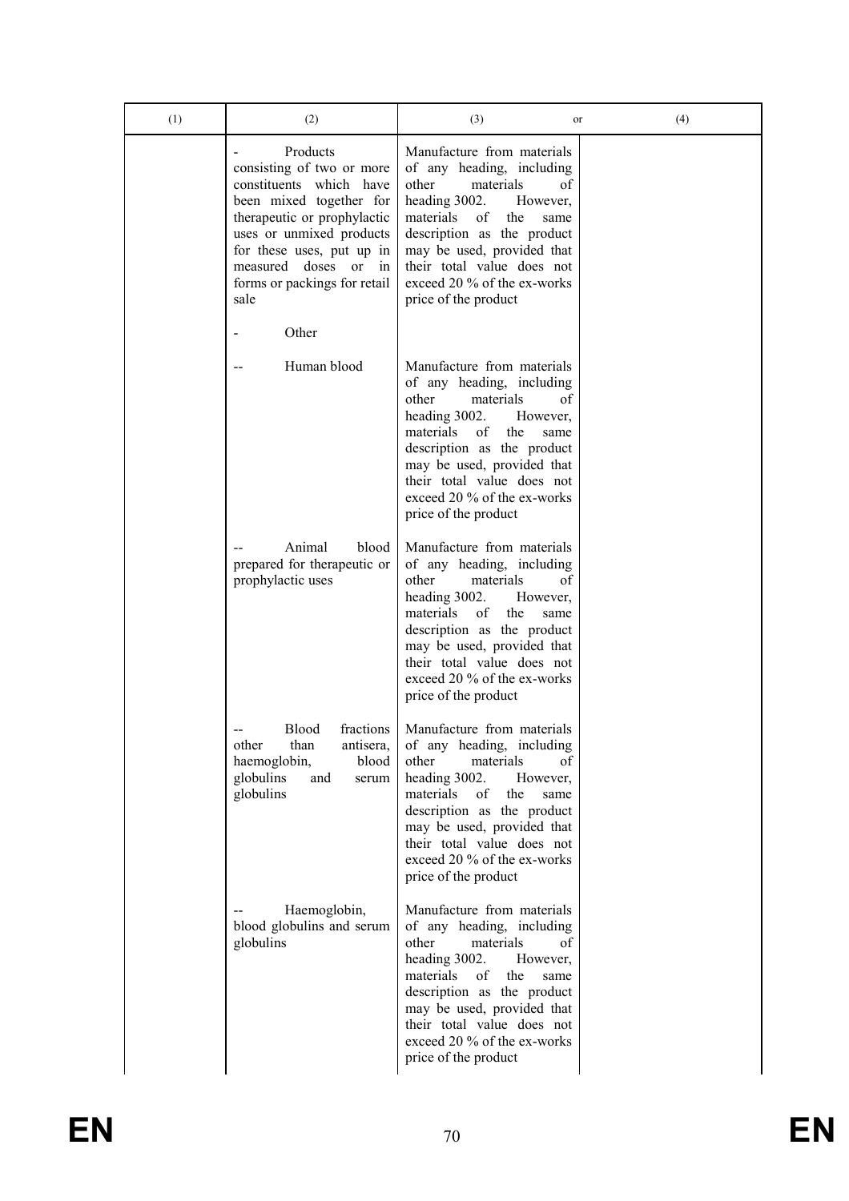| (1) | (2) | (3) or | (4) |
|---|---|---|---|
| | - Products consisting of two or more constituents which have been mixed together for therapeutic or prophylactic uses or unmixed products for these uses, put up in measured doses or in forms or packings for retail sale | Manufacture from materials of any heading, including other materials of heading 3002. However, materials of the same description as the product may be used, provided that their total value does not exceed 20 % of the ex-works price of the product | |
| | - Other | | |
| | -- Human blood | Manufacture from materials of any heading, including other materials of heading 3002. However, materials of the same description as the product may be used, provided that their total value does not exceed 20 % of the ex-works price of the product | |
| | -- Animal blood prepared for therapeutic or prophylactic uses | Manufacture from materials of any heading, including other materials of heading 3002. However, materials of the same description as the product may be used, provided that their total value does not exceed 20 % of the ex-works price of the product | |
| | -- Blood fractions other than antisera, haemoglobin, blood globulins and serum globulins | Manufacture from materials of any heading, including other materials of heading 3002. However, materials of the same description as the product may be used, provided that their total value does not exceed 20 % of the ex-works price of the product | |
| | -- Haemoglobin, blood globulins and serum globulins | Manufacture from materials of any heading, including other materials of heading 3002. However, materials of the same description as the product may be used, provided that their total value does not exceed 20 % of the ex-works price of the product | |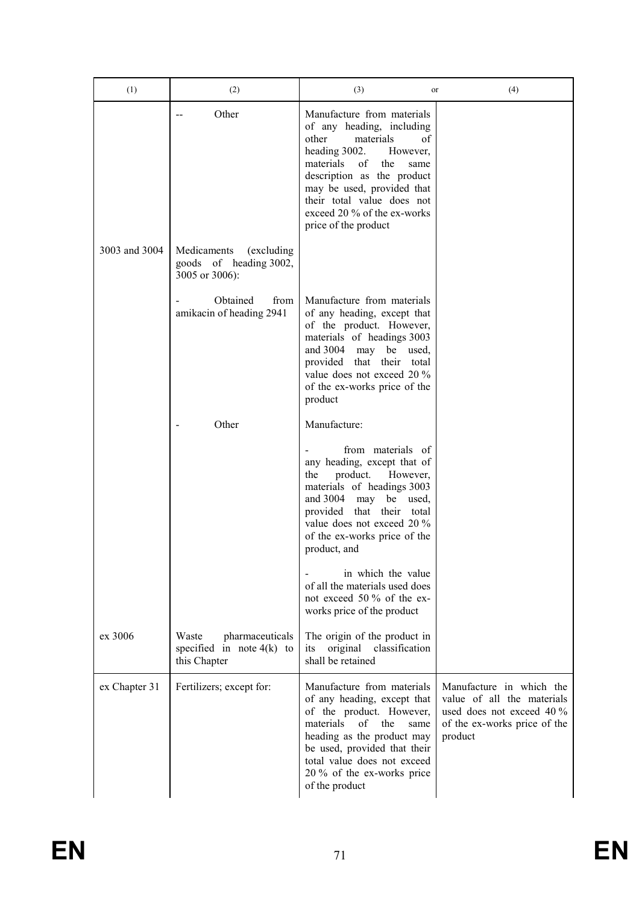| (1) | (2) | (3) or | (4) |
|---|---|---|---|
| | -- Other | Manufacture from materials of any heading, including other materials of heading 3002. However, materials of the same description as the product may be used, provided that their total value does not exceed 20 % of the ex-works price of the product | |
| 3003 and 3004 | Medicaments (excluding goods of heading 3002, 3005 or 3006): | | |
| | - Obtained from amikacin of heading 2941 | Manufacture from materials of any heading, except that of the product. However, materials of headings 3003 and 3004 may be used, provided that their total value does not exceed 20 % of the ex-works price of the product | |
| | - Other | Manufacture:<br><br>- from materials of any heading, except that of the product. However, materials of headings 3003 and 3004 may be used, provided that their total value does not exceed 20 % of the ex-works price of the product, and<br><br>- in which the value of all the materials used does not exceed 50 % of the ex-works price of the product | |
| ex 3006 | Waste pharmaceuticals specified in note 4(k) to this Chapter | The origin of the product in its original classification shall be retained | |
| ex Chapter 31 | Fertilizers; except for: | Manufacture from materials of any heading, except that of the product. However, materials of the same heading as the product may be used, provided that their total value does not exceed 20 % of the ex-works price of the product | Manufacture in which the value of all the materials used does not exceed 40 % of the ex-works price of the product |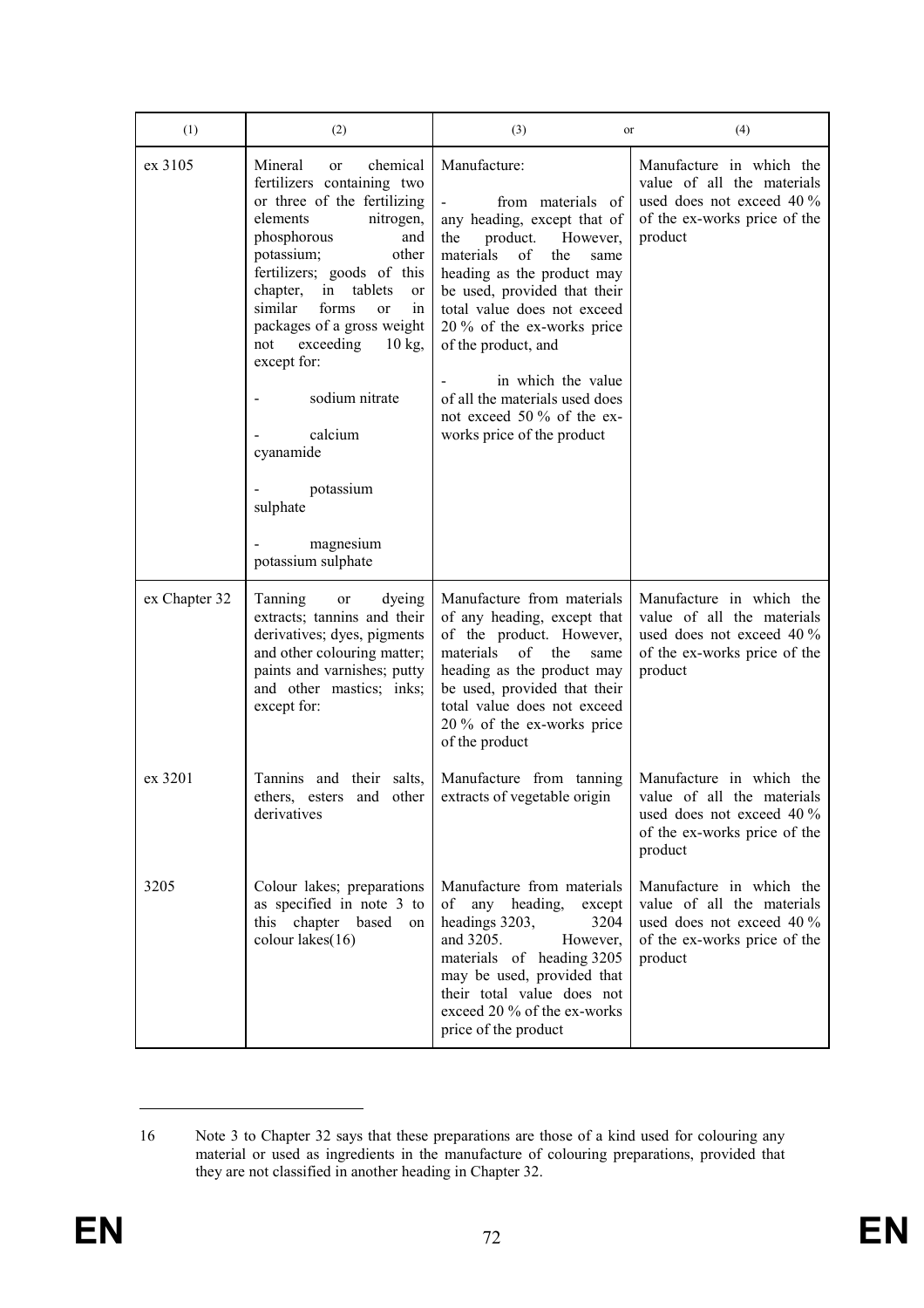| (1) | (2) | (3) or | (4) |
|---|---|---|---|
| ex 3105 | Mineral or chemical fertilizers containing two or three of the fertilizing elements nitrogen, phosphorous and potassium; other fertilizers; goods of this chapter, in tablets or similar forms or in packages of a gross weight not exceeding 10 kg, except for:<br><br>- sodium nitrate<br><br>- calcium cyanamide<br><br>- potassium sulphate<br><br>- magnesium potassium sulphate | Manufacture:<br><br>- from materials of any heading, except that of the product. However, materials of the same heading as the product may be used, provided that their total value does not exceed 20 % of the ex-works price of the product, and<br><br>- in which the value of all the materials used does not exceed 50 % of the ex-works price of the product | Manufacture in which the value of all the materials used does not exceed 40 % of the ex-works price of the product |
| ex Chapter 32 | Tanning or dyeing extracts; tannins and their derivatives; dyes, pigments and other colouring matter; paints and varnishes; putty and other mastics; inks; except for: | Manufacture from materials of any heading, except that of the product. However, materials of the same heading as the product may be used, provided that their total value does not exceed 20 % of the ex-works price of the product | Manufacture in which the value of all the materials used does not exceed 40 % of the ex-works price of the product |
| ex 3201 | Tannins and their salts, ethers, esters and other derivatives | Manufacture from tanning extracts of vegetable origin | Manufacture in which the value of all the materials used does not exceed 40 % of the ex-works price of the product |
| 3205 | Colour lakes; preparations as specified in note 3 to this chapter based on colour lakes[16] | Manufacture from materials of any heading, except headings 3203, 3204 and 3205. However, materials of heading 3205 may be used, provided that their total value does not exceed 20 % of the ex-works price of the product | Manufacture in which the value of all the materials used does not exceed 40 % of the ex-works price of the product |

16 Note 3 to Chapter 32 says that these preparations are those of a kind used for colouring any material or used as ingredients in the manufacture of colouring preparations, provided that they are not classified in another heading in Chapter 32.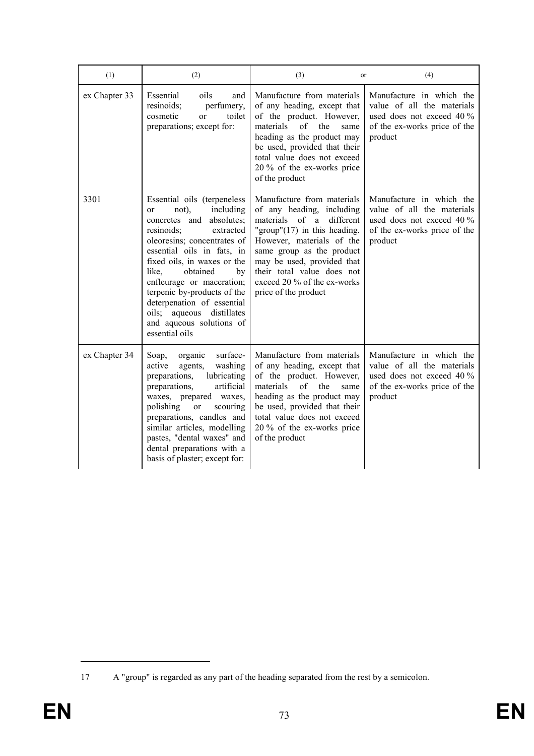| (1) | (2) | (3) or | (4) |
|---|---|---|---|
| ex Chapter 33 | Essential oils and resinoids; perfumery, cosmetic or toilet preparations; except for: | Manufacture from materials of any heading, except that of the product. However, materials of the same heading as the product may be used, provided that their total value does not exceed 20 % of the ex-works price of the product | Manufacture in which the value of all the materials used does not exceed 40 % of the ex-works price of the product |
| 3301 | Essential oils (terpeneless or not), including concretes and absolutes; resinoids; extracted oleoresins; concentrates of essential oils in fats, in fixed oils, in waxes or the like, obtained by enfleurage or maceration; terpenic by-products of the deterpenation of essential oils; aqueous distillates and aqueous solutions of essential oils | Manufacture from materials of any heading, including materials of a different "group"[17] in this heading. However, materials of the same group as the product may be used, provided that their total value does not exceed 20 % of the ex-works price of the product | Manufacture in which the value of all the materials used does not exceed 40 % of the ex-works price of the product |
| ex Chapter 34 | Soap, organic surface-active agents, washing preparations, lubricating preparations, artificial waxes, prepared waxes, polishing or scouring preparations, candles and similar articles, modelling pastes, "dental waxes" and dental preparations with a basis of plaster; except for: | Manufacture from materials of any heading, except that of the product. However, materials of the same heading as the product may be used, provided that their total value does not exceed 20 % of the ex-works price of the product | Manufacture in which the value of all the materials used does not exceed 40 % of the ex-works price of the product |

17 A "group" is regarded as any part of the heading separated from the rest by a semicolon.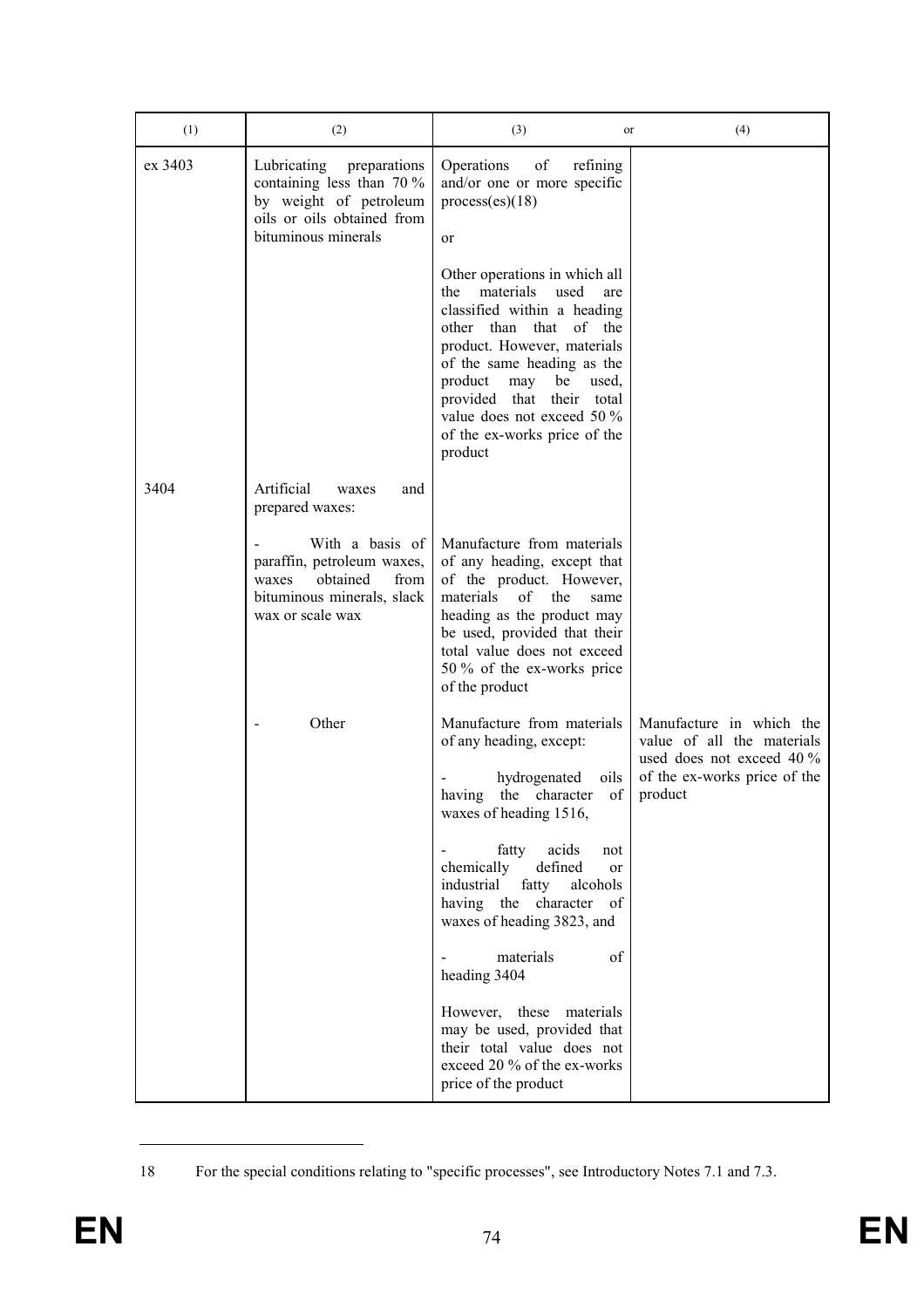| (1) | (2) | (3) or | (4) |
|---|---|---|---|
| ex 3403 | Lubricating preparations containing less than 70 % by weight of petroleum oils or oils obtained from bituminous minerals | Operations of refining and/or one or more specific process(es)[18]<br><br>or<br><br>Other operations in which all the materials used are classified within a heading other than that of the product. However, materials of the same heading as the product may be used, provided that their total value does not exceed 50 % of the ex-works price of the product | |
| 3404 | Artificial waxes and prepared waxes: | | |
| | - With a basis of paraffin, petroleum waxes, waxes obtained from bituminous minerals, slack wax or scale wax | Manufacture from materials of any heading, except that of the product. However, materials of the same heading as the product may be used, provided that their total value does not exceed 50 % of the ex-works price of the product | |
| | - Other | Manufacture from materials of any heading, except:<br><br>- hydrogenated oils having the character of waxes of heading 1516,<br><br>- fatty acids not chemically defined or industrial fatty alcohols having the character of waxes of heading 3823, and<br><br>- materials of heading 3404<br><br>However, these materials may be used, provided that their total value does not exceed 20 % of the ex-works price of the product | Manufacture in which the value of all the materials used does not exceed 40 % of the ex-works price of the product |

18 For the special conditions relating to "specific processes", see Introductory Notes 7.1 and 7.3.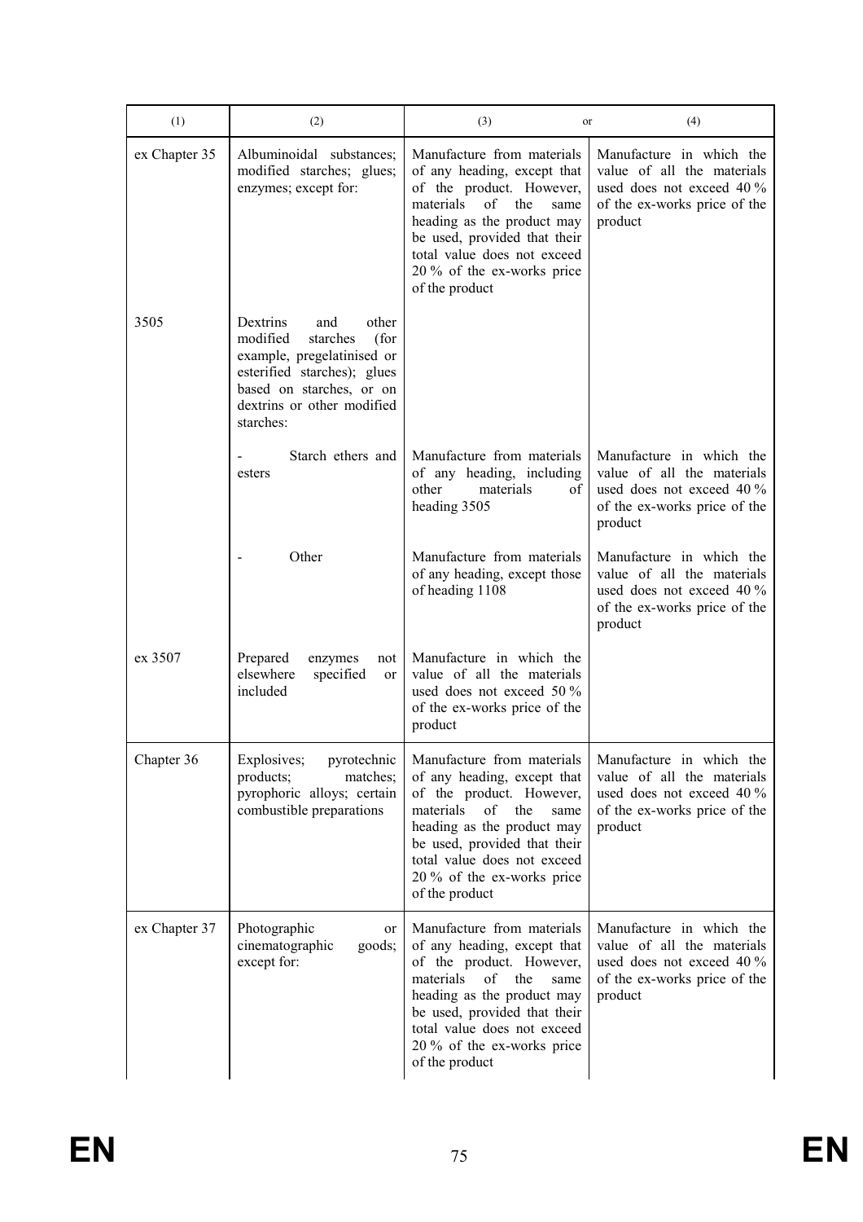| (1) | (2) | (3) or | (4) |
|---|---|---|---|
| ex Chapter 35 | Albuminoidal substances; modified starches; glues; enzymes; except for: | Manufacture from materials of any heading, except that of the product. However, materials of the same heading as the product may be used, provided that their total value does not exceed 20 % of the ex-works price of the product | Manufacture in which the value of all the materials used does not exceed 40 % of the ex-works price of the product |
| 3505 | Dextrins and other modified starches (for example, pregelatinised or esterified starches); glues based on starches, or on dextrins or other modified starches: | | |
| | - Starch ethers and esters | Manufacture from materials of any heading, including other materials of heading 3505 | Manufacture in which the value of all the materials used does not exceed 40 % of the ex-works price of the product |
| | - Other | Manufacture from materials of any heading, except those of heading 1108 | Manufacture in which the value of all the materials used does not exceed 40 % of the ex-works price of the product |
| ex 3507 | Prepared enzymes not elsewhere specified or included | Manufacture in which the value of all the materials used does not exceed 50 % of the ex-works price of the product | |
| Chapter 36 | Explosives; pyrotechnic products; matches; pyrophoric alloys; certain combustible preparations | Manufacture from materials of any heading, except that of the product. However, materials of the same heading as the product may be used, provided that their total value does not exceed 20 % of the ex-works price of the product | Manufacture in which the value of all the materials used does not exceed 40 % of the ex-works price of the product |
| ex Chapter 37 | Photographic or cinematographic goods; except for: | Manufacture from materials of any heading, except that of the product. However, materials of the same heading as the product may be used, provided that their total value does not exceed 20 % of the ex-works price of the product | Manufacture in which the value of all the materials used does not exceed 40 % of the ex-works price of the product |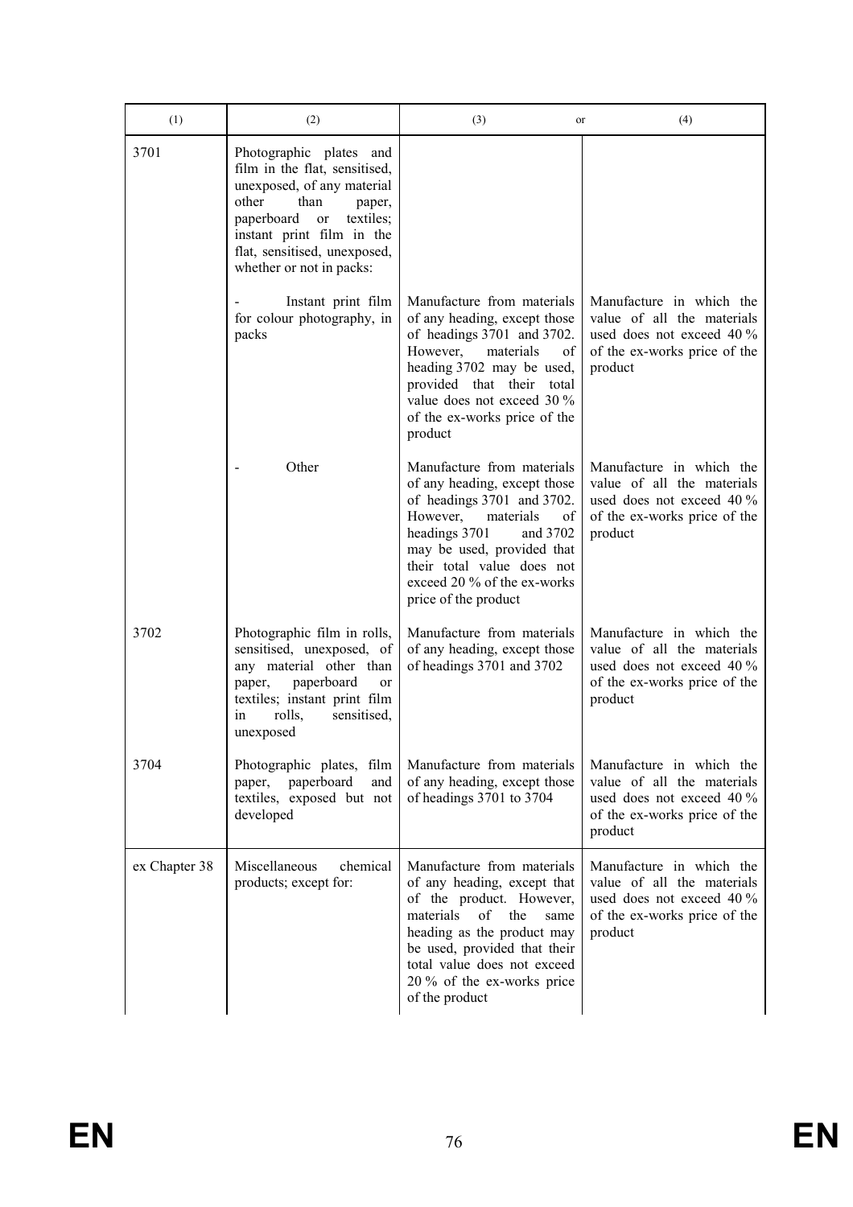| (1) | (2) | (3) or | (4) |
|---|---|---|---|
| 3701 | Photographic plates and film in the flat, sensitised, unexposed, of any material other than paper, paperboard or textiles; instant print film in the flat, sensitised, unexposed, whether or not in packs: | | |
| | - Instant print film for colour photography, in packs | Manufacture from materials of any heading, except those of headings 3701 and 3702. However, materials of heading 3702 may be used, provided that their total value does not exceed 30 % of the ex-works price of the product | Manufacture in which the value of all the materials used does not exceed 40 % of the ex-works price of the product |
| | - Other | Manufacture from materials of any heading, except those of headings 3701 and 3702. However, materials of headings 3701 and 3702 may be used, provided that their total value does not exceed 20 % of the ex-works price of the product | Manufacture in which the value of all the materials used does not exceed 40 % of the ex-works price of the product |
| 3702 | Photographic film in rolls, sensitised, unexposed, of any material other than paper, paperboard or textiles; instant print film in rolls, sensitised, unexposed | Manufacture from materials of any heading, except those of headings 3701 and 3702 | Manufacture in which the value of all the materials used does not exceed 40 % of the ex-works price of the product |
| 3704 | Photographic plates, film paper, paperboard and textiles, exposed but not developed | Manufacture from materials of any heading, except those of headings 3701 to 3704 | Manufacture in which the value of all the materials used does not exceed 40 % of the ex-works price of the product |
| ex Chapter 38 | Miscellaneous chemical products; except for: | Manufacture from materials of any heading, except that of the product. However, materials of the same heading as the product may be used, provided that their total value does not exceed 20 % of the ex-works price of the product | Manufacture in which the value of all the materials used does not exceed 40 % of the ex-works price of the product |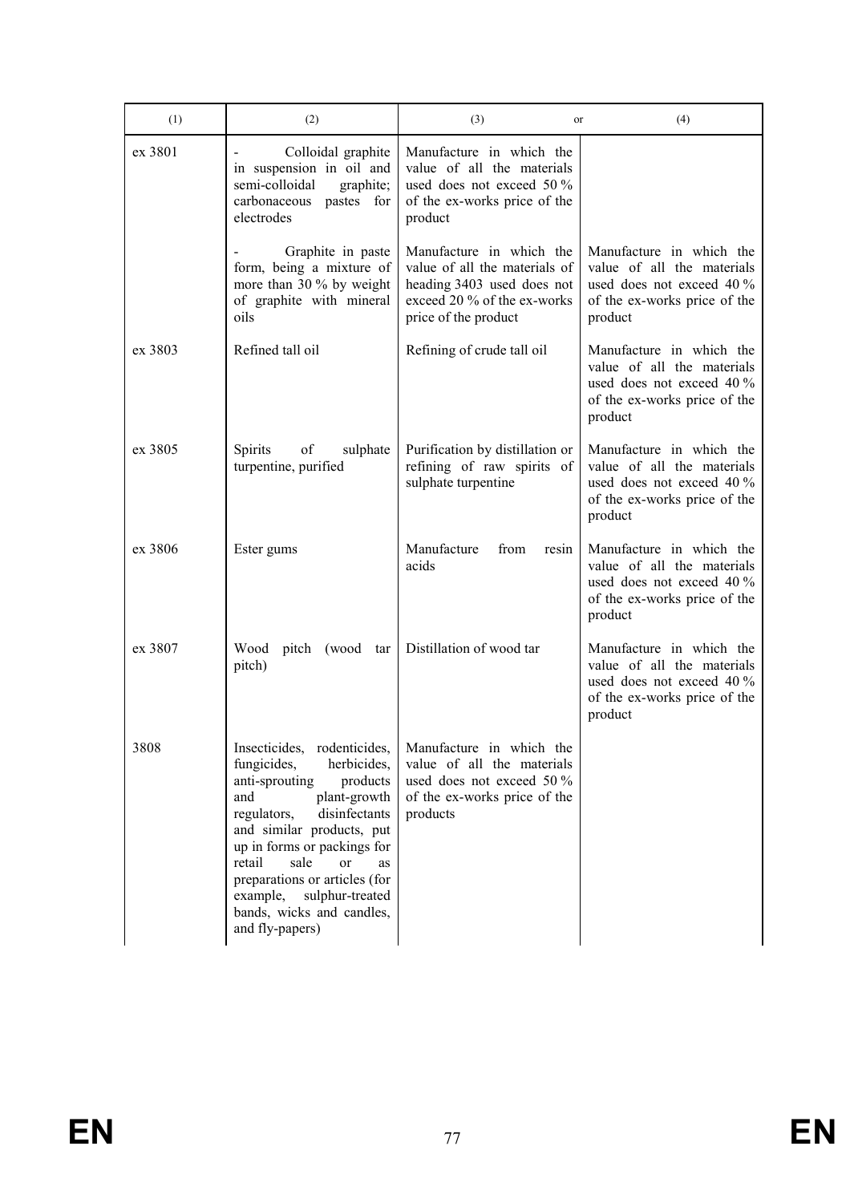| (1) | (2) | (3) or | (4) |
|---|---|---|---|
| ex 3801 | - Colloidal graphite in suspension in oil and semi-colloidal graphite; carbonaceous pastes for electrodes | Manufacture in which the value of all the materials used does not exceed 50 % of the ex-works price of the product | |
| | - Graphite in paste form, being a mixture of more than 30 % by weight of graphite with mineral oils | Manufacture in which the value of all the materials of heading 3403 used does not exceed 20 % of the ex-works price of the product | Manufacture in which the value of all the materials used does not exceed 40 % of the ex-works price of the product |
| ex 3803 | Refined tall oil | Refining of crude tall oil | Manufacture in which the value of all the materials used does not exceed 40 % of the ex-works price of the product |
| ex 3805 | Spirits of sulphate turpentine, purified | Purification by distillation or refining of raw spirits of sulphate turpentine | Manufacture in which the value of all the materials used does not exceed 40 % of the ex-works price of the product |
| ex 3806 | Ester gums | Manufacture from resin acids | Manufacture in which the value of all the materials used does not exceed 40 % of the ex-works price of the product |
| ex 3807 | Wood pitch (wood tar pitch) | Distillation of wood tar | Manufacture in which the value of all the materials used does not exceed 40 % of the ex-works price of the product |
| 3808 | Insecticides, rodenticides, fungicides, herbicides, anti-sprouting products and plant-growth regulators, disinfectants and similar products, put up in forms or packings for retail sale or as preparations or articles (for example, sulphur-treated bands, wicks and candles, and fly-papers) | Manufacture in which the value of all the materials used does not exceed 50 % of the ex-works price of the products | |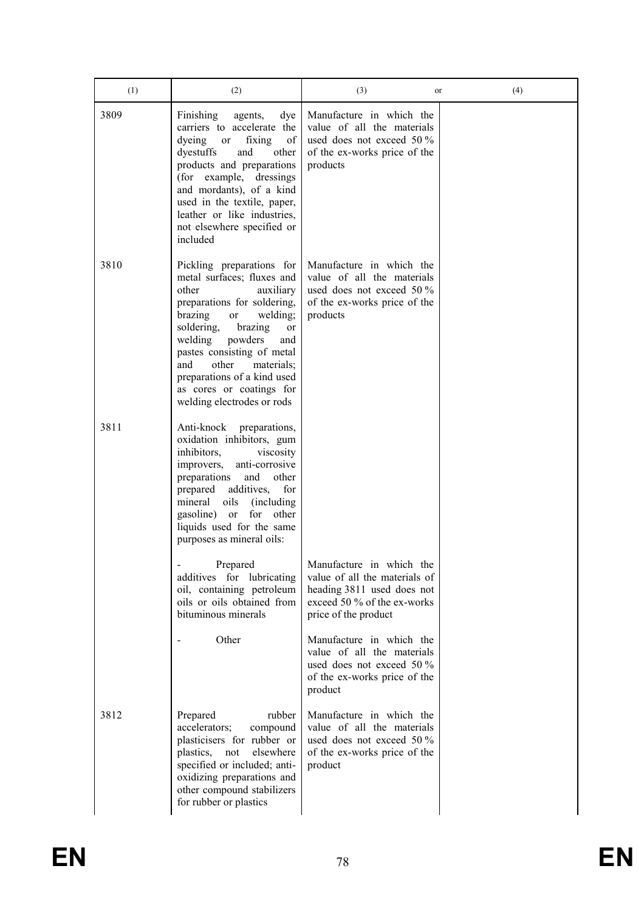| (1) | (2) | (3) or | (4) |
|---|---|---|---|
| 3809 | Finishing agents, dye carriers to accelerate the dyeing or fixing of dyestuffs and other products and preparations (for example, dressings and mordants), of a kind used in the textile, paper, leather or like industries, not elsewhere specified or included | Manufacture in which the value of all the materials used does not exceed 50 % of the ex-works price of the products | |
| 3810 | Pickling preparations for metal surfaces; fluxes and other auxiliary preparations for soldering, brazing or welding; soldering, brazing or welding powders and pastes consisting of metal and other materials; preparations of a kind used as cores or coatings for welding electrodes or rods | Manufacture in which the value of all the materials used does not exceed 50 % of the ex-works price of the products | |
| 3811 | Anti-knock preparations, oxidation inhibitors, gum inhibitors, viscosity improvers, anti-corrosive preparations and other prepared additives, for mineral oils (including gasoline) or for other liquids used for the same purposes as mineral oils: | | |
| | - Prepared additives for lubricating oil, containing petroleum oils or oils obtained from bituminous minerals | Manufacture in which the value of all the materials of heading 3811 used does not exceed 50 % of the ex-works price of the product | |
| | - Other | Manufacture in which the value of all the materials used does not exceed 50 % of the ex-works price of the product | |
| 3812 | Prepared rubber accelerators; compound plasticisers for rubber or plastics, not elsewhere specified or included; anti-oxidizing preparations and other compound stabilizers for rubber or plastics | Manufacture in which the value of all the materials used does not exceed 50 % of the ex-works price of the product | |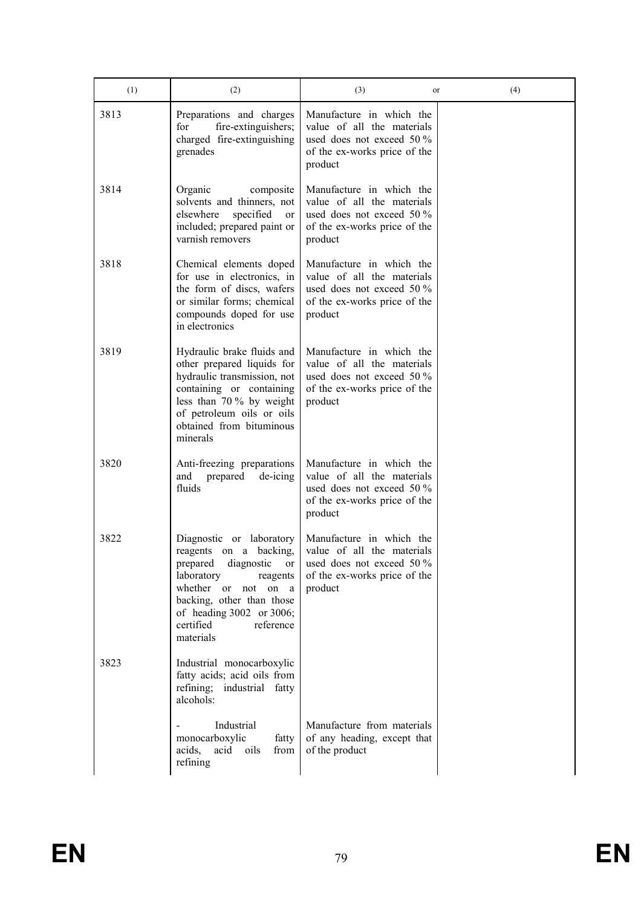| (1) | (2) | (3) or | (4) |
|---|---|---|---|
| 3813 | Preparations and charges for fire-extinguishers; charged fire-extinguishing grenades | Manufacture in which the value of all the materials used does not exceed 50 % of the ex-works price of the product | |
| 3814 | Organic composite solvents and thinners, not elsewhere specified or included; prepared paint or varnish removers | Manufacture in which the value of all the materials used does not exceed 50 % of the ex-works price of the product | |
| 3818 | Chemical elements doped for use in electronics, in the form of discs, wafers or similar forms; chemical compounds doped for use in electronics | Manufacture in which the value of all the materials used does not exceed 50 % of the ex-works price of the product | |
| 3819 | Hydraulic brake fluids and other prepared liquids for hydraulic transmission, not containing or containing less than 70 % by weight of petroleum oils or oils obtained from bituminous minerals | Manufacture in which the value of all the materials used does not exceed 50 % of the ex-works price of the product | |
| 3820 | Anti-freezing preparations and prepared de-icing fluids | Manufacture in which the value of all the materials used does not exceed 50 % of the ex-works price of the product | |
| 3822 | Diagnostic or laboratory reagents on a backing, prepared diagnostic or laboratory reagents whether or not on a backing, other than those of heading 3002 or 3006; certified reference materials | Manufacture in which the value of all the materials used does not exceed 50 % of the ex-works price of the product | |
| 3823 | Industrial monocarboxylic fatty acids; acid oils from refining; industrial fatty alcohols: | | |
| | - Industrial monocarboxylic fatty acids, acid oils from refining | Manufacture from materials of any heading, except that of the product | |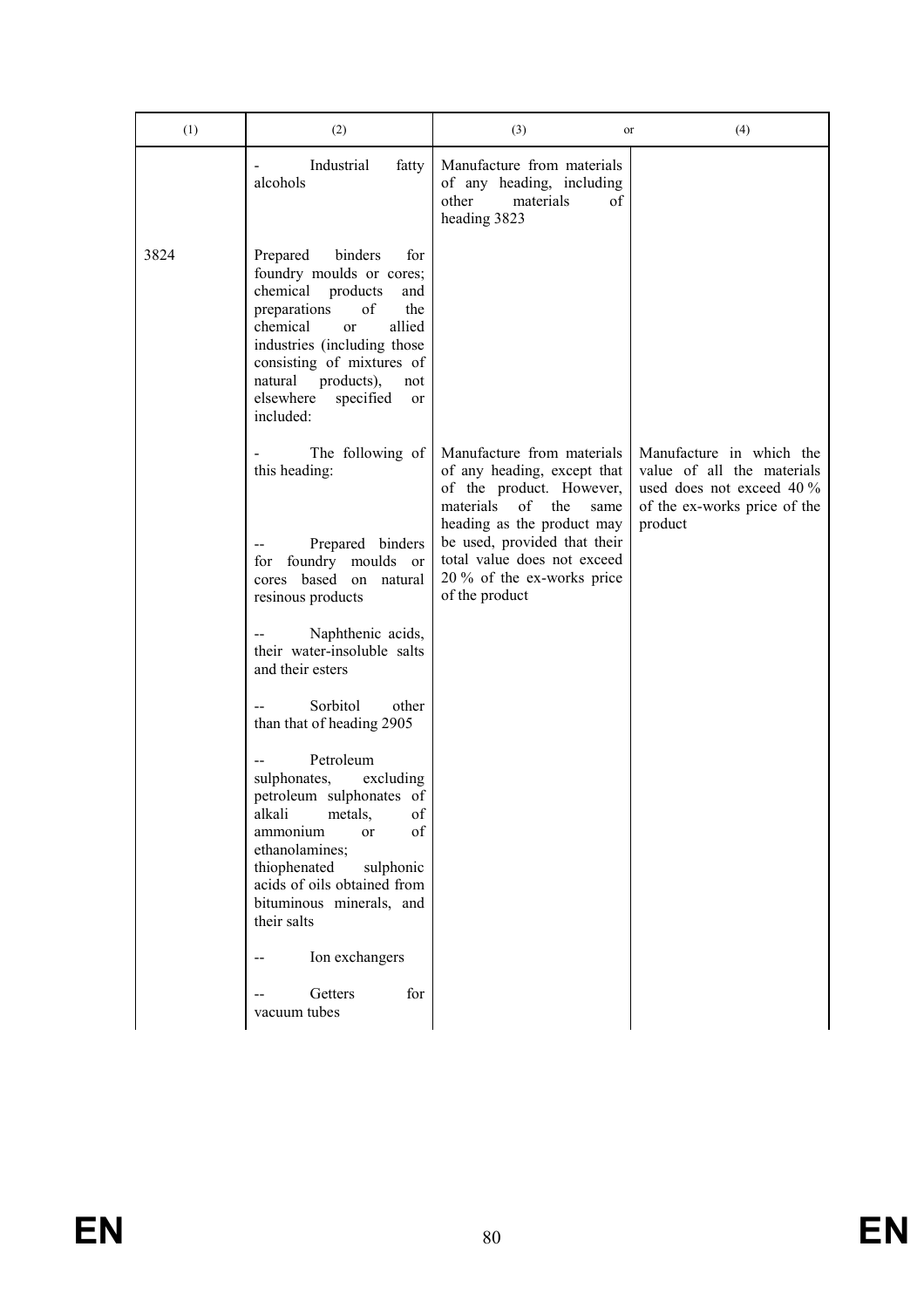| (1) | (2) | (3) or | (4) |
|---|---|---|---|
| | - Industrial fatty alcohols | Manufacture from materials of any heading, including other materials of heading 3823 | |
| 3824 | Prepared binders for foundry moulds or cores; chemical products and preparations of the chemical or allied industries (including those consisting of mixtures of natural products), not elsewhere specified or included: | | |
| | - The following of this heading:<br><br>-- Prepared binders for foundry moulds or cores based on natural resinous products<br><br>-- Naphthenic acids, their water-insoluble salts and their esters<br><br>-- Sorbitol other than that of heading 2905<br><br>-- Petroleum sulphonates, excluding petroleum sulphonates of alkali metals, of ammonium or of ethanolamines; thiophenated sulphonic acids of oils obtained from bituminous minerals, and their salts<br><br>-- Ion exchangers<br><br>-- Getters for vacuum tubes | Manufacture from materials of any heading, except that of the product. However, materials of the same heading as the product may be used, provided that their total value does not exceed 20 % of the ex-works price of the product | Manufacture in which the value of all the materials used does not exceed 40 % of the ex-works price of the product |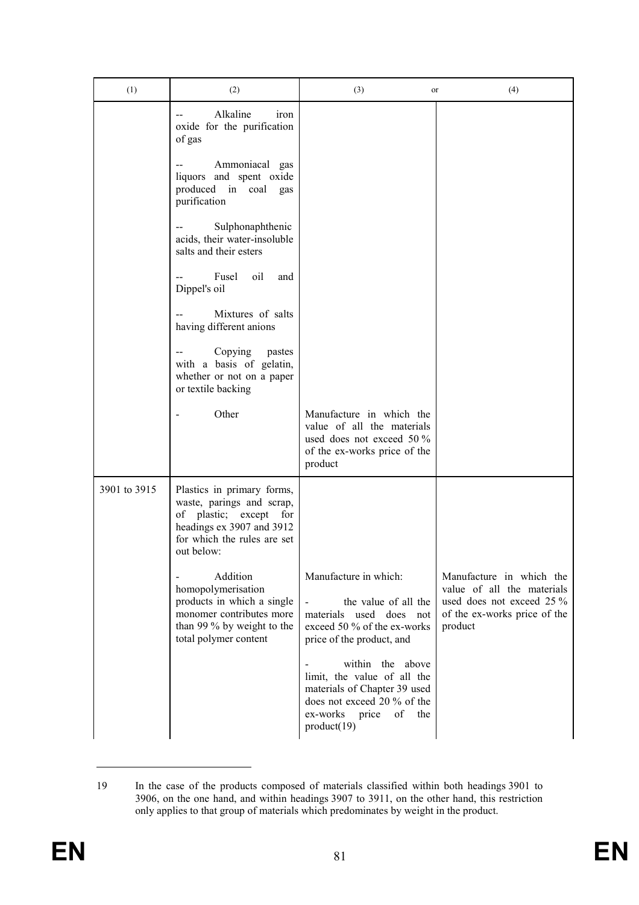| (1) | (2) | (3) or | (4) |
|---|---|---|---|
| | -- Alkaline iron oxide for the purification of gas<br><br>-- Ammoniacal gas liquors and spent oxide produced in coal gas purification<br><br>-- Sulphonaphthenic acids, their water-insoluble salts and their esters<br><br>-- Fusel oil and Dippel's oil<br><br>-- Mixtures of salts having different anions<br><br>-- Copying pastes with a basis of gelatin, whether or not on a paper or textile backing | | |
| | - Other | Manufacture in which the value of all the materials used does not exceed 50 % of the ex-works price of the product | |
| 3901 to 3915 | Plastics in primary forms, waste, parings and scrap, of plastic; except for headings ex 3907 and 3912 for which the rules are set out below: | | |
| | - Addition homopolymerisation products in which a single monomer contributes more than 99 % by weight to the total polymer content | Manufacture in which:<br><br>- the value of all the materials used does not exceed 50 % of the ex-works price of the product, and<br><br>- within the above limit, the value of all the materials of Chapter 39 used does not exceed 20 % of the ex-works price of the product(19) | Manufacture in which the value of all the materials used does not exceed 25 % of the ex-works price of the product |

19 In the case of the products composed of materials classified within both headings 3901 to 3906, on the one hand, and within headings 3907 to 3911, on the other hand, this restriction only applies to that group of materials which predominates by weight in the product.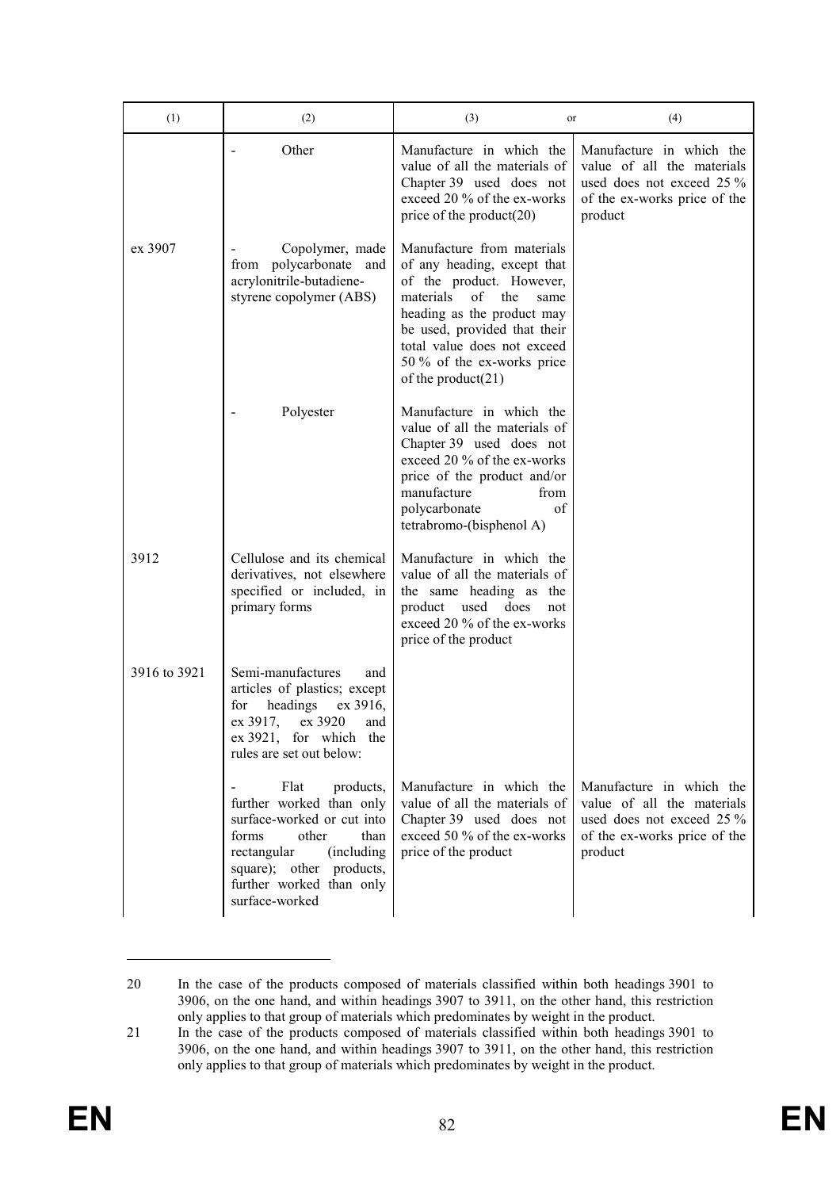| (1) | (2) | (3) or | (4) |
|---|---|---|---|
| | - Other | Manufacture in which the value of all the materials of Chapter 39 used does not exceed 20 % of the ex-works price of the product(20) | Manufacture in which the value of all the materials used does not exceed 25 % of the ex-works price of the product |
| ex 3907 | - Copolymer, made from polycarbonate and acrylonitrile-butadiene-styrene copolymer (ABS) | Manufacture from materials of any heading, except that of the product. However, materials of the same heading as the product may be used, provided that their total value does not exceed 50 % of the ex-works price of the product(21) | |
| | - Polyester | Manufacture in which the value of all the materials of Chapter 39 used does not exceed 20 % of the ex-works price of the product and/or manufacture from polycarbonate of tetrabromo-(bisphenol A) | |
| 3912 | Cellulose and its chemical derivatives, not elsewhere specified or included, in primary forms | Manufacture in which the value of all the materials of the same heading as the product used does not exceed 20 % of the ex-works price of the product | |
| 3916 to 3921 | Semi-manufactures and articles of plastics; except for headings ex 3916, ex 3917, ex 3920 and ex 3921, for which the rules are set out below: | | |
| | - Flat products, further worked than only surface-worked or cut into forms other than rectangular (including square); other products, further worked than only surface-worked | Manufacture in which the value of all the materials of Chapter 39 used does not exceed 50 % of the ex-works price of the product | Manufacture in which the value of all the materials used does not exceed 25 % of the ex-works price of the product |

20 In the case of the products composed of materials classified within both headings 3901 to 3906, on the one hand, and within headings 3907 to 3911, on the other hand, this restriction only applies to that group of materials which predominates by weight in the product.

21 In the case of the products composed of materials classified within both headings 3901 to 3906, on the one hand, and within headings 3907 to 3911, on the other hand, this restriction only applies to that group of materials which predominates by weight in the product.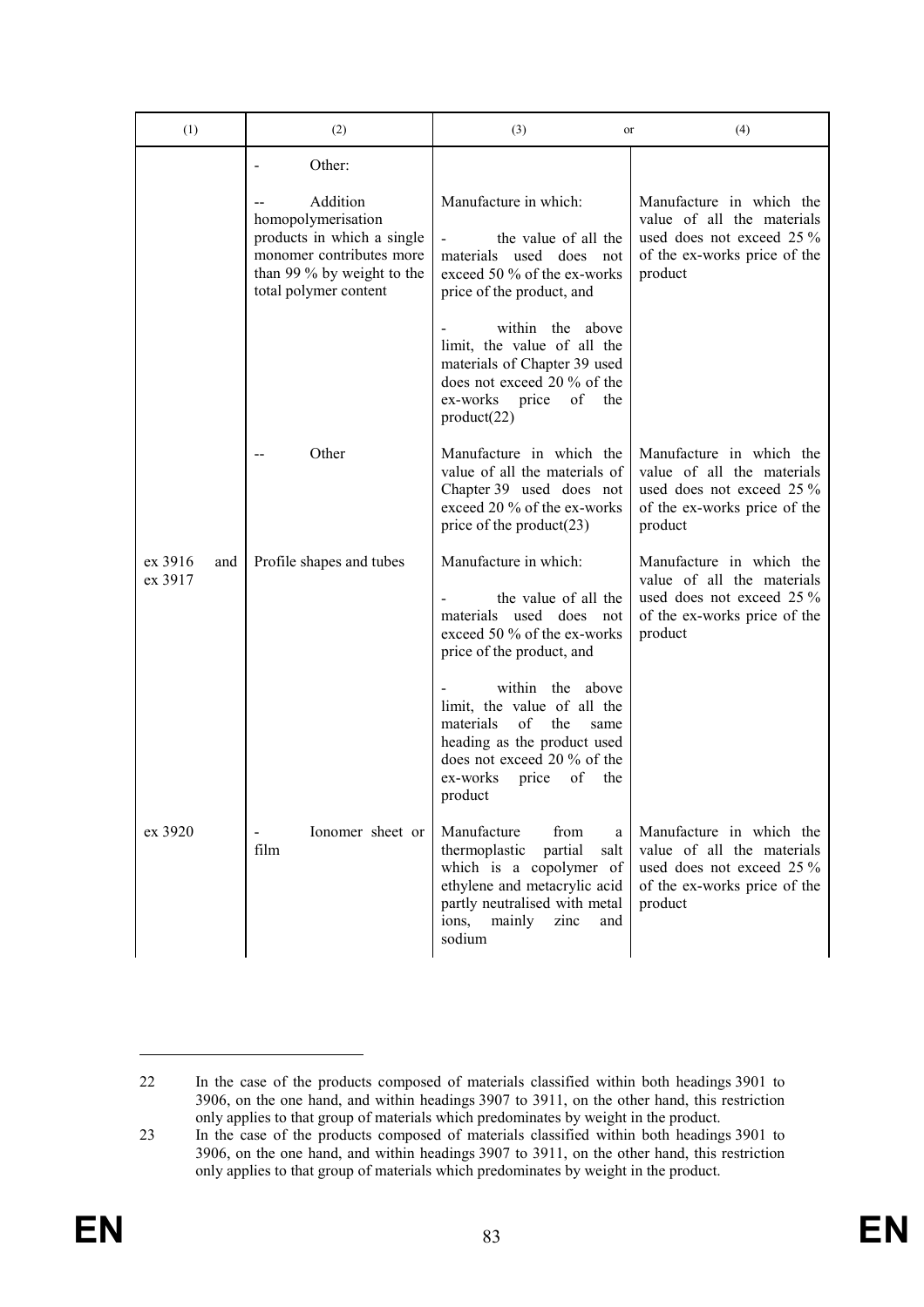| (1) | (2) | (3) or | (4) |
|---|---|---|---|
| | - Other: | | |
| | -- Addition homopolymerisation products in which a single monomer contributes more than 99 % by weight to the total polymer content | Manufacture in which:<br><br>- the value of all the materials used does not exceed 50 % of the ex-works price of the product, and<br><br>- within the above limit, the value of all the materials of Chapter 39 used does not exceed 20 % of the ex-works price of the product(22) | Manufacture in which the value of all the materials used does not exceed 25 % of the ex-works price of the product |
| | -- Other | Manufacture in which the value of all the materials of Chapter 39 used does not exceed 20 % of the ex-works price of the product(23) | Manufacture in which the value of all the materials used does not exceed 25 % of the ex-works price of the product |
| ex 3916 and ex 3917 | Profile shapes and tubes | Manufacture in which:<br><br>- the value of all the materials used does not exceed 50 % of the ex-works price of the product, and<br><br>- within the above limit, the value of all the materials of the same heading as the product used does not exceed 20 % of the ex-works price of the product | Manufacture in which the value of all the materials used does not exceed 25 % of the ex-works price of the product |
| ex 3920 | - Ionomer sheet or film | Manufacture from a thermoplastic partial salt which is a copolymer of ethylene and metacrylic acid partly neutralised with metal ions, mainly zinc and sodium | Manufacture in which the value of all the materials used does not exceed 25 % of the ex-works price of the product |

22 In the case of the products composed of materials classified within both headings 3901 to 3906, on the one hand, and within headings 3907 to 3911, on the other hand, this restriction only applies to that group of materials which predominates by weight in the product.

23 In the case of the products composed of materials classified within both headings 3901 to 3906, on the one hand, and within headings 3907 to 3911, on the other hand, this restriction only applies to that group of materials which predominates by weight in the product.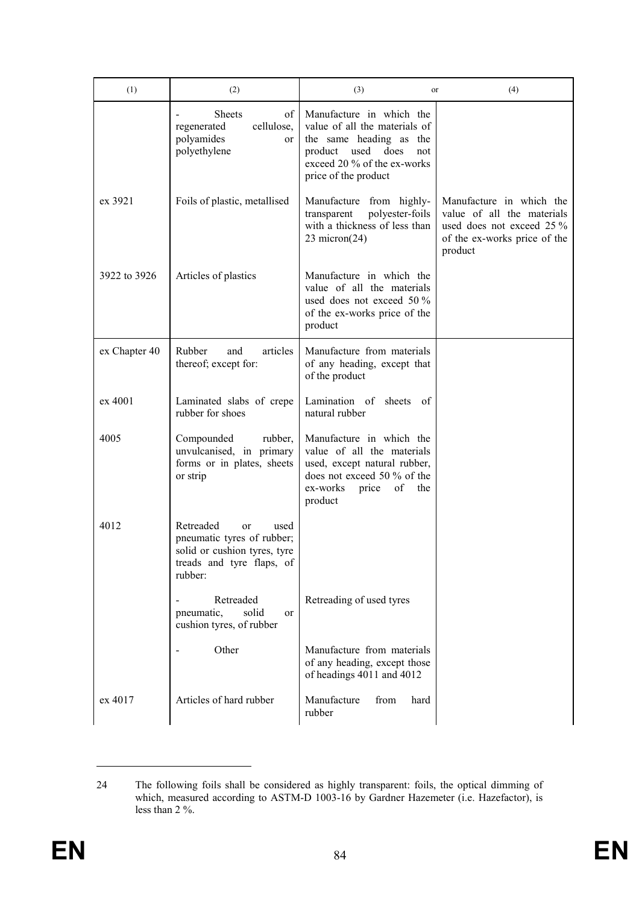| (1) | (2) | (3) or | (4) |
|---|---|---|---|
| | - Sheets of regenerated cellulose, polyamides or polyethylene | Manufacture in which the value of all the materials of the same heading as the product used does not exceed 20 % of the ex-works price of the product | |
| ex 3921 | Foils of plastic, metallised | Manufacture from highly-transparent polyester-foils with a thickness of less than 23 micron(24) | Manufacture in which the value of all the materials used does not exceed 25 % of the ex-works price of the product |
| 3922 to 3926 | Articles of plastics | Manufacture in which the value of all the materials used does not exceed 50 % of the ex-works price of the product | |
| ex Chapter 40 | Rubber and articles thereof; except for: | Manufacture from materials of any heading, except that of the product | |
| ex 4001 | Laminated slabs of crepe rubber for shoes | Lamination of sheets of natural rubber | |
| 4005 | Compounded rubber, unvulcanised, in primary forms or in plates, sheets or strip | Manufacture in which the value of all the materials used, except natural rubber, does not exceed 50 % of the ex-works price of the product | |
| 4012 | Retreaded or used pneumatic tyres of rubber; solid or cushion tyres, tyre treads and tyre flaps, of rubber: | | |
| | - Retreaded pneumatic, solid or cushion tyres, of rubber | Retreading of used tyres | |
| | - Other | Manufacture from materials of any heading, except those of headings 4011 and 4012 | |
| ex 4017 | Articles of hard rubber | Manufacture from hard rubber | |

24 The following foils shall be considered as highly transparent: foils, the optical dimming of which, measured according to ASTM-D 1003-16 by Gardner Hazemeter (i.e. Hazefactor), is less than 2 %.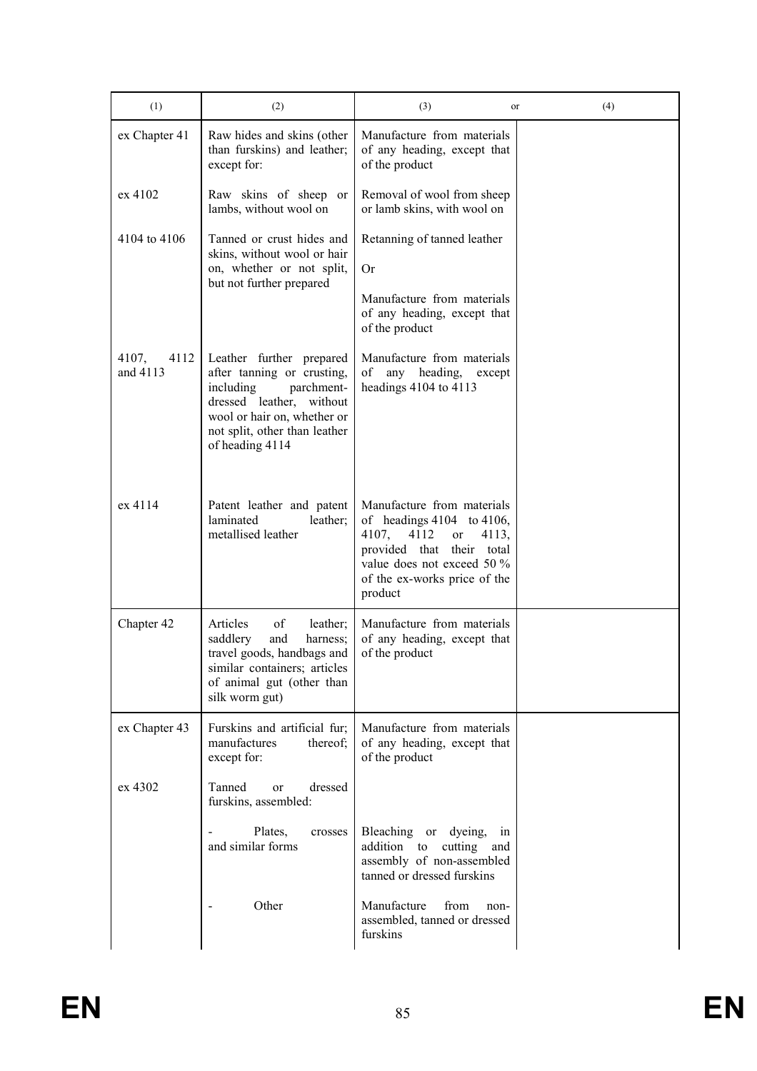| (1) | (2) | (3) or | (4) |
|---|---|---|---|
| ex Chapter 41 | Raw hides and skins (other than furskins) and leather; except for: | Manufacture from materials of any heading, except that of the product | |
| ex 4102 | Raw skins of sheep or lambs, without wool on | Removal of wool from sheep or lamb skins, with wool on | |
| 4104 to 4106 | Tanned or crust hides and skins, without wool or hair on, whether or not split, but not further prepared | Retanning of tanned leather<br><br>Or<br><br>Manufacture from materials of any heading, except that of the product | |
| 4107, 4112 and 4113 | Leather further prepared after tanning or crusting, including parchment-dressed leather, without wool or hair on, whether or not split, other than leather of heading 4114 | Manufacture from materials of any heading, except headings 4104 to 4113 | |
| ex 4114 | Patent leather and patent laminated leather; metallised leather | Manufacture from materials of headings 4104 to 4106, 4107, 4112 or 4113, provided that their total value does not exceed 50 % of the ex-works price of the product | |
| Chapter 42 | Articles of leather; saddlery and harness; travel goods, handbags and similar containers; articles of animal gut (other than silk worm gut) | Manufacture from materials of any heading, except that of the product | |
| ex Chapter 43 | Furskins and artificial fur; manufactures thereof; except for: | Manufacture from materials of any heading, except that of the product | |
| ex 4302 | Tanned or dressed furskins, assembled: | | |
| | - Plates, crosses and similar forms | Bleaching or dyeing, in addition to cutting and assembly of non-assembled tanned or dressed furskins | |
| | - Other | Manufacture from non-assembled, tanned or dressed furskins | |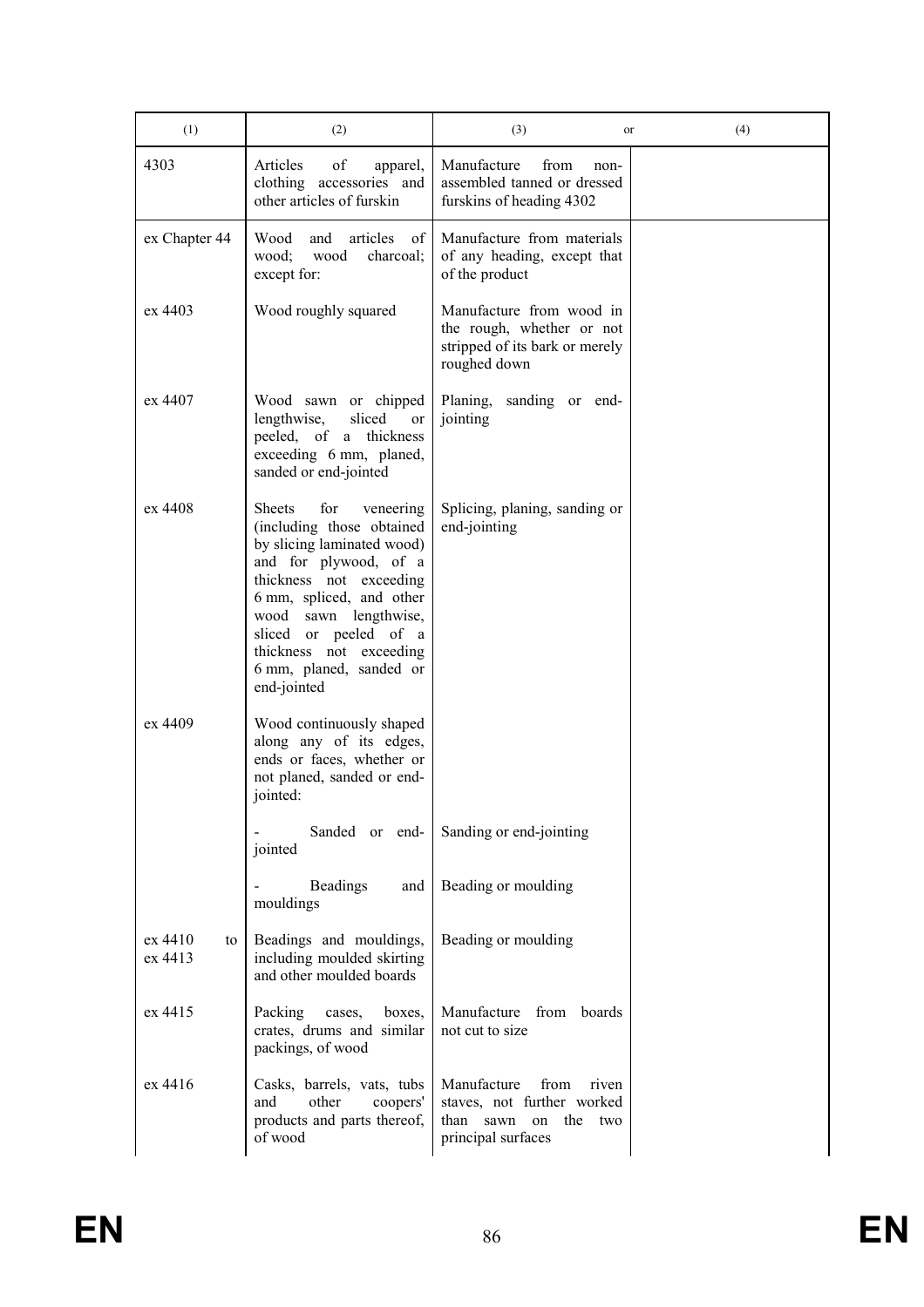| (1) | (2) | (3) or | (4) |
|---|---|---|---|
| 4303 | Articles of apparel, clothing accessories and other articles of furskin | Manufacture from non-assembled tanned or dressed furskins of heading 4302 | |
| ex Chapter 44 | Wood and articles of wood; wood charcoal; except for: | Manufacture from materials of any heading, except that of the product | |
| ex 4403 | Wood roughly squared | Manufacture from wood in the rough, whether or not stripped of its bark or merely roughed down | |
| ex 4407 | Wood sawn or chipped lengthwise, sliced or peeled, of a thickness exceeding 6 mm, planed, sanded or end-jointed | Planing, sanding or end-jointing | |
| ex 4408 | Sheets for veneering (including those obtained by slicing laminated wood) and for plywood, of a thickness not exceeding 6 mm, spliced, and other wood sawn lengthwise, sliced or peeled of a thickness not exceeding 6 mm, planed, sanded or end-jointed | Splicing, planing, sanding or end-jointing | |
| ex 4409 | Wood continuously shaped along any of its edges, ends or faces, whether or not planed, sanded or end-jointed: | | |
| | - Sanded or end-jointed | Sanding or end-jointing | |
| | - Beadings and mouldings | Beading or moulding | |
| ex 4410 to ex 4413 | Beadings and mouldings, including moulded skirting and other moulded boards | Beading or moulding | |
| ex 4415 | Packing cases, boxes, crates, drums and similar packings, of wood | Manufacture from boards not cut to size | |
| ex 4416 | Casks, barrels, vats, tubs and other coopers' products and parts thereof, of wood | Manufacture from riven staves, not further worked than sawn on the two principal surfaces | |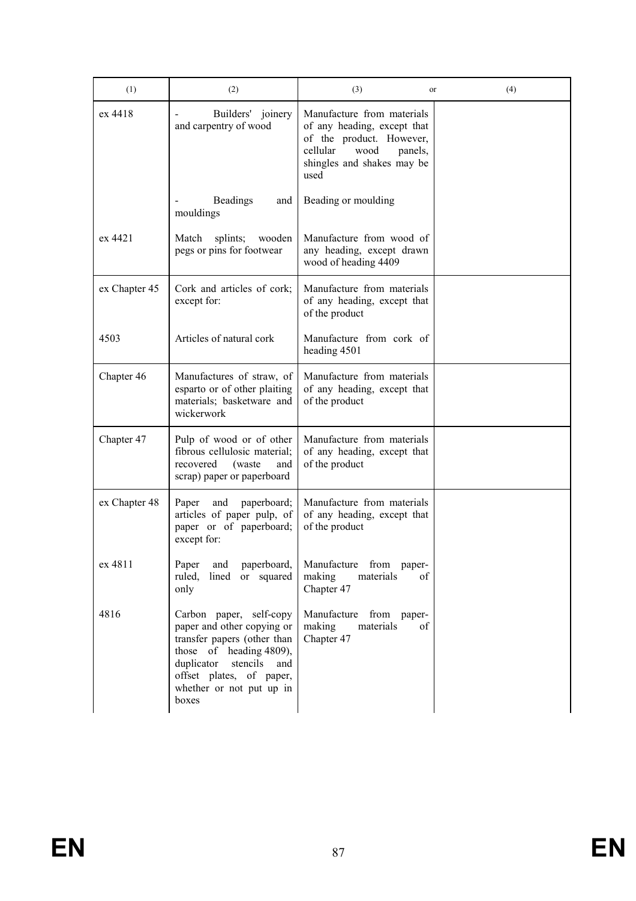| (1) | (2) | (3) or | (4) |
|---|---|---|---|
| ex 4418 | - Builders' joinery and carpentry of wood | Manufacture from materials of any heading, except that of the product. However, cellular wood panels, shingles and shakes may be used | |
| | - Beadings and mouldings | Beading or moulding | |
| ex 4421 | Match splints; wooden pegs or pins for footwear | Manufacture from wood of any heading, except drawn wood of heading 4409 | |
| ex Chapter 45 | Cork and articles of cork; except for: | Manufacture from materials of any heading, except that of the product | |
| 4503 | Articles of natural cork | Manufacture from cork of heading 4501 | |
| Chapter 46 | Manufactures of straw, of esparto or of other plaiting materials; basketware and wickerwork | Manufacture from materials of any heading, except that of the product | |
| Chapter 47 | Pulp of wood or of other fibrous cellulosic material; recovered (waste and scrap) paper or paperboard | Manufacture from materials of any heading, except that of the product | |
| ex Chapter 48 | Paper and paperboard; articles of paper pulp, of paper or of paperboard; except for: | Manufacture from materials of any heading, except that of the product | |
| ex 4811 | Paper and paperboard, ruled, lined or squared only | Manufacture from paper-making materials of Chapter 47 | |
| 4816 | Carbon paper, self-copy paper and other copying or transfer papers (other than those of heading 4809), duplicator stencils and offset plates, of paper, whether or not put up in boxes | Manufacture from paper-making materials of Chapter 47 | |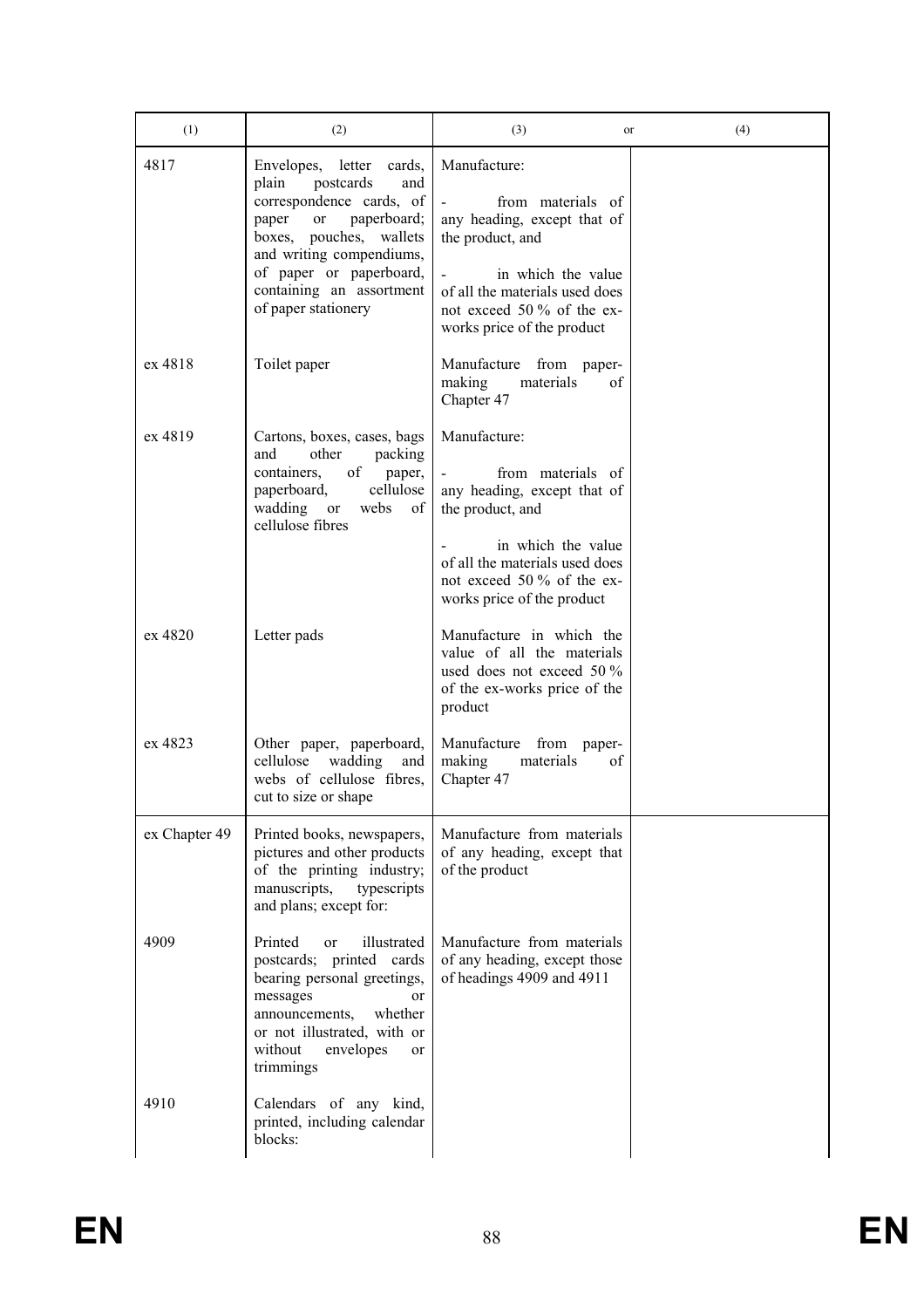| (1) | (2) | (3) or | (4) |
|---|---|---|---|
| 4817 | Envelopes, letter cards, plain postcards and correspondence cards, of paper or paperboard; boxes, pouches, wallets and writing compendiums, of paper or paperboard, containing an assortment of paper stationery | Manufacture:<br>- from materials of any heading, except that of the product, and<br>- in which the value of all the materials used does not exceed 50 % of the ex-works price of the product | |
| ex 4818 | Toilet paper | Manufacture from paper-making materials of Chapter 47 | |
| ex 4819 | Cartons, boxes, cases, bags and other packing containers, of paper, paperboard, cellulose wadding or webs of cellulose fibres | Manufacture:<br>- from materials of any heading, except that of the product, and<br>- in which the value of all the materials used does not exceed 50 % of the ex-works price of the product | |
| ex 4820 | Letter pads | Manufacture in which the value of all the materials used does not exceed 50 % of the ex-works price of the product | |
| ex 4823 | Other paper, paperboard, cellulose wadding and webs of cellulose fibres, cut to size or shape | Manufacture from paper-making materials of Chapter 47 | |
| ex Chapter 49 | Printed books, newspapers, pictures and other products of the printing industry; manuscripts, typescripts and plans; except for: | Manufacture from materials of any heading, except that of the product | |
| 4909 | Printed or illustrated postcards; printed cards bearing personal greetings, messages or announcements, whether or not illustrated, with or without envelopes or trimmings | Manufacture from materials of any heading, except those of headings 4909 and 4911 | |
| 4910 | Calendars of any kind, printed, including calendar blocks: | | |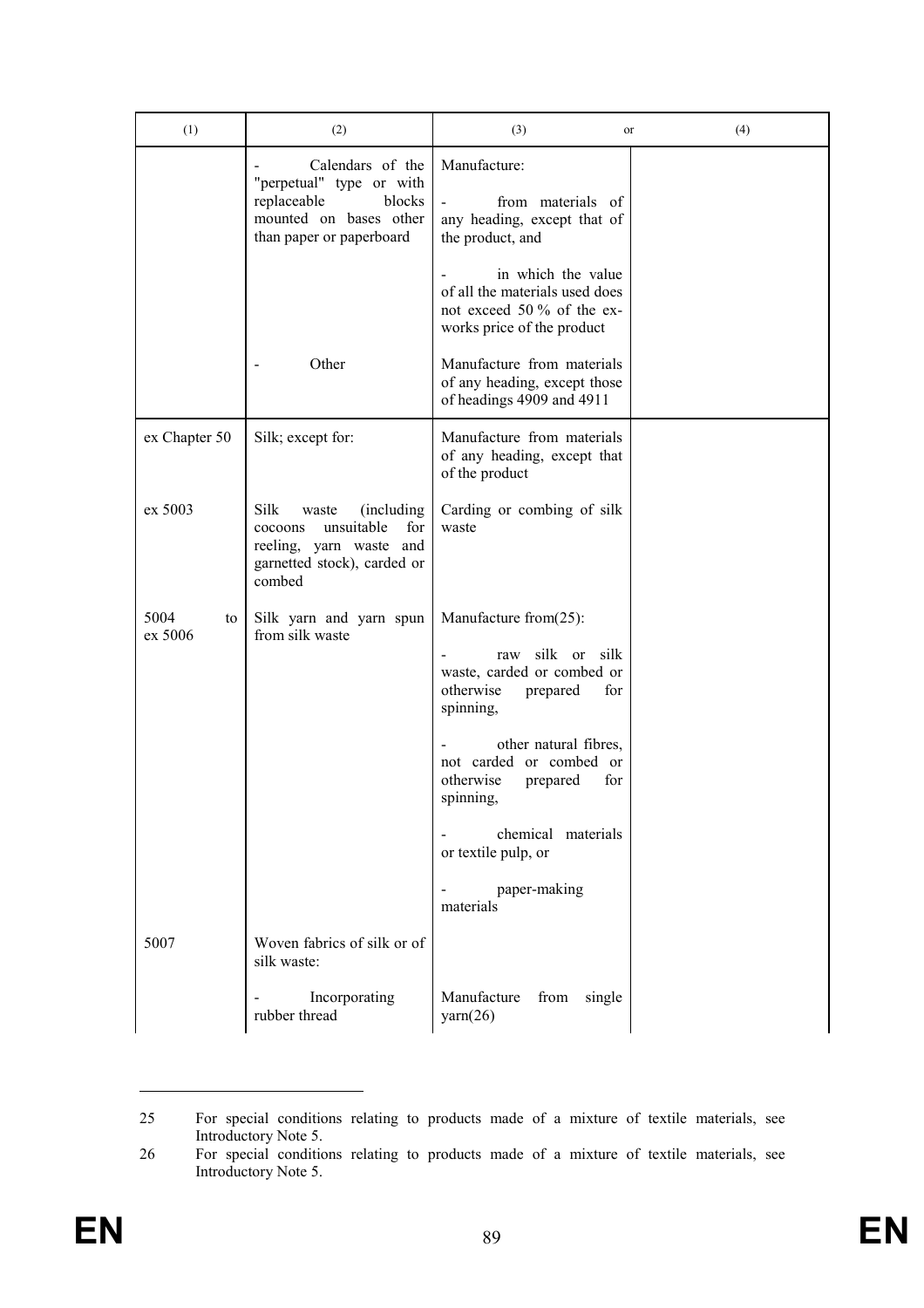| (1) | (2) | (3) or | (4) |
|---|---|---|---|
| | - Calendars of the "perpetual" type or with replaceable blocks mounted on bases other than paper or paperboard | Manufacture:<br>- from materials of any heading, except that of the product, and<br>- in which the value of all the materials used does not exceed 50 % of the ex-works price of the product | |
| | - Other | Manufacture from materials of any heading, except those of headings 4909 and 4911 | |
| ex Chapter 50 | Silk; except for: | Manufacture from materials of any heading, except that of the product | |
| ex 5003 | Silk waste (including cocoons unsuitable for reeling, yarn waste and garnetted stock), carded or combed | Carding or combing of silk waste | |
| 5004 to ex 5006 | Silk yarn and yarn spun from silk waste | Manufacture from[25]:<br>- raw silk or silk waste, carded or combed or otherwise prepared for spinning,<br>- other natural fibres, not carded or combed or otherwise prepared for spinning,<br>- chemical materials or textile pulp, or<br>- paper-making materials | |
| 5007 | Woven fabrics of silk or of silk waste: | | |
| | - Incorporating rubber thread | Manufacture from single yarn[26] | |

25 For special conditions relating to products made of a mixture of textile materials, see Introductory Note 5.

26 For special conditions relating to products made of a mixture of textile materials, see Introductory Note 5.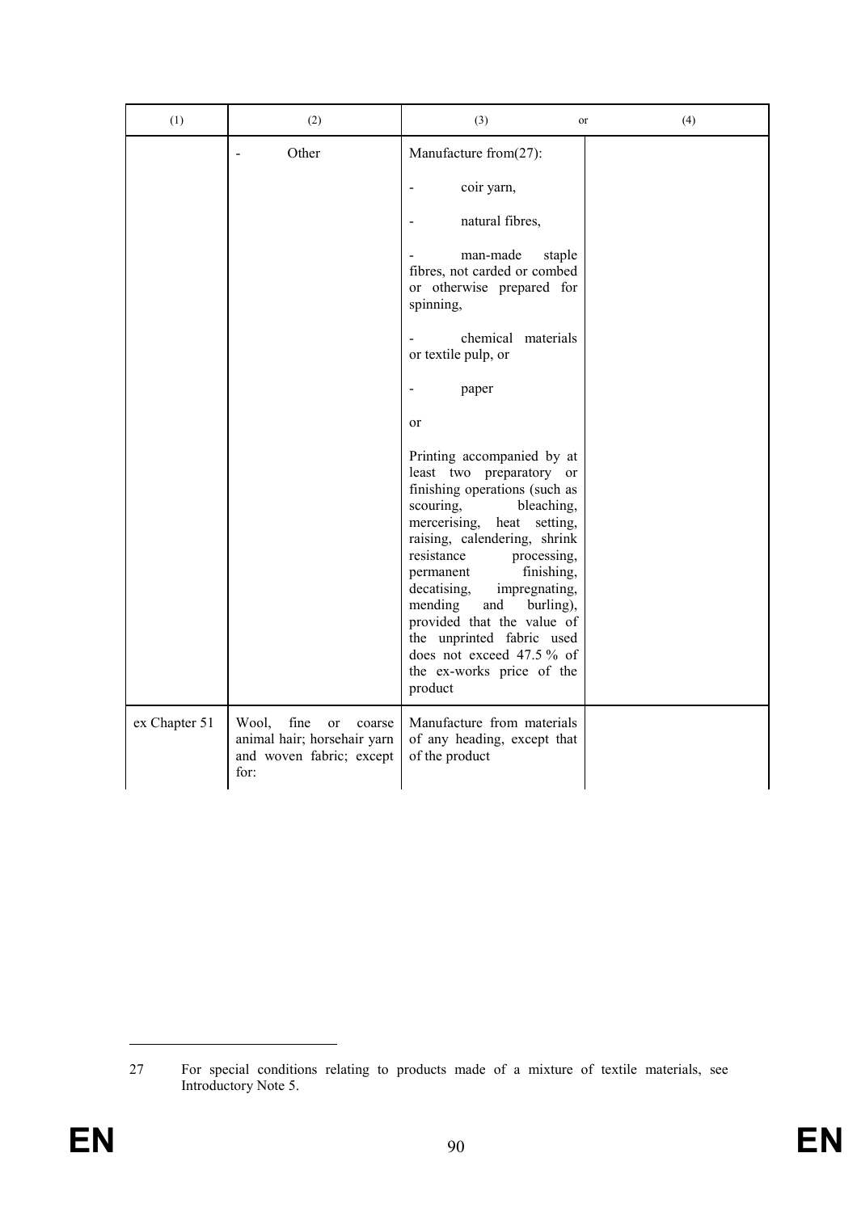| (1) | (2) | (3) or | (4) |
|---|---|---|---|
| | - Other | Manufacture from[27]:<br><br>- coir yarn,<br><br>- natural fibres,<br><br>- man-made staple fibres, not carded or combed or otherwise prepared for spinning,<br><br>- chemical materials or textile pulp, or<br><br>- paper<br><br>or<br><br>Printing accompanied by at least two preparatory or finishing operations (such as scouring, bleaching, mercerising, heat setting, raising, calendering, shrink resistance processing, permanent finishing, decatising, impregnating, mending and burling), provided that the value of the unprinted fabric used does not exceed 47.5 % of the ex-works price of the product | |
| ex Chapter 51 | Wool, fine or coarse animal hair; horsehair yarn and woven fabric; except for: | Manufacture from materials of any heading, except that of the product | |

27 For special conditions relating to products made of a mixture of textile materials, see Introductory Note 5.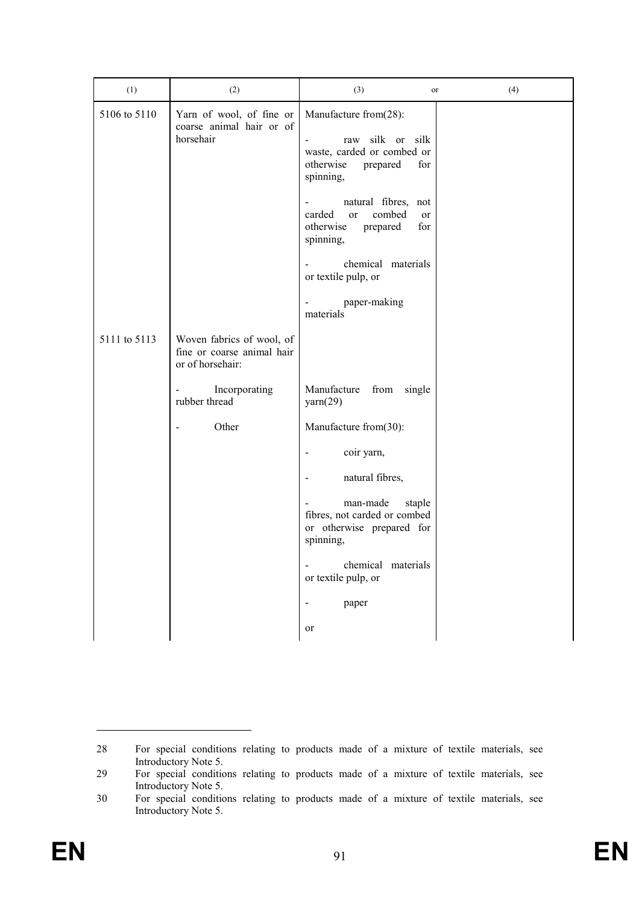| (1) | (2) | (3) or | (4) |
|---|---|---|---|
| 5106 to 5110 | Yarn of wool, of fine or coarse animal hair or of horsehair | Manufacture from[28]:<br><br>- raw silk or silk waste, carded or combed or otherwise prepared for spinning,<br><br>- natural fibres, not carded or combed or otherwise prepared for spinning,<br><br>- chemical materials or textile pulp, or<br><br>- paper-making materials | |
| 5111 to 5113 | Woven fabrics of wool, of fine or coarse animal hair or of horsehair: | | |
| | - Incorporating rubber thread | Manufacture from single yarn[29] | |
| | - Other | Manufacture from[30]:<br><br>- coir yarn,<br><br>- natural fibres,<br><br>- man-made staple fibres, not carded or combed or otherwise prepared for spinning,<br><br>- chemical materials or textile pulp, or<br><br>- paper<br><br>or | |

28 For special conditions relating to products made of a mixture of textile materials, see Introductory Note 5.

29 For special conditions relating to products made of a mixture of textile materials, see Introductory Note 5.

30 For special conditions relating to products made of a mixture of textile materials, see Introductory Note 5.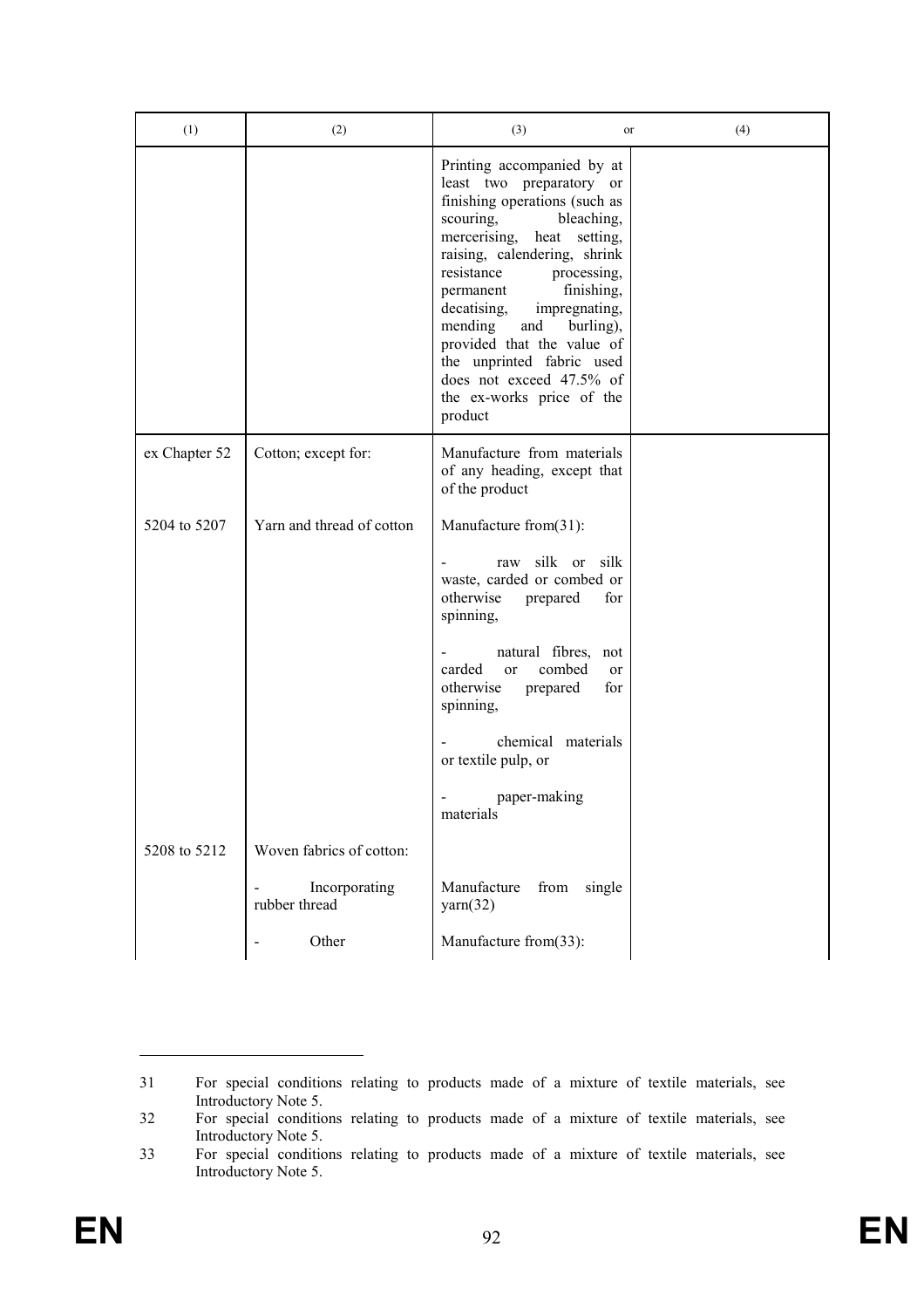| (1) | (2) | (3) or | (4) |
|---|---|---|---|
| | | Printing accompanied by at least two preparatory or finishing operations (such as scouring, bleaching, mercerising, heat setting, raising, calendering, shrink resistance processing, permanent finishing, decatising, impregnating, mending and burling), provided that the value of the unprinted fabric used does not exceed 47.5% of the ex-works price of the product | |
| ex Chapter 52 | Cotton; except for: | Manufacture from materials of any heading, except that of the product | |
| 5204 to 5207 | Yarn and thread of cotton | Manufacture from(31):<br><br>- raw silk or silk waste, carded or combed or otherwise prepared for spinning,<br><br>- natural fibres, not carded or combed or otherwise prepared for spinning,<br><br>- chemical materials or textile pulp, or<br><br>- paper-making materials | |
| 5208 to 5212 | Woven fabrics of cotton: | | |
| | - Incorporating rubber thread | Manufacture from single yarn(32) | |
| | - Other | Manufacture from(33): | |

31 For special conditions relating to products made of a mixture of textile materials, see Introductory Note 5.

32 For special conditions relating to products made of a mixture of textile materials, see Introductory Note 5.

33 For special conditions relating to products made of a mixture of textile materials, see Introductory Note 5.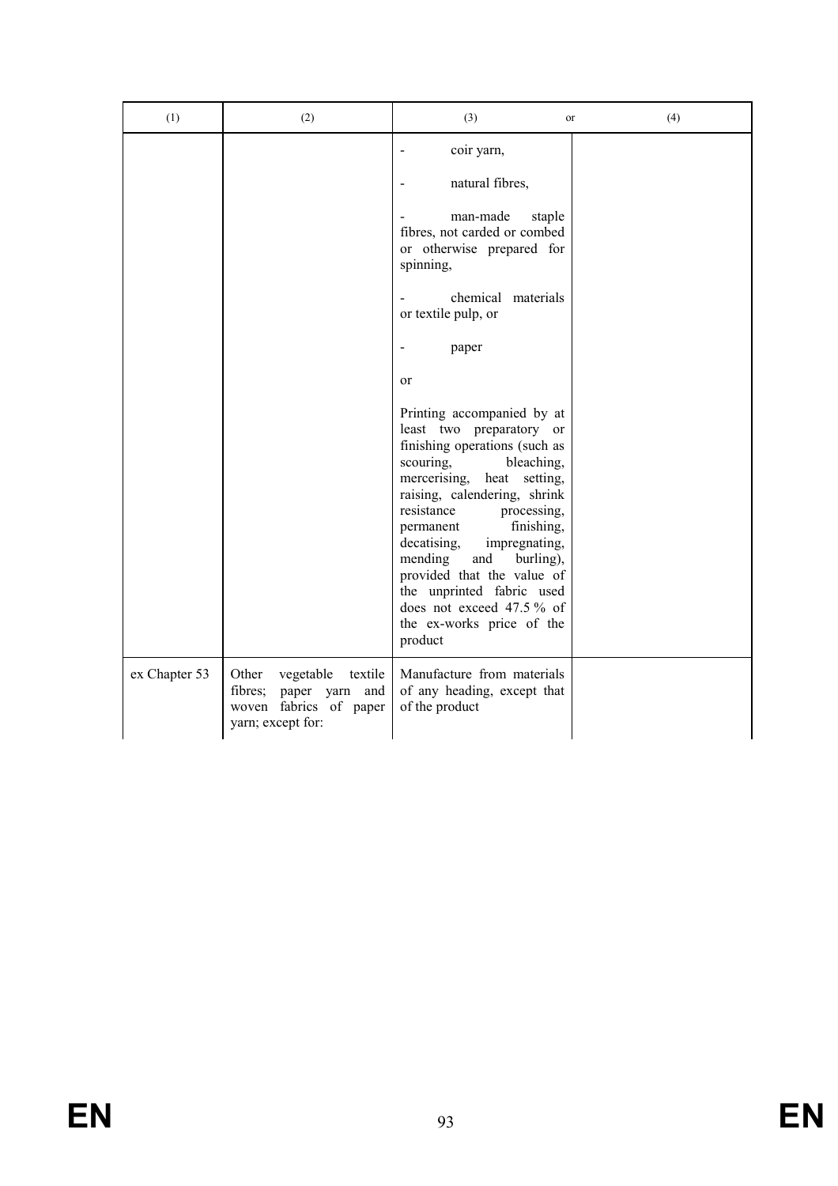| (1) | (2) | (3) or | (4) |
|---|---|---|---|
| | | - coir yarn,<br><br>- natural fibres,<br><br>- man-made staple fibres, not carded or combed or otherwise prepared for spinning,<br><br>- chemical materials or textile pulp, or<br><br>- paper<br><br>or<br><br>Printing accompanied by at least two preparatory or finishing operations (such as scouring, bleaching, mercerising, heat setting, raising, calendering, shrink resistance processing, permanent finishing, decatising, impregnating, mending and burling), provided that the value of the unprinted fabric used does not exceed 47.5 % of the ex-works price of the product | |
| ex Chapter 53 | Other vegetable textile fibres; paper yarn and woven fabrics of paper yarn; except for: | Manufacture from materials of any heading, except that of the product | |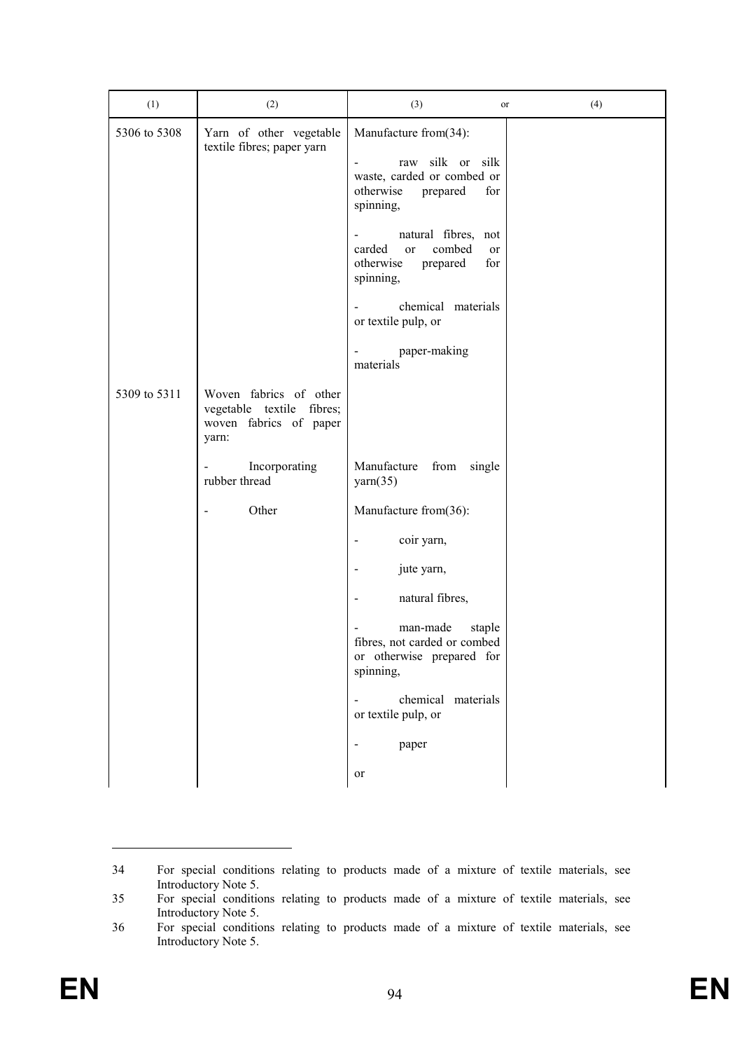| (1) | (2) | (3) or | (4) |
|---|---|---|---|
| 5306 to 5308 | Yarn of other vegetable textile fibres; paper yarn | Manufacture from[34]:<br><br>- raw silk or silk waste, carded or combed or otherwise prepared for spinning,<br><br>- natural fibres, not carded or combed or otherwise prepared for spinning,<br><br>- chemical materials or textile pulp, or<br><br>- paper-making materials | |
| 5309 to 5311 | Woven fabrics of other vegetable textile fibres; woven fabrics of paper yarn: | | |
| | - Incorporating rubber thread | Manufacture from single yarn[35] | |
| | - Other | Manufacture from[36]:<br><br>- coir yarn,<br><br>- jute yarn,<br><br>- natural fibres,<br><br>- man-made staple fibres, not carded or combed or otherwise prepared for spinning,<br><br>- chemical materials or textile pulp, or<br><br>- paper<br><br>or | |

34 For special conditions relating to products made of a mixture of textile materials, see Introductory Note 5.

35 For special conditions relating to products made of a mixture of textile materials, see Introductory Note 5.

36 For special conditions relating to products made of a mixture of textile materials, see Introductory Note 5.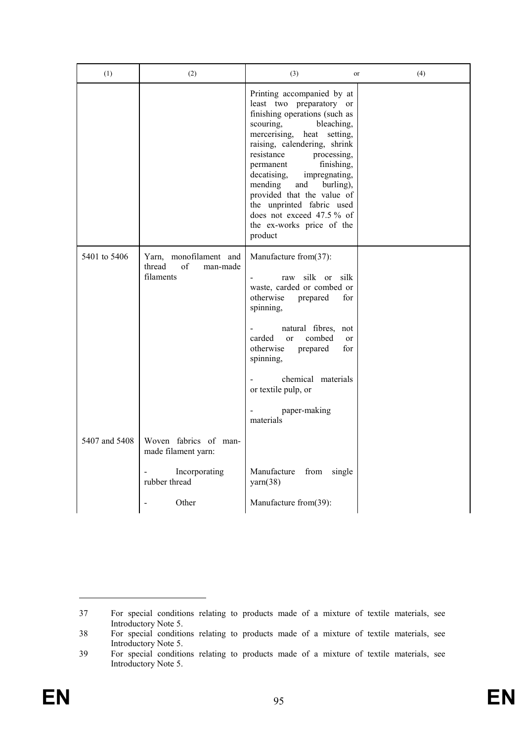| (1) | (2) | (3) or | (4) |
|---|---|---|---|
| | | Printing accompanied by at least two preparatory or finishing operations (such as scouring, bleaching, mercerising, heat setting, raising, calendering, shrink resistance processing, permanent finishing, decatising, impregnating, mending and burling), provided that the value of the unprinted fabric used does not exceed 47.5 % of the ex-works price of the product | |
| 5401 to 5406 | Yarn, monofilament and thread of man-made filaments | Manufacture from(37):<br><br>- raw silk or silk waste, carded or combed or otherwise prepared for spinning,<br><br>- natural fibres, not carded or combed or otherwise prepared for spinning,<br><br>- chemical materials or textile pulp, or<br><br>- paper-making materials | |
| 5407 and 5408 | Woven fabrics of man-made filament yarn: | | |
| | - Incorporating rubber thread | Manufacture from single yarn(38) | |
| | - Other | Manufacture from(39): | |

37 For special conditions relating to products made of a mixture of textile materials, see Introductory Note 5.

38 For special conditions relating to products made of a mixture of textile materials, see Introductory Note 5.

39 For special conditions relating to products made of a mixture of textile materials, see Introductory Note 5.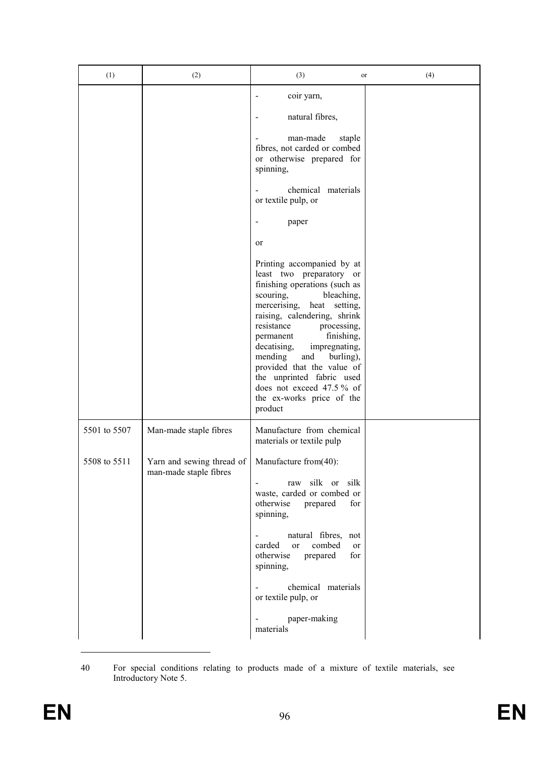| (1) | (2) | (3) or | (4) |
|---|---|---|---|
| | | - coir yarn,<br><br>- natural fibres,<br><br>- man-made staple fibres, not carded or combed or otherwise prepared for spinning,<br><br>- chemical materials or textile pulp, or<br><br>- paper<br><br>or<br><br>Printing accompanied by at least two preparatory or finishing operations (such as scouring, bleaching, mercerising, heat setting, raising, calendering, shrink resistance processing, permanent finishing, decatising, impregnating, mending and burling), provided that the value of the unprinted fabric used does not exceed 47.5 % of the ex-works price of the product | |
| 5501 to 5507 | Man-made staple fibres | Manufacture from chemical materials or textile pulp | |
| 5508 to 5511 | Yarn and sewing thread of man-made staple fibres | Manufacture from(40):<br><br>- raw silk or silk waste, carded or combed or otherwise prepared for spinning,<br><br>- natural fibres, not carded or combed or otherwise prepared for spinning,<br><br>- chemical materials or textile pulp, or<br><br>- paper-making materials | |

40 For special conditions relating to products made of a mixture of textile materials, see Introductory Note 5.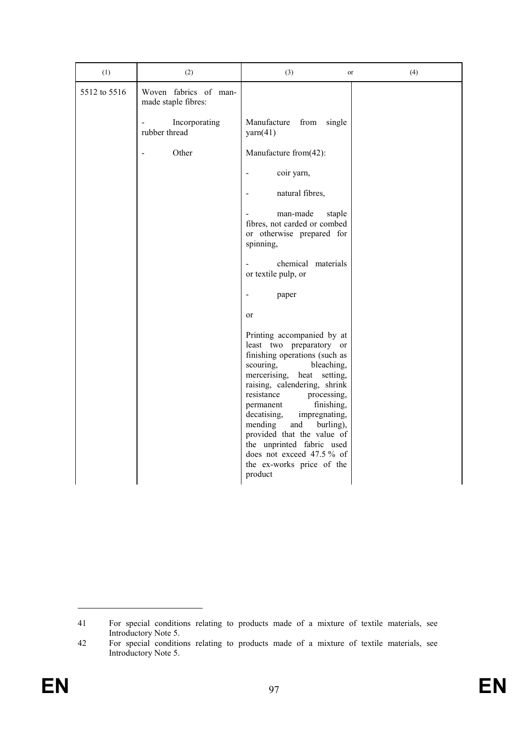| (1) | (2) | (3) or | (4) |
|---|---|---|---|
| 5512 to 5516 | Woven fabrics of man-made staple fibres: | | |
| | - Incorporating rubber thread | Manufacture from single yarn[41] | |
| | - Other | Manufacture from[42]:<br>- coir yarn,<br>- natural fibres,<br>- man-made staple fibres, not carded or combed or otherwise prepared for spinning,<br>- chemical materials or textile pulp, or<br>- paper<br>or<br>Printing accompanied by at least two preparatory or finishing operations (such as scouring, bleaching, mercerising, heat setting, raising, calendering, shrink resistance processing, permanent finishing, decatising, impregnating, mending and burling), provided that the value of the unprinted fabric used does not exceed 47.5 % of the ex-works price of the product | |

41 For special conditions relating to products made of a mixture of textile materials, see Introductory Note 5.

42 For special conditions relating to products made of a mixture of textile materials, see Introductory Note 5.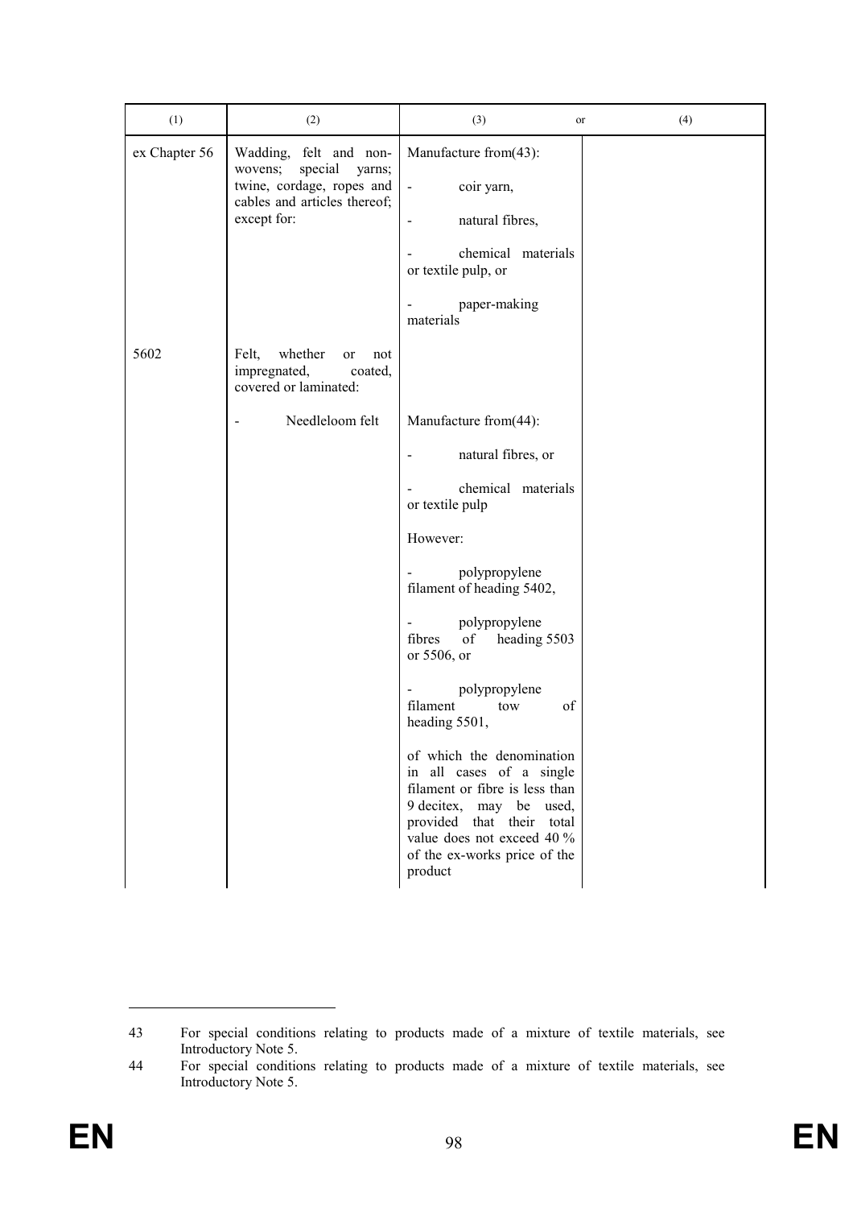| (1) | (2) | (3) or | (4) |
|---|---|---|---|
| ex Chapter 56 | Wadding, felt and non-wovens; special yarns; twine, cordage, ropes and cables and articles thereof; except for: | Manufacture from[43]:<br>- coir yarn,<br>- natural fibres,<br>- chemical materials or textile pulp, or<br>- paper-making materials | |
| 5602 | Felt, whether or not impregnated, coated, covered or laminated: | | |
| | - Needleloom felt | Manufacture from[44]:<br>- natural fibres, or<br>- chemical materials or textile pulp<br>However:<br>- polypropylene filament of heading 5402,<br>- polypropylene fibres of heading 5503 or 5506, or<br>- polypropylene filament tow of heading 5501,<br>of which the denomination in all cases of a single filament or fibre is less than 9 decitex, may be used, provided that their total value does not exceed 40 % of the ex-works price of the product | |

43 For special conditions relating to products made of a mixture of textile materials, see Introductory Note 5.

44 For special conditions relating to products made of a mixture of textile materials, see Introductory Note 5.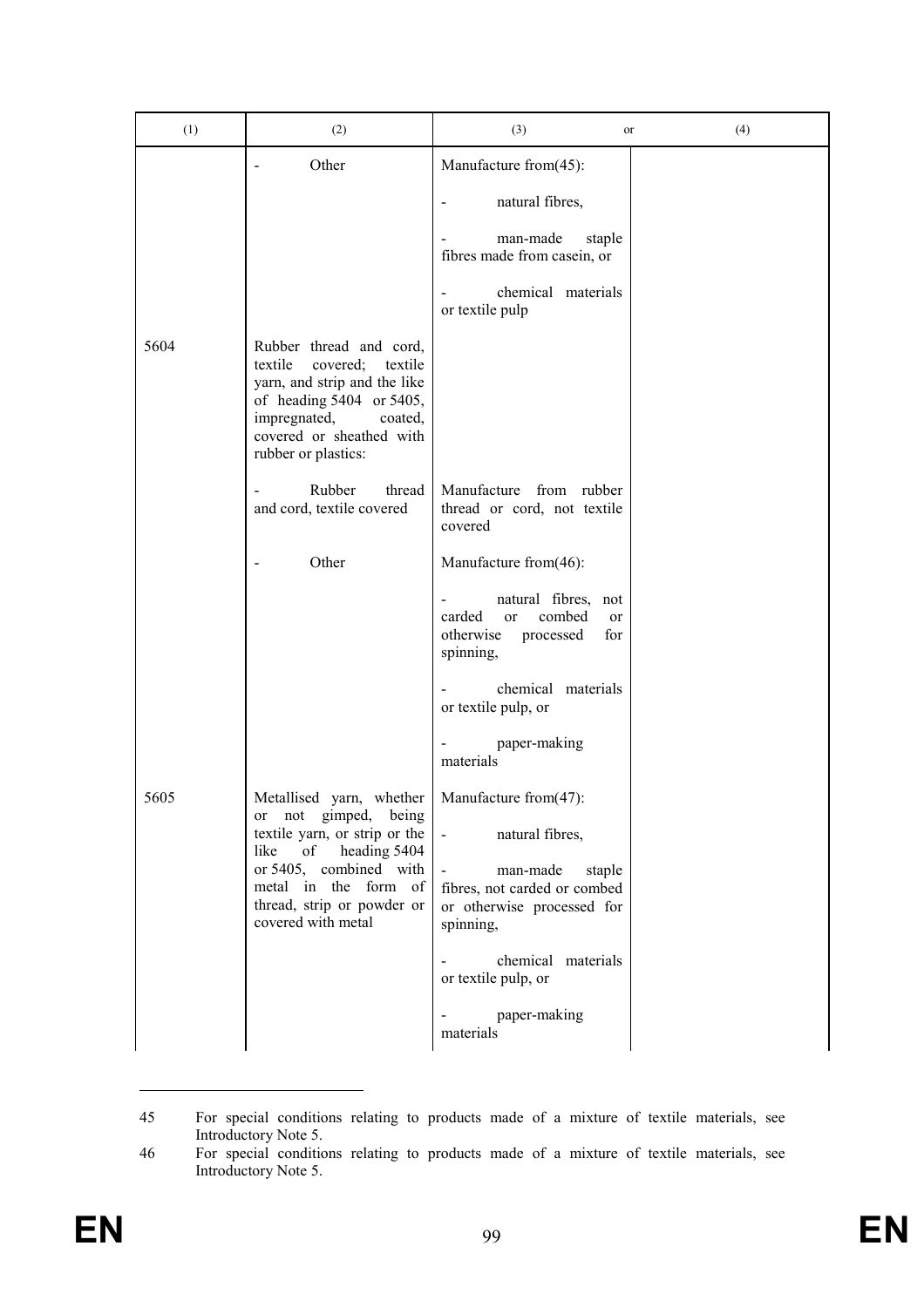| (1) | (2) | (3) or | (4) |
|---|---|---|---|
| | - Other | Manufacture from[45]:<br>- natural fibres,<br>- man-made staple fibres made from casein, or<br>- chemical materials or textile pulp | |
| 5604 | Rubber thread and cord, textile covered; textile yarn, and strip and the like of heading 5404 or 5405, impregnated, coated, covered or sheathed with rubber or plastics: | | |
| | - Rubber thread and cord, textile covered | Manufacture from rubber thread or cord, not textile covered | |
| | - Other | Manufacture from[46]:<br>- natural fibres, not carded or combed or otherwise processed for spinning,<br>- chemical materials or textile pulp, or<br>- paper-making materials | |
| 5605 | Metallised yarn, whether or not gimped, being textile yarn, or strip or the like of heading 5404 or 5405, combined with metal in the form of thread, strip or powder or covered with metal | Manufacture from[47]:<br>- natural fibres,<br>- man-made staple fibres, not carded or combed or otherwise processed for spinning,<br>- chemical materials or textile pulp, or<br>- paper-making materials | |

45 For special conditions relating to products made of a mixture of textile materials, see Introductory Note 5.

46 For special conditions relating to products made of a mixture of textile materials, see Introductory Note 5.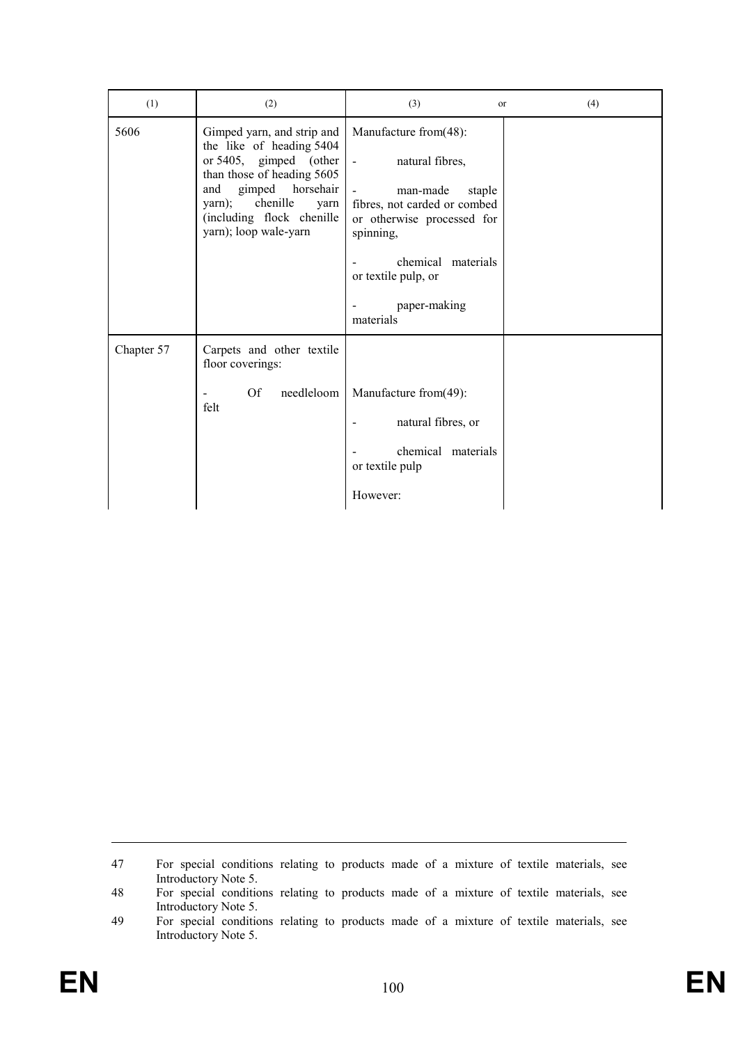| (1) | (2) | (3) or | (4) |
|---|---|---|---|
| 5606 | Gimped yarn, and strip and the like of heading 5404 or 5405, gimped (other than those of heading 5605 and gimped horsehair yarn); chenille yarn (including flock chenille yarn); loop wale-yarn | Manufacture from(48):<br><br>- natural fibres,<br><br>- man-made staple fibres, not carded or combed or otherwise processed for spinning,<br><br>- chemical materials or textile pulp, or<br><br>- paper-making materials | |
| Chapter 57 | Carpets and other textile floor coverings:<br><br>- Of needleloom felt | <br><br><br>Manufacture from(49):<br><br>- natural fibres, or<br><br>- chemical materials or textile pulp<br><br>However: | |

47 For special conditions relating to products made of a mixture of textile materials, see Introductory Note 5.

48 For special conditions relating to products made of a mixture of textile materials, see Introductory Note 5.

49 For special conditions relating to products made of a mixture of textile materials, see Introductory Note 5.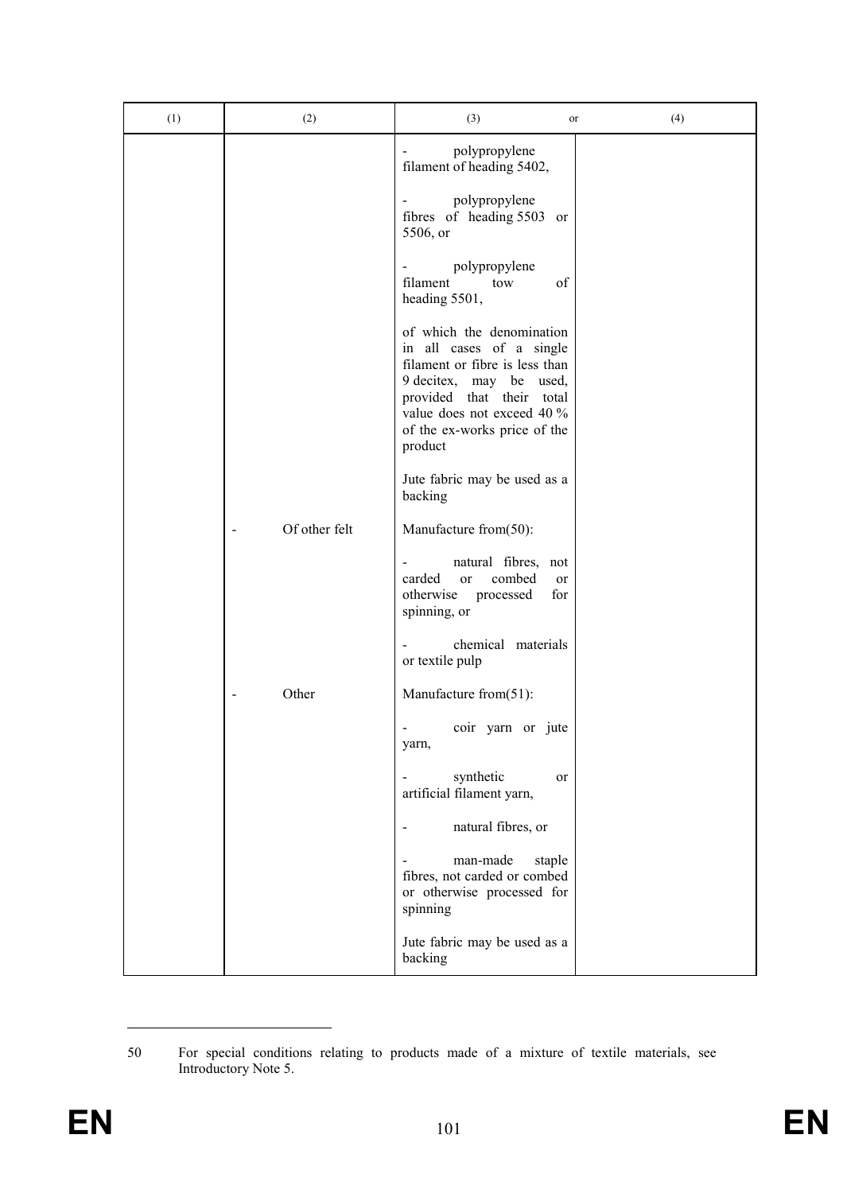| (1) | (2) | (3) or | (4) |
|---|---|---|---|
| | | - polypropylene filament of heading 5402,<br><br>- polypropylene fibres of heading 5503 or 5506, or<br><br>- polypropylene filament tow of heading 5501,<br><br>of which the denomination in all cases of a single filament or fibre is less than 9 decitex, may be used, provided that their total value does not exceed 40 % of the ex-works price of the product<br><br>Jute fabric may be used as a backing | |
| | - Of other felt | Manufacture from(50):<br><br>- natural fibres, not carded or combed or otherwise processed for spinning, or<br><br>- chemical materials or textile pulp | |
| | - Other | Manufacture from(51):<br><br>- coir yarn or jute yarn,<br><br>- synthetic or artificial filament yarn,<br><br>- natural fibres, or<br><br>- man-made staple fibres, not carded or combed or otherwise processed for spinning<br><br>Jute fabric may be used as a backing | |

50 For special conditions relating to products made of a mixture of textile materials, see Introductory Note 5.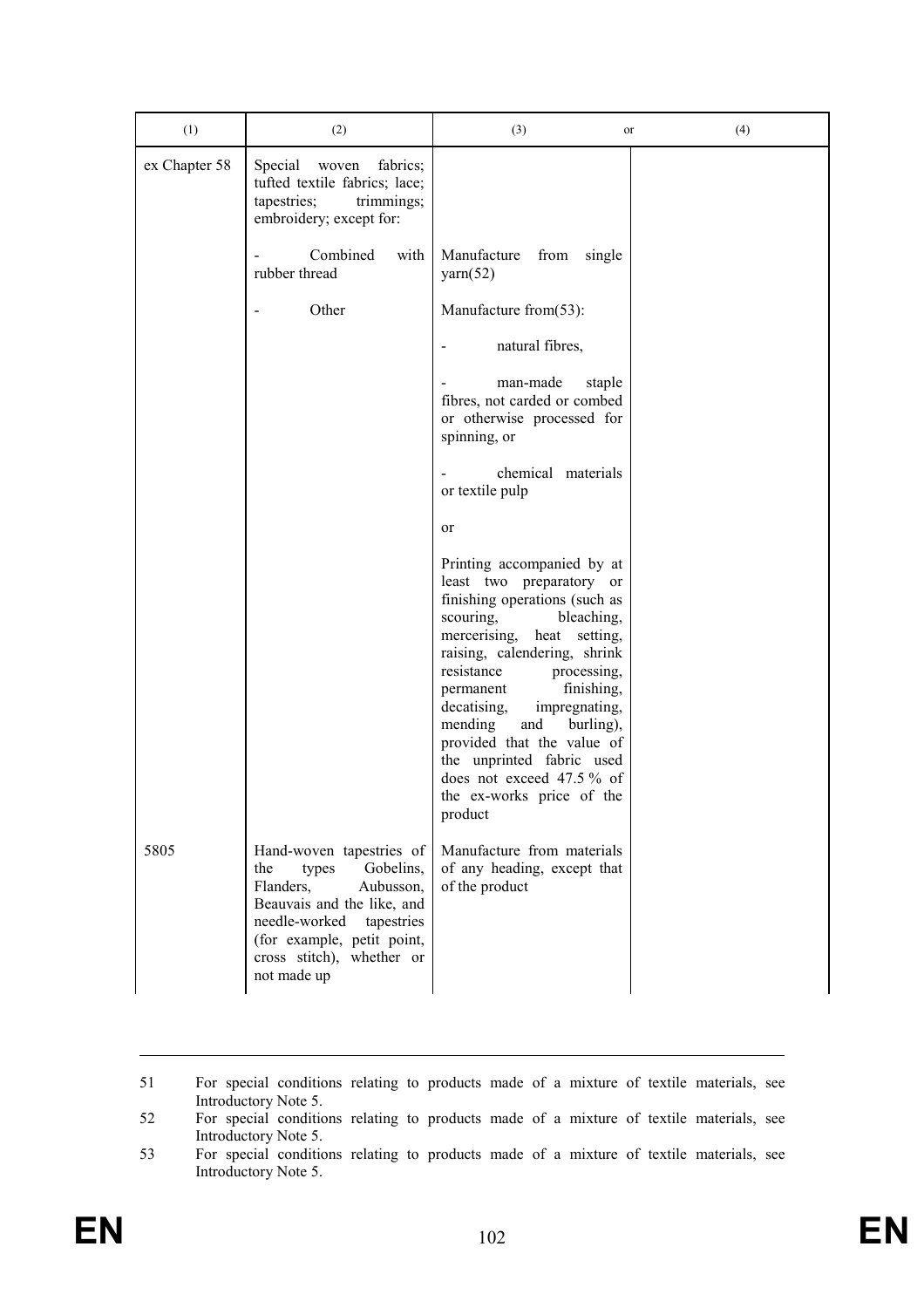| (1) | (2) | (3) or | (4) |
|---|---|---|---|
| ex Chapter 58 | Special woven fabrics; tufted textile fabrics; lace; tapestries; trimmings; embroidery; except for: | | |
| | - Combined with rubber thread | Manufacture from single yarn(52) | |
| | - Other | Manufacture from(53):<br>- natural fibres,<br>- man-made staple fibres, not carded or combed or otherwise processed for spinning, or<br>- chemical materials or textile pulp<br>or<br>Printing accompanied by at least two preparatory or finishing operations (such as scouring, bleaching, mercerising, heat setting, raising, calendering, shrink resistance processing, permanent finishing, decatising, impregnating, mending and burling), provided that the value of the unprinted fabric used does not exceed 47.5 % of the ex-works price of the product | |
| 5805 | Hand-woven tapestries of the types Gobelins, Flanders, Aubusson, Beauvais and the like, and needle-worked tapestries (for example, petit point, cross stitch), whether or not made up | Manufacture from materials of any heading, except that of the product | |

51 For special conditions relating to products made of a mixture of textile materials, see Introductory Note 5.

52 For special conditions relating to products made of a mixture of textile materials, see Introductory Note 5.

53 For special conditions relating to products made of a mixture of textile materials, see Introductory Note 5.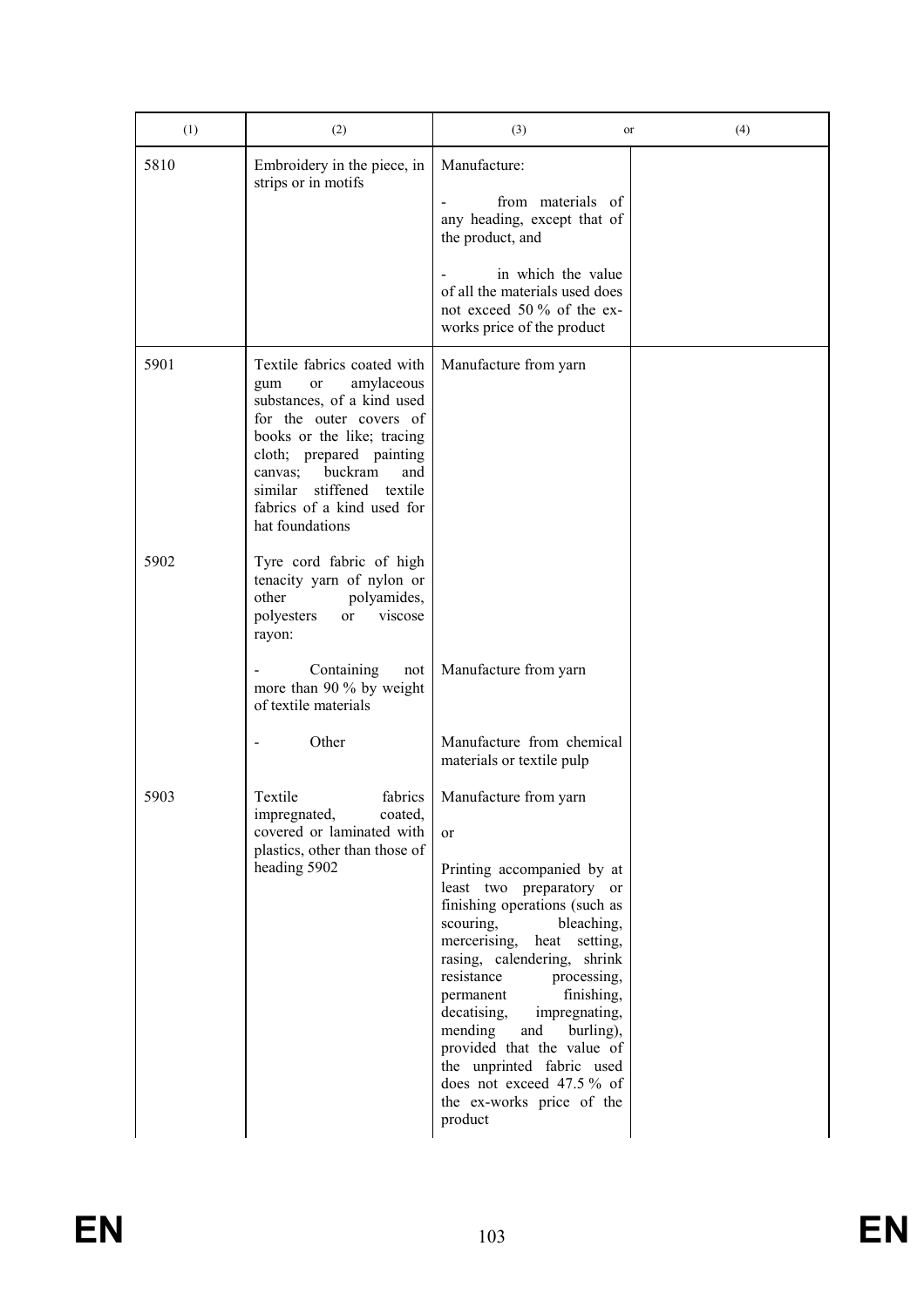| (1) | (2) | (3) or | (4) |
|---|---|---|---|
| 5810 | Embroidery in the piece, in strips or in motifs | Manufacture:<br><br>- from materials of any heading, except that of the product, and<br><br>- in which the value of all the materials used does not exceed 50 % of the ex-works price of the product | |
| 5901 | Textile fabrics coated with gum or amylaceous substances, of a kind used for the outer covers of books or the like; tracing cloth; prepared painting canvas; buckram and similar stiffened textile fabrics of a kind used for hat foundations | Manufacture from yarn | |
| 5902 | Tyre cord fabric of high tenacity yarn of nylon or other polyamides, polyesters or viscose rayon: | | |
| | - Containing not more than 90 % by weight of textile materials | Manufacture from yarn | |
| | - Other | Manufacture from chemical materials or textile pulp | |
| 5903 | Textile fabrics impregnated, coated, covered or laminated with plastics, other than those of heading 5902 | Manufacture from yarn<br><br>or<br><br>Printing accompanied by at least two preparatory or finishing operations (such as scouring, bleaching, mercerising, heat setting, raising, calendering, shrink resistance processing, permanent finishing, decatising, impregnating, mending and burling), provided that the value of the unprinted fabric used does not exceed 47.5 % of the ex-works price of the product | |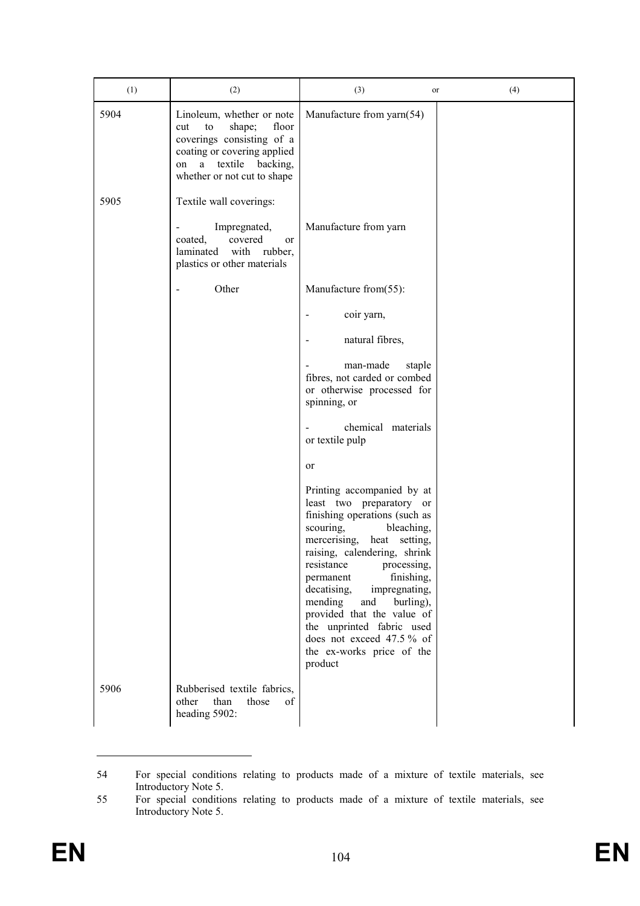| (1) | (2) | (3) or | (4) |
|---|---|---|---|
| 5904 | Linoleum, whether or note cut to shape; floor coverings consisting of a coating or covering applied on a textile backing, whether or not cut to shape | Manufacture from yarn[54] | |
| 5905 | Textile wall coverings: | | |
| | - Impregnated, coated, covered or laminated with rubber, plastics or other materials | Manufacture from yarn | |
| | - Other | Manufacture from[55]:<br>- coir yarn,<br>- natural fibres,<br>- man-made staple fibres, not carded or combed or otherwise processed for spinning, or<br>- chemical materials or textile pulp<br>or<br>Printing accompanied by at least two preparatory or finishing operations (such as scouring, bleaching, mercerising, heat setting, raising, calendering, shrink resistance processing, permanent finishing, decatising, impregnating, mending and burling), provided that the value of the unprinted fabric used does not exceed 47.5 % of the ex-works price of the product | |
| 5906 | Rubberised textile fabrics, other than those of heading 5902: | | |

54 For special conditions relating to products made of a mixture of textile materials, see Introductory Note 5.

55 For special conditions relating to products made of a mixture of textile materials, see Introductory Note 5.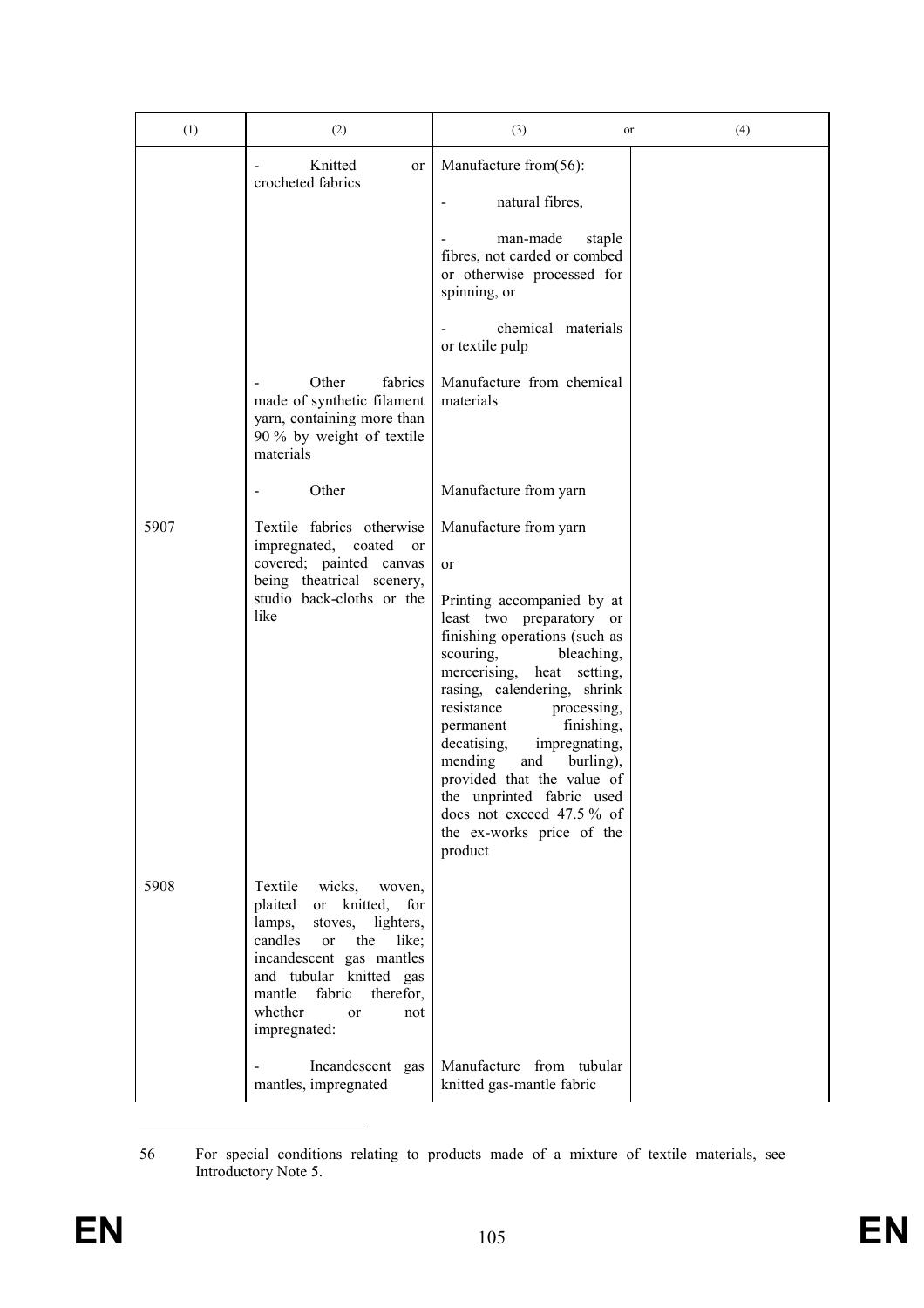| (1) | (2) | (3) or | (4) |
|---|---|---|---|
| | - Knitted or crocheted fabrics | Manufacture from[56]:<br><br>- natural fibres,<br><br>- man-made staple fibres, not carded or combed or otherwise processed for spinning, or<br><br>- chemical materials or textile pulp | |
| | - Other fabrics made of synthetic filament yarn, containing more than 90 % by weight of textile materials | Manufacture from chemical materials | |
| | - Other | Manufacture from yarn | |
| 5907 | Textile fabrics otherwise impregnated, coated or covered; painted canvas being theatrical scenery, studio back-cloths or the like | Manufacture from yarn<br><br>or<br><br>Printing accompanied by at least two preparatory or finishing operations (such as scouring, bleaching, mercerising, heat setting, raising, calendering, shrink resistance processing, permanent finishing, decatising, impregnating, mending and burling), provided that the value of the unprinted fabric used does not exceed 47.5 % of the ex-works price of the product | |
| 5908 | Textile wicks, woven, plaited or knitted, for lamps, stoves, lighters, candles or the like; incandescent gas mantles and tubular knitted gas mantle fabric therefor, whether or not impregnated: | | |
| | - Incandescent gas mantles, impregnated | Manufacture from tubular knitted gas-mantle fabric | |

56 For special conditions relating to products made of a mixture of textile materials, see Introductory Note 5.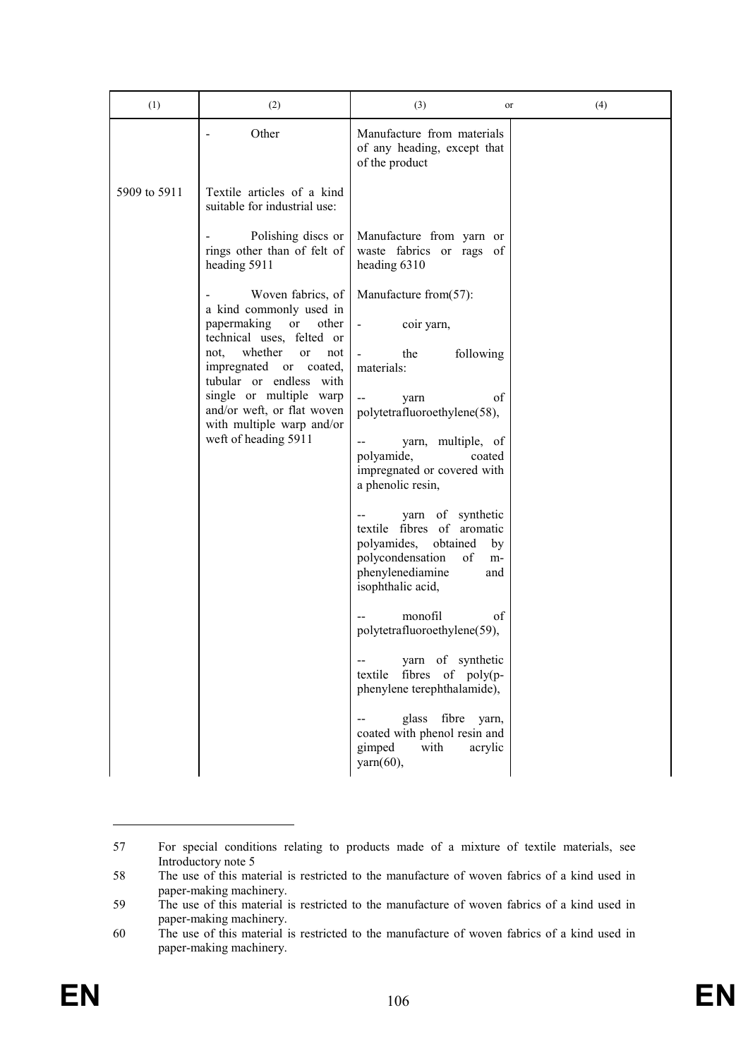| (1) | (2) | (3) or | (4) |
|---|---|---|---|
| | - Other | Manufacture from materials of any heading, except that of the product | |
| 5909 to 5911 | Textile articles of a kind suitable for industrial use: | | |
| | - Polishing discs or rings other than of felt of heading 5911 | Manufacture from yarn or waste fabrics or rags of heading 6310 | |
| | - Woven fabrics, of a kind commonly used in papermaking or other technical uses, felted or not, whether or not impregnated or coated, tubular or endless with single or multiple warp and/or weft, or flat woven with multiple warp and/or weft of heading 5911 | Manufacture from(57):<br><br>- coir yarn,<br><br>- the following materials:<br><br>-- yarn of polytetrafluoroethylene(58),<br><br>-- yarn, multiple, of polyamide, coated impregnated or covered with a phenolic resin,<br><br>-- yarn of synthetic textile fibres of aromatic polyamides, obtained by polycondensation of m-phenylenediamine and isophthalic acid,<br><br>-- monofil of polytetrafluoroethylene(59),<br><br>-- yarn of synthetic textile fibres of poly(p-phenylene terephthalamide),<br><br>-- glass fibre yarn, coated with phenol resin and gimped with acrylic yarn(60), | |

57 For special conditions relating to products made of a mixture of textile materials, see Introductory note 5

58 The use of this material is restricted to the manufacture of woven fabrics of a kind used in paper-making machinery.

59 The use of this material is restricted to the manufacture of woven fabrics of a kind used in paper-making machinery.

60 The use of this material is restricted to the manufacture of woven fabrics of a kind used in paper-making machinery.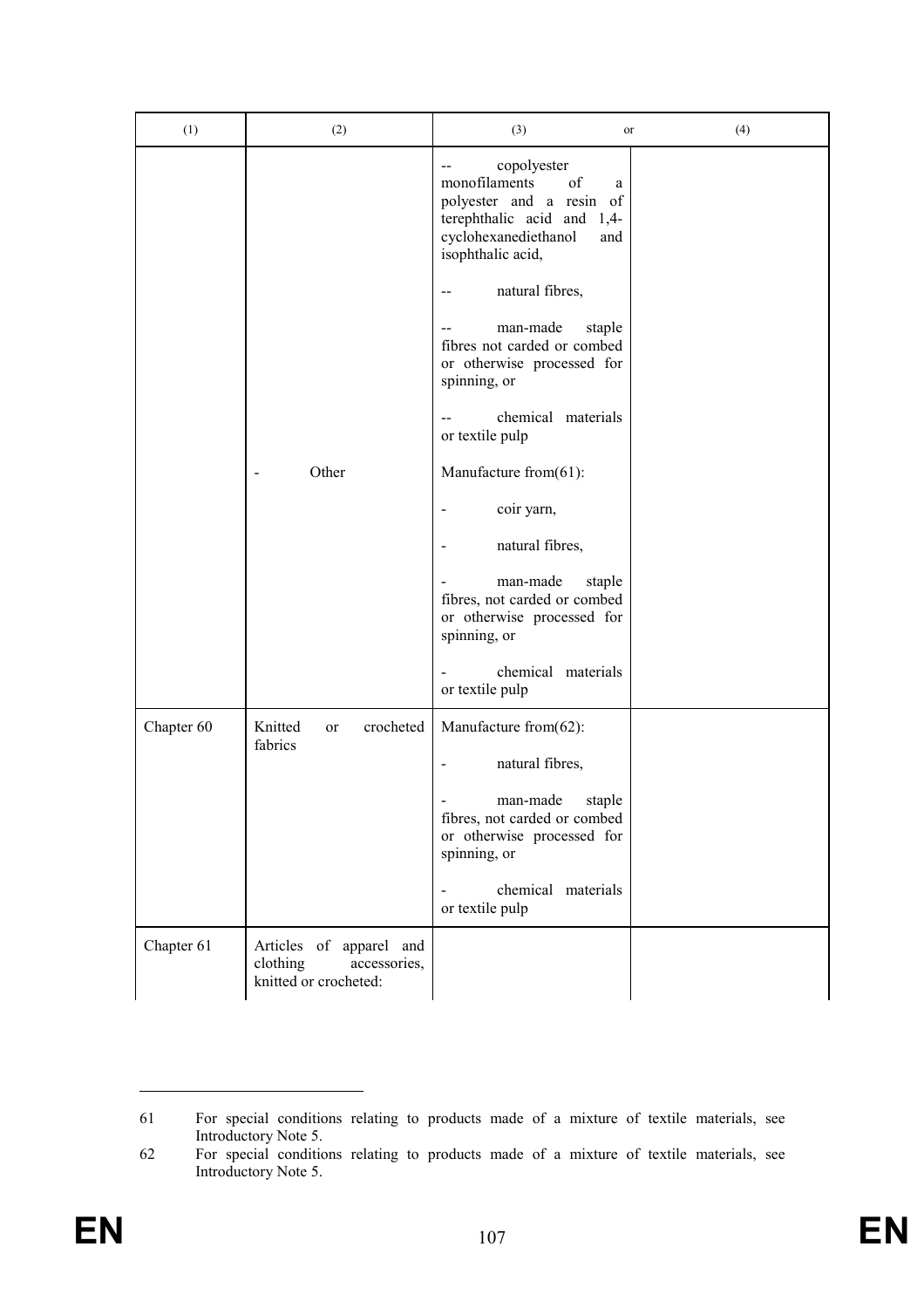| (1) | (2) | (3) or | (4) |
|---|---|---|---|
| | | -- copolyester monofilaments of a polyester and a resin of terephthalic acid and 1,4-cyclohexanediethanol and isophthalic acid,<br><br>-- natural fibres,<br><br>-- man-made staple fibres not carded or combed or otherwise processed for spinning, or<br><br>-- chemical materials or textile pulp | |
| | - Other | Manufacture from(61):<br><br>- coir yarn,<br><br>- natural fibres,<br><br>- man-made staple fibres, not carded or combed or otherwise processed for spinning, or<br><br>- chemical materials or textile pulp | |
| Chapter 60 | Knitted or crocheted fabrics | Manufacture from(62):<br><br>- natural fibres,<br><br>- man-made staple fibres, not carded or combed or otherwise processed for spinning, or<br><br>- chemical materials or textile pulp | |
| Chapter 61 | Articles of apparel and clothing accessories, knitted or crocheted: | | |

61 For special conditions relating to products made of a mixture of textile materials, see Introductory Note 5.

62 For special conditions relating to products made of a mixture of textile materials, see Introductory Note 5.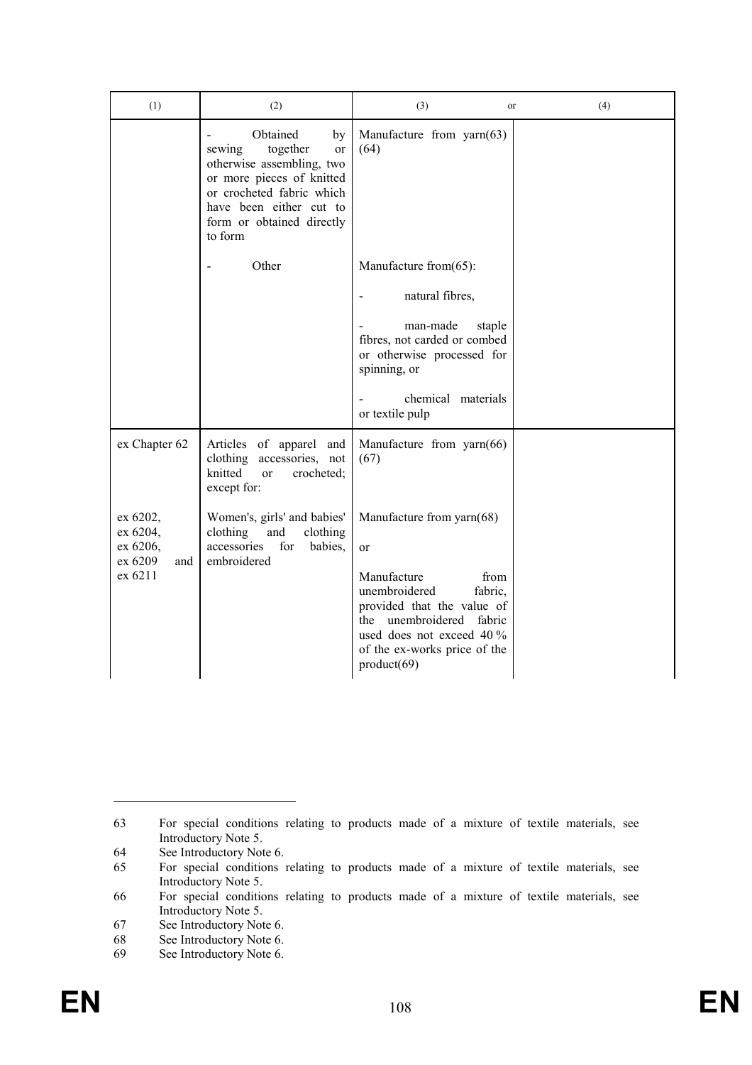| (1) | (2) | (3) or | (4) |
|---|---|---|---|
| | - Obtained by sewing together or otherwise assembling, two or more pieces of knitted or crocheted fabric which have been either cut to form or obtained directly to form | Manufacture from yarn(63) (64) | |
| | - Other | Manufacture from(65):<br><br>- natural fibres,<br><br>- man-made staple fibres, not carded or combed or otherwise processed for spinning, or<br><br>- chemical materials or textile pulp | |
| ex Chapter 62 | Articles of apparel and clothing accessories, not knitted or crocheted; except for: | Manufacture from yarn(66) (67) | |
| ex 6202, ex 6204, ex 6206, ex 6209 and ex 6211 | Women's, girls' and babies' clothing and clothing accessories for babies, embroidered | Manufacture from yarn(68)<br><br>or<br><br>Manufacture from unembroidered fabric, provided that the value of the unembroidered fabric used does not exceed 40 % of the ex-works price of the product(69) | |

63 For special conditions relating to products made of a mixture of textile materials, see Introductory Note 5.

64 See Introductory Note 6.

65 For special conditions relating to products made of a mixture of textile materials, see Introductory Note 5.

66 For special conditions relating to products made of a mixture of textile materials, see Introductory Note 5.

67 See Introductory Note 6.

68 See Introductory Note 6.

69 See Introductory Note 6.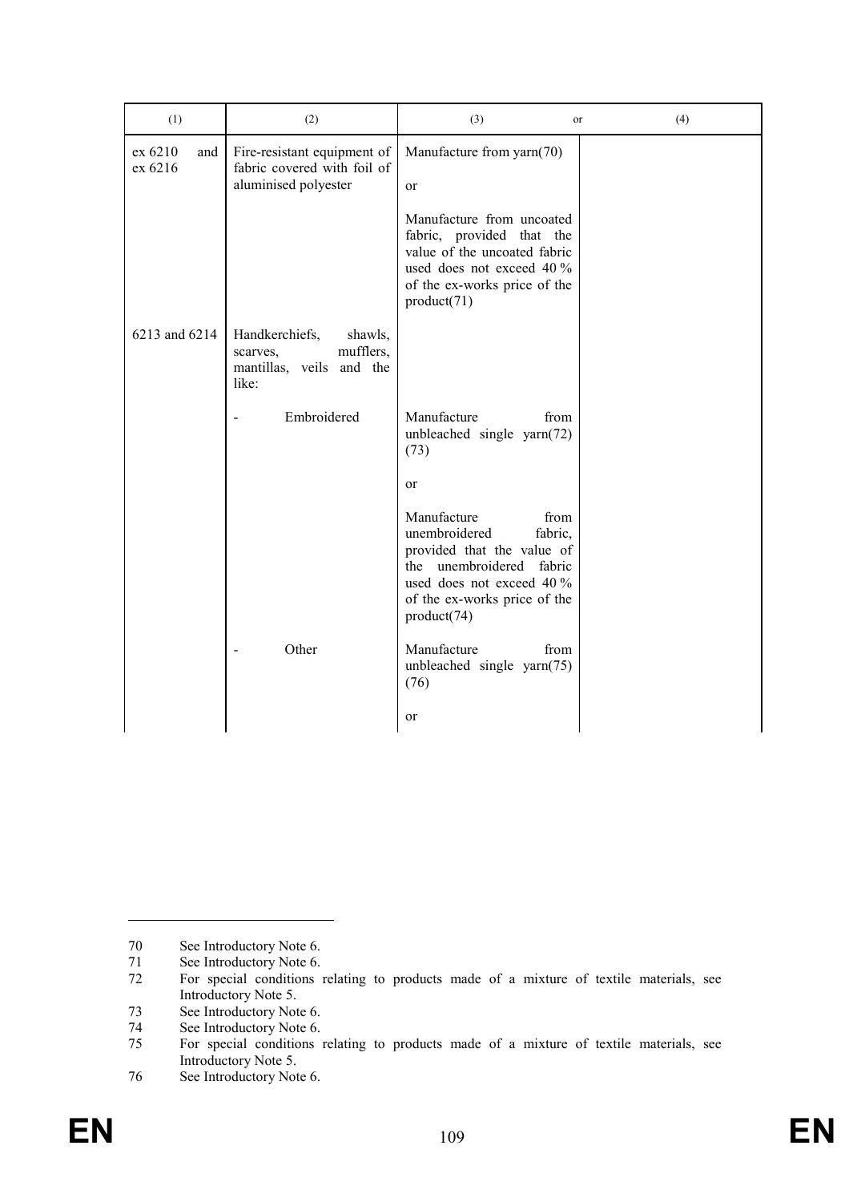| (1) | (2) | (3) or | (4) |
|---|---|---|---|
| ex 6210 and ex 6216 | Fire-resistant equipment of fabric covered with foil of aluminised polyester | Manufacture from yarn(70)<br><br>or<br><br>Manufacture from uncoated fabric, provided that the value of the uncoated fabric used does not exceed 40 % of the ex-works price of the product(71) | |
| 6213 and 6214 | Handkerchiefs, shawls, scarves, mufflers, mantillas, veils and the like: | | |
| | - Embroidered | Manufacture from unbleached single yarn(72) (73)<br><br>or<br><br>Manufacture from unembroidered fabric, provided that the value of the unembroidered fabric used does not exceed 40 % of the ex-works price of the product(74) | |
| | - Other | Manufacture from unbleached single yarn(75) (76)<br><br>or | |

70 See Introductory Note 6.

71 See Introductory Note 6.

72 For special conditions relating to products made of a mixture of textile materials, see Introductory Note 5.

73 See Introductory Note 6.

74 See Introductory Note 6.

75 For special conditions relating to products made of a mixture of textile materials, see Introductory Note 5.

76 See Introductory Note 6.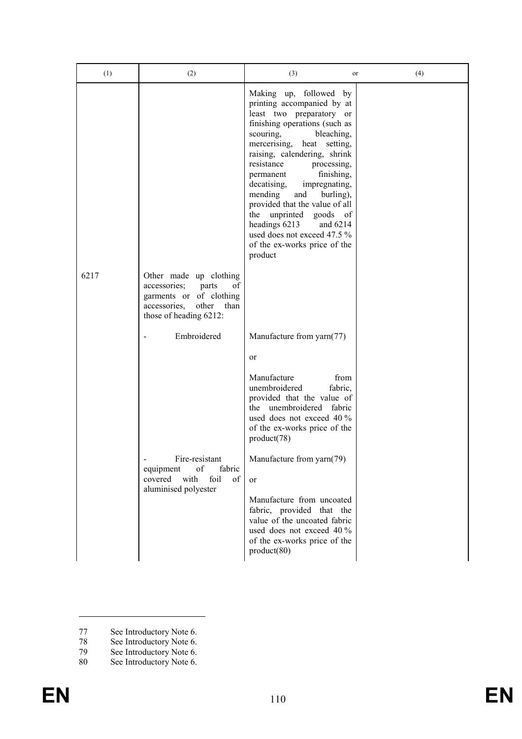| (1) | (2) | (3) or | (4) |
|---|---|---|---|
| | | Making up, followed by printing accompanied by at least two preparatory or finishing operations (such as scouring, bleaching, mercerising, heat setting, raising, calendering, shrink resistance processing, permanent finishing, decatising, impregnating, mending and burling), provided that the value of all the unprinted goods of headings 6213 and 6214 used does not exceed 47.5 % of the ex-works price of the product | |
| 6217 | Other made up clothing accessories; parts of garments or of clothing accessories, other than those of heading 6212: | | |
| | - Embroidered | Manufacture from yarn[77]<br><br>or<br><br>Manufacture from unembroidered fabric, provided that the value of the unembroidered fabric used does not exceed 40 % of the ex-works price of the product[78] | |
| | - Fire-resistant equipment of fabric covered with foil of aluminised polyester | Manufacture from yarn[79]<br><br>or<br><br>Manufacture from uncoated fabric, provided that the value of the uncoated fabric used does not exceed 40 % of the ex-works price of the product[80] | |

77 See Introductory Note 6.

78 See Introductory Note 6.

79 See Introductory Note 6.

80 See Introductory Note 6.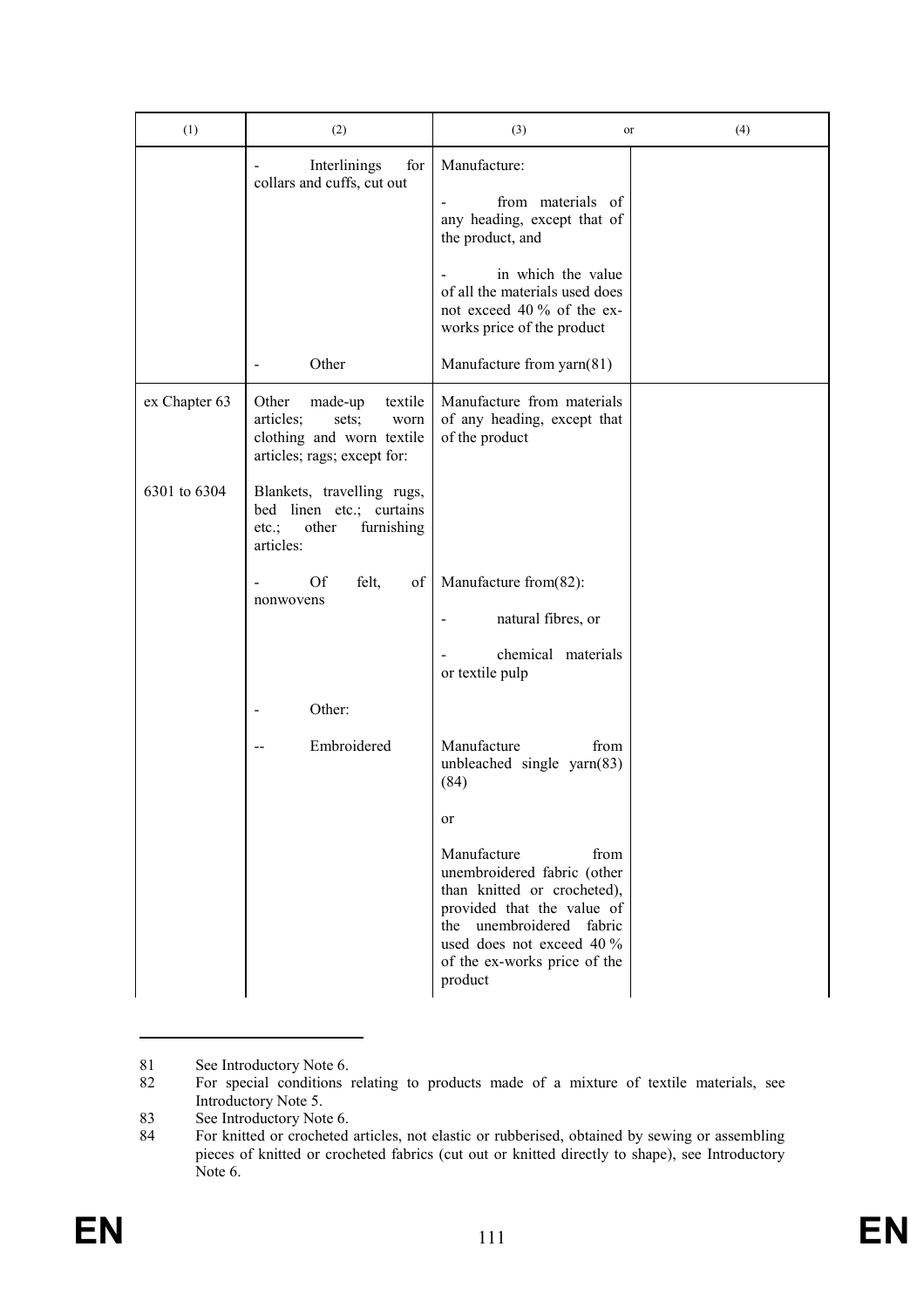| (1) | (2) | (3) or | (4) |
|---|---|---|---|
| | - Interlinings for collars and cuffs, cut out | Manufacture:<br>- from materials of any heading, except that of the product, and<br>- in which the value of all the materials used does not exceed 40 % of the ex-works price of the product | |
| | - Other | Manufacture from yarn(81) | |
| ex Chapter 63 | Other made-up textile articles; sets; worn clothing and worn textile articles; rags; except for: | Manufacture from materials of any heading, except that of the product | |
| 6301 to 6304 | Blankets, travelling rugs, bed linen etc.; curtains etc.; other furnishing articles: | | |
| | - Of felt, of nonwovens | Manufacture from(82):<br>- natural fibres, or<br>- chemical materials or textile pulp | |
| | - Other: | | |
| | -- Embroidered | Manufacture from unbleached single yarn(83) (84)<br>or<br>Manufacture from unembroidered fabric (other than knitted or crocheted), provided that the value of the unembroidered fabric used does not exceed 40 % of the ex-works price of the product | |

81 See Introductory Note 6.

82 For special conditions relating to products made of a mixture of textile materials, see Introductory Note 5.

83 See Introductory Note 6.

84 For knitted or crocheted articles, not elastic or rubberised, obtained by sewing or assembling pieces of knitted or crocheted fabrics (cut out or knitted directly to shape), see Introductory Note 6.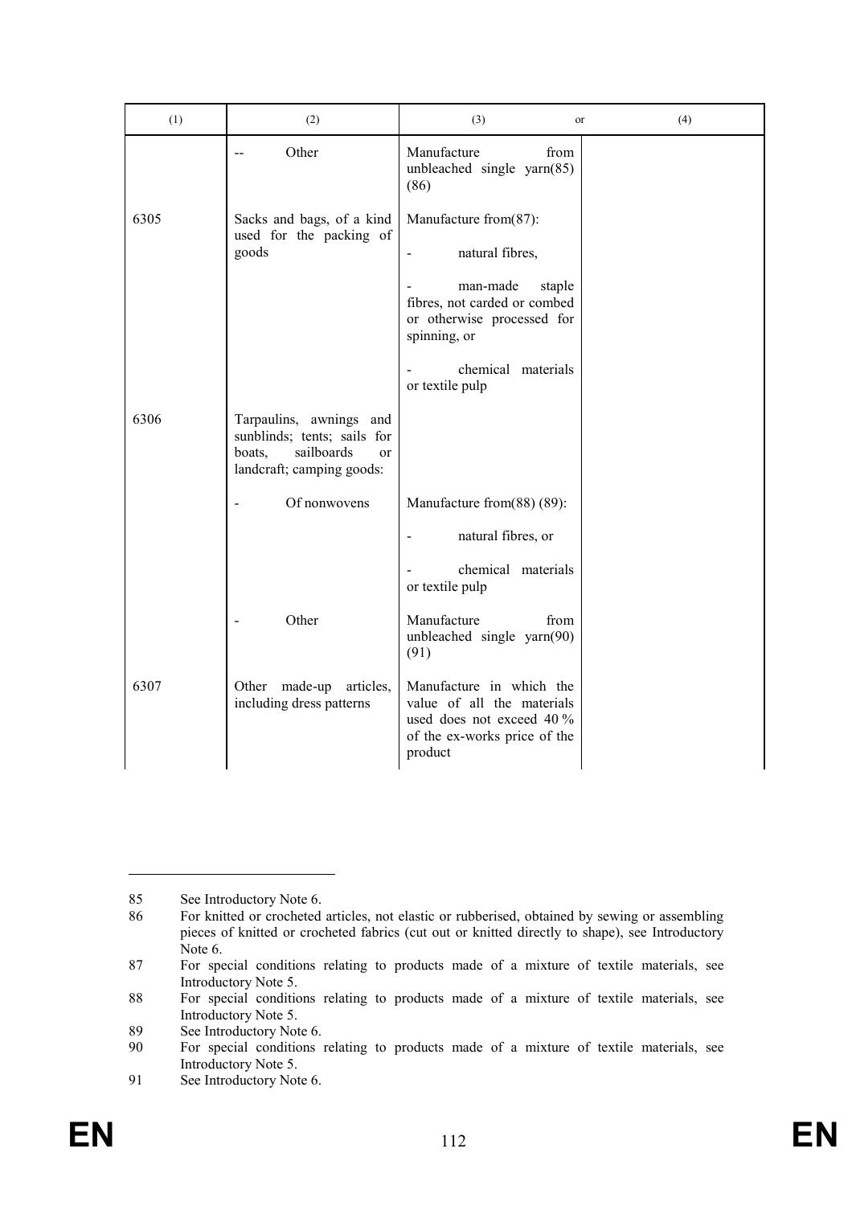| (1) | (2) | (3) or | (4) |
|---|---|---|---|
| | -- Other | Manufacture from unbleached single yarn(85) (86) | |
| 6305 | Sacks and bags, of a kind used for the packing of goods | Manufacture from(87):<br>- natural fibres,<br>- man-made staple fibres, not carded or combed or otherwise processed for spinning, or<br>- chemical materials or textile pulp | |
| 6306 | Tarpaulins, awnings and sunblinds; tents; sails for boats, sailboards or landcraft; camping goods: | | |
| | - Of nonwovens | Manufacture from(88) (89):<br>- natural fibres, or<br>- chemical materials or textile pulp | |
| | - Other | Manufacture from unbleached single yarn(90) (91) | |
| 6307 | Other made-up articles, including dress patterns | Manufacture in which the value of all the materials used does not exceed 40 % of the ex-works price of the product | |

85 See Introductory Note 6.

86 For knitted or crocheted articles, not elastic or rubberised, obtained by sewing or assembling pieces of knitted or crocheted fabrics (cut out or knitted directly to shape), see Introductory Note 6.

87 For special conditions relating to products made of a mixture of textile materials, see Introductory Note 5.

88 For special conditions relating to products made of a mixture of textile materials, see Introductory Note 5.

89 See Introductory Note 6.

90 For special conditions relating to products made of a mixture of textile materials, see Introductory Note 5.

91 See Introductory Note 6.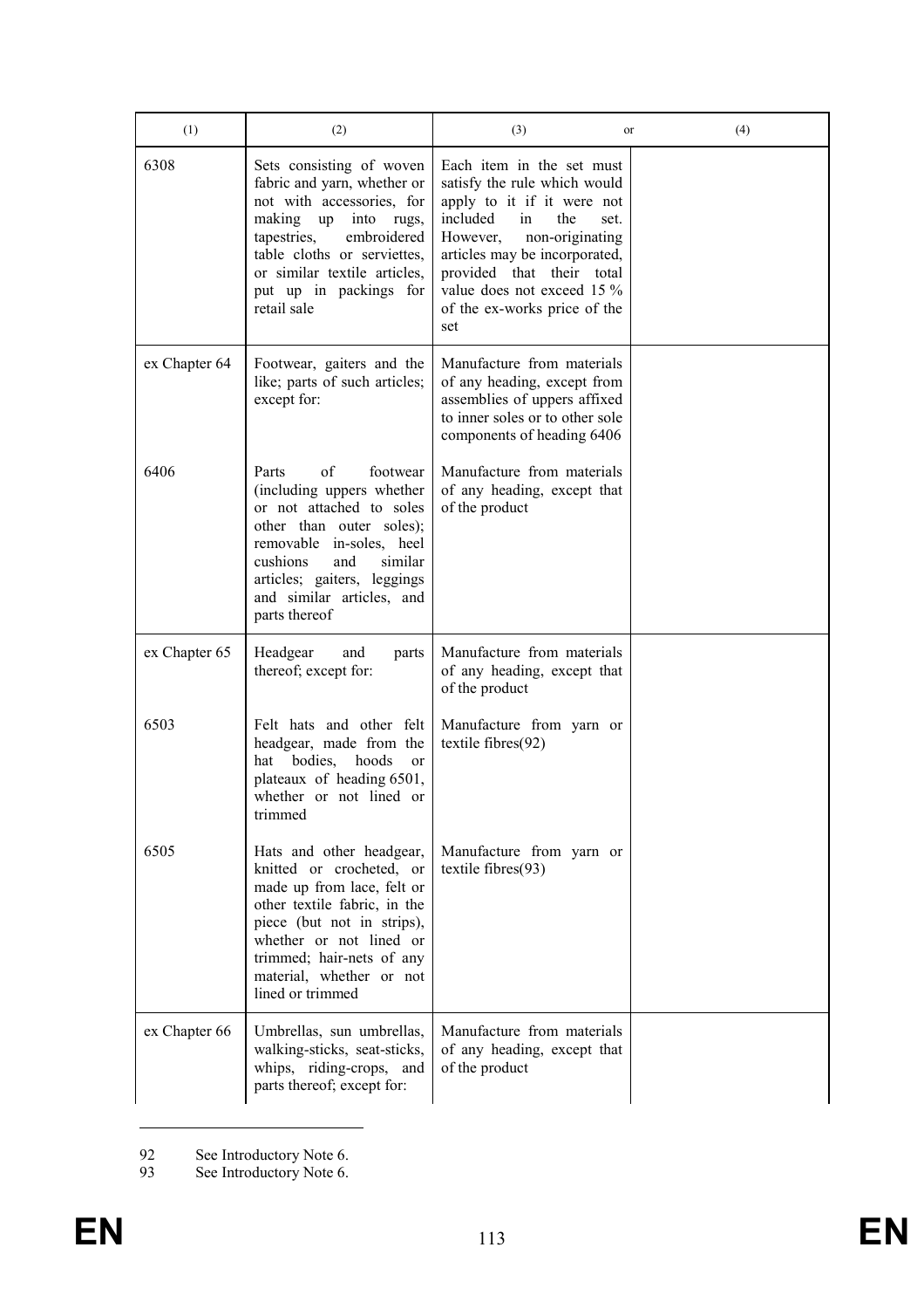| (1) | (2) | (3) or | (4) |
| --- | --- | --- | --- |
| 6308 | Sets consisting of woven fabric and yarn, whether or not with accessories, for making up into rugs, tapestries, embroidered table cloths or serviettes, or similar textile articles, put up in packings for retail sale | Each item in the set must satisfy the rule which would apply to it if it were not included in the set. However, non-originating articles may be incorporated, provided that their total value does not exceed 15 % of the ex-works price of the set | |
| ex Chapter 64 | Footwear, gaiters and the like; parts of such articles; except for: | Manufacture from materials of any heading, except from assemblies of uppers affixed to inner soles or to other sole components of heading 6406 | |
| 6406 | Parts of footwear (including uppers whether or not attached to soles other than outer soles); removable in-soles, heel cushions and similar articles; gaiters, leggings and similar articles, and parts thereof | Manufacture from materials of any heading, except that of the product | |
| ex Chapter 65 | Headgear and parts thereof; except for: | Manufacture from materials of any heading, except that of the product | |
| 6503 | Felt hats and other felt headgear, made from the hat bodies, hoods or plateaux of heading 6501, whether or not lined or trimmed | Manufacture from yarn or textile fibres(92) | |
| 6505 | Hats and other headgear, knitted or crocheted, or made up from lace, felt or other textile fabric, in the piece (but not in strips), whether or not lined or trimmed; hair-nets of any material, whether or not lined or trimmed | Manufacture from yarn or textile fibres(93) | |
| ex Chapter 66 | Umbrellas, sun umbrellas, walking-sticks, seat-sticks, whips, riding-crops, and parts thereof; except for: | Manufacture from materials of any heading, except that of the product | |

92 See Introductory Note 6.

93 See Introductory Note 6.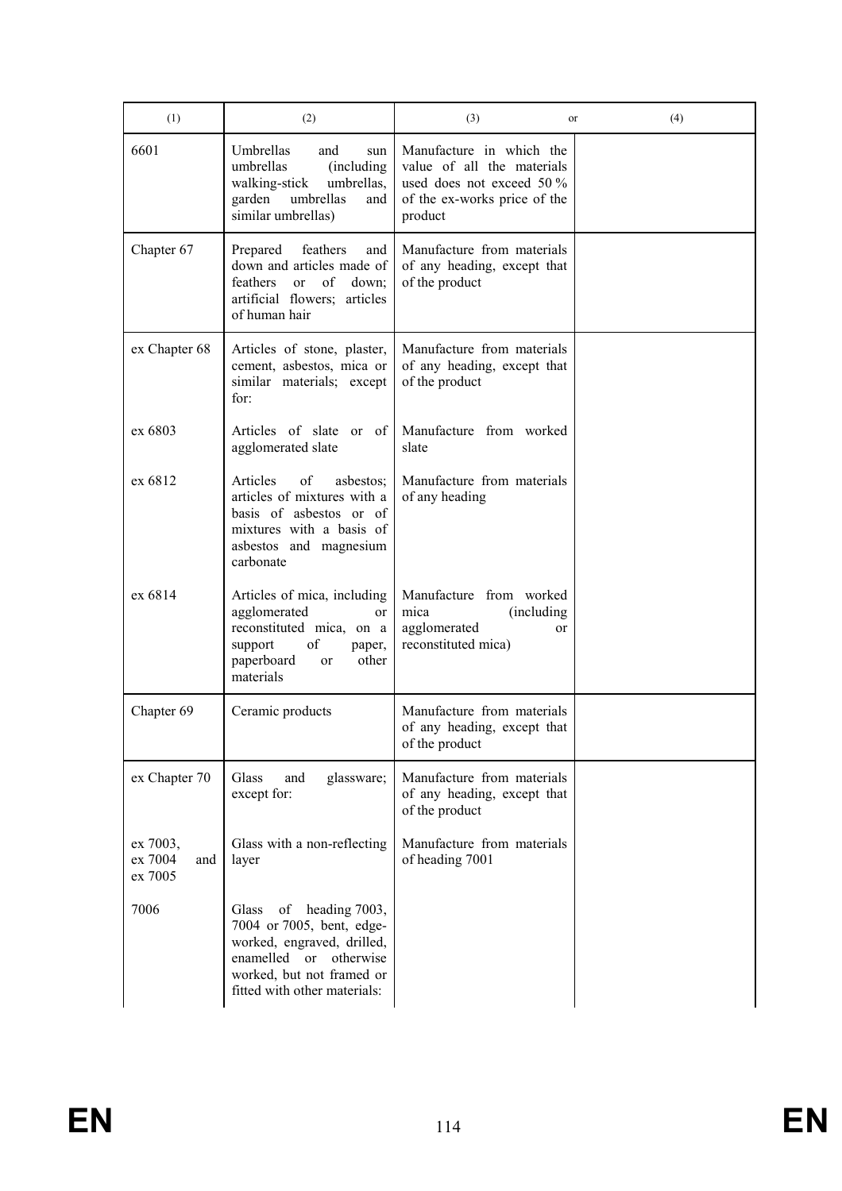| (1) | (2) | (3) or | (4) |
|---|---|---|---|
| 6601 | Umbrellas and sun umbrellas (including walking-stick umbrellas, garden umbrellas and similar umbrellas) | Manufacture in which the value of all the materials used does not exceed 50 % of the ex-works price of the product | |
| Chapter 67 | Prepared feathers and down and articles made of feathers or of down; artificial flowers; articles of human hair | Manufacture from materials of any heading, except that of the product | |
| ex Chapter 68 | Articles of stone, plaster, cement, asbestos, mica or similar materials; except for: | Manufacture from materials of any heading, except that of the product | |
| ex 6803 | Articles of slate or of agglomerated slate | Manufacture from worked slate | |
| ex 6812 | Articles of asbestos; articles of mixtures with a basis of asbestos or of mixtures with a basis of asbestos and magnesium carbonate | Manufacture from materials of any heading | |
| ex 6814 | Articles of mica, including agglomerated or reconstituted mica, on a support of paper, paperboard or other materials | Manufacture from worked mica (including agglomerated or reconstituted mica) | |
| Chapter 69 | Ceramic products | Manufacture from materials of any heading, except that of the product | |
| ex Chapter 70 | Glass and glassware; except for: | Manufacture from materials of any heading, except that of the product | |
| ex 7003, ex 7004 and ex 7005 | Glass with a non-reflecting layer | Manufacture from materials of heading 7001 | |
| 7006 | Glass of heading 7003, 7004 or 7005, bent, edge-worked, engraved, drilled, enamelled or otherwise worked, but not framed or fitted with other materials: | | |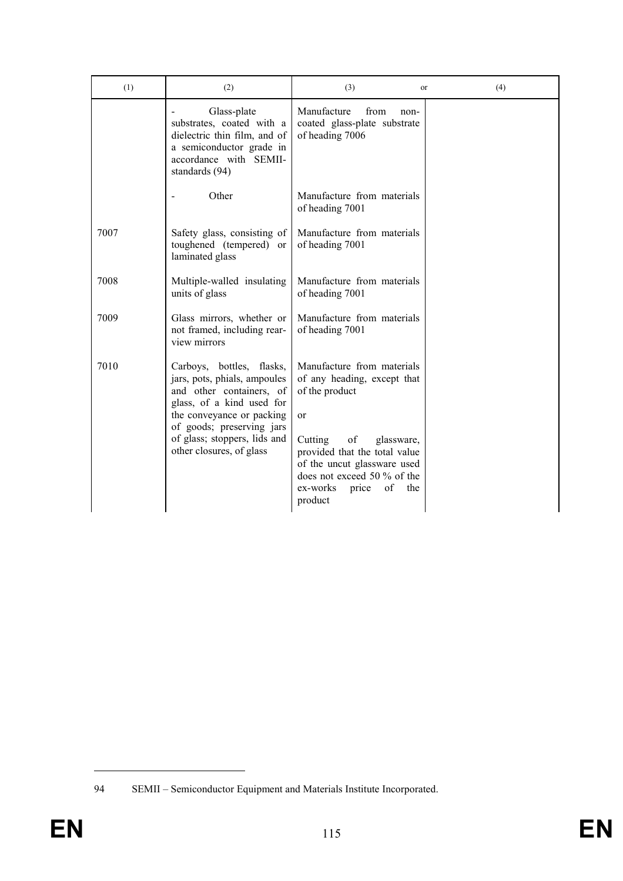| (1) | (2) | (3) or | (4) |
|---|---|---|---|
| | - Glass-plate substrates, coated with a dielectric thin film, and of a semiconductor grade in accordance with SEMII-standards (94) | Manufacture from non-coated glass-plate substrate of heading 7006 | |
| | - Other | Manufacture from materials of heading 7001 | |
| 7007 | Safety glass, consisting of toughened (tempered) or laminated glass | Manufacture from materials of heading 7001 | |
| 7008 | Multiple-walled insulating units of glass | Manufacture from materials of heading 7001 | |
| 7009 | Glass mirrors, whether or not framed, including rear-view mirrors | Manufacture from materials of heading 7001 | |
| 7010 | Carboys, bottles, flasks, jars, pots, phials, ampoules and other containers, of glass, of a kind used for the conveyance or packing of goods; preserving jars of glass; stoppers, lids and other closures, of glass | Manufacture from materials of any heading, except that of the product<br><br>or<br><br>Cutting of glassware, provided that the total value of the uncut glassware used does not exceed 50 % of the ex-works price of the product | |

94 SEMII – Semiconductor Equipment and Materials Institute Incorporated.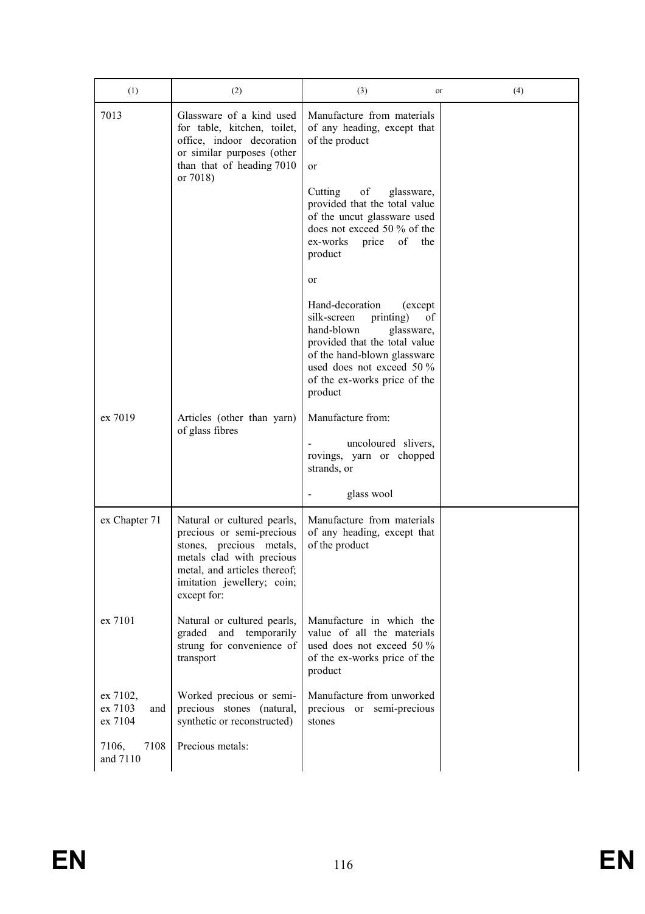| (1) | (2) | (3) or | (4) |
|---|---|---|---|
| 7013 | Glassware of a kind used for table, kitchen, toilet, office, indoor decoration or similar purposes (other than that of heading 7010 or 7018) | Manufacture from materials of any heading, except that of the product<br><br>or<br><br>Cutting of glassware, provided that the total value of the uncut glassware used does not exceed 50 % of the ex-works price of the product<br><br>or<br><br>Hand-decoration (except silk-screen printing) of hand-blown glassware, provided that the total value of the hand-blown glassware used does not exceed 50 % of the ex-works price of the product | |
| ex 7019 | Articles (other than yarn) of glass fibres | Manufacture from:<br><br>- uncoloured slivers, rovings, yarn or chopped strands, or<br><br>- glass wool | |
| ex Chapter 71 | Natural or cultured pearls, precious or semi-precious stones, precious metals, metals clad with precious metal, and articles thereof; imitation jewellery; coin; except for: | Manufacture from materials of any heading, except that of the product | |
| ex 7101 | Natural or cultured pearls, graded and temporarily strung for convenience of transport | Manufacture in which the value of all the materials used does not exceed 50 % of the ex-works price of the product | |
| ex 7102, ex 7103 and ex 7104 | Worked precious or semi-precious stones (natural, synthetic or reconstructed) | Manufacture from unworked precious or semi-precious stones | |
| 7106, 7108 and 7110 | Precious metals: | | |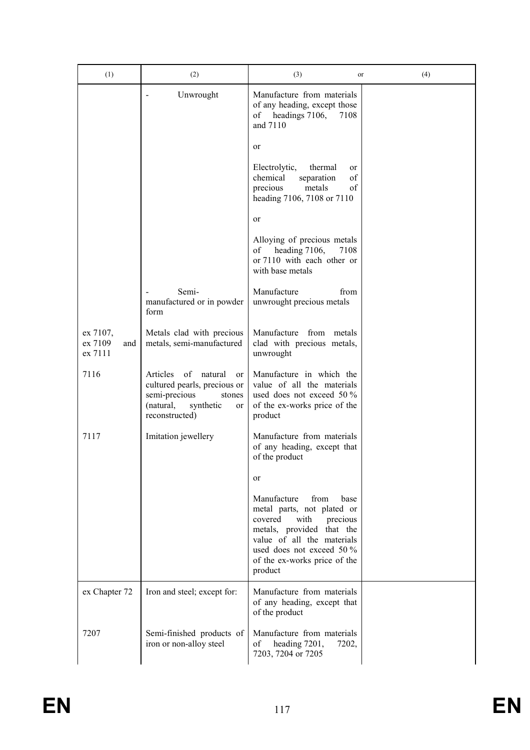| (1) | (2) | (3) or | (4) |
|---|---|---|---|
| | - Unwrought | Manufacture from materials of any heading, except those of headings 7106, 7108 and 7110<br><br>or<br><br>Electrolytic, thermal or chemical separation of precious metals of heading 7106, 7108 or 7110<br><br>or<br><br>Alloying of precious metals of heading 7106, 7108 or 7110 with each other or with base metals | |
| | - Semi-manufactured or in powder form | Manufacture from unwrought precious metals | |
| ex 7107, ex 7109 and ex 7111 | Metals clad with precious metals, semi-manufactured | Manufacture from metals clad with precious metals, unwrought | |
| 7116 | Articles of natural or cultured pearls, precious or semi-precious stones (natural, synthetic or reconstructed) | Manufacture in which the value of all the materials used does not exceed 50 % of the ex-works price of the product | |
| 7117 | Imitation jewellery | Manufacture from materials of any heading, except that of the product<br><br>or<br><br>Manufacture from base metal parts, not plated or covered with precious metals, provided that the value of all the materials used does not exceed 50 % of the ex-works price of the product | |
| ex Chapter 72 | Iron and steel; except for: | Manufacture from materials of any heading, except that of the product | |
| 7207 | Semi-finished products of iron or non-alloy steel | Manufacture from materials of heading 7201, 7202, 7203, 7204 or 7205 | |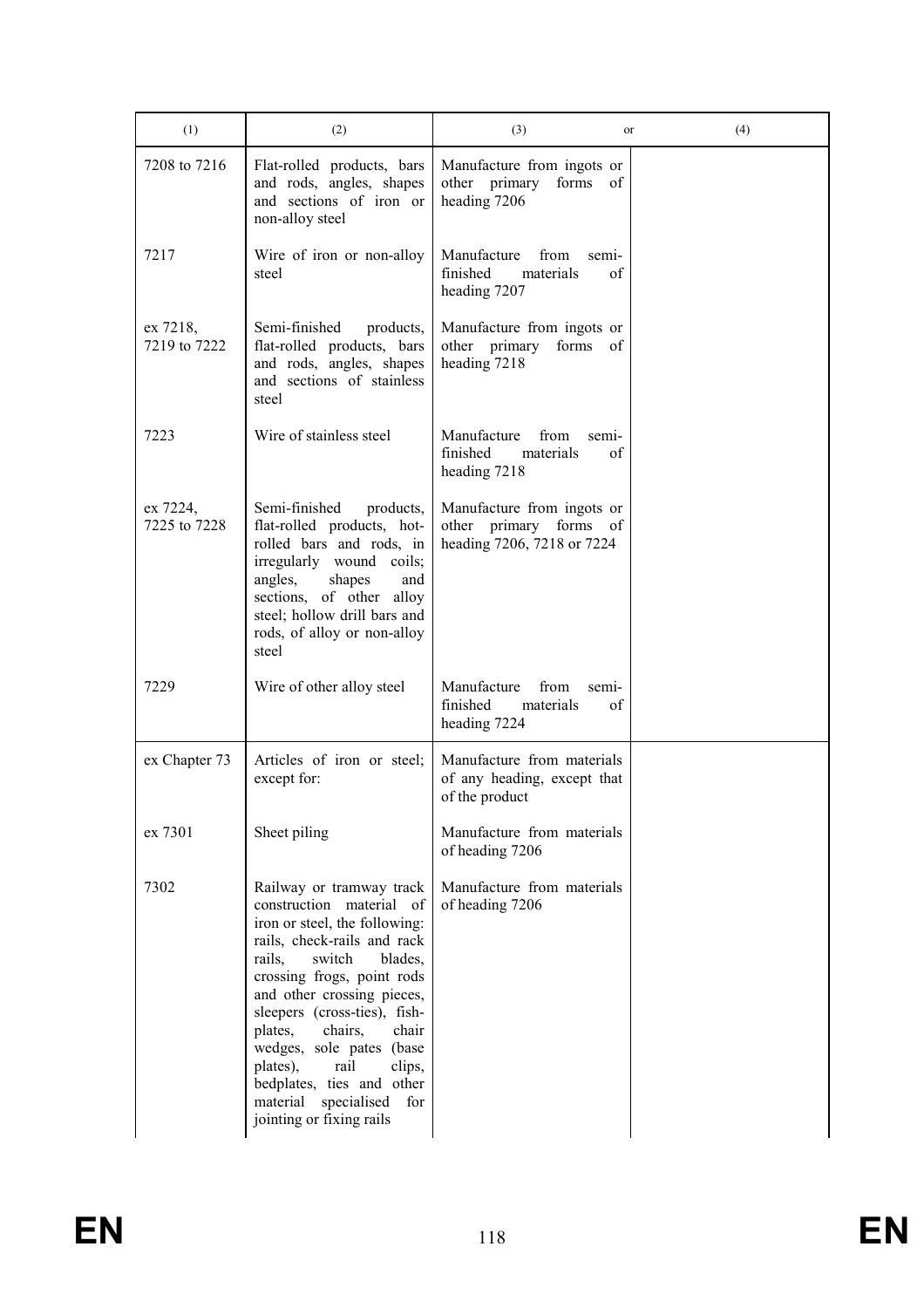| (1) | (2) | (3) or | (4) |
|---|---|---|---|
| 7208 to 7216 | Flat-rolled products, bars and rods, angles, shapes and sections of iron or non-alloy steel | Manufacture from ingots or other primary forms of heading 7206 | |
| 7217 | Wire of iron or non-alloy steel | Manufacture from semi-finished materials of heading 7207 | |
| ex 7218, 7219 to 7222 | Semi-finished products, flat-rolled products, bars and rods, angles, shapes and sections of stainless steel | Manufacture from ingots or other primary forms of heading 7218 | |
| 7223 | Wire of stainless steel | Manufacture from semi-finished materials of heading 7218 | |
| ex 7224, 7225 to 7228 | Semi-finished products, flat-rolled products, hot-rolled bars and rods, in irregularly wound coils; angles, shapes and sections, of other alloy steel; hollow drill bars and rods, of alloy or non-alloy steel | Manufacture from ingots or other primary forms of heading 7206, 7218 or 7224 | |
| 7229 | Wire of other alloy steel | Manufacture from semi-finished materials of heading 7224 | |
| ex Chapter 73 | Articles of iron or steel; except for: | Manufacture from materials of any heading, except that of the product | |
| ex 7301 | Sheet piling | Manufacture from materials of heading 7206 | |
| 7302 | Railway or tramway track construction material of iron or steel, the following: rails, check-rails and rack rails, switch blades, crossing frogs, point rods and other crossing pieces, sleepers (cross-ties), fish-plates, chairs, chair wedges, sole pates (base plates), rail clips, bedplates, ties and other material specialised for jointing or fixing rails | Manufacture from materials of heading 7206 | |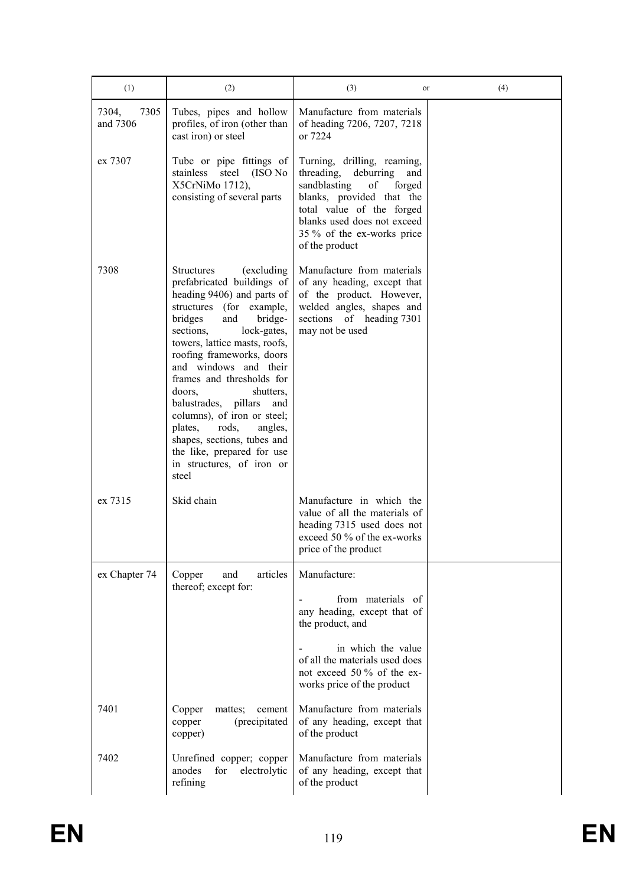| (1) | (2) | (3) or | (4) |
|---|---|---|---|
| 7304, 7305 and 7306 | Tubes, pipes and hollow profiles, of iron (other than cast iron) or steel | Manufacture from materials of heading 7206, 7207, 7218 or 7224 | |
| ex 7307 | Tube or pipe fittings of stainless steel (ISO No X5CrNiMo 1712), consisting of several parts | Turning, drilling, reaming, threading, deburring and sandblasting of forged blanks, provided that the total value of the forged blanks used does not exceed 35 % of the ex-works price of the product | |
| 7308 | Structures (excluding prefabricated buildings of heading 9406) and parts of structures (for example, bridges and bridge-sections, lock-gates, towers, lattice masts, roofs, roofing frameworks, doors and windows and their frames and thresholds for doors, shutters, balustrades, pillars and columns), of iron or steel; plates, rods, angles, shapes, sections, tubes and the like, prepared for use in structures, of iron or steel | Manufacture from materials of any heading, except that of the product. However, welded angles, shapes and sections of heading 7301 may not be used | |
| ex 7315 | Skid chain | Manufacture in which the value of all the materials of heading 7315 used does not exceed 50 % of the ex-works price of the product | |
| ex Chapter 74 | Copper and articles thereof; except for: | Manufacture:<br>- from materials of any heading, except that of the product, and<br>- in which the value of all the materials used does not exceed 50 % of the ex-works price of the product | |
| 7401 | Copper mattes; cement copper (precipitated copper) | Manufacture from materials of any heading, except that of the product | |
| 7402 | Unrefined copper; copper anodes for electrolytic refining | Manufacture from materials of any heading, except that of the product | |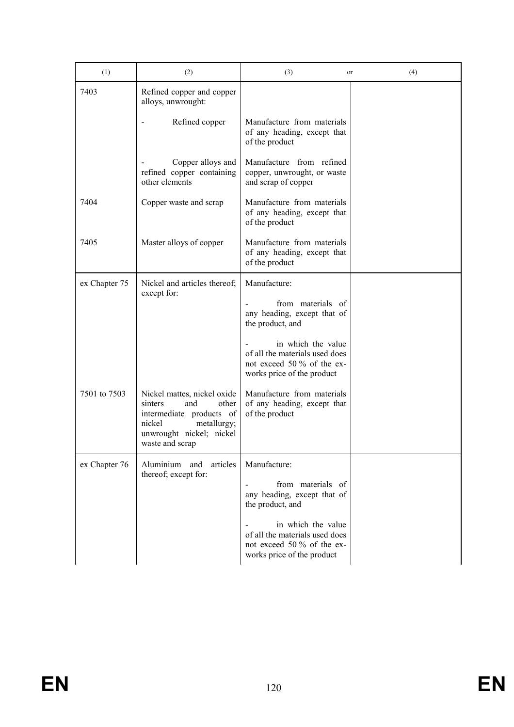| (1) | (2) | (3) or | (4) |
|---|---|---|---|
| 7403 | Refined copper and copper alloys, unwrought: | | |
| | - Refined copper | Manufacture from materials of any heading, except that of the product | |
| | - Copper alloys and refined copper containing other elements | Manufacture from refined copper, unwrought, or waste and scrap of copper | |
| 7404 | Copper waste and scrap | Manufacture from materials of any heading, except that of the product | |
| 7405 | Master alloys of copper | Manufacture from materials of any heading, except that of the product | |
| ex Chapter 75 | Nickel and articles thereof; except for: | Manufacture:<br>- from materials of any heading, except that of the product, and<br>- in which the value of all the materials used does not exceed 50 % of the ex-works price of the product | |
| 7501 to 7503 | Nickel mattes, nickel oxide sinters and other intermediate products of nickel metallurgy; unwrought nickel; nickel waste and scrap | Manufacture from materials of any heading, except that of the product | |
| ex Chapter 76 | Aluminium and articles thereof; except for: | Manufacture:<br>- from materials of any heading, except that of the product, and<br>- in which the value of all the materials used does not exceed 50 % of the ex-works price of the product | |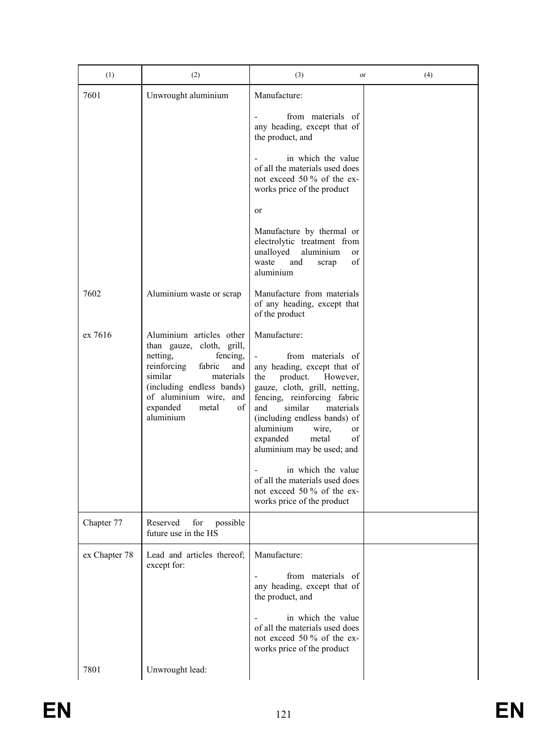| (1) | (2) | (3) or | (4) |
|---|---|---|---|
| 7601 | Unwrought aluminium | Manufacture:<br>- from materials of any heading, except that of the product, and<br>- in which the value of all the materials used does not exceed 50 % of the ex-works price of the product<br>or<br>Manufacture by thermal or electrolytic treatment from unalloyed aluminium or waste and scrap of aluminium | |
| 7602 | Aluminium waste or scrap | Manufacture from materials of any heading, except that of the product | |
| ex 7616 | Aluminium articles other than gauze, cloth, grill, netting, fencing, reinforcing fabric and similar materials (including endless bands) of aluminium wire, and expanded metal of aluminium | Manufacture:<br>- from materials of any heading, except that of the product. However, gauze, cloth, grill, netting, fencing, reinforcing fabric and similar materials (including endless bands) of aluminium wire, or expanded metal of aluminium may be used; and<br>- in which the value of all the materials used does not exceed 50 % of the ex-works price of the product | |
| Chapter 77 | Reserved for possible future use in the HS | | |
| ex Chapter 78 | Lead and articles thereof; except for: | Manufacture:<br>- from materials of any heading, except that of the product, and<br>- in which the value of all the materials used does not exceed 50 % of the ex-works price of the product | |
| 7801 | Unwrought lead: | | |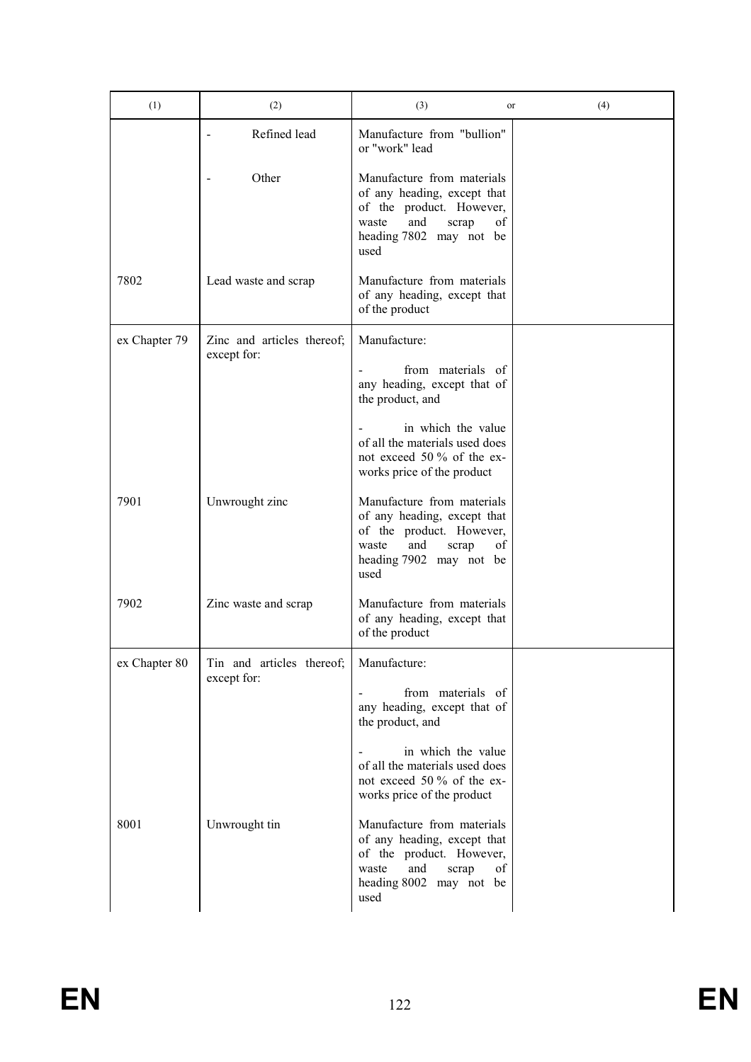| (1) | (2) | (3) or | (4) |
|---|---|---|---|
| | - Refined lead | Manufacture from "bullion" or "work" lead | |
| | - Other | Manufacture from materials of any heading, except that of the product. However, waste and scrap of heading 7802 may not be used | |
| 7802 | Lead waste and scrap | Manufacture from materials of any heading, except that of the product | |
| ex Chapter 79 | Zinc and articles thereof; except for: | Manufacture:<br>- from materials of any heading, except that of the product, and<br>- in which the value of all the materials used does not exceed 50 % of the ex-works price of the product | |
| 7901 | Unwrought zinc | Manufacture from materials of any heading, except that of the product. However, waste and scrap of heading 7902 may not be used | |
| 7902 | Zinc waste and scrap | Manufacture from materials of any heading, except that of the product | |
| ex Chapter 80 | Tin and articles thereof; except for: | Manufacture:<br>- from materials of any heading, except that of the product, and<br>- in which the value of all the materials used does not exceed 50 % of the ex-works price of the product | |
| 8001 | Unwrought tin | Manufacture from materials of any heading, except that of the product. However, waste and scrap of heading 8002 may not be used | |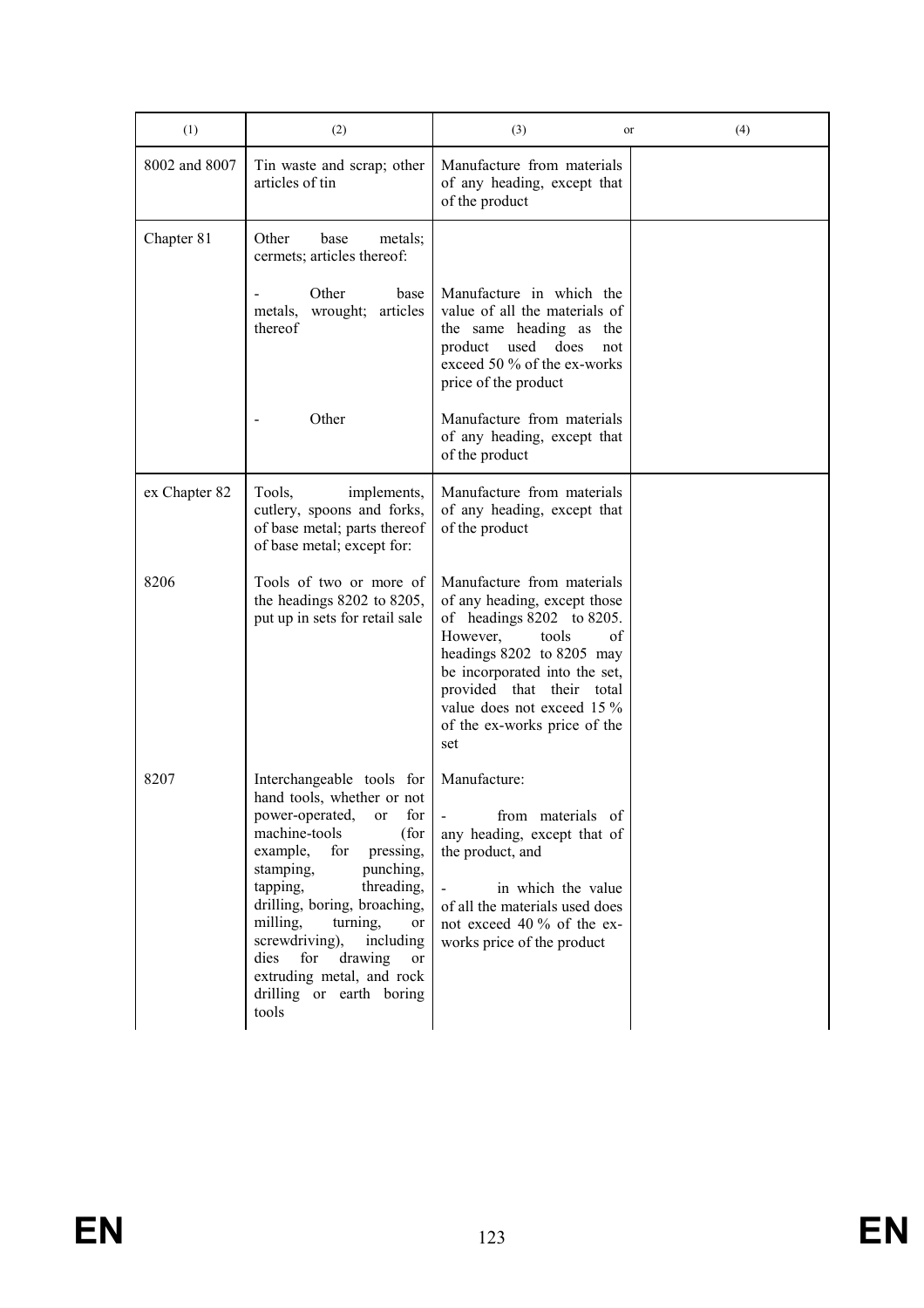| (1) | (2) | (3) or | (4) |
|---|---|---|---|
| 8002 and 8007 | Tin waste and scrap; other articles of tin | Manufacture from materials of any heading, except that of the product | |
| Chapter 81 | Other base metals; cermets; articles thereof: | | |
| | - Other base metals, wrought; articles thereof | Manufacture in which the value of all the materials of the same heading as the product used does not exceed 50 % of the ex-works price of the product | |
| | - Other | Manufacture from materials of any heading, except that of the product | |
| ex Chapter 82 | Tools, implements, cutlery, spoons and forks, of base metal; parts thereof of base metal; except for: | Manufacture from materials of any heading, except that of the product | |
| 8206 | Tools of two or more of the headings 8202 to 8205, put up in sets for retail sale | Manufacture from materials of any heading, except those of headings 8202 to 8205. However, tools of headings 8202 to 8205 may be incorporated into the set, provided that their total value does not exceed 15 % of the ex-works price of the set | |
| 8207 | Interchangeable tools for hand tools, whether or not power-operated, or for machine-tools (for example, for pressing, stamping, punching, tapping, threading, drilling, boring, broaching, milling, turning, or screwdriving), including dies for drawing or extruding metal, and rock drilling or earth boring tools | Manufacture:<br>- from materials of any heading, except that of the product, and<br>- in which the value of all the materials used does not exceed 40 % of the ex-works price of the product | |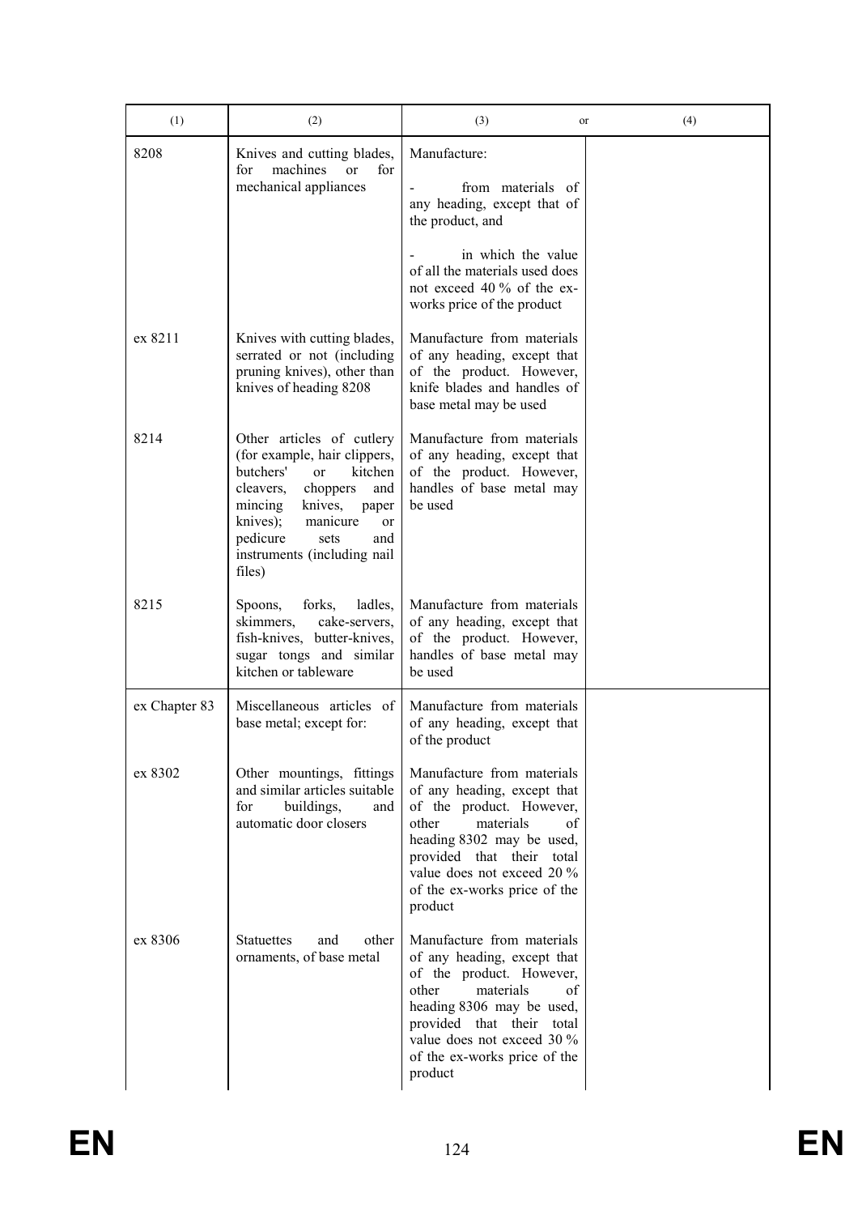| (1) | (2) | (3) or | (4) |
|---|---|---|---|
| 8208 | Knives and cutting blades, for machines or for mechanical appliances | Manufacture:<br>- from materials of any heading, except that of the product, and<br>- in which the value of all the materials used does not exceed 40 % of the ex-works price of the product | |
| ex 8211 | Knives with cutting blades, serrated or not (including pruning knives), other than knives of heading 8208 | Manufacture from materials of any heading, except that of the product. However, knife blades and handles of base metal may be used | |
| 8214 | Other articles of cutlery (for example, hair clippers, butchers' or kitchen cleavers, choppers and mincing knives, paper knives); manicure or pedicure sets and instruments (including nail files) | Manufacture from materials of any heading, except that of the product. However, handles of base metal may be used | |
| 8215 | Spoons, forks, ladles, skimmers, cake-servers, fish-knives, butter-knives, sugar tongs and similar kitchen or tableware | Manufacture from materials of any heading, except that of the product. However, handles of base metal may be used | |
| ex Chapter 83 | Miscellaneous articles of base metal; except for: | Manufacture from materials of any heading, except that of the product | |
| ex 8302 | Other mountings, fittings and similar articles suitable for buildings, and automatic door closers | Manufacture from materials of any heading, except that of the product. However, other materials of heading 8302 may be used, provided that their total value does not exceed 20 % of the ex-works price of the product | |
| ex 8306 | Statuettes and other ornaments, of base metal | Manufacture from materials of any heading, except that of the product. However, other materials of heading 8306 may be used, provided that their total value does not exceed 30 % of the ex-works price of the product | |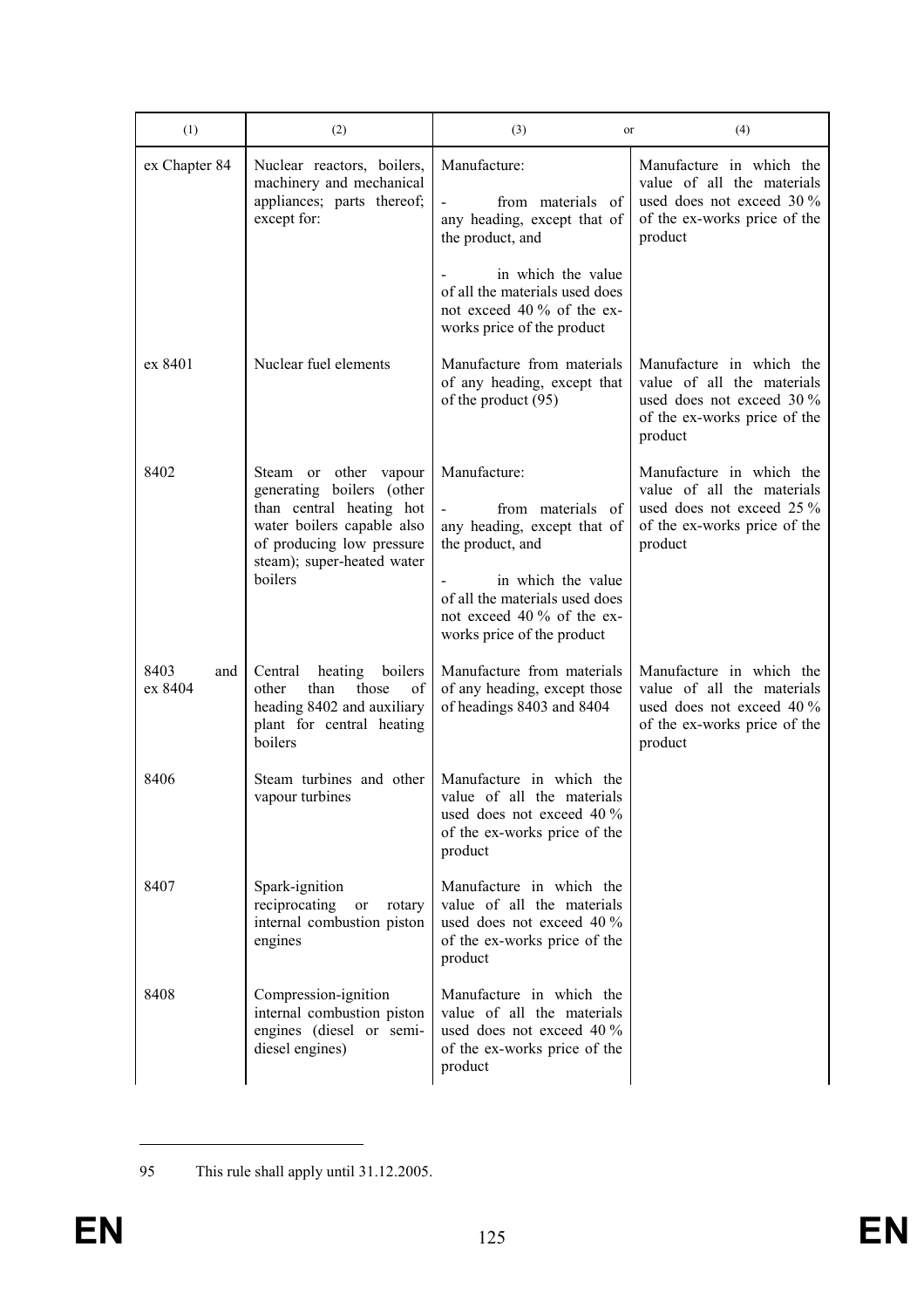| (1) | (2) | (3) or | (4) |
|---|---|---|---|
| ex Chapter 84 | Nuclear reactors, boilers, machinery and mechanical appliances; parts thereof; except for: | Manufacture:<br>- from materials of any heading, except that of the product, and<br>- in which the value of all the materials used does not exceed 40 % of the ex-works price of the product | Manufacture in which the value of all the materials used does not exceed 30 % of the ex-works price of the product |
| ex 8401 | Nuclear fuel elements | Manufacture from materials of any heading, except that of the product (95) | Manufacture in which the value of all the materials used does not exceed 30 % of the ex-works price of the product |
| 8402 | Steam or other vapour generating boilers (other than central heating hot water boilers capable also of producing low pressure steam); super-heated water boilers | Manufacture:<br>- from materials of any heading, except that of the product, and<br>- in which the value of all the materials used does not exceed 40 % of the ex-works price of the product | Manufacture in which the value of all the materials used does not exceed 25 % of the ex-works price of the product |
| 8403 and ex 8404 | Central heating boilers other than those of heading 8402 and auxiliary plant for central heating boilers | Manufacture from materials of any heading, except those of headings 8403 and 8404 | Manufacture in which the value of all the materials used does not exceed 40 % of the ex-works price of the product |
| 8406 | Steam turbines and other vapour turbines | Manufacture in which the value of all the materials used does not exceed 40 % of the ex-works price of the product | |
| 8407 | Spark-ignition reciprocating or rotary internal combustion piston engines | Manufacture in which the value of all the materials used does not exceed 40 % of the ex-works price of the product | |
| 8408 | Compression-ignition internal combustion piston engines (diesel or semi-diesel engines) | Manufacture in which the value of all the materials used does not exceed 40 % of the ex-works price of the product | |

95 This rule shall apply until 31.12.2005.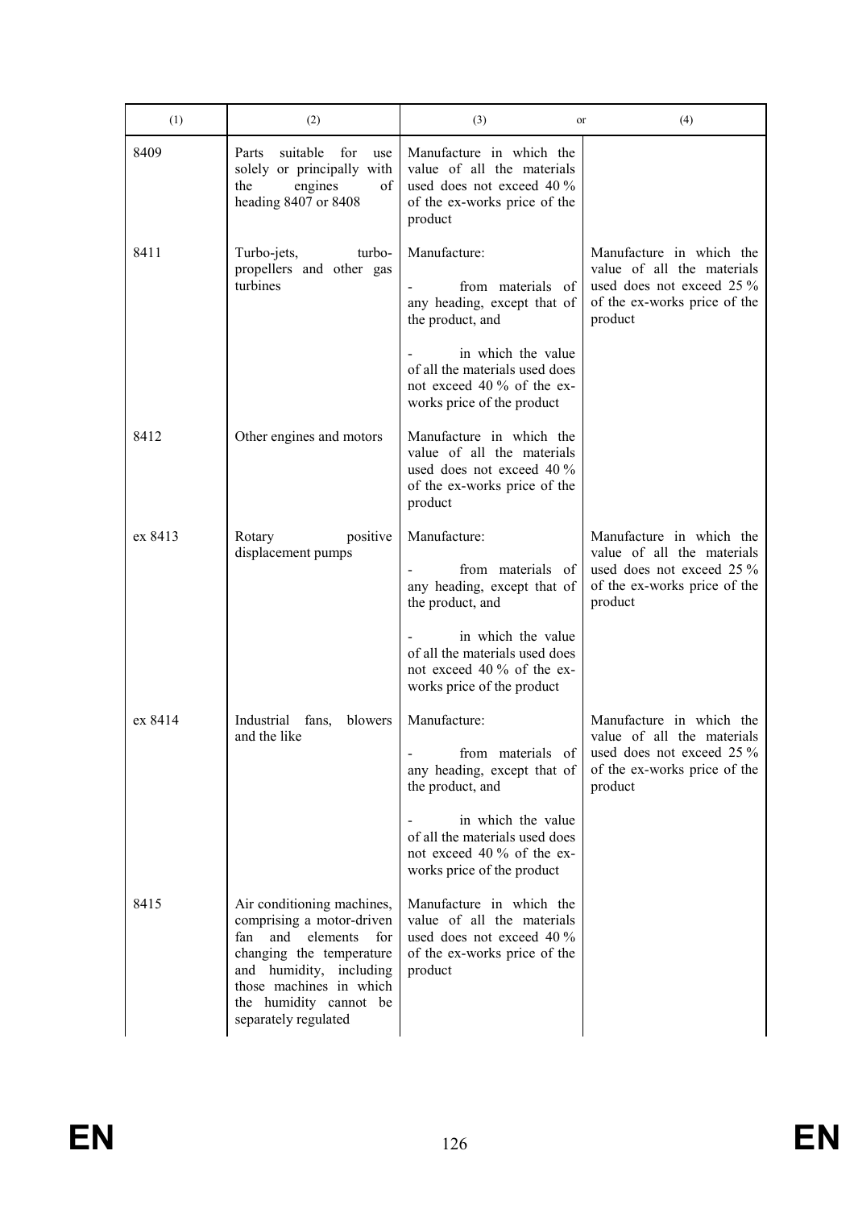| (1) | (2) | (3) or | (4) |
|---|---|---|---|
| 8409 | Parts suitable for use solely or principally with the engines of heading 8407 or 8408 | Manufacture in which the value of all the materials used does not exceed 40 % of the ex-works price of the product | |
| 8411 | Turbo-jets, turbo-propellers and other gas turbines | Manufacture:<br>- from materials of any heading, except that of the product, and<br>- in which the value of all the materials used does not exceed 40 % of the ex-works price of the product | Manufacture in which the value of all the materials used does not exceed 25 % of the ex-works price of the product |
| 8412 | Other engines and motors | Manufacture in which the value of all the materials used does not exceed 40 % of the ex-works price of the product | |
| ex 8413 | Rotary positive displacement pumps | Manufacture:<br>- from materials of any heading, except that of the product, and<br>- in which the value of all the materials used does not exceed 40 % of the ex-works price of the product | Manufacture in which the value of all the materials used does not exceed 25 % of the ex-works price of the product |
| ex 8414 | Industrial fans, blowers and the like | Manufacture:<br>- from materials of any heading, except that of the product, and<br>- in which the value of all the materials used does not exceed 40 % of the ex-works price of the product | Manufacture in which the value of all the materials used does not exceed 25 % of the ex-works price of the product |
| 8415 | Air conditioning machines, comprising a motor-driven fan and elements for changing the temperature and humidity, including those machines in which the humidity cannot be separately regulated | Manufacture in which the value of all the materials used does not exceed 40 % of the ex-works price of the product | |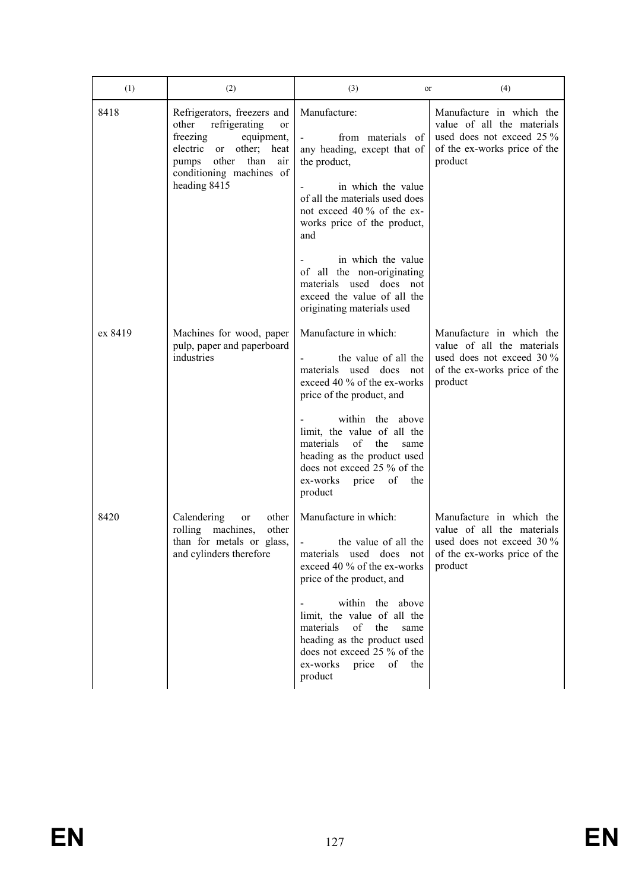| (1) | (2) | (3) or | (4) |
|---|---|---|---|
| 8418 | Refrigerators, freezers and other refrigerating or freezing equipment, electric or other; heat pumps other than air conditioning machines of heading 8415 | Manufacture:<br><br>- from materials of any heading, except that of the product,<br><br>- in which the value of all the materials used does not exceed 40 % of the ex-works price of the product, and<br><br>- in which the value of all the non-originating materials used does not exceed the value of all the originating materials used | Manufacture in which the value of all the materials used does not exceed 25 % of the ex-works price of the product |
| ex 8419 | Machines for wood, paper pulp, paper and paperboard industries | Manufacture in which:<br><br>- the value of all the materials used does not exceed 40 % of the ex-works price of the product, and<br><br>- within the above limit, the value of all the materials of the same heading as the product used does not exceed 25 % of the ex-works price of the product | Manufacture in which the value of all the materials used does not exceed 30 % of the ex-works price of the product |
| 8420 | Calendering or other rolling machines, other than for metals or glass, and cylinders therefore | Manufacture in which:<br><br>- the value of all the materials used does not exceed 40 % of the ex-works price of the product, and<br><br>- within the above limit, the value of all the materials of the same heading as the product used does not exceed 25 % of the ex-works price of the product | Manufacture in which the value of all the materials used does not exceed 30 % of the ex-works price of the product |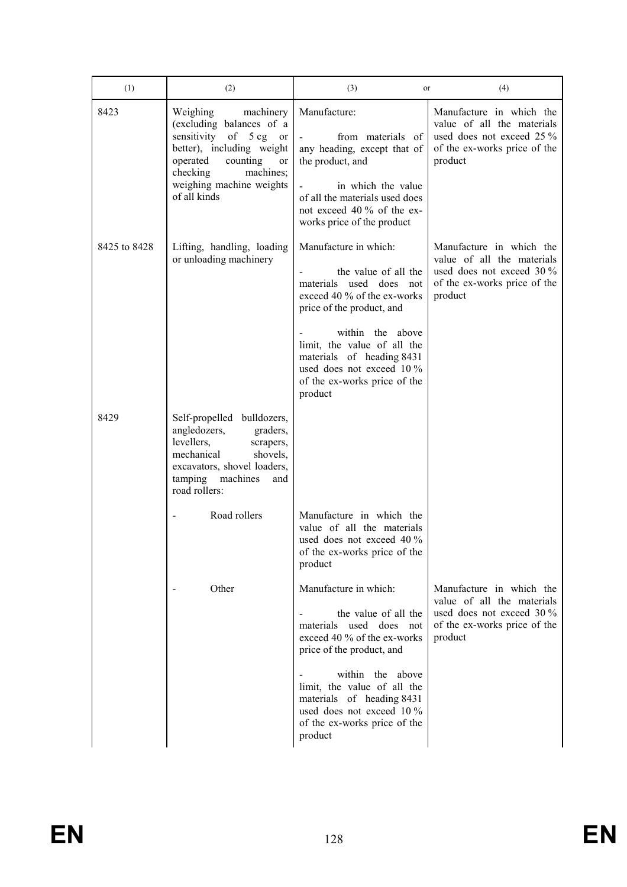| (1) | (2) | (3) or | (4) |
|---|---|---|---|
| 8423 | Weighing machinery (excluding balances of a sensitivity of 5 cg or better), including weight operated counting or checking machines; weighing machine weights of all kinds | Manufacture:<br>- from materials of any heading, except that of the product, and<br>- in which the value of all the materials used does not exceed 40 % of the ex-works price of the product | Manufacture in which the value of all the materials used does not exceed 25 % of the ex-works price of the product |
| 8425 to 8428 | Lifting, handling, loading or unloading machinery | Manufacture in which:<br>- the value of all the materials used does not exceed 40 % of the ex-works price of the product, and<br>- within the above limit, the value of all the materials of heading 8431 used does not exceed 10 % of the ex-works price of the product | Manufacture in which the value of all the materials used does not exceed 30 % of the ex-works price of the product |
| 8429 | Self-propelled bulldozers, angledozers, graders, levellers, scrapers, mechanical shovels, excavators, shovel loaders, tamping machines and road rollers: | | |
| | - Road rollers | Manufacture in which the value of all the materials used does not exceed 40 % of the ex-works price of the product | |
| | - Other | Manufacture in which:<br>- the value of all the materials used does not exceed 40 % of the ex-works price of the product, and<br>- within the above limit, the value of all the materials of heading 8431 used does not exceed 10 % of the ex-works price of the product | Manufacture in which the value of all the materials used does not exceed 30 % of the ex-works price of the product |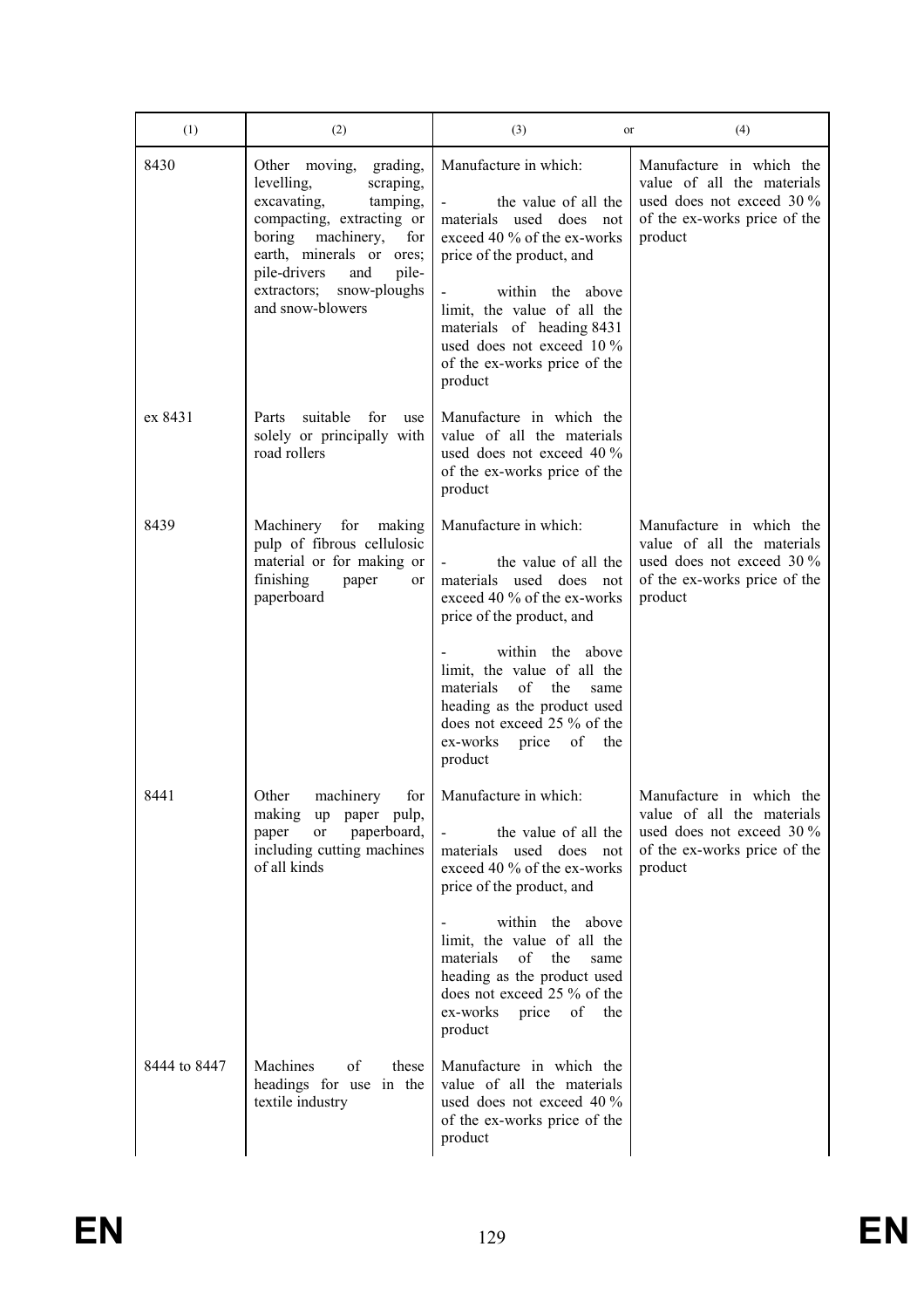| (1) | (2) | (3) or | (4) |
|---|---|---|---|
| 8430 | Other moving, grading, levelling, scraping, excavating, tamping, compacting, extracting or boring machinery, for earth, minerals or ores; pile-drivers and pile-extractors; snow-ploughs and snow-blowers | Manufacture in which:<br>- the value of all the materials used does not exceed 40 % of the ex-works price of the product, and<br>- within the above limit, the value of all the materials of heading 8431 used does not exceed 10 % of the ex-works price of the product | Manufacture in which the value of all the materials used does not exceed 30 % of the ex-works price of the product |
| ex 8431 | Parts suitable for use solely or principally with road rollers | Manufacture in which the value of all the materials used does not exceed 40 % of the ex-works price of the product | |
| 8439 | Machinery for making pulp of fibrous cellulosic material or for making or finishing paper or paperboard | Manufacture in which:<br>- the value of all the materials used does not exceed 40 % of the ex-works price of the product, and<br>- within the above limit, the value of all the materials of the same heading as the product used does not exceed 25 % of the ex-works price of the product | Manufacture in which the value of all the materials used does not exceed 30 % of the ex-works price of the product |
| 8441 | Other machinery for making up paper pulp, paper or paperboard, including cutting machines of all kinds | Manufacture in which:<br>- the value of all the materials used does not exceed 40 % of the ex-works price of the product, and<br>- within the above limit, the value of all the materials of the same heading as the product used does not exceed 25 % of the ex-works price of the product | Manufacture in which the value of all the materials used does not exceed 30 % of the ex-works price of the product |
| 8444 to 8447 | Machines of these headings for use in the textile industry | Manufacture in which the value of all the materials used does not exceed 40 % of the ex-works price of the product | |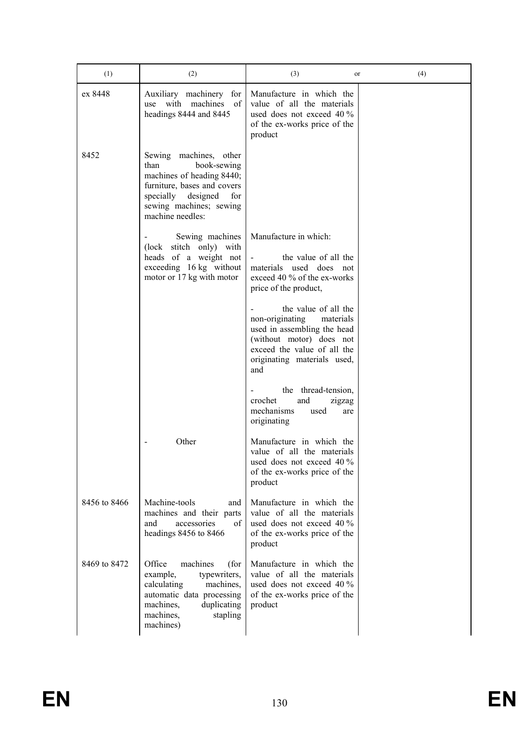| (1) | (2) | (3) or | (4) |
|---|---|---|---|
| ex 8448 | Auxiliary machinery for use with machines of headings 8444 and 8445 | Manufacture in which the value of all the materials used does not exceed 40 % of the ex-works price of the product | |
| 8452 | Sewing machines, other than book-sewing machines of heading 8440; furniture, bases and covers specially designed for sewing machines; sewing machine needles: | | |
| | - Sewing machines (lock stitch only) with heads of a weight not exceeding 16 kg without motor or 17 kg with motor | Manufacture in which:<br><br>- the value of all the materials used does not exceed 40 % of the ex-works price of the product,<br><br>- the value of all the non-originating materials used in assembling the head (without motor) does not exceed the value of all the originating materials used, and<br><br>- the thread-tension, crochet and zigzag mechanisms used are originating | |
| | - Other | Manufacture in which the value of all the materials used does not exceed 40 % of the ex-works price of the product | |
| 8456 to 8466 | Machine-tools and machines and their parts and accessories of headings 8456 to 8466 | Manufacture in which the value of all the materials used does not exceed 40 % of the ex-works price of the product | |
| 8469 to 8472 | Office machines (for example, typewriters, calculating machines, automatic data processing machines, duplicating machines, stapling machines) | Manufacture in which the value of all the materials used does not exceed 40 % of the ex-works price of the product | |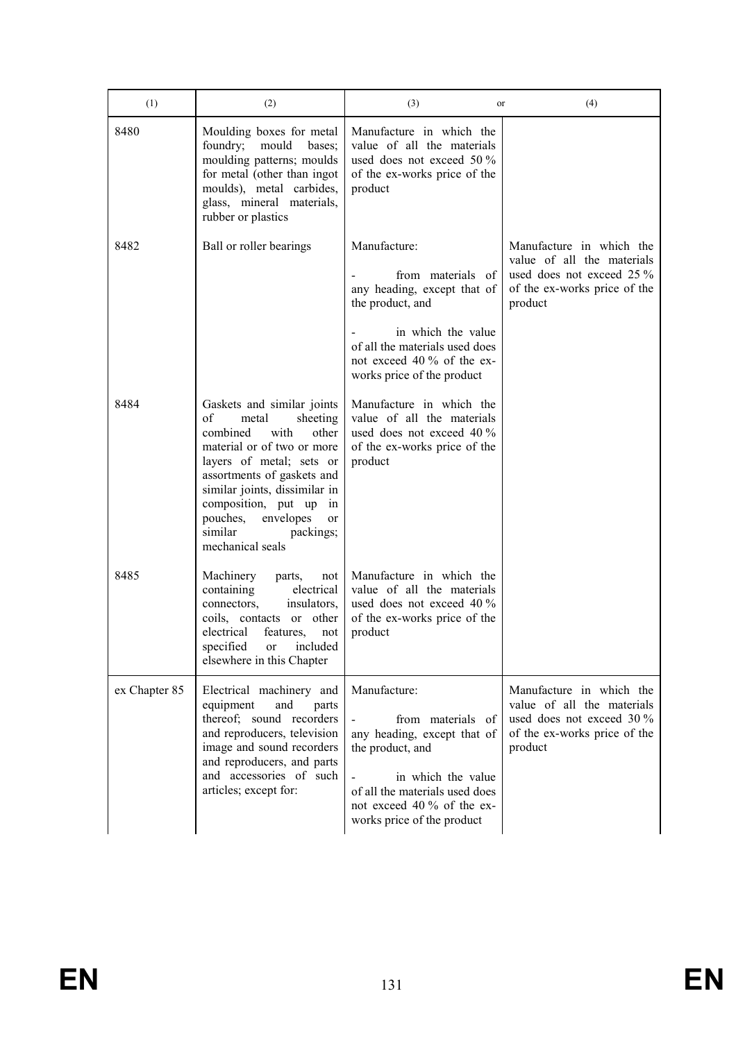| (1) | (2) | (3) or | (4) |
|---|---|---|---|
| 8480 | Moulding boxes for metal foundry; mould bases; moulding patterns; moulds for metal (other than ingot moulds), metal carbides, glass, mineral materials, rubber or plastics | Manufacture in which the value of all the materials used does not exceed 50 % of the ex-works price of the product | |
| 8482 | Ball or roller bearings | Manufacture:<br>- from materials of any heading, except that of the product, and<br>- in which the value of all the materials used does not exceed 40 % of the ex-works price of the product | Manufacture in which the value of all the materials used does not exceed 25 % of the ex-works price of the product |
| 8484 | Gaskets and similar joints of metal sheeting combined with other material or of two or more layers of metal; sets or assortments of gaskets and similar joints, dissimilar in composition, put up in pouches, envelopes or similar packings; mechanical seals | Manufacture in which the value of all the materials used does not exceed 40 % of the ex-works price of the product | |
| 8485 | Machinery parts, not containing electrical connectors, insulators, coils, contacts or other electrical features, not specified or included elsewhere in this Chapter | Manufacture in which the value of all the materials used does not exceed 40 % of the ex-works price of the product | |
| ex Chapter 85 | Electrical machinery and equipment and parts thereof; sound recorders and reproducers, television image and sound recorders and reproducers, and parts and accessories of such articles; except for: | Manufacture:<br>- from materials of any heading, except that of the product, and<br>- in which the value of all the materials used does not exceed 40 % of the ex-works price of the product | Manufacture in which the value of all the materials used does not exceed 30 % of the ex-works price of the product |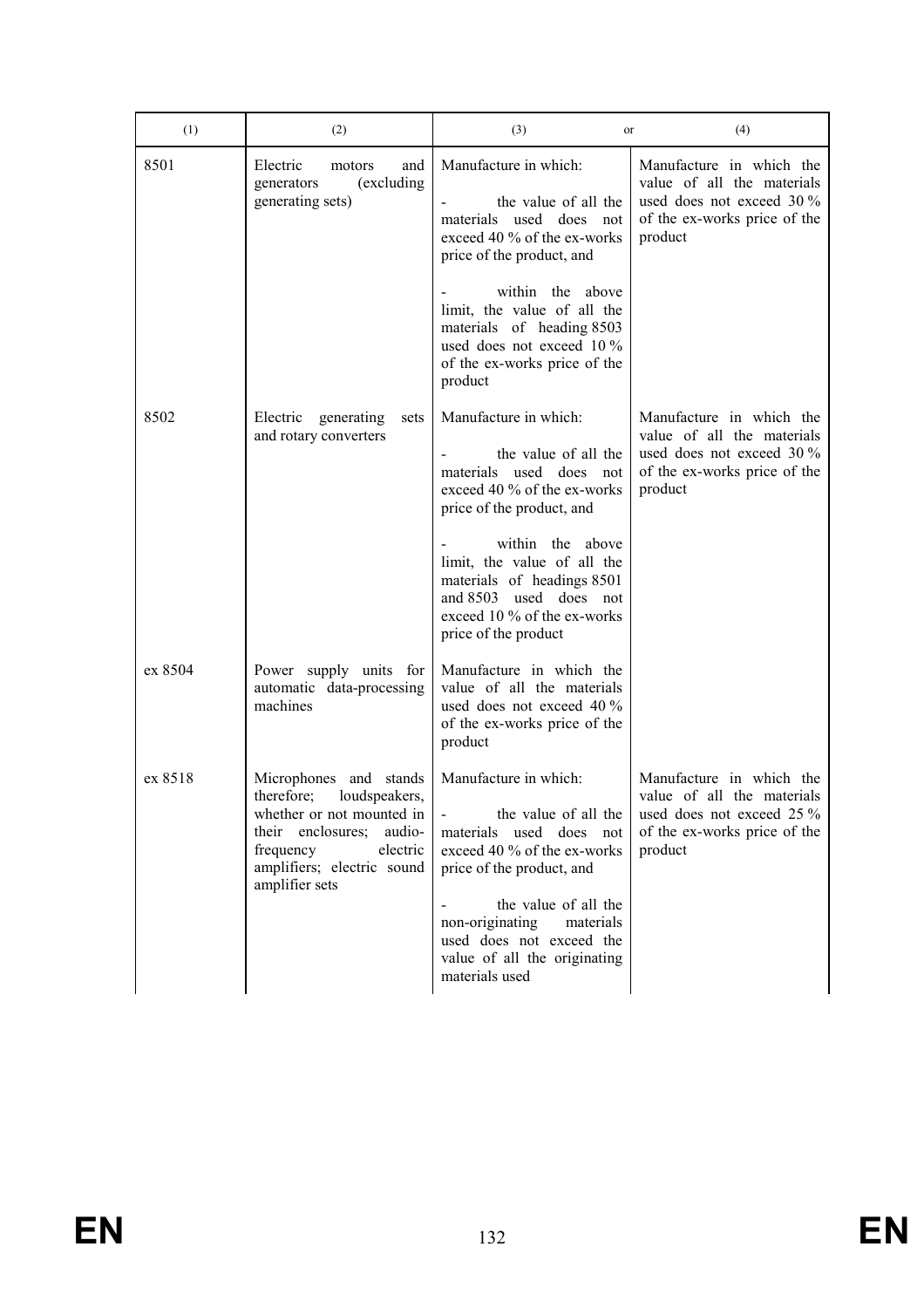| (1) | (2) | (3) or | (4) |
|---|---|---|---|
| 8501 | Electric motors and generators (excluding generating sets) | Manufacture in which:<br>- the value of all the materials used does not exceed 40 % of the ex-works price of the product, and<br>- within the above limit, the value of all the materials of heading 8503 used does not exceed 10 % of the ex-works price of the product | Manufacture in which the value of all the materials used does not exceed 30 % of the ex-works price of the product |
| 8502 | Electric generating sets and rotary converters | Manufacture in which:<br>- the value of all the materials used does not exceed 40 % of the ex-works price of the product, and<br>- within the above limit, the value of all the materials of headings 8501 and 8503 used does not exceed 10 % of the ex-works price of the product | Manufacture in which the value of all the materials used does not exceed 30 % of the ex-works price of the product |
| ex 8504 | Power supply units for automatic data-processing machines | Manufacture in which the value of all the materials used does not exceed 40 % of the ex-works price of the product | |
| ex 8518 | Microphones and stands therefore; loudspeakers, whether or not mounted in their enclosures; audio-frequency electric amplifiers; electric sound amplifier sets | Manufacture in which:<br>- the value of all the materials used does not exceed 40 % of the ex-works price of the product, and<br>- the value of all the non-originating materials used does not exceed the value of all the originating materials used | Manufacture in which the value of all the materials used does not exceed 25 % of the ex-works price of the product |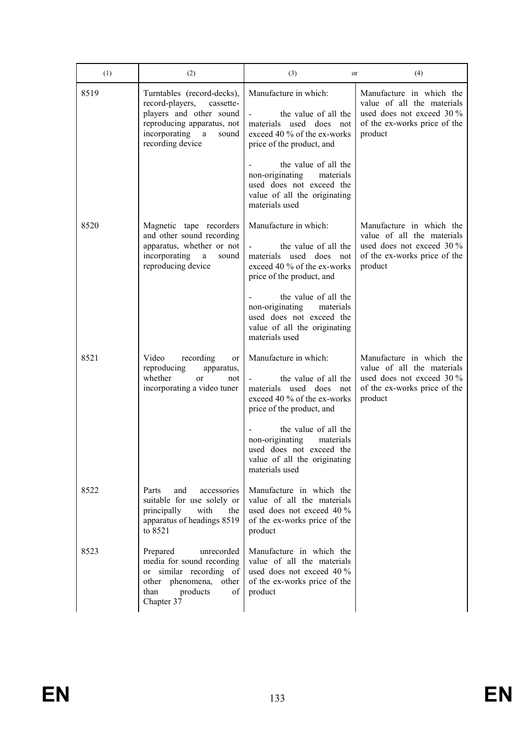| (1) | (2) | (3) or | (4) |
|---|---|---|---|
| 8519 | Turntables (record-decks), record-players, cassette-players and other sound reproducing apparatus, not incorporating a sound recording device | Manufacture in which:<br>- the value of all the materials used does not exceed 40 % of the ex-works price of the product, and<br>- the value of all the non-originating materials used does not exceed the value of all the originating materials used | Manufacture in which the value of all the materials used does not exceed 30 % of the ex-works price of the product |
| 8520 | Magnetic tape recorders and other sound recording apparatus, whether or not incorporating a sound reproducing device | Manufacture in which:<br>- the value of all the materials used does not exceed 40 % of the ex-works price of the product, and<br>- the value of all the non-originating materials used does not exceed the value of all the originating materials used | Manufacture in which the value of all the materials used does not exceed 30 % of the ex-works price of the product |
| 8521 | Video recording or reproducing apparatus, whether or not incorporating a video tuner | Manufacture in which:<br>- the value of all the materials used does not exceed 40 % of the ex-works price of the product, and<br>- the value of all the non-originating materials used does not exceed the value of all the originating materials used | Manufacture in which the value of all the materials used does not exceed 30 % of the ex-works price of the product |
| 8522 | Parts and accessories suitable for use solely or principally with the apparatus of headings 8519 to 8521 | Manufacture in which the value of all the materials used does not exceed 40 % of the ex-works price of the product | |
| 8523 | Prepared unrecorded media for sound recording or similar recording of other phenomena, other than products of Chapter 37 | Manufacture in which the value of all the materials used does not exceed 40 % of the ex-works price of the product | |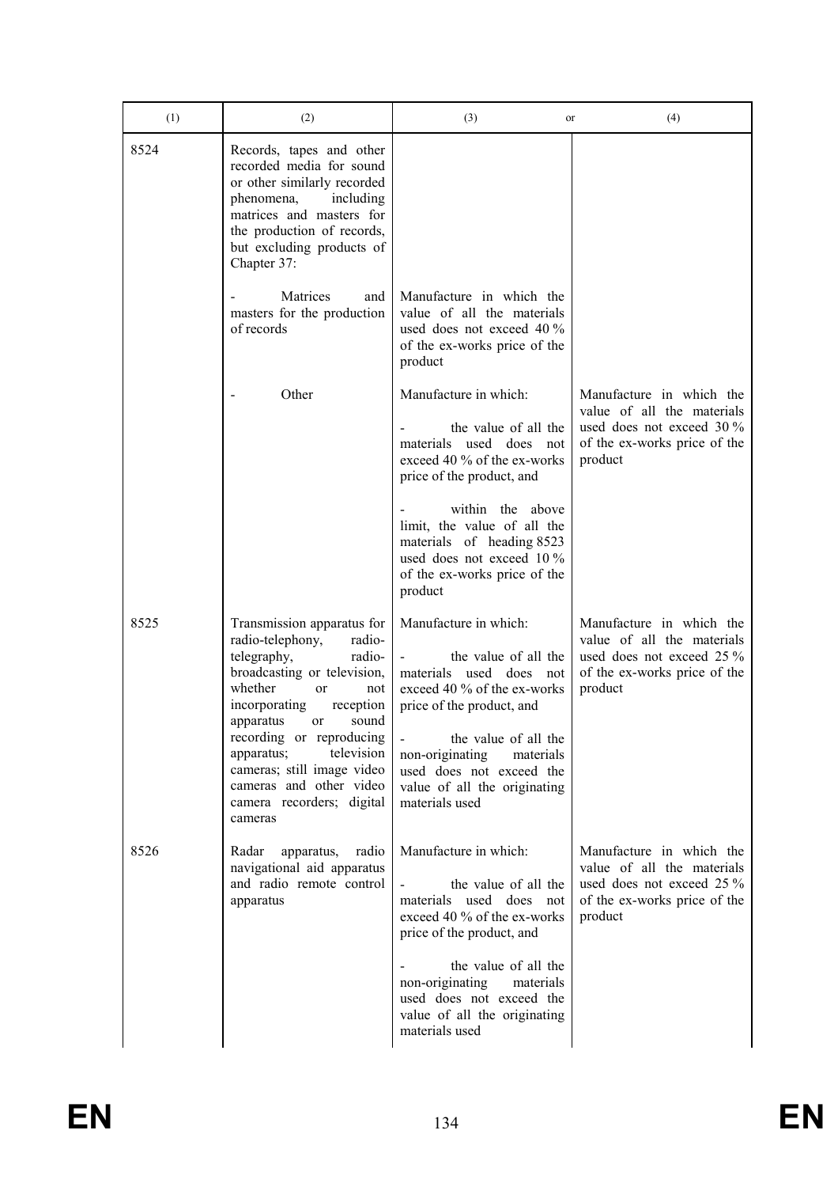| (1) | (2) | (3) or | (4) |
|---|---|---|---|
| 8524 | Records, tapes and other recorded media for sound or other similarly recorded phenomena, including matrices and masters for the production of records, but excluding products of Chapter 37: | | |
| | - Matrices and masters for the production of records | Manufacture in which the value of all the materials used does not exceed 40 % of the ex-works price of the product | |
| | - Other | Manufacture in which:<br>- the value of all the materials used does not exceed 40 % of the ex-works price of the product, and<br>- within the above limit, the value of all the materials of heading 8523 used does not exceed 10 % of the ex-works price of the product | Manufacture in which the value of all the materials used does not exceed 30 % of the ex-works price of the product |
| 8525 | Transmission apparatus for radio-telephony, radio-telegraphy, radio-broadcasting or television, whether or not incorporating reception apparatus or sound recording or reproducing apparatus; television cameras; still image video cameras and other video camera recorders; digital cameras | Manufacture in which:<br>- the value of all the materials used does not exceed 40 % of the ex-works price of the product, and<br>- the value of all the non-originating materials used does not exceed the value of all the originating materials used | Manufacture in which the value of all the materials used does not exceed 25 % of the ex-works price of the product |
| 8526 | Radar apparatus, radio navigational aid apparatus and radio remote control apparatus | Manufacture in which:<br>- the value of all the materials used does not exceed 40 % of the ex-works price of the product, and<br>- the value of all the non-originating materials used does not exceed the value of all the originating materials used | Manufacture in which the value of all the materials used does not exceed 25 % of the ex-works price of the product |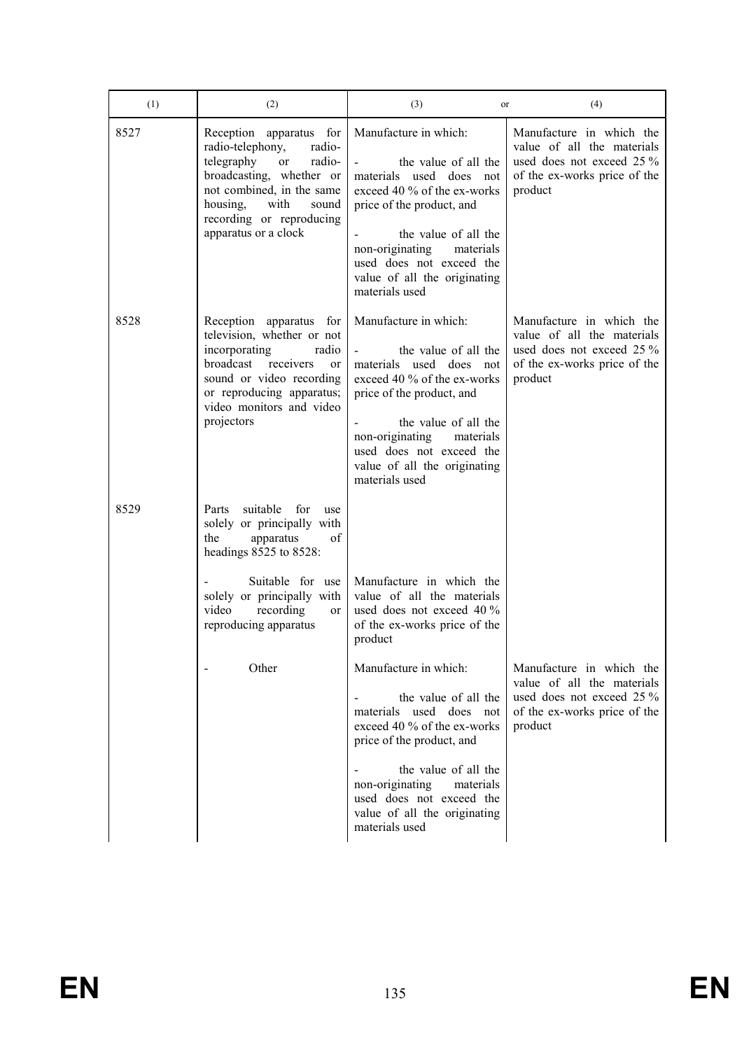| (1) | (2) | (3) or | (4) |
|---|---|---|---|
| 8527 | Reception apparatus for radio-telephony, radio-telegraphy or radio-broadcasting, whether or not combined, in the same housing, with sound recording or reproducing apparatus or a clock | Manufacture in which:<br>- the value of all the materials used does not exceed 40 % of the ex-works price of the product, and<br>- the value of all the non-originating materials used does not exceed the value of all the originating materials used | Manufacture in which the value of all the materials used does not exceed 25 % of the ex-works price of the product |
| 8528 | Reception apparatus for television, whether or not incorporating radio broadcast receivers or sound or video recording or reproducing apparatus; video monitors and video projectors | Manufacture in which:<br>- the value of all the materials used does not exceed 40 % of the ex-works price of the product, and<br>- the value of all the non-originating materials used does not exceed the value of all the originating materials used | Manufacture in which the value of all the materials used does not exceed 25 % of the ex-works price of the product |
| 8529 | Parts suitable for use solely or principally with the apparatus of headings 8525 to 8528: | | |
| | - Suitable for use solely or principally with video recording or reproducing apparatus | Manufacture in which the value of all the materials used does not exceed 40 % of the ex-works price of the product | |
| | - Other | Manufacture in which:<br>- the value of all the materials used does not exceed 40 % of the ex-works price of the product, and<br>- the value of all the non-originating materials used does not exceed the value of all the originating materials used | Manufacture in which the value of all the materials used does not exceed 25 % of the ex-works price of the product |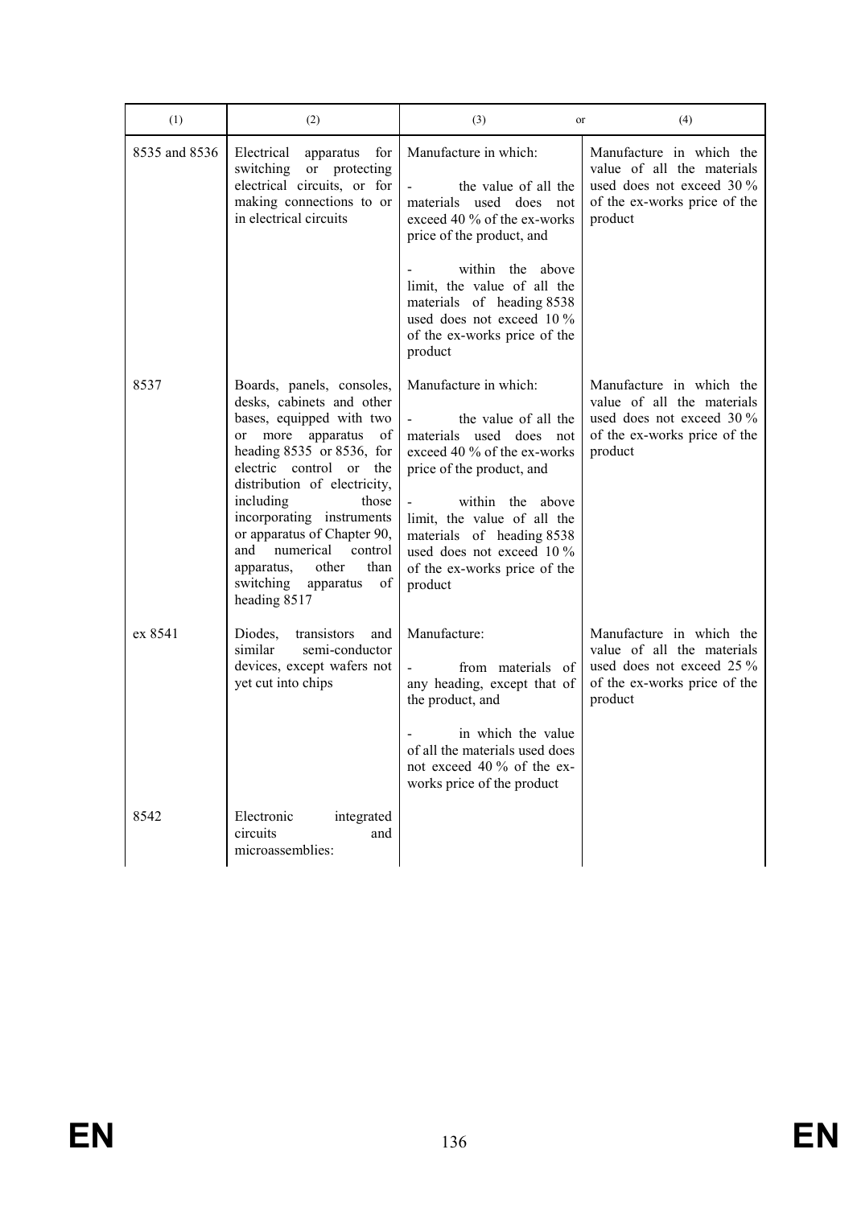| (1) | (2) | (3) or | (4) |
|---|---|---|---|
| 8535 and 8536 | Electrical apparatus for switching or protecting electrical circuits, or for making connections to or in electrical circuits | Manufacture in which:<br>- the value of all the materials used does not exceed 40 % of the ex-works price of the product, and<br>- within the above limit, the value of all the materials of heading 8538 used does not exceed 10 % of the ex-works price of the product | Manufacture in which the value of all the materials used does not exceed 30 % of the ex-works price of the product |
| 8537 | Boards, panels, consoles, desks, cabinets and other bases, equipped with two or more apparatus of heading 8535 or 8536, for electric control or the distribution of electricity, including those incorporating instruments or apparatus of Chapter 90, and numerical control apparatus, other than switching apparatus of heading 8517 | Manufacture in which:<br>- the value of all the materials used does not exceed 40 % of the ex-works price of the product, and<br>- within the above limit, the value of all the materials of heading 8538 used does not exceed 10 % of the ex-works price of the product | Manufacture in which the value of all the materials used does not exceed 30 % of the ex-works price of the product |
| ex 8541 | Diodes, transistors and similar semi-conductor devices, except wafers not yet cut into chips | Manufacture:<br>- from materials of any heading, except that of the product, and<br>- in which the value of all the materials used does not exceed 40 % of the ex-works price of the product | Manufacture in which the value of all the materials used does not exceed 25 % of the ex-works price of the product |
| 8542 | Electronic integrated circuits and microassemblies: | | |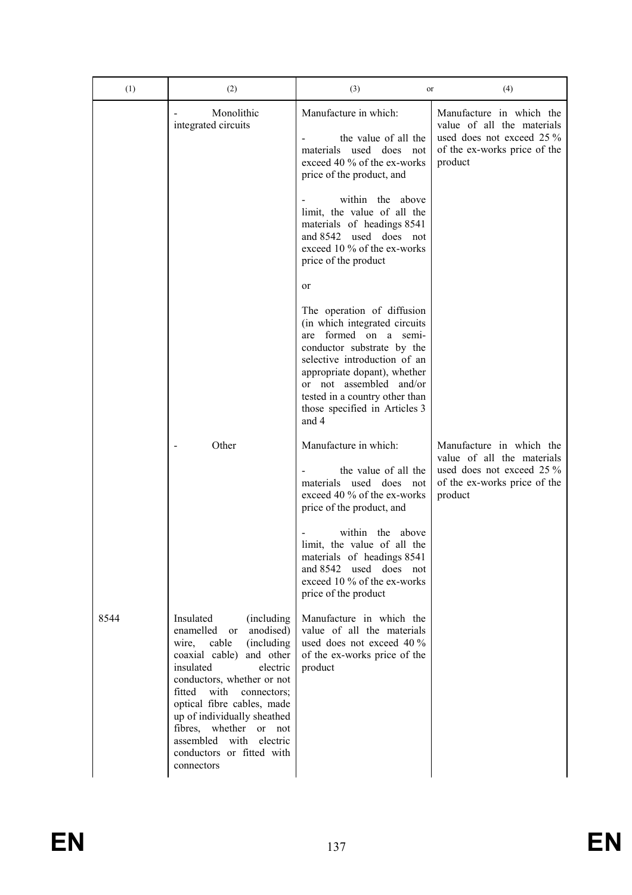| (1) | (2) | (3) or | (4) |
|---|---|---|---|
| | - Monolithic integrated circuits | Manufacture in which:<br><br>- the value of all the materials used does not exceed 40 % of the ex-works price of the product, and<br><br>- within the above limit, the value of all the materials of headings 8541 and 8542 used does not exceed 10 % of the ex-works price of the product<br><br>or<br><br>The operation of diffusion (in which integrated circuits are formed on a semi-conductor substrate by the selective introduction of an appropriate dopant), whether or not assembled and/or tested in a country other than those specified in Articles 3 and 4 | Manufacture in which the value of all the materials used does not exceed 25 % of the ex-works price of the product |
| | - Other | Manufacture in which:<br><br>- the value of all the materials used does not exceed 40 % of the ex-works price of the product, and<br><br>- within the above limit, the value of all the materials of headings 8541 and 8542 used does not exceed 10 % of the ex-works price of the product | Manufacture in which the value of all the materials used does not exceed 25 % of the ex-works price of the product |
| 8544 | Insulated (including enamelled or anodised) wire, cable (including coaxial cable) and other insulated electric conductors, whether or not fitted with connectors; optical fibre cables, made up of individually sheathed fibres, whether or not assembled with electric conductors or fitted with connectors | Manufacture in which the value of all the materials used does not exceed 40 % of the ex-works price of the product | |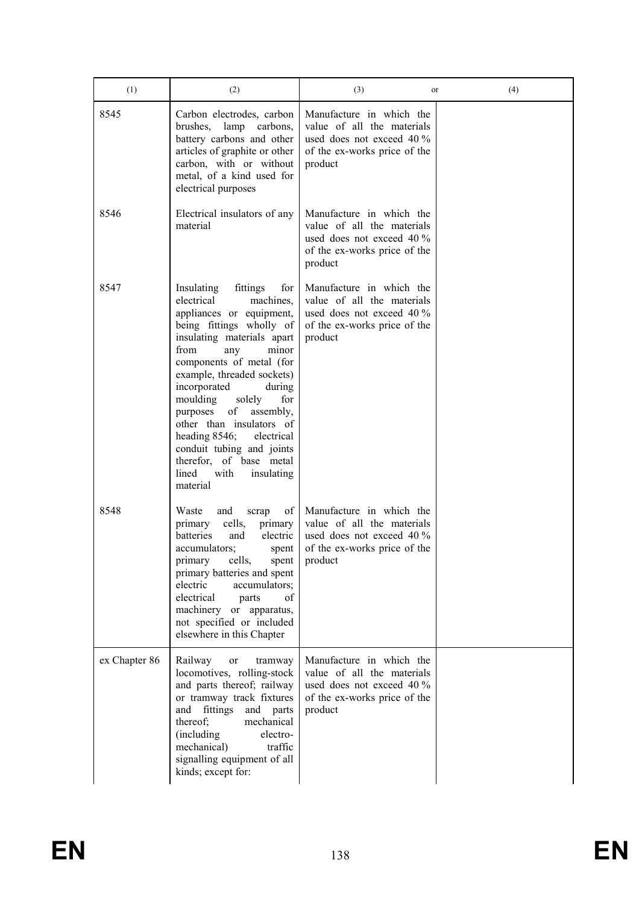| (1) | (2) | (3) or | (4) |
|---|---|---|---|
| 8545 | Carbon electrodes, carbon brushes, lamp carbons, battery carbons and other articles of graphite or other carbon, with or without metal, of a kind used for electrical purposes | Manufacture in which the value of all the materials used does not exceed 40 % of the ex-works price of the product | |
| 8546 | Electrical insulators of any material | Manufacture in which the value of all the materials used does not exceed 40 % of the ex-works price of the product | |
| 8547 | Insulating fittings for electrical machines, appliances or equipment, being fittings wholly of insulating materials apart from any minor components of metal (for example, threaded sockets) incorporated during moulding solely for purposes of assembly, other than insulators of heading 8546; electrical conduit tubing and joints therefor, of base metal lined with insulating material | Manufacture in which the value of all the materials used does not exceed 40 % of the ex-works price of the product | |
| 8548 | Waste and scrap of primary cells, primary batteries and electric accumulators; spent primary cells, spent primary batteries and spent electric accumulators; electrical parts of machinery or apparatus, not specified or included elsewhere in this Chapter | Manufacture in which the value of all the materials used does not exceed 40 % of the ex-works price of the product | |
| ex Chapter 86 | Railway or tramway locomotives, rolling-stock and parts thereof; railway or tramway track fixtures and fittings and parts thereof; mechanical (including electro-mechanical) traffic signalling equipment of all kinds; except for: | Manufacture in which the value of all the materials used does not exceed 40 % of the ex-works price of the product | |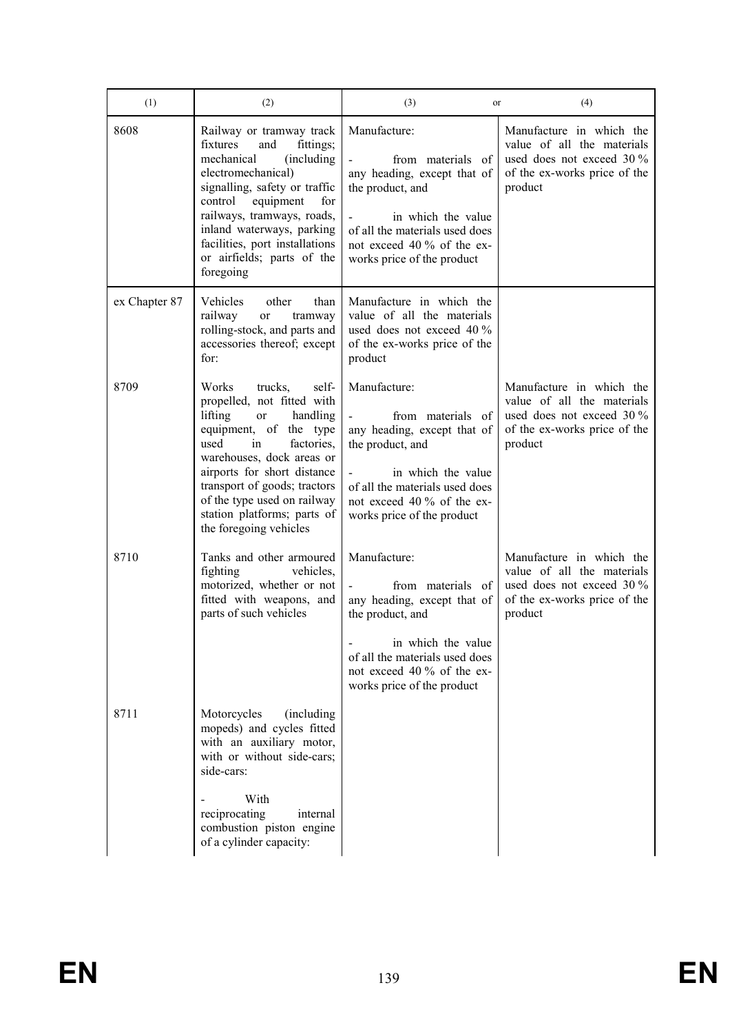| (1) | (2) | (3) or | (4) |
|---|---|---|---|
| 8608 | Railway or tramway track fixtures and fittings; mechanical (including electromechanical) signalling, safety or traffic control equipment for railways, tramways, roads, inland waterways, parking facilities, port installations or airfields; parts of the foregoing | Manufacture:<br>- from materials of any heading, except that of the product, and<br>- in which the value of all the materials used does not exceed 40 % of the ex-works price of the product | Manufacture in which the value of all the materials used does not exceed 30 % of the ex-works price of the product |
| ex Chapter 87 | Vehicles other than railway or tramway rolling-stock, and parts and accessories thereof; except for: | Manufacture in which the value of all the materials used does not exceed 40 % of the ex-works price of the product | |
| 8709 | Works trucks, self-propelled, not fitted with lifting or handling equipment, of the type used in factories, warehouses, dock areas or airports for short distance transport of goods; tractors of the type used on railway station platforms; parts of the foregoing vehicles | Manufacture:<br>- from materials of any heading, except that of the product, and<br>- in which the value of all the materials used does not exceed 40 % of the ex-works price of the product | Manufacture in which the value of all the materials used does not exceed 30 % of the ex-works price of the product |
| 8710 | Tanks and other armoured fighting vehicles, motorized, whether or not fitted with weapons, and parts of such vehicles | Manufacture:<br>- from materials of any heading, except that of the product, and<br>- in which the value of all the materials used does not exceed 40 % of the ex-works price of the product | Manufacture in which the value of all the materials used does not exceed 30 % of the ex-works price of the product |
| 8711 | Motorcycles (including mopeds) and cycles fitted with an auxiliary motor, with or without side-cars; side-cars:<br>- With reciprocating internal combustion piston engine of a cylinder capacity: | | |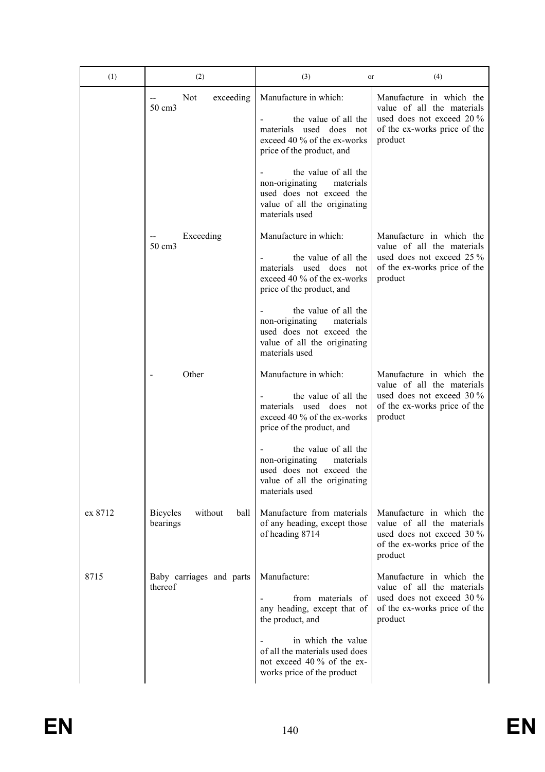| (1) | (2) | (3) or | (4) |
|---|---|---|---|
| | -- Not exceeding 50 cm3 | Manufacture in which:<br><br>- the value of all the materials used does not exceed 40 % of the ex-works price of the product, and<br><br>- the value of all the non-originating materials used does not exceed the value of all the originating materials used | Manufacture in which the value of all the materials used does not exceed 20 % of the ex-works price of the product |
| | -- Exceeding 50 cm3 | Manufacture in which:<br><br>- the value of all the materials used does not exceed 40 % of the ex-works price of the product, and<br><br>- the value of all the non-originating materials used does not exceed the value of all the originating materials used | Manufacture in which the value of all the materials used does not exceed 25 % of the ex-works price of the product |
| | - Other | Manufacture in which:<br><br>- the value of all the materials used does not exceed 40 % of the ex-works price of the product, and<br><br>- the value of all the non-originating materials used does not exceed the value of all the originating materials used | Manufacture in which the value of all the materials used does not exceed 30 % of the ex-works price of the product |
| ex 8712 | Bicycles without ball bearings | Manufacture from materials of any heading, except those of heading 8714 | Manufacture in which the value of all the materials used does not exceed 30 % of the ex-works price of the product |
| 8715 | Baby carriages and parts thereof | Manufacture:<br><br>- from materials of any heading, except that of the product, and<br><br>- in which the value of all the materials used does not exceed 40 % of the ex-works price of the product | Manufacture in which the value of all the materials used does not exceed 30 % of the ex-works price of the product |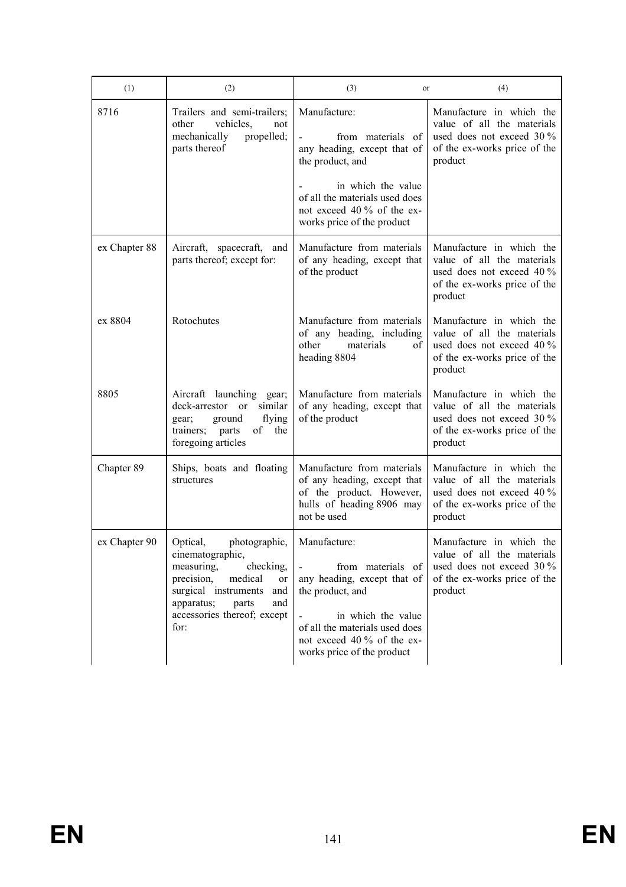| (1) | (2) | (3) or | (4) |
|---|---|---|---|
| 8716 | Trailers and semi-trailers; other vehicles, not mechanically propelled; parts thereof | Manufacture:<br>- from materials of any heading, except that of the product, and<br>- in which the value of all the materials used does not exceed 40 % of the ex-works price of the product | Manufacture in which the value of all the materials used does not exceed 30 % of the ex-works price of the product |
| ex Chapter 88 | Aircraft, spacecraft, and parts thereof; except for: | Manufacture from materials of any heading, except that of the product | Manufacture in which the value of all the materials used does not exceed 40 % of the ex-works price of the product |
| ex 8804 | Rotochutes | Manufacture from materials of any heading, including other materials of heading 8804 | Manufacture in which the value of all the materials used does not exceed 40 % of the ex-works price of the product |
| 8805 | Aircraft launching gear; deck-arrestor or similar gear; ground flying trainers; parts of the foregoing articles | Manufacture from materials of any heading, except that of the product | Manufacture in which the value of all the materials used does not exceed 30 % of the ex-works price of the product |
| Chapter 89 | Ships, boats and floating structures | Manufacture from materials of any heading, except that of the product. However, hulls of heading 8906 may not be used | Manufacture in which the value of all the materials used does not exceed 40 % of the ex-works price of the product |
| ex Chapter 90 | Optical, photographic, cinematographic, measuring, checking, precision, medical or surgical instruments and apparatus; parts and accessories thereof; except for: | Manufacture:<br>- from materials of any heading, except that of the product, and<br>- in which the value of all the materials used does not exceed 40 % of the ex-works price of the product | Manufacture in which the value of all the materials used does not exceed 30 % of the ex-works price of the product |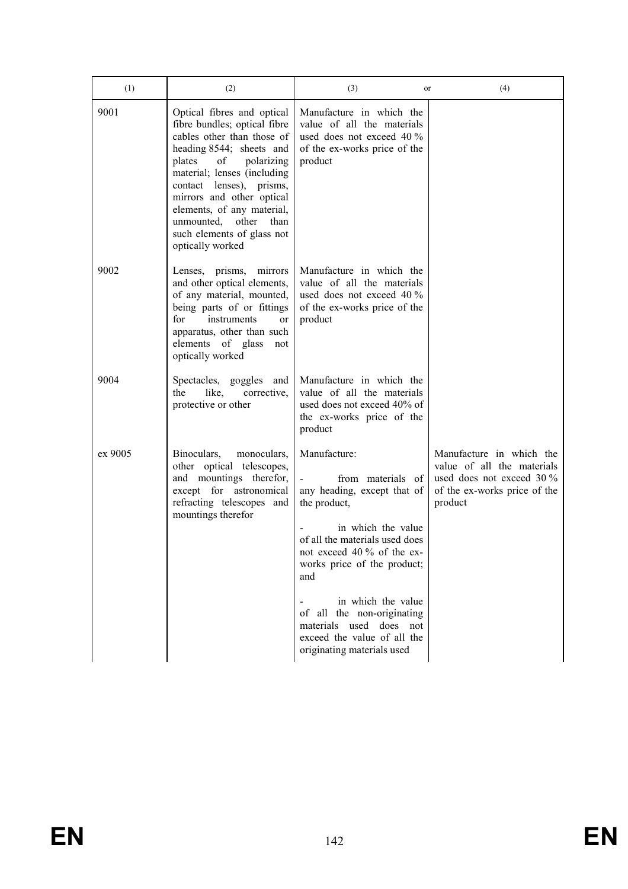| (1) | (2) | (3) or | (4) |
|---|---|---|---|
| 9001 | Optical fibres and optical fibre bundles; optical fibre cables other than those of heading 8544; sheets and plates of polarizing material; lenses (including contact lenses), prisms, mirrors and other optical elements, of any material, unmounted, other than such elements of glass not optically worked | Manufacture in which the value of all the materials used does not exceed 40 % of the ex-works price of the product | |
| 9002 | Lenses, prisms, mirrors and other optical elements, of any material, mounted, being parts of or fittings for instruments or apparatus, other than such elements of glass not optically worked | Manufacture in which the value of all the materials used does not exceed 40 % of the ex-works price of the product | |
| 9004 | Spectacles, goggles and the like, corrective, protective or other | Manufacture in which the value of all the materials used does not exceed 40% of the ex-works price of the product | |
| ex 9005 | Binoculars, monoculars, other optical telescopes, and mountings therefor, except for astronomical refracting telescopes and mountings therefor | Manufacture:<br>- from materials of any heading, except that of the product,<br>- in which the value of all the materials used does not exceed 40 % of the ex-works price of the product; and<br>- in which the value of all the non-originating materials used does not exceed the value of all the originating materials used | Manufacture in which the value of all the materials used does not exceed 30 % of the ex-works price of the product |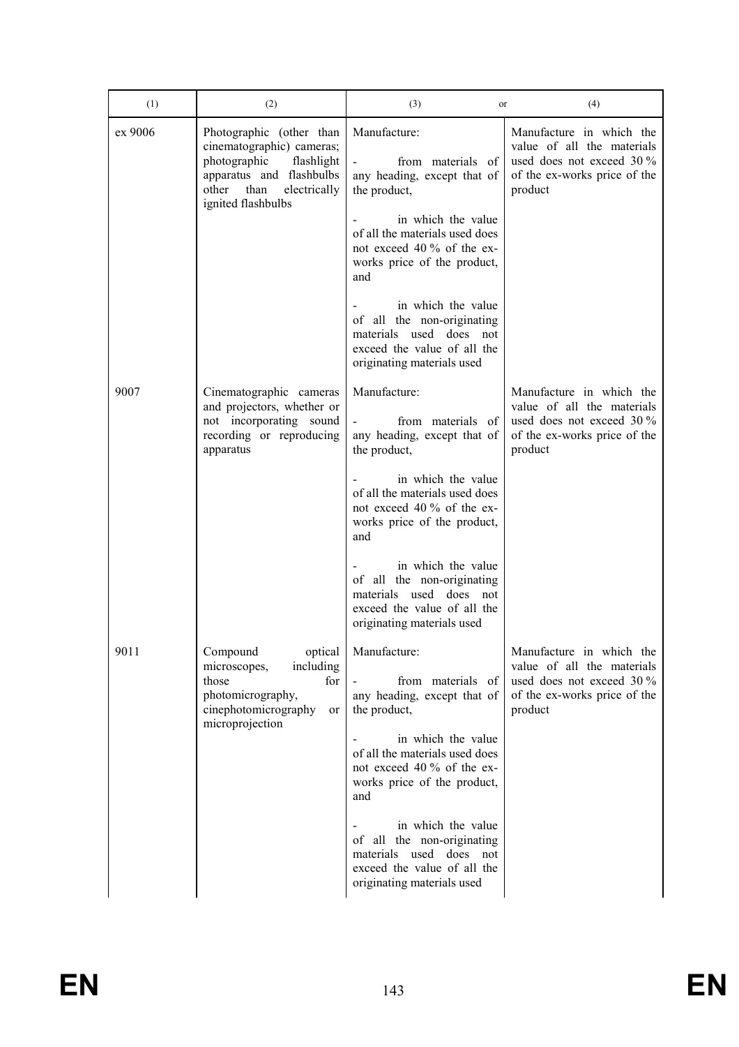| (1) | (2) | (3) or | (4) |
|---|---|---|---|
| ex 9006 | Photographic (other than cinematographic) cameras; photographic flashlight apparatus and flashbulbs other than electrically ignited flashbulbs | Manufacture:<br><br>- from materials of any heading, except that of the product,<br><br>- in which the value of all the materials used does not exceed 40 % of the ex-works price of the product, and<br><br>- in which the value of all the non-originating materials used does not exceed the value of all the originating materials used | Manufacture in which the value of all the materials used does not exceed 30 % of the ex-works price of the product |
| 9007 | Cinematographic cameras and projectors, whether or not incorporating sound recording or reproducing apparatus | Manufacture:<br><br>- from materials of any heading, except that of the product,<br><br>- in which the value of all the materials used does not exceed 40 % of the ex-works price of the product, and<br><br>- in which the value of all the non-originating materials used does not exceed the value of all the originating materials used | Manufacture in which the value of all the materials used does not exceed 30 % of the ex-works price of the product |
| 9011 | Compound optical microscopes, including those for photomicrography, cinephotomicrography or microprojection | Manufacture:<br><br>- from materials of any heading, except that of the product,<br><br>- in which the value of all the materials used does not exceed 40 % of the ex-works price of the product, and<br><br>- in which the value of all the non-originating materials used does not exceed the value of all the originating materials used | Manufacture in which the value of all the materials used does not exceed 30 % of the ex-works price of the product |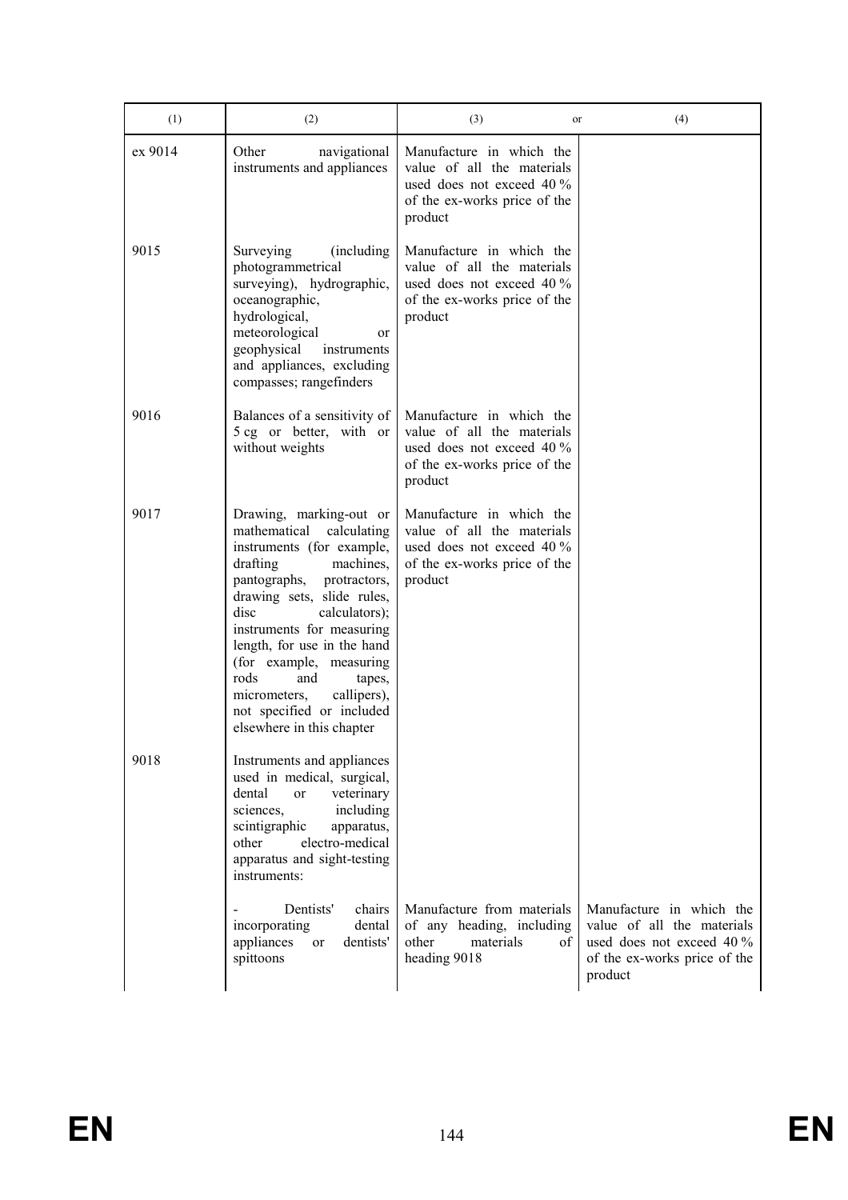| (1) | (2) | (3) or | (4) |
| --- | --- | --- | --- |
| ex 9014 | Other navigational instruments and appliances | Manufacture in which the value of all the materials used does not exceed 40 % of the ex-works price of the product | |
| 9015 | Surveying (including photogrammetrical surveying), hydrographic, oceanographic, hydrological, meteorological or geophysical instruments and appliances, excluding compasses; rangefinders | Manufacture in which the value of all the materials used does not exceed 40 % of the ex-works price of the product | |
| 9016 | Balances of a sensitivity of 5 cg or better, with or without weights | Manufacture in which the value of all the materials used does not exceed 40 % of the ex-works price of the product | |
| 9017 | Drawing, marking-out or mathematical calculating instruments (for example, drafting machines, pantographs, protractors, drawing sets, slide rules, disc calculators); instruments for measuring length, for use in the hand (for example, measuring rods and tapes, micrometers, callipers), not specified or included elsewhere in this chapter | Manufacture in which the value of all the materials used does not exceed 40 % of the ex-works price of the product | |
| 9018 | Instruments and appliances used in medical, surgical, dental or veterinary sciences, including scintigraphic apparatus, other electro-medical apparatus and sight-testing instruments: | | |
| | - Dentists' chairs incorporating dental appliances or dentists' spittoons | Manufacture from materials of any heading, including other materials of heading 9018 | Manufacture in which the value of all the materials used does not exceed 40 % of the ex-works price of the product |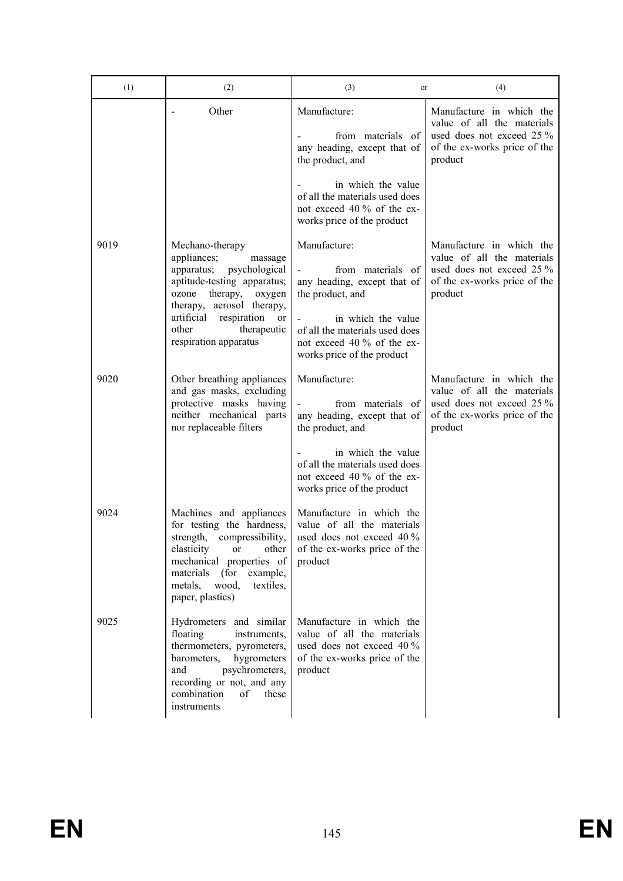| (1) | (2) | (3) or | (4) |
|---|---|---|---|
| | - Other | Manufacture:<br><br>- from materials of any heading, except that of the product, and<br><br>- in which the value of all the materials used does not exceed 40 % of the ex-works price of the product | Manufacture in which the value of all the materials used does not exceed 25 % of the ex-works price of the product |
| 9019 | Mechano-therapy appliances; massage apparatus; psychological aptitude-testing apparatus; ozone therapy, oxygen therapy, aerosol therapy, artificial respiration or other therapeutic respiration apparatus | Manufacture:<br><br>- from materials of any heading, except that of the product, and<br><br>- in which the value of all the materials used does not exceed 40 % of the ex-works price of the product | Manufacture in which the value of all the materials used does not exceed 25 % of the ex-works price of the product |
| 9020 | Other breathing appliances and gas masks, excluding protective masks having neither mechanical parts nor replaceable filters | Manufacture:<br><br>- from materials of any heading, except that of the product, and<br><br>- in which the value of all the materials used does not exceed 40 % of the ex-works price of the product | Manufacture in which the value of all the materials used does not exceed 25 % of the ex-works price of the product |
| 9024 | Machines and appliances for testing the hardness, strength, compressibility, elasticity or other mechanical properties of materials (for example, metals, wood, textiles, paper, plastics) | Manufacture in which the value of all the materials used does not exceed 40 % of the ex-works price of the product | |
| 9025 | Hydrometers and similar floating instruments, thermometers, pyrometers, barometers, hygrometers and psychrometers, recording or not, and any combination of these instruments | Manufacture in which the value of all the materials used does not exceed 40 % of the ex-works price of the product | |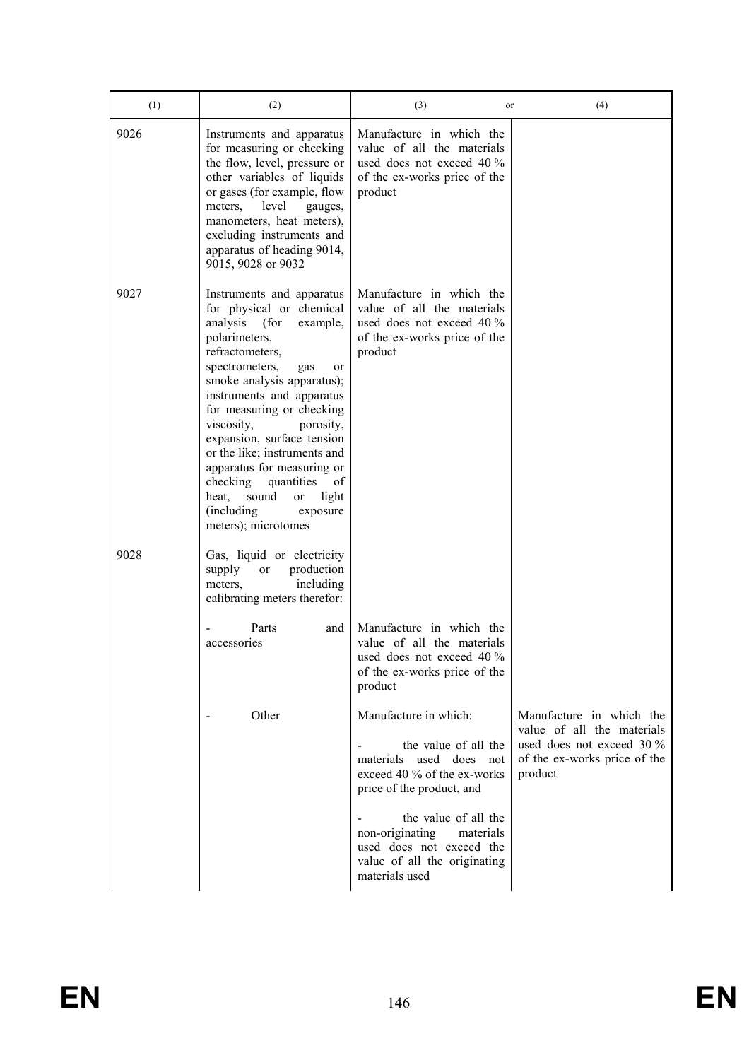| (1) | (2) | (3) or | (4) |
|---|---|---|---|
| 9026 | Instruments and apparatus for measuring or checking the flow, level, pressure or other variables of liquids or gases (for example, flow meters, level gauges, manometers, heat meters), excluding instruments and apparatus of heading 9014, 9015, 9028 or 9032 | Manufacture in which the value of all the materials used does not exceed 40 % of the ex-works price of the product | |
| 9027 | Instruments and apparatus for physical or chemical analysis (for example, polarimeters, refractometers, spectrometers, gas or smoke analysis apparatus); instruments and apparatus for measuring or checking viscosity, porosity, expansion, surface tension or the like; instruments and apparatus for measuring or checking quantities of heat, sound or light (including exposure meters); microtomes | Manufacture in which the value of all the materials used does not exceed 40 % of the ex-works price of the product | |
| 9028 | Gas, liquid or electricity supply or production meters, including calibrating meters therefor: | | |
| | - Parts and accessories | Manufacture in which the value of all the materials used does not exceed 40 % of the ex-works price of the product | |
| | - Other | Manufacture in which:<br>- the value of all the materials used does not exceed 40 % of the ex-works price of the product, and<br>- the value of all the non-originating materials used does not exceed the value of all the originating materials used | Manufacture in which the value of all the materials used does not exceed 30 % of the ex-works price of the product |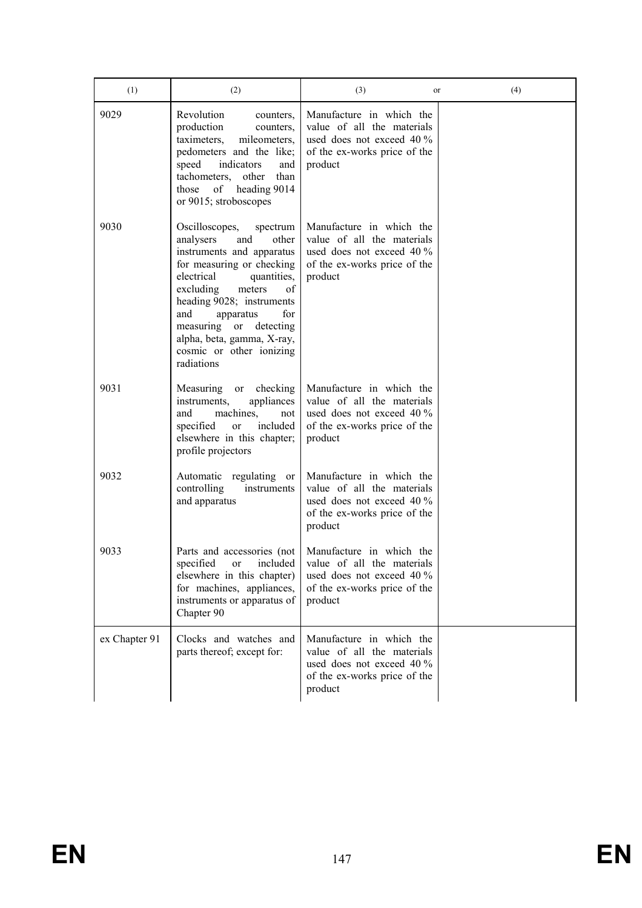| (1) | (2) | (3) or | (4) |
|---|---|---|---|
| 9029 | Revolution counters, production counters, taximeters, mileometers, pedometers and the like; speed indicators and tachometers, other than those of heading 9014 or 9015; stroboscopes | Manufacture in which the value of all the materials used does not exceed 40 % of the ex-works price of the product | |
| 9030 | Oscilloscopes, spectrum analysers and other instruments and apparatus for measuring or checking electrical quantities, excluding meters of heading 9028; instruments and apparatus for measuring or detecting alpha, beta, gamma, X-ray, cosmic or other ionizing radiations | Manufacture in which the value of all the materials used does not exceed 40 % of the ex-works price of the product | |
| 9031 | Measuring or checking instruments, appliances and machines, not specified or included elsewhere in this chapter; profile projectors | Manufacture in which the value of all the materials used does not exceed 40 % of the ex-works price of the product | |
| 9032 | Automatic regulating or controlling instruments and apparatus | Manufacture in which the value of all the materials used does not exceed 40 % of the ex-works price of the product | |
| 9033 | Parts and accessories (not specified or included elsewhere in this chapter) for machines, appliances, instruments or apparatus of Chapter 90 | Manufacture in which the value of all the materials used does not exceed 40 % of the ex-works price of the product | |
| ex Chapter 91 | Clocks and watches and parts thereof; except for: | Manufacture in which the value of all the materials used does not exceed 40 % of the ex-works price of the product | |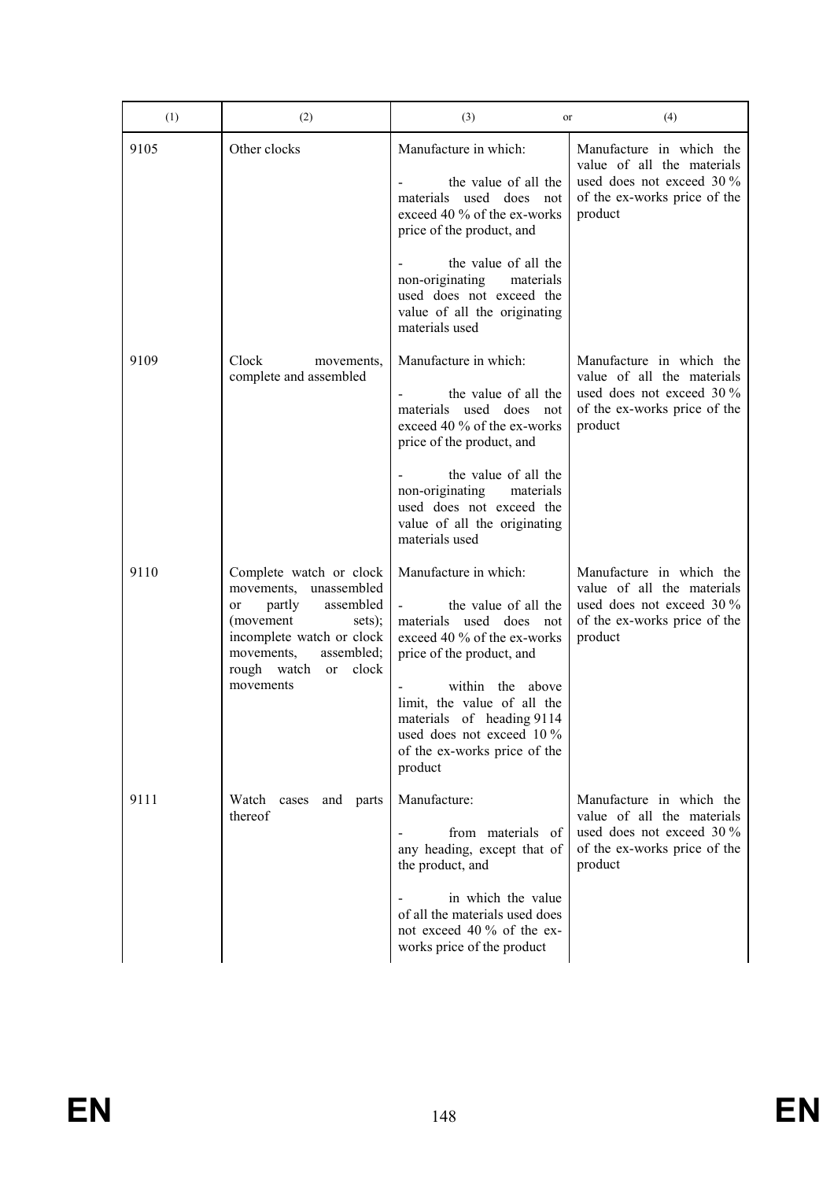| (1) | (2) | (3) or | (4) |
|---|---|---|---|
| 9105 | Other clocks | Manufacture in which:<br>- the value of all the materials used does not exceed 40 % of the ex-works price of the product, and<br>- the value of all the non-originating materials used does not exceed the value of all the originating materials used | Manufacture in which the value of all the materials used does not exceed 30 % of the ex-works price of the product |
| 9109 | Clock movements, complete and assembled | Manufacture in which:<br>- the value of all the materials used does not exceed 40 % of the ex-works price of the product, and<br>- the value of all the non-originating materials used does not exceed the value of all the originating materials used | Manufacture in which the value of all the materials used does not exceed 30 % of the ex-works price of the product |
| 9110 | Complete watch or clock movements, unassembled or partly assembled (movement sets); incomplete watch or clock movements, assembled; rough watch or clock movements | Manufacture in which:<br>- the value of all the materials used does not exceed 40 % of the ex-works price of the product, and<br>- within the above limit, the value of all the materials of heading 9114 used does not exceed 10 % of the ex-works price of the product | Manufacture in which the value of all the materials used does not exceed 30 % of the ex-works price of the product |
| 9111 | Watch cases and parts thereof | Manufacture:<br>- from materials of any heading, except that of the product, and<br>- in which the value of all the materials used does not exceed 40 % of the ex-works price of the product | Manufacture in which the value of all the materials used does not exceed 30 % of the ex-works price of the product |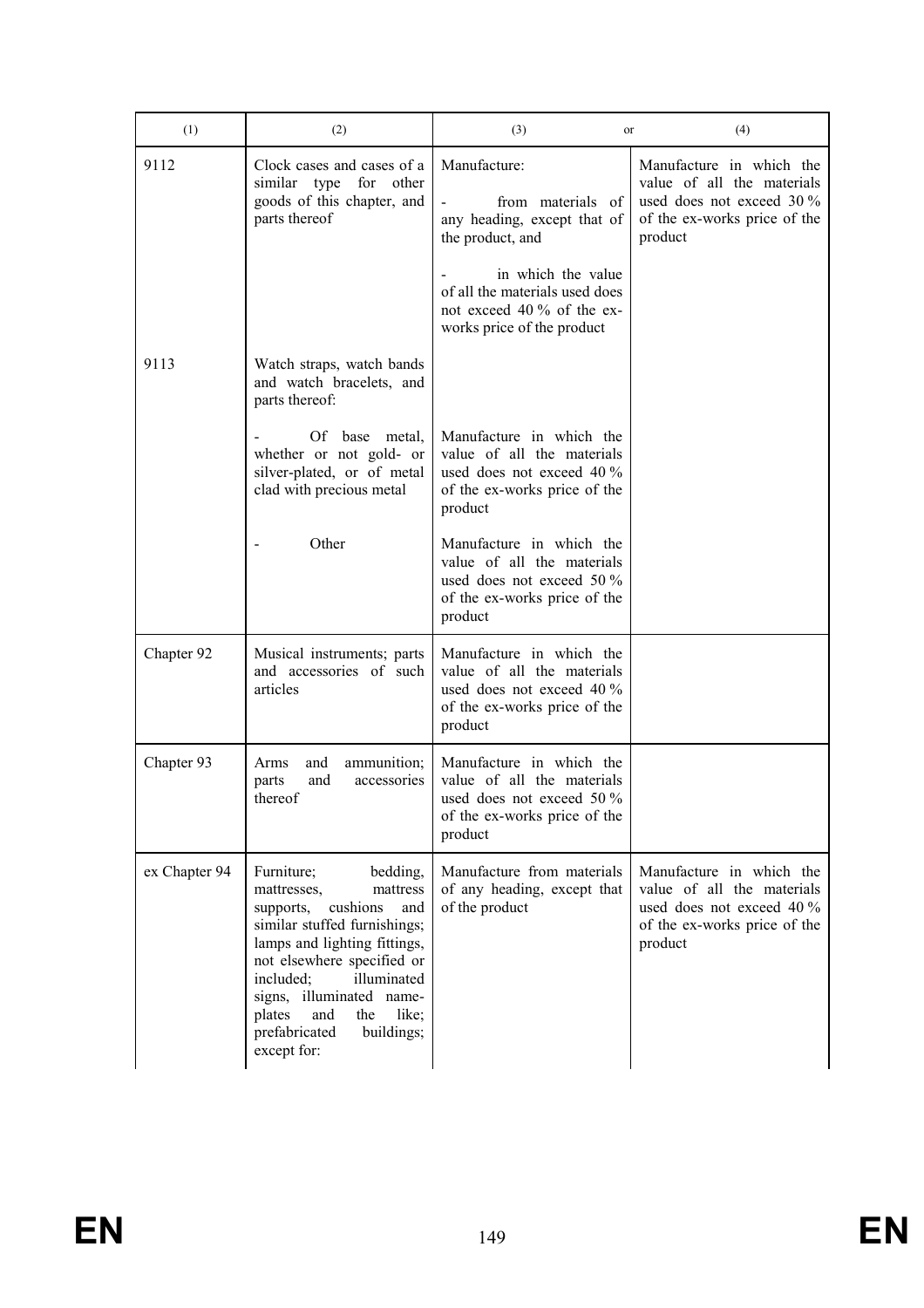| (1) | (2) | (3) or | (4) |
|---|---|---|---|
| 9112 | Clock cases and cases of a similar type for other goods of this chapter, and parts thereof | Manufacture:<br>- from materials of any heading, except that of the product, and<br>- in which the value of all the materials used does not exceed 40 % of the ex-works price of the product | Manufacture in which the value of all the materials used does not exceed 30 % of the ex-works price of the product |
| 9113 | Watch straps, watch bands and watch bracelets, and parts thereof: | | |
| | - Of base metal, whether or not gold- or silver-plated, or of metal clad with precious metal | Manufacture in which the value of all the materials used does not exceed 40 % of the ex-works price of the product | |
| | - Other | Manufacture in which the value of all the materials used does not exceed 50 % of the ex-works price of the product | |
| Chapter 92 | Musical instruments; parts and accessories of such articles | Manufacture in which the value of all the materials used does not exceed 40 % of the ex-works price of the product | |
| Chapter 93 | Arms and ammunition; parts and accessories thereof | Manufacture in which the value of all the materials used does not exceed 50 % of the ex-works price of the product | |
| ex Chapter 94 | Furniture; bedding, mattresses, mattress supports, cushions and similar stuffed furnishings; lamps and lighting fittings, not elsewhere specified or included; illuminated signs, illuminated name-plates and the like; prefabricated buildings; except for: | Manufacture from materials of any heading, except that of the product | Manufacture in which the value of all the materials used does not exceed 40 % of the ex-works price of the product |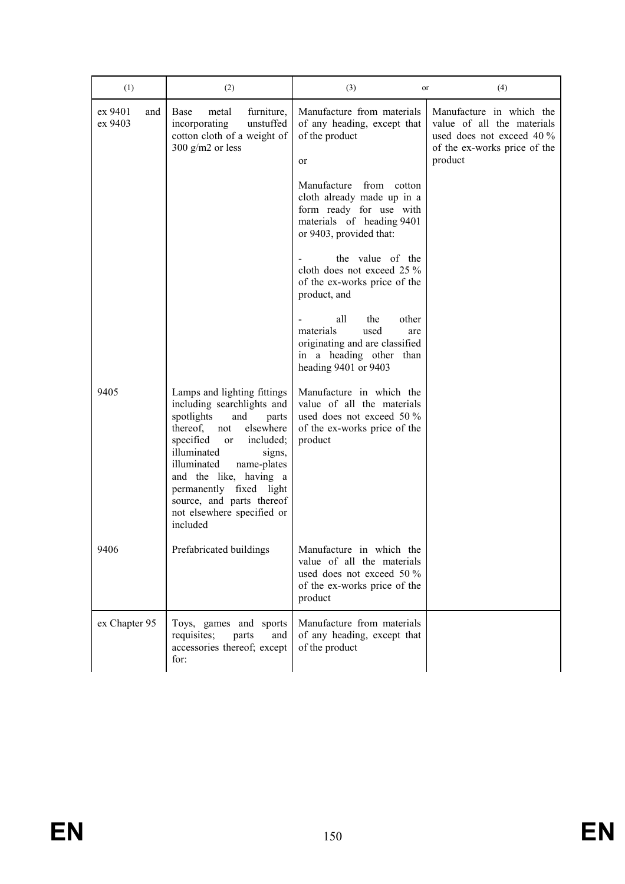| (1) | (2) | (3) or | (4) |
|---|---|---|---|
| ex 9401 and ex 9403 | Base metal furniture, incorporating unstuffed cotton cloth of a weight of 300 g/m2 or less | Manufacture from materials of any heading, except that of the product<br><br>or<br><br>Manufacture from cotton cloth already made up in a form ready for use with materials of heading 9401 or 9403, provided that:<br><br>- the value of the cloth does not exceed 25 % of the ex-works price of the product, and<br><br>- all the other materials used are originating and are classified in a heading other than heading 9401 or 9403 | Manufacture in which the value of all the materials used does not exceed 40 % of the ex-works price of the product |
| 9405 | Lamps and lighting fittings including searchlights and spotlights and parts thereof, not elsewhere specified or included; illuminated signs, illuminated name-plates and the like, having a permanently fixed light source, and parts thereof not elsewhere specified or included | Manufacture in which the value of all the materials used does not exceed 50 % of the ex-works price of the product | |
| 9406 | Prefabricated buildings | Manufacture in which the value of all the materials used does not exceed 50 % of the ex-works price of the product | |
| ex Chapter 95 | Toys, games and sports requisites; parts and accessories thereof; except for: | Manufacture from materials of any heading, except that of the product | |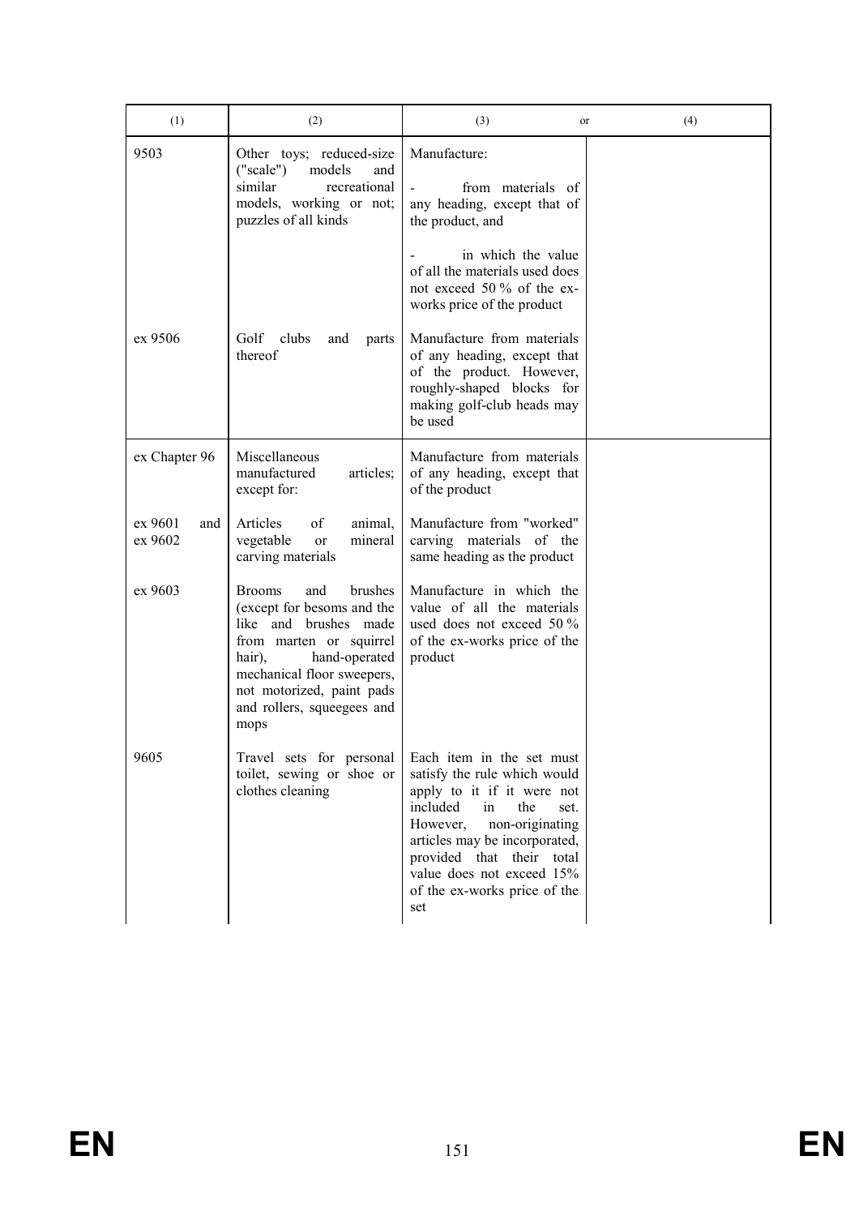| (1) | (2) | (3) or | (4) |
|---|---|---|---|
| 9503 | Other toys; reduced-size ("scale") models and similar recreational models, working or not; puzzles of all kinds | Manufacture:<br><br>- from materials of any heading, except that of the product, and<br><br>- in which the value of all the materials used does not exceed 50 % of the ex-works price of the product | |
| ex 9506 | Golf clubs and parts thereof | Manufacture from materials of any heading, except that of the product. However, roughly-shaped blocks for making golf-club heads may be used | |
| ex Chapter 96 | Miscellaneous manufactured articles; except for: | Manufacture from materials of any heading, except that of the product | |
| ex 9601 and ex 9602 | Articles of animal, vegetable or mineral carving materials | Manufacture from "worked" carving materials of the same heading as the product | |
| ex 9603 | Brooms and brushes (except for besoms and the like and brushes made from marten or squirrel hair), hand-operated mechanical floor sweepers, not motorized, paint pads and rollers, squeegees and mops | Manufacture in which the value of all the materials used does not exceed 50 % of the ex-works price of the product | |
| 9605 | Travel sets for personal toilet, sewing or shoe or clothes cleaning | Each item in the set must satisfy the rule which would apply to it if it were not included in the set. However, non-originating articles may be incorporated, provided that their total value does not exceed 15% of the ex-works price of the set | |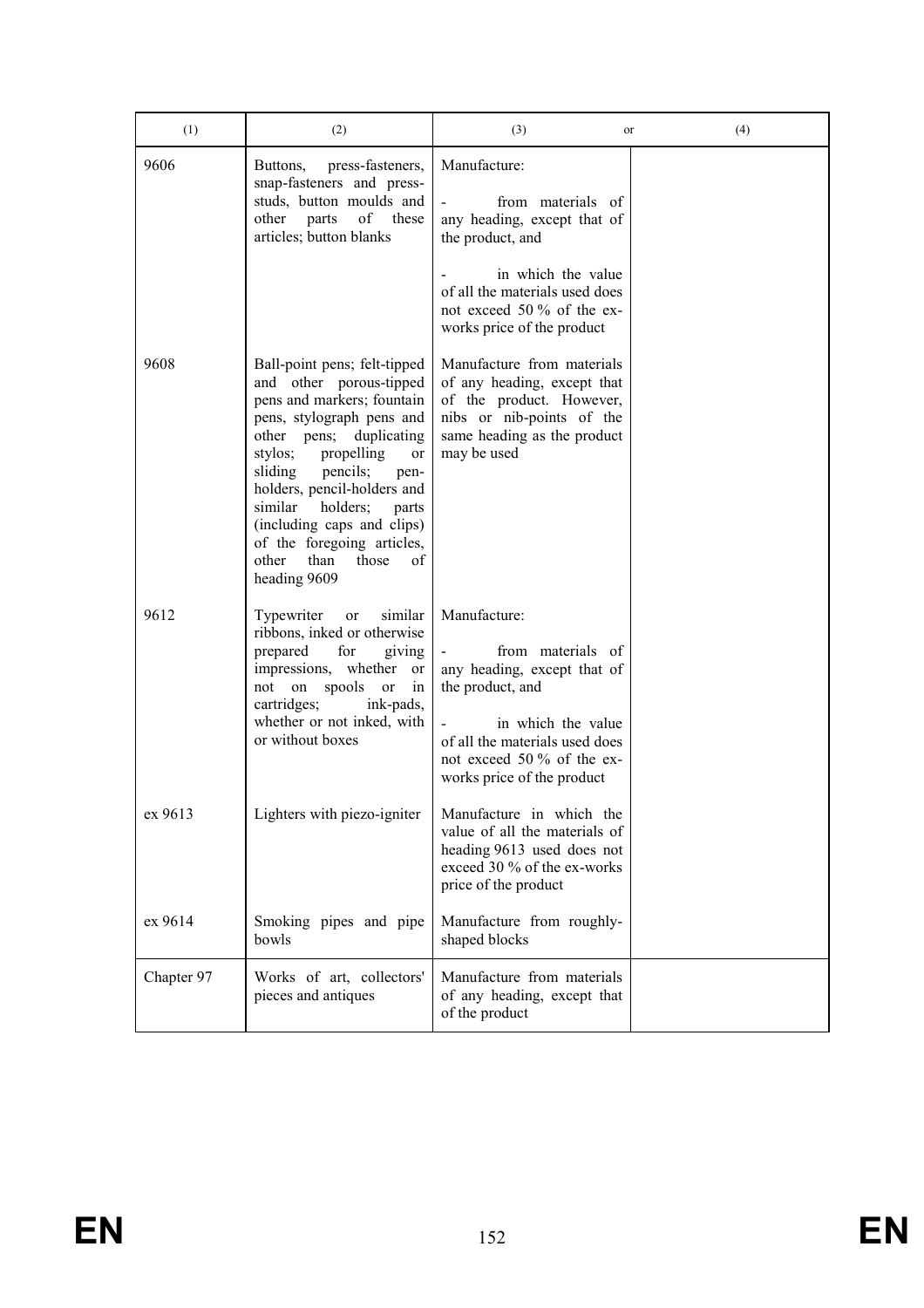| (1) | (2) | (3) or | (4) |
|---|---|---|---|
| 9606 | Buttons, press-fasteners, snap-fasteners and press-studs, button moulds and other parts of these articles; button blanks | Manufacture:<br>- from materials of any heading, except that of the product, and<br>- in which the value of all the materials used does not exceed 50 % of the ex-works price of the product | |
| 9608 | Ball-point pens; felt-tipped and other porous-tipped pens and markers; fountain pens, stylograph pens and other pens; duplicating stylos; propelling or sliding pencils; pen-holders, pencil-holders and similar holders; parts (including caps and clips) of the foregoing articles, other than those of heading 9609 | Manufacture from materials of any heading, except that of the product. However, nibs or nib-points of the same heading as the product may be used | |
| 9612 | Typewriter or similar ribbons, inked or otherwise prepared for giving impressions, whether or not on spools or in cartridges; ink-pads, whether or not inked, with or without boxes | Manufacture:<br>- from materials of any heading, except that of the product, and<br>- in which the value of all the materials used does not exceed 50 % of the ex-works price of the product | |
| ex 9613 | Lighters with piezo-igniter | Manufacture in which the value of all the materials of heading 9613 used does not exceed 30 % of the ex-works price of the product | |
| ex 9614 | Smoking pipes and pipe bowls | Manufacture from roughly-shaped blocks | |
| Chapter 97 | Works of art, collectors' pieces and antiques | Manufacture from materials of any heading, except that of the product | |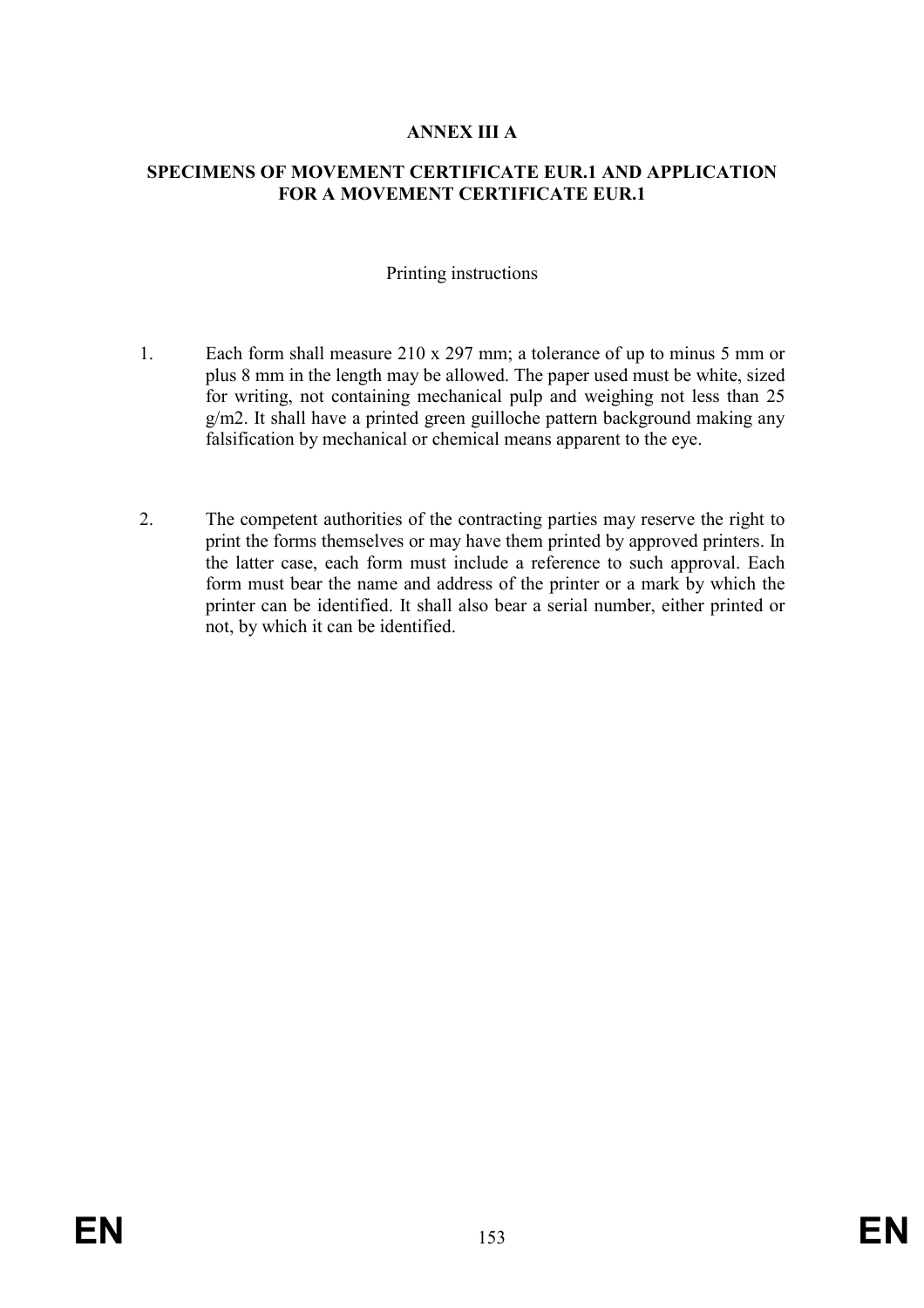## ANNEX III A

### SPECIMENS OF MOVEMENT CERTIFICATE EUR.1 AND APPLICATION FOR A MOVEMENT CERTIFICATE EUR.1

Printing instructions

1. Each form shall measure 210 x 297 mm; a tolerance of up to minus 5 mm or plus 8 mm in the length may be allowed. The paper used must be white, sized for writing, not containing mechanical pulp and weighing not less than 25 g/m2. It shall have a printed green guilloche pattern background making any falsification by mechanical or chemical means apparent to the eye.

2. The competent authorities of the contracting parties may reserve the right to print the forms themselves or may have them printed by approved printers. In the latter case, each form must include a reference to such approval. Each form must bear the name and address of the printer or a mark by which the printer can be identified. It shall also bear a serial number, either printed or not, by which it can be identified.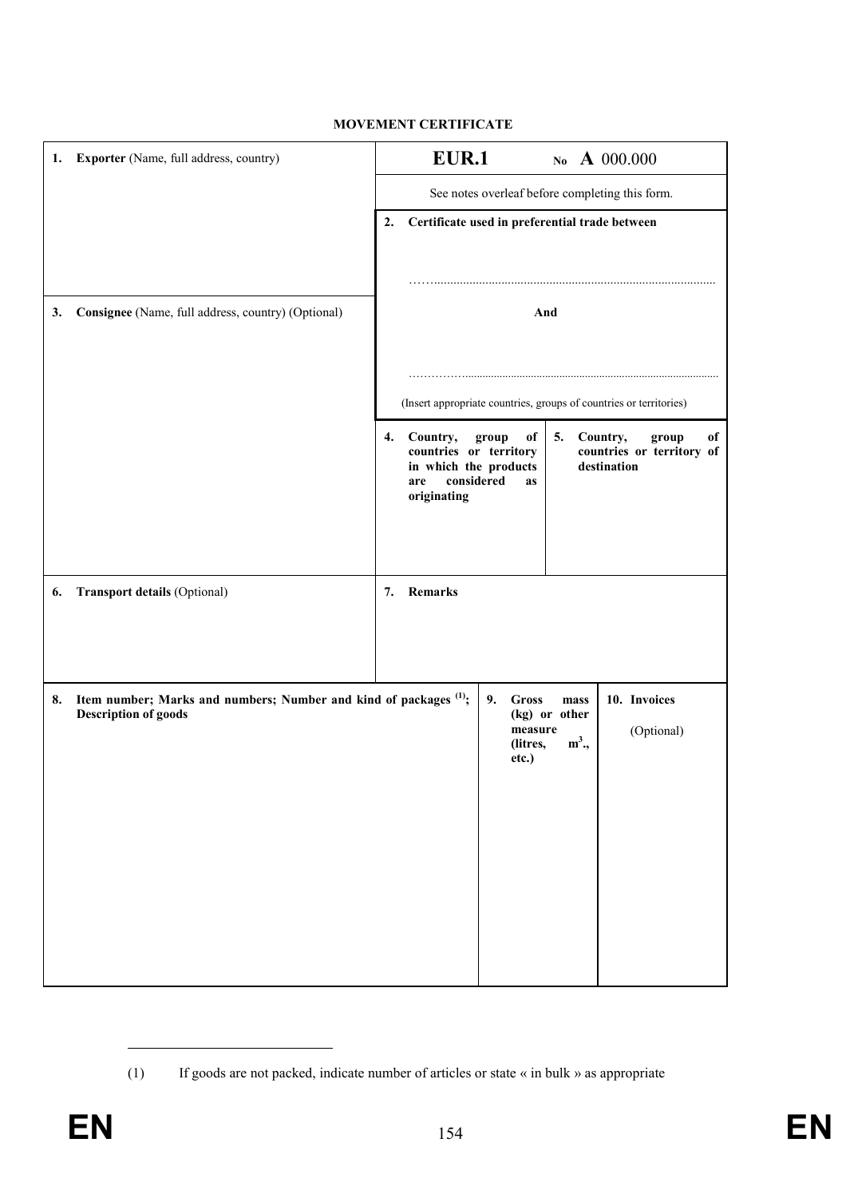**MOVEMENT CERTIFICATE**

| 1. **Exporter** (Name, full address, country) | **EUR.1** No **A** 000.000 | |
|---|---|---|
| | See notes overleaf before completing this form. | |
| | 2. **Certificate used in preferential trade between** ……....................................................................................... | |
| 3. **Consignee** (Name, full address, country) (Optional) | **And** ……………....................................................................................... (Insert appropriate countries, groups of countries or territories) | |
| | 4. **Country, group of countries or territory in which the products are considered as originating** | 5. **Country, group of countries or territory of destination** |
| 6. **Transport details** (Optional) | 7. **Remarks** | |

| 8. **Item number; Marks and numbers; Number and kind of packages** [(1)]**; Description of goods** | 9. **Gross mass (kg) or other measure (litres, m³., etc.)** | 10. **Invoices** (Optional) |
|---|---|---|
| | | |

(1) If goods are not packed, indicate number of articles or state « in bulk » as appropriate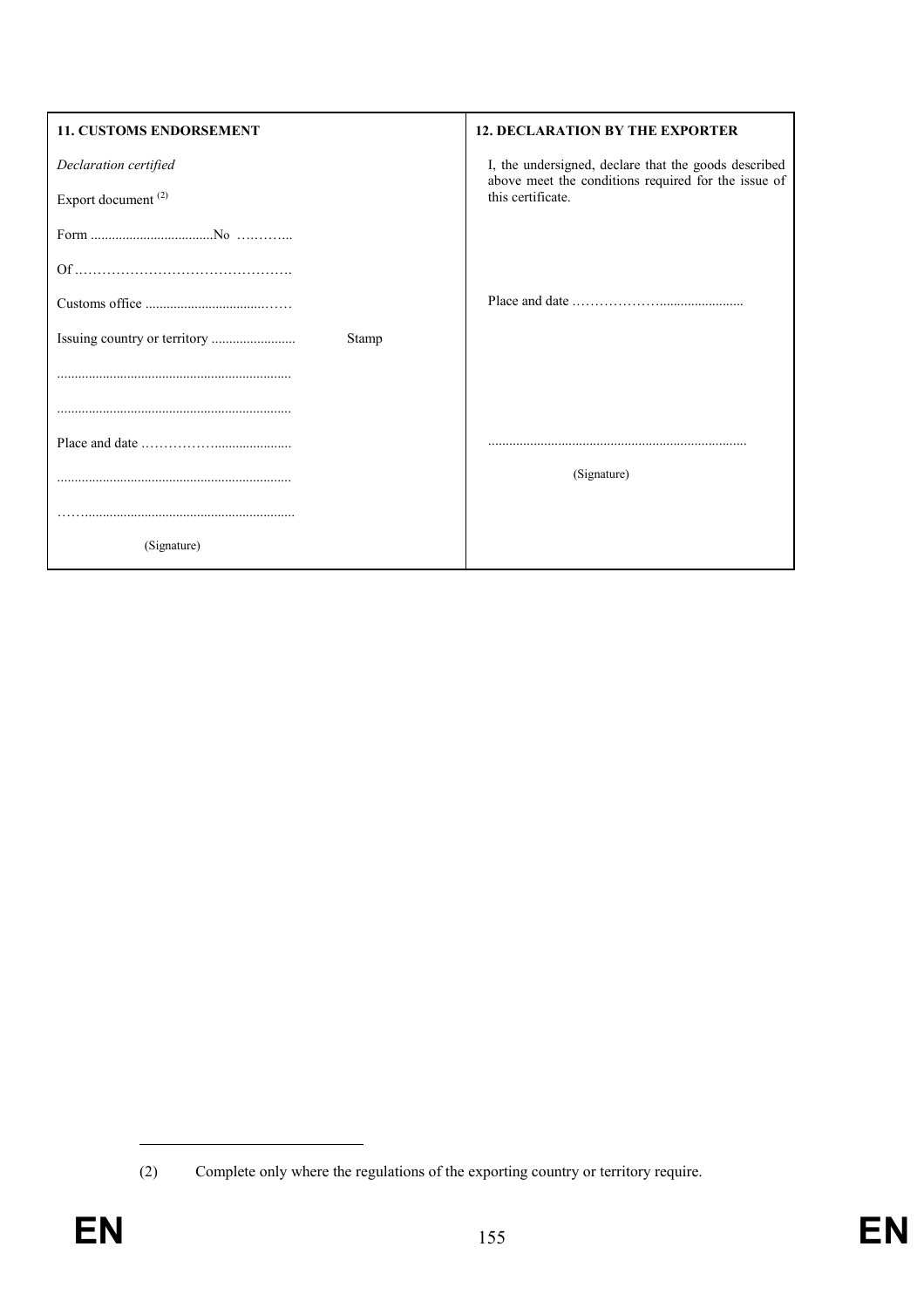| **11. CUSTOMS ENDORSEMENT** | **12. DECLARATION BY THE EXPORTER** |
|---|---|
| *Declaration certified*<br><br>Export document [(2)]<br><br>Form ....................................No ………...<br><br>Of ……………………………………….<br><br>Customs office .....................................……<br><br>Issuing country or territory ........................ Stamp<br><br>..................................................................<br><br>..................................................................<br><br>Place and date ……………......................<br><br>..................................................................<br><br>……..........................................................<br><br>(Signature) | I, the undersigned, declare that the goods described above meet the conditions required for the issue of this certificate.<br><br>Place and date ……………….......................<br><br>..........................................................................<br><br>(Signature) |

---

(2) Complete only where the regulations of the exporting country or territory require.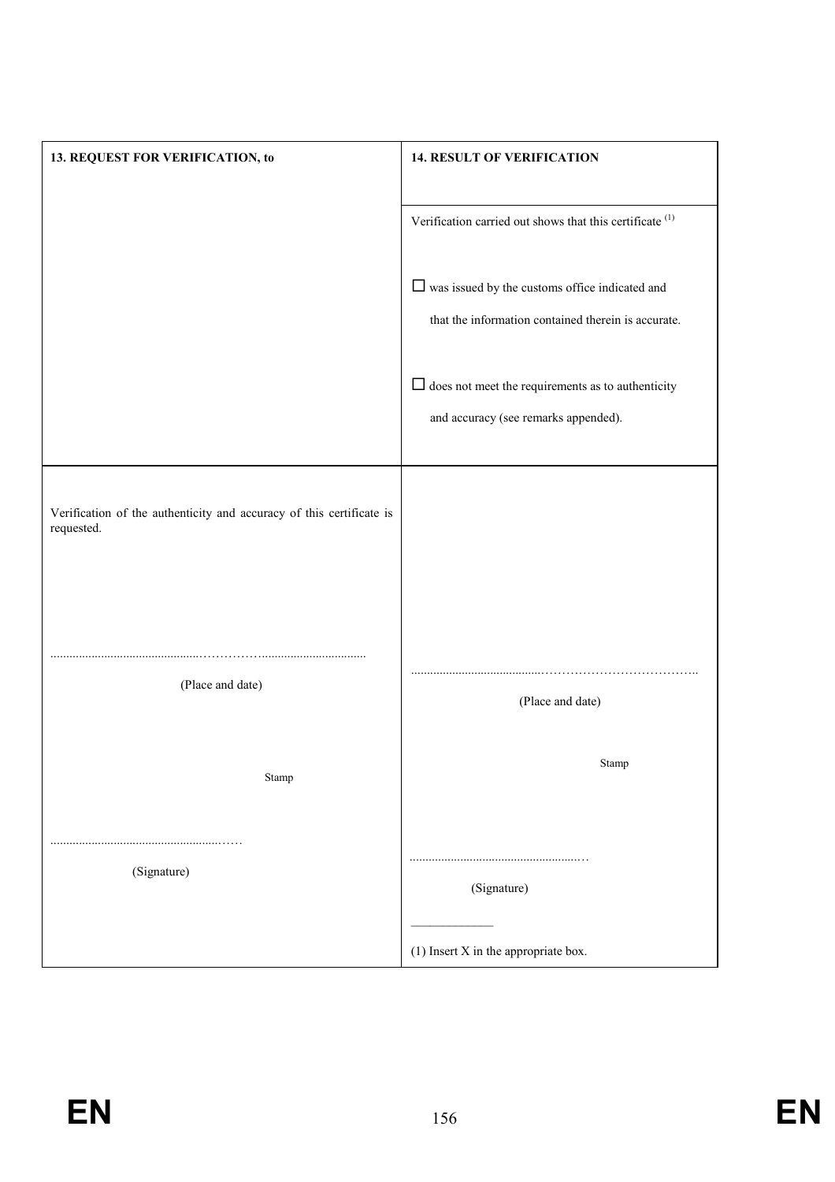| **13. REQUEST FOR VERIFICATION, to** | **14. RESULT OF VERIFICATION** |
|---|---|
| | Verification carried out shows that this certificate (1)<br><br>☐ was issued by the customs office indicated and that the information contained therein is accurate.<br><br>☐ does not meet the requirements as to authenticity and accuracy (see remarks appended). |
| Verification of the authenticity and accuracy of this certificate is requested.<br><br>..............................................................................................<br>(Place and date)<br><br>Stamp<br><br>...........................................................<br>(Signature) | ..............................................................................................<br>(Place and date)<br><br>Stamp<br><br>...........................................................<br>(Signature)<br><br>\_\_\_\_\_\_\_\_\_\_\_\_\_<br>(1) Insert X in the appropriate box. |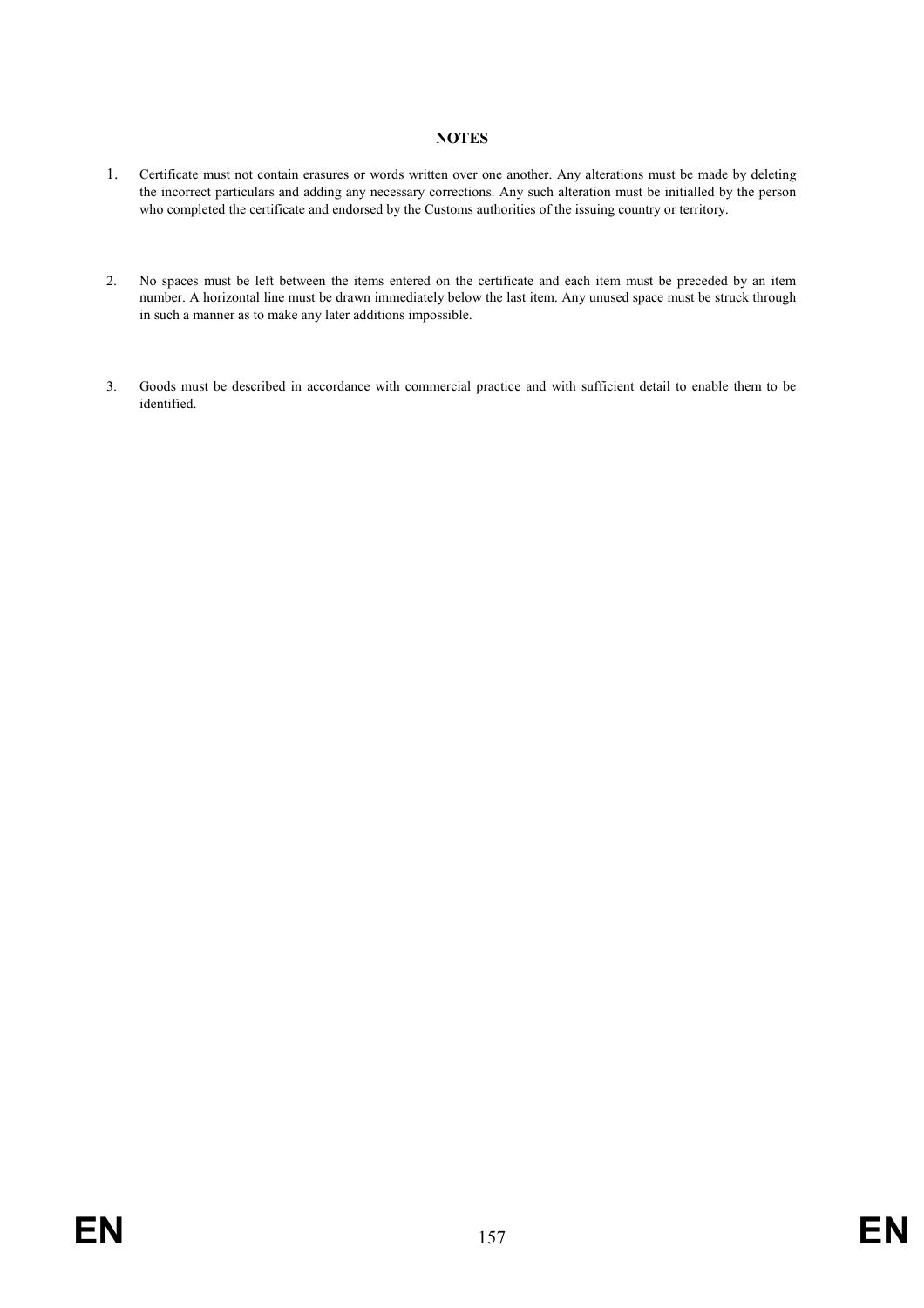**NOTES**

1. Certificate must not contain erasures or words written over one another. Any alterations must be made by deleting the incorrect particulars and adding any necessary corrections. Any such alteration must be initialled by the person who completed the certificate and endorsed by the Customs authorities of the issuing country or territory.

2. No spaces must be left between the items entered on the certificate and each item must be preceded by an item number. A horizontal line must be drawn immediately below the last item. Any unused space must be struck through in such a manner as to make any later additions impossible.

3. Goods must be described in accordance with commercial practice and with sufficient detail to enable them to be identified.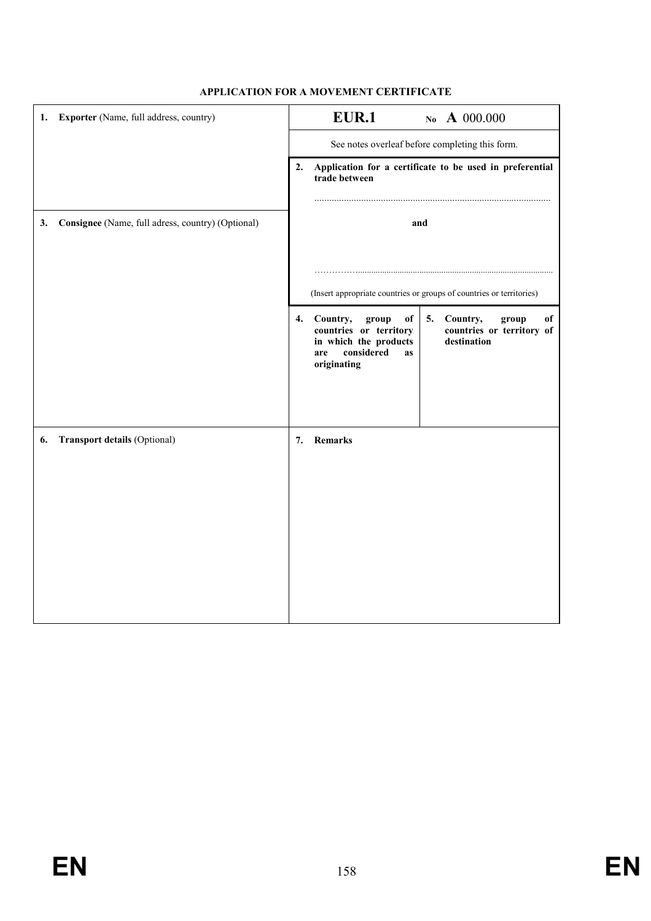**APPLICATION FOR A MOVEMENT CERTIFICATE**

| 1. **Exporter** (Name, full address, country) | **EUR.1** No **A** 000.000 | |
|---|---|---|
| | See notes overleaf before completing this form. | |
| | 2. **Application for a certificate to be used in preferential trade between** ............................................................................................. | |
| 3. **Consignee** (Name, full adress, country) (Optional) | **and** ……………...................................................................................... (Insert appropriate countries or groups of countries or territories) | |
| | 4. **Country, group of countries or territory in which the products are considered as originating** | 5. **Country, group of countries or territory of destination** |
| 6. **Transport details** (Optional) | 7. **Remarks** | |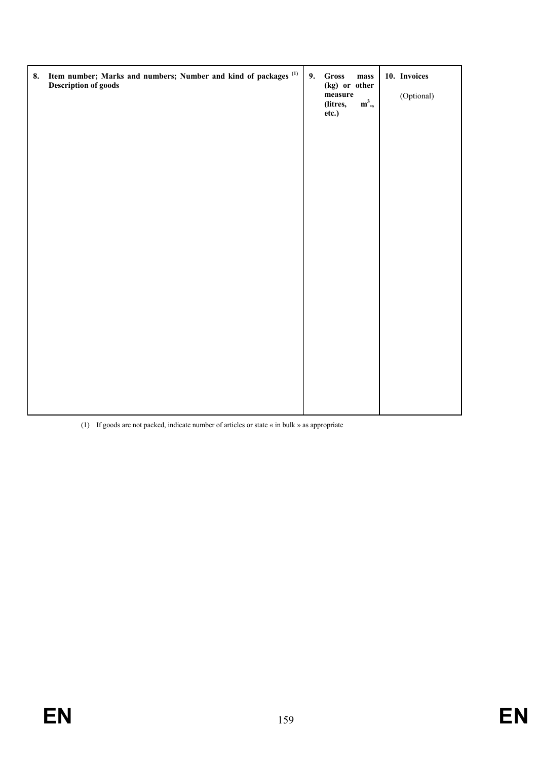| 8. Item number; Marks and numbers; Number and kind of packages [(1)] Description of goods | 9. Gross mass (kg) or other measure (litres, $m^3$., etc.) | 10. Invoices (Optional) |
|---|---|---|
| | | |

(1) If goods are not packed, indicate number of articles or state « in bulk » as appropriate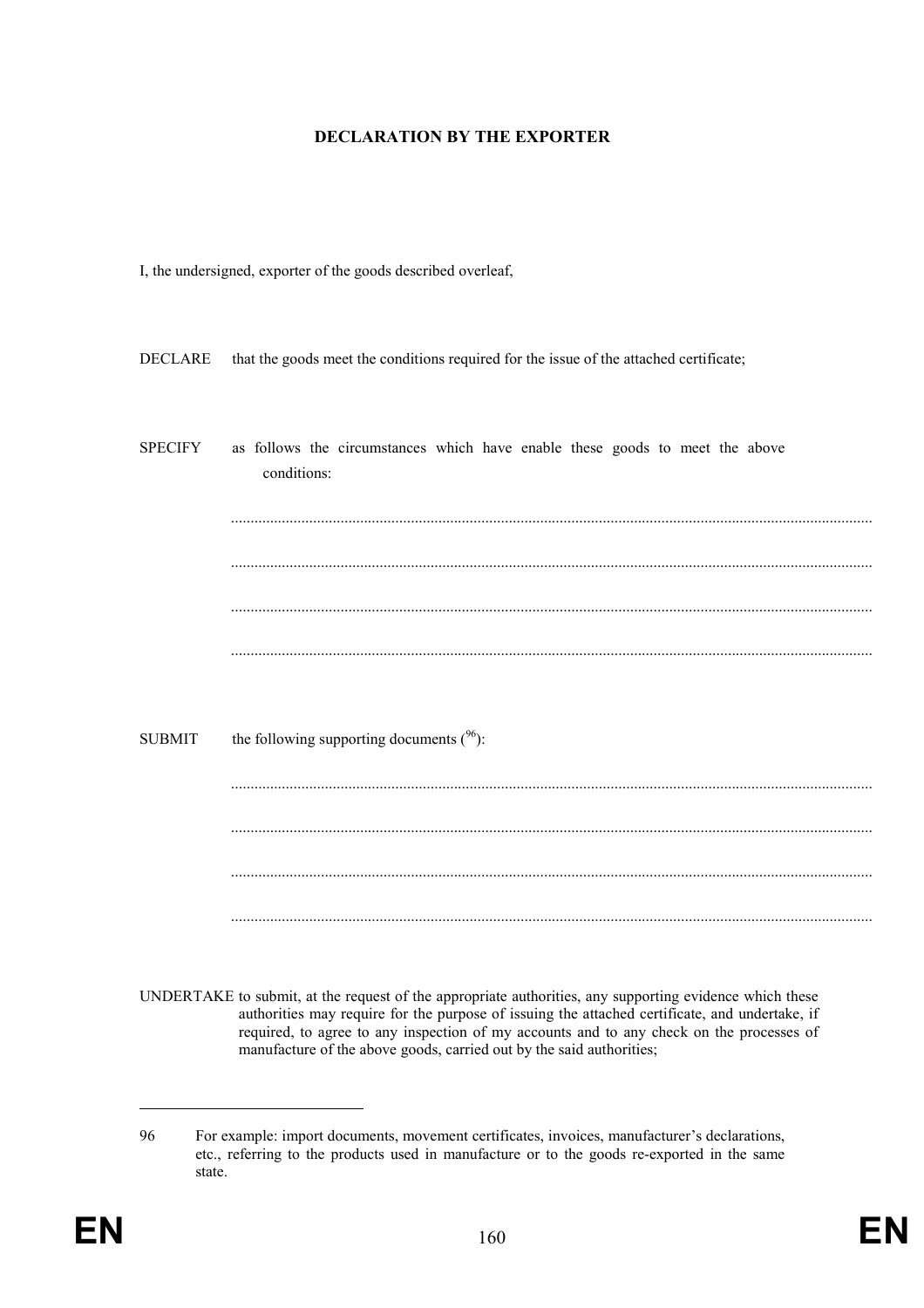**DECLARATION BY THE EXPORTER**

I, the undersigned, exporter of the goods described overleaf,

DECLARE that the goods meet the conditions required for the issue of the attached certificate;

SPECIFY as follows the circumstances which have enable these goods to meet the above conditions:

..................................................................................................................................................

..................................................................................................................................................

..................................................................................................................................................

..................................................................................................................................................

SUBMIT the following supporting documents ([96]):

..................................................................................................................................................

..................................................................................................................................................

..................................................................................................................................................

..................................................................................................................................................

UNDERTAKE to submit, at the request of the appropriate authorities, any supporting evidence which these authorities may require for the purpose of issuing the attached certificate, and undertake, if required, to agree to any inspection of my accounts and to any check on the processes of manufacture of the above goods, carried out by the said authorities;

---

96 For example: import documents, movement certificates, invoices, manufacturer's declarations, etc., referring to the products used in manufacture or to the goods re-exported in the same state.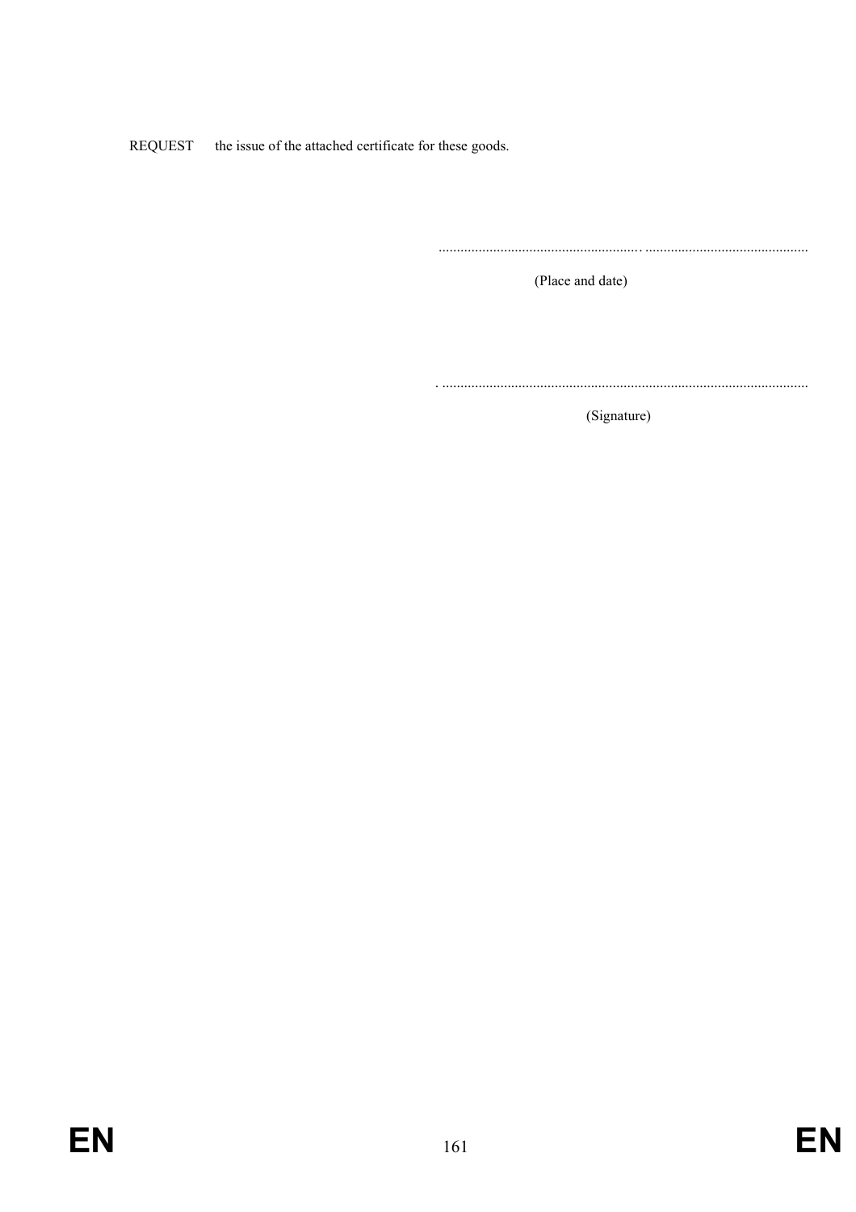REQUEST the issue of the attached certificate for these goods.

........................................................ .............................................

(Place and date)

. .....................................................................................................

(Signature)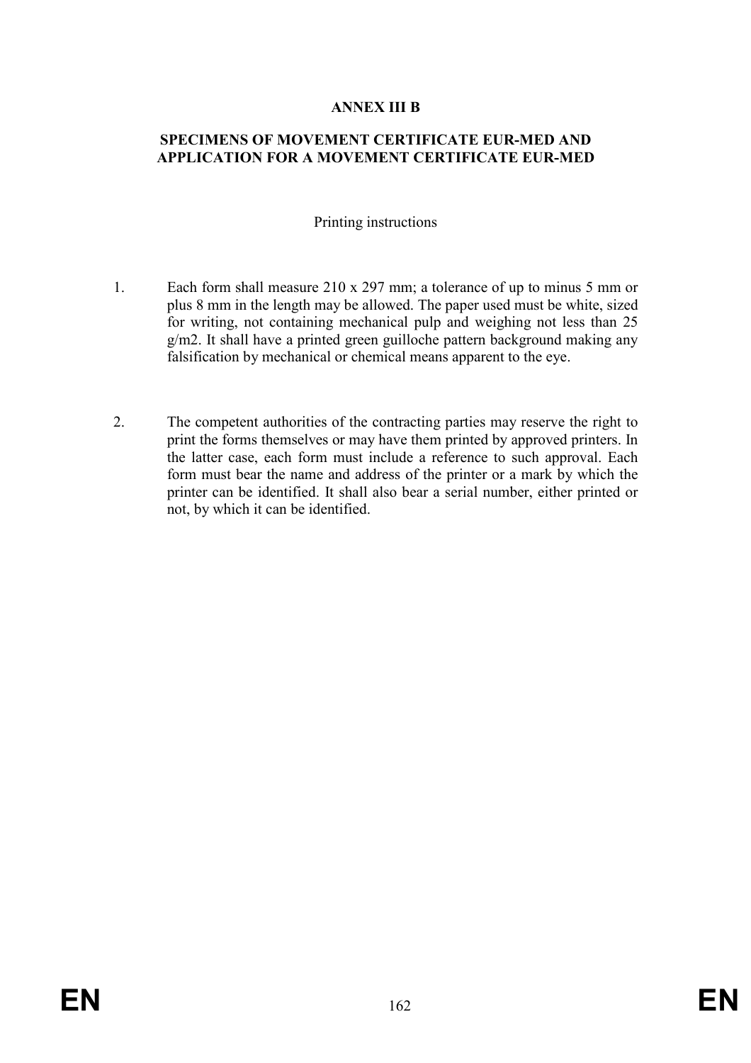# ANNEX III B

## SPECIMENS OF MOVEMENT CERTIFICATE EUR-MED AND APPLICATION FOR A MOVEMENT CERTIFICATE EUR-MED

Printing instructions

1. Each form shall measure 210 x 297 mm; a tolerance of up to minus 5 mm or plus 8 mm in the length may be allowed. The paper used must be white, sized for writing, not containing mechanical pulp and weighing not less than 25 g/m2. It shall have a printed green guilloche pattern background making any falsification by mechanical or chemical means apparent to the eye.

2. The competent authorities of the contracting parties may reserve the right to print the forms themselves or may have them printed by approved printers. In the latter case, each form must include a reference to such approval. Each form must bear the name and address of the printer or a mark by which the printer can be identified. It shall also bear a serial number, either printed or not, by which it can be identified.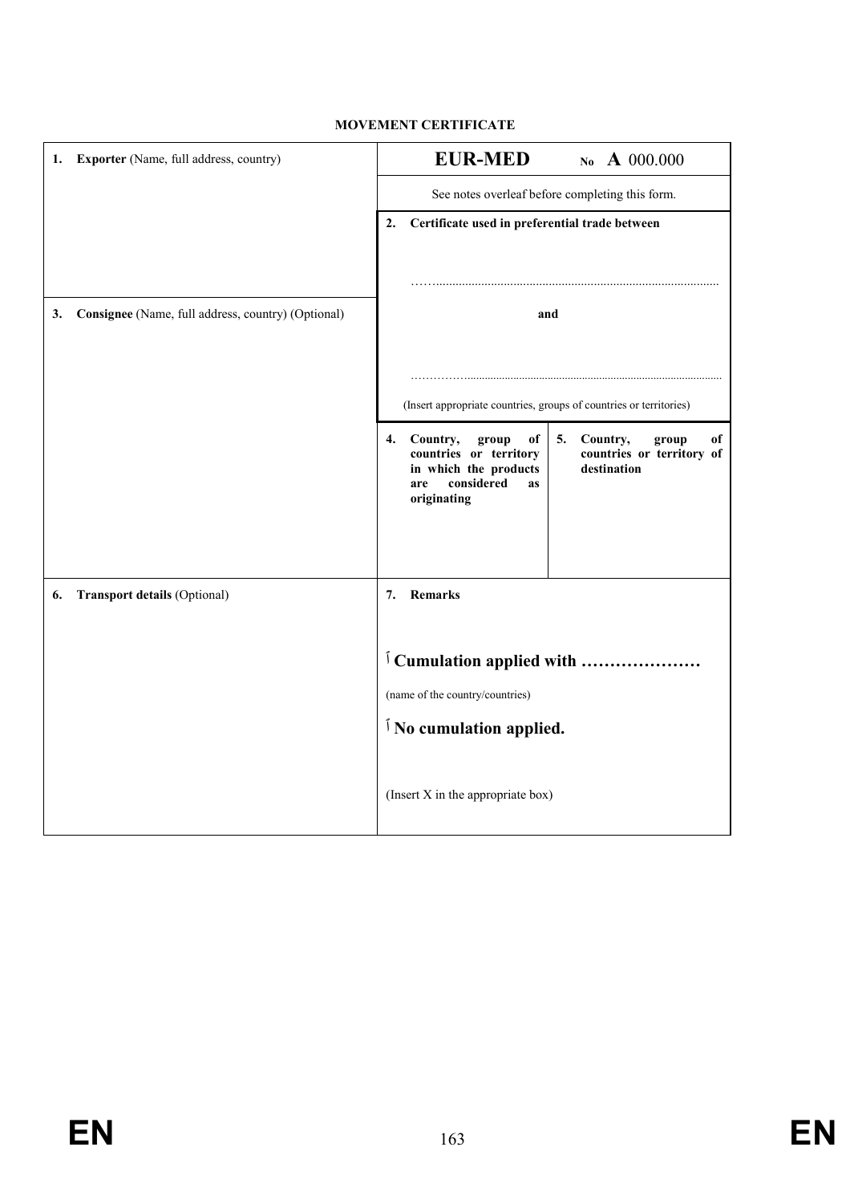**MOVEMENT CERTIFICATE**

| | |
|---|---|
| **1. Exporter** (Name, full address, country) | **EUR-MED** No **A** 000.000<br><br>See notes overleaf before completing this form.<br><br>**2. Certificate used in preferential trade between**<br><br>…………………………………………………………………<br><br>**and**<br><br>…………………………………………………………………<br><br>(Insert appropriate countries, groups of countries or territories) |
| **3. Consignee** (Name, full address, country) (Optional) | **4. Country, group of countries or territory in which the products are considered as originating** / **5. Country, group of countries or territory of destination** |
| **6. Transport details** (Optional) | **7. Remarks**<br><br>☐ **Cumulation applied with …………………**<br><br>(name of the country/countries)<br><br>☐ **No cumulation applied.**<br><br>(Insert X in the appropriate box) |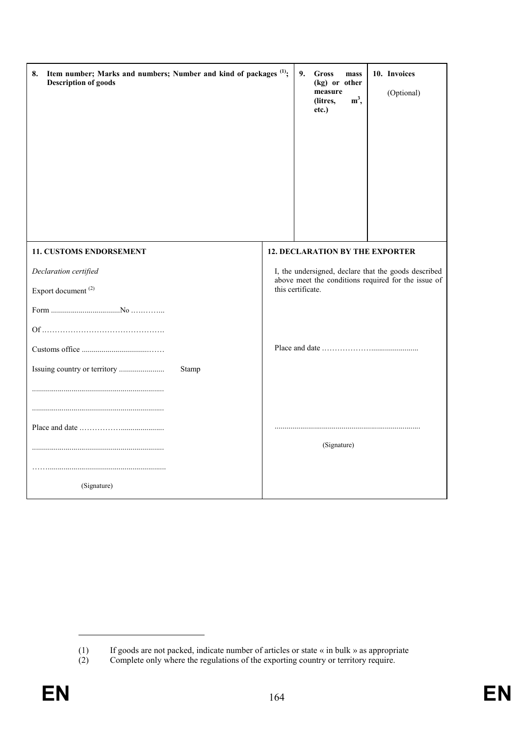| 8. Item number; Marks and numbers; Number and kind of packages (1); Description of goods | 9. Gross mass (kg) or other measure (litres, $m^3$, etc.) | 10. Invoices (Optional) |
|---|---|---|
| | | |

| 11. CUSTOMS ENDORSEMENT | 12. DECLARATION BY THE EXPORTER |
|---|---|
| *Declaration certified*<br><br>Export document (2)<br><br>Form ..................................No ………...<br><br>Of ……………………………………….<br><br>Customs office .....................................……<br><br>Issuing country or territory ....................... Stamp<br><br>..................................................................<br><br>..................................................................<br><br>Place and date ……………......................<br><br>..................................................................<br><br>……...........................................................<br><br>(Signature) | I, the undersigned, declare that the goods described above meet the conditions required for the issue of this certificate.<br><br>Place and date ………………........................<br><br>.........................................................................<br><br>(Signature) |

(1) If goods are not packed, indicate number of articles or state « in bulk » as appropriate

(2) Complete only where the regulations of the exporting country or territory require.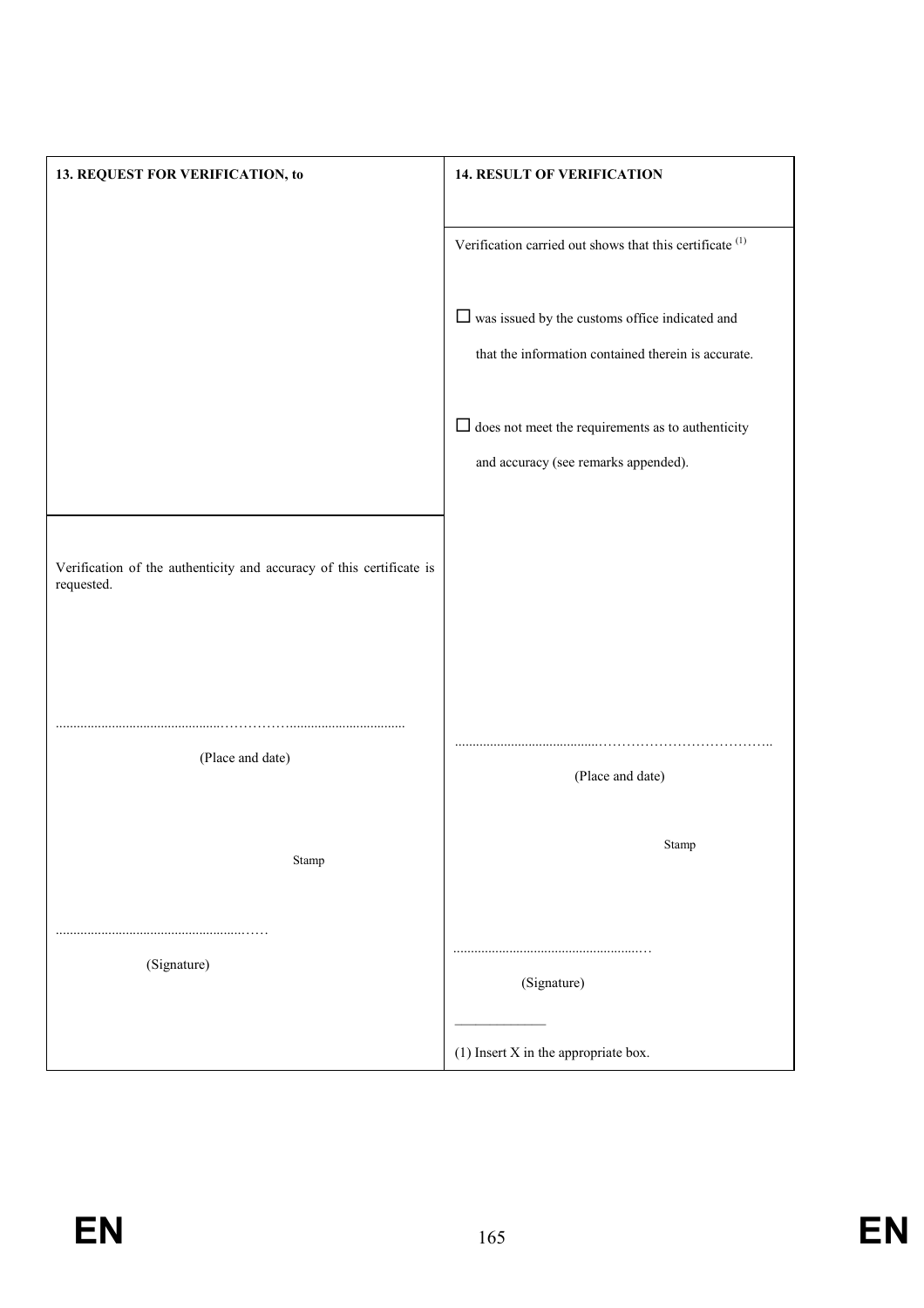| 13. REQUEST FOR VERIFICATION, to | 14. RESULT OF VERIFICATION |
|---|---|
| Verification of the authenticity and accuracy of this certificate is requested.<br><br>.................................................................................................<br>(Place and date)<br><br>Stamp<br><br>..............................................................<br>(Signature) | Verification carried out shows that this certificate [(1)]<br><br>☐ was issued by the customs office indicated and that the information contained therein is accurate.<br><br>☐ does not meet the requirements as to authenticity and accuracy (see remarks appended).<br><br>.................................................................................................<br>(Place and date)<br><br>Stamp<br><br>..............................................................<br>(Signature)<br><br>\_\_\_\_\_\_\_\_\_\_\_\_\_<br>(1) Insert X in the appropriate box. |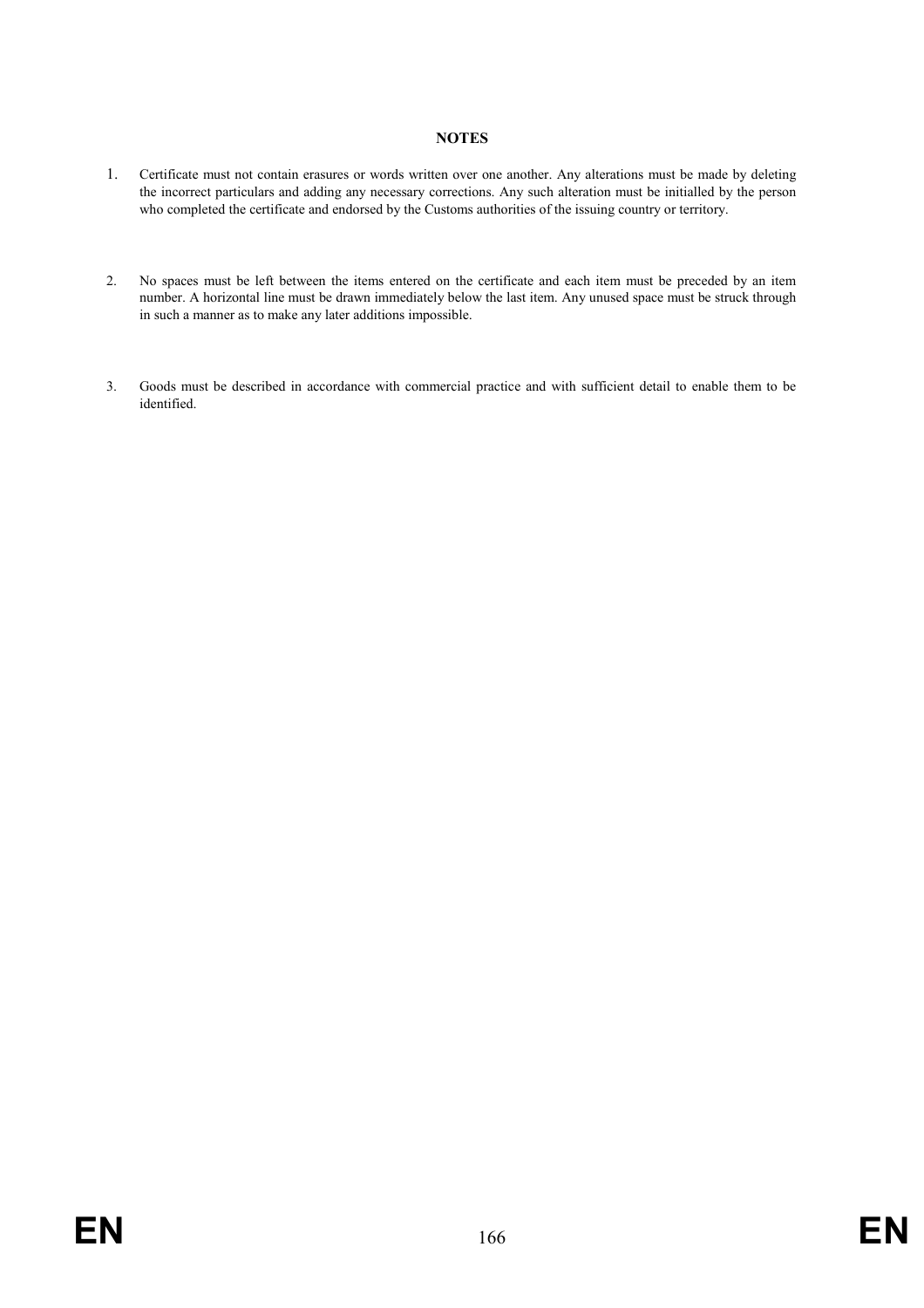**NOTES**

1. Certificate must not contain erasures or words written over one another. Any alterations must be made by deleting the incorrect particulars and adding any necessary corrections. Any such alteration must be initialled by the person who completed the certificate and endorsed by the Customs authorities of the issuing country or territory.

2. No spaces must be left between the items entered on the certificate and each item must be preceded by an item number. A horizontal line must be drawn immediately below the last item. Any unused space must be struck through in such a manner as to make any later additions impossible.

3. Goods must be described in accordance with commercial practice and with sufficient detail to enable them to be identified.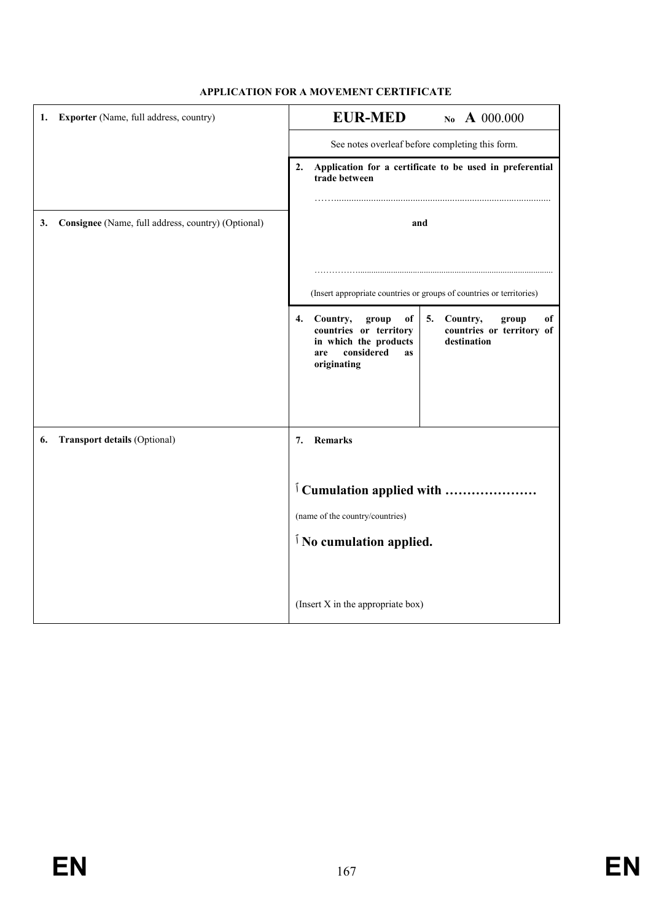**APPLICATION FOR A MOVEMENT CERTIFICATE**

| | | |
|---|---|---|
| 1. **Exporter** (Name, full address, country) | **EUR-MED** No **A** 000.000 | |
| | See notes overleaf before completing this form. | |
| | 2. **Application for a certificate to be used in preferential trade between** ……......................................................................................... | |
| 3. **Consignee** (Name, full address, country) (Optional) | **and** ……………........................................................................................ (Insert appropriate countries or groups of countries or territories) | |
| | 4. **Country, group of countries or territory in which the products are considered as originating** | 5. **Country, group of countries or territory of destination** |
| 6. **Transport details** (Optional) | 7. **Remarks** | |
| | ☐ **Cumulation applied with …………………** (name of the country/countries) | |
| | ☐ **No cumulation applied.** | |
| | (Insert X in the appropriate box) | |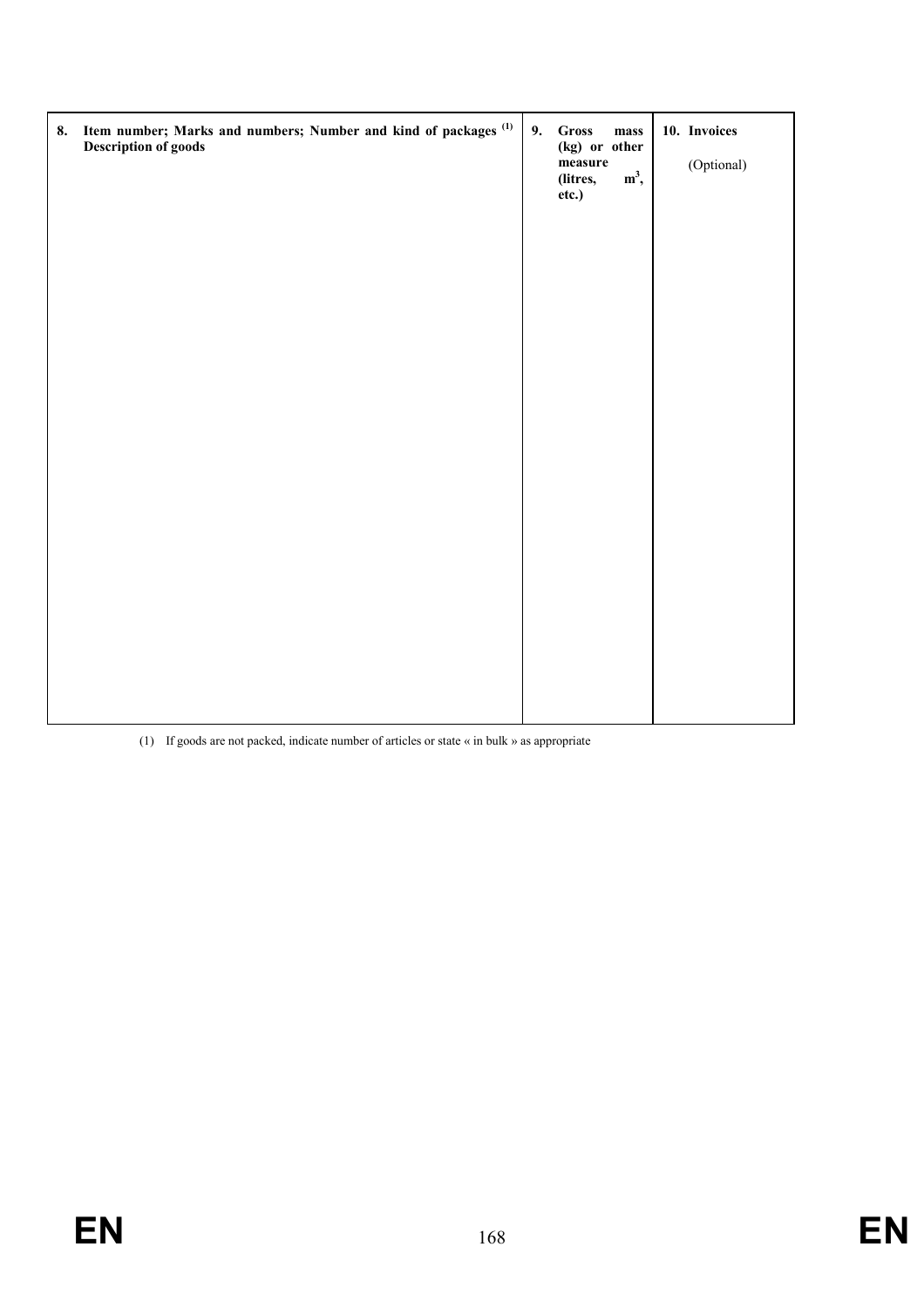| 8. Item number; Marks and numbers; Number and kind of packages [(1)]<br>Description of goods | 9. Gross mass (kg) or other measure (litres, $m^3$, etc.) | 10. Invoices<br>(Optional) |
|---|---|---|
| | | |

(1) If goods are not packed, indicate number of articles or state « in bulk » as appropriate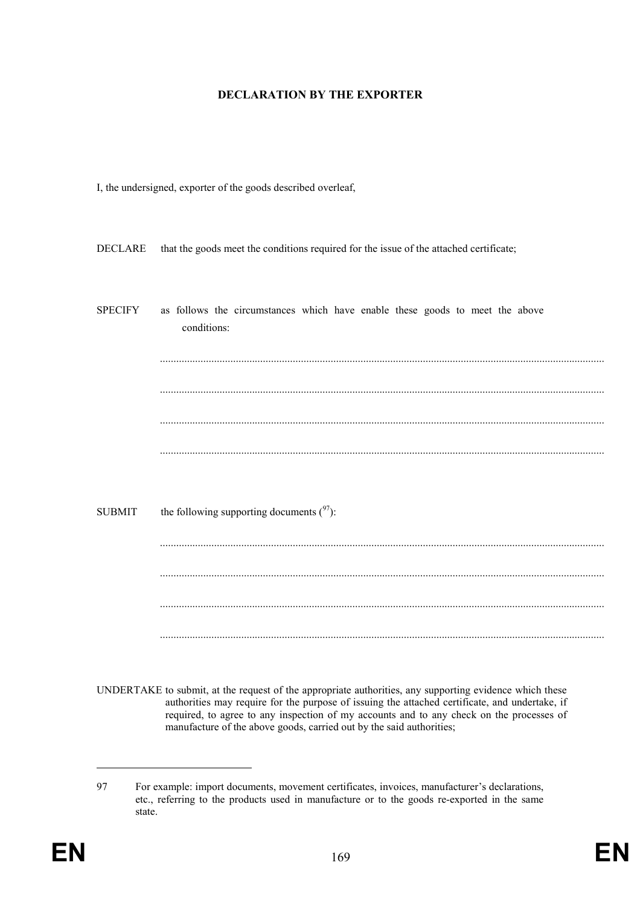# DECLARATION BY THE EXPORTER

I, the undersigned, exporter of the goods described overleaf,

DECLARE that the goods meet the conditions required for the issue of the attached certificate;

SPECIFY as follows the circumstances which have enable these goods to meet the above conditions:

..................................................................................................................................................

..................................................................................................................................................

..................................................................................................................................................

..................................................................................................................................................

SUBMIT the following supporting documents ([97]):

..................................................................................................................................................

..................................................................................................................................................

..................................................................................................................................................

..................................................................................................................................................

UNDERTAKE to submit, at the request of the appropriate authorities, any supporting evidence which these authorities may require for the purpose of issuing the attached certificate, and undertake, if required, to agree to any inspection of my accounts and to any check on the processes of manufacture of the above goods, carried out by the said authorities;

---

97 For example: import documents, movement certificates, invoices, manufacturer's declarations, etc., referring to the products used in manufacture or to the goods re-exported in the same state.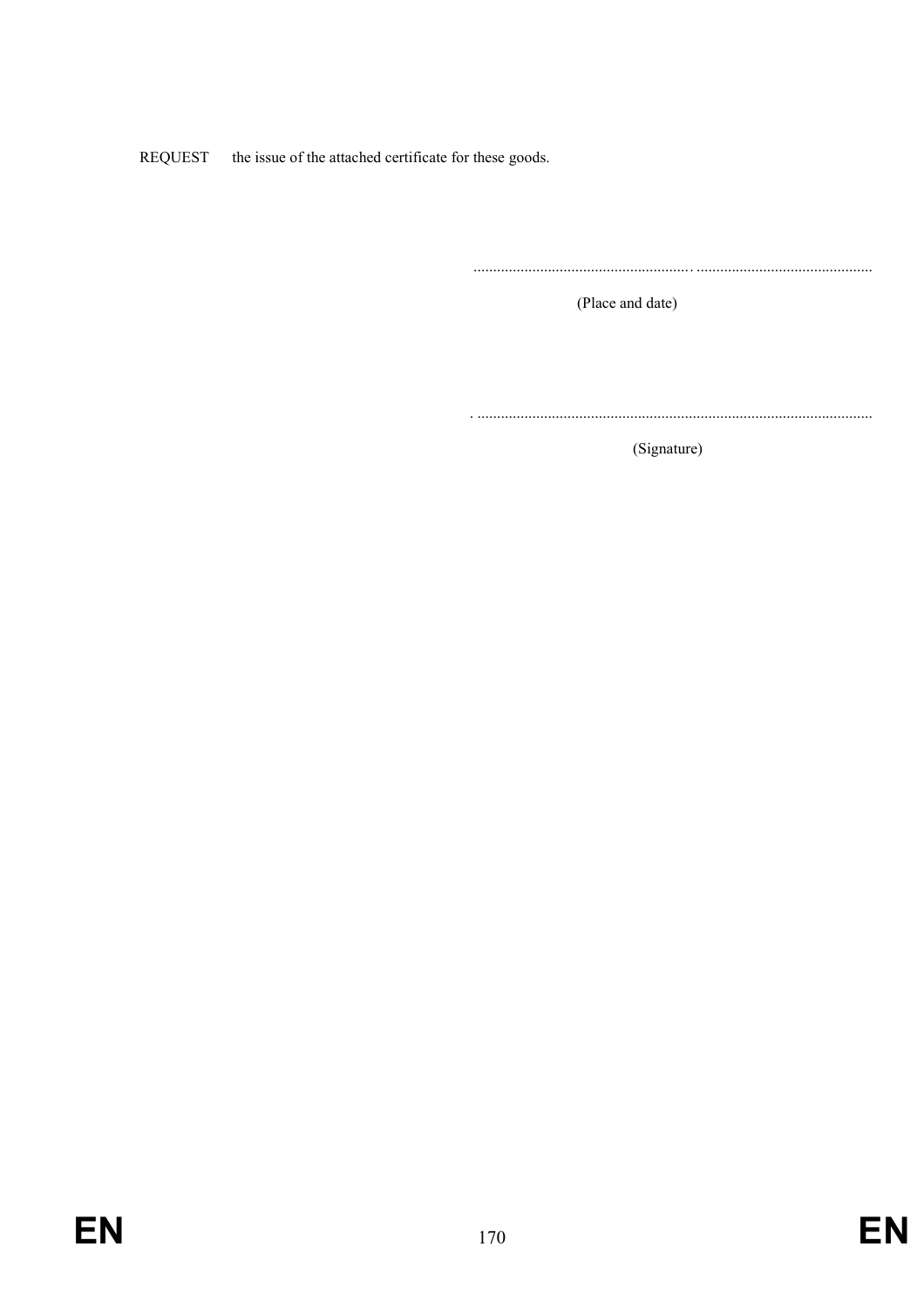REQUEST the issue of the attached certificate for these goods.

........................................................ ...............................................

(Place and date)

. ......................................................................................................

(Signature)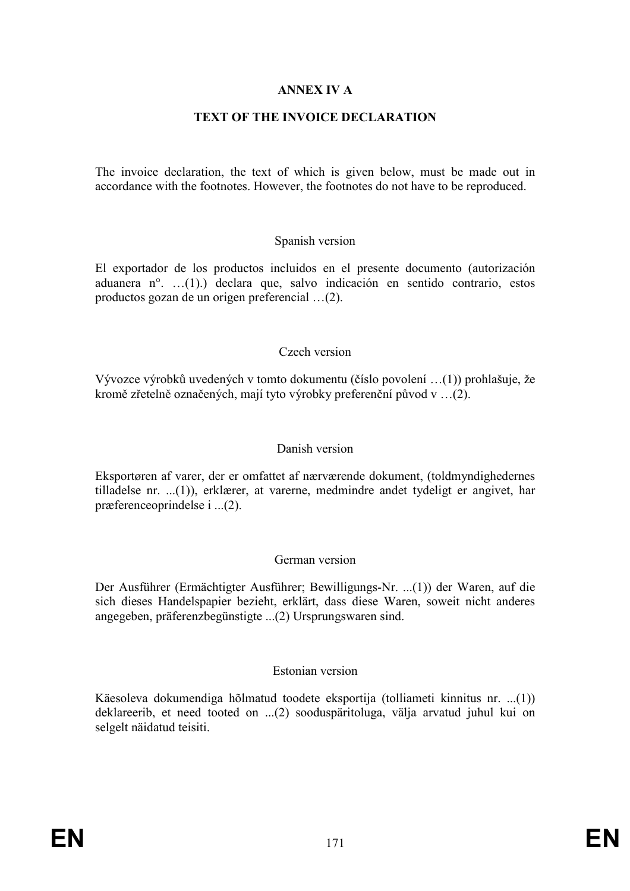# ANNEX IV A

## TEXT OF THE INVOICE DECLARATION

The invoice declaration, the text of which is given below, must be made out in accordance with the footnotes. However, the footnotes do not have to be reproduced.

Spanish version

El exportador de los productos incluidos en el presente documento (autorización aduanera n°. …(1).) declara que, salvo indicación en sentido contrario, estos productos gozan de un origen preferencial …(2).

Czech version

Vývozce výrobků uvedených v tomto dokumentu (číslo povolení …(1)) prohlašuje, že kromě zřetelně označených, mají tyto výrobky preferenční původ v …(2).

Danish version

Eksportøren af varer, der er omfattet af nærværende dokument, (toldmyndighedernes tilladelse nr. ...(1)), erklærer, at varerne, medmindre andet tydeligt er angivet, har præferenceoprindelse i ...(2).

German version

Der Ausführer (Ermächtigter Ausführer; Bewilligungs-Nr. ...(1)) der Waren, auf die sich dieses Handelspapier bezieht, erklärt, dass diese Waren, soweit nicht anderes angegeben, präferenzbegünstigte ...(2) Ursprungswaren sind.

Estonian version

Käesoleva dokumendiga hõlmatud toodete eksportija (tolliameti kinnitus nr. ...(1)) deklareerib, et need tooted on ...(2) sooduspäritoluga, välja arvatud juhul kui on selgelt näidatud teisiti.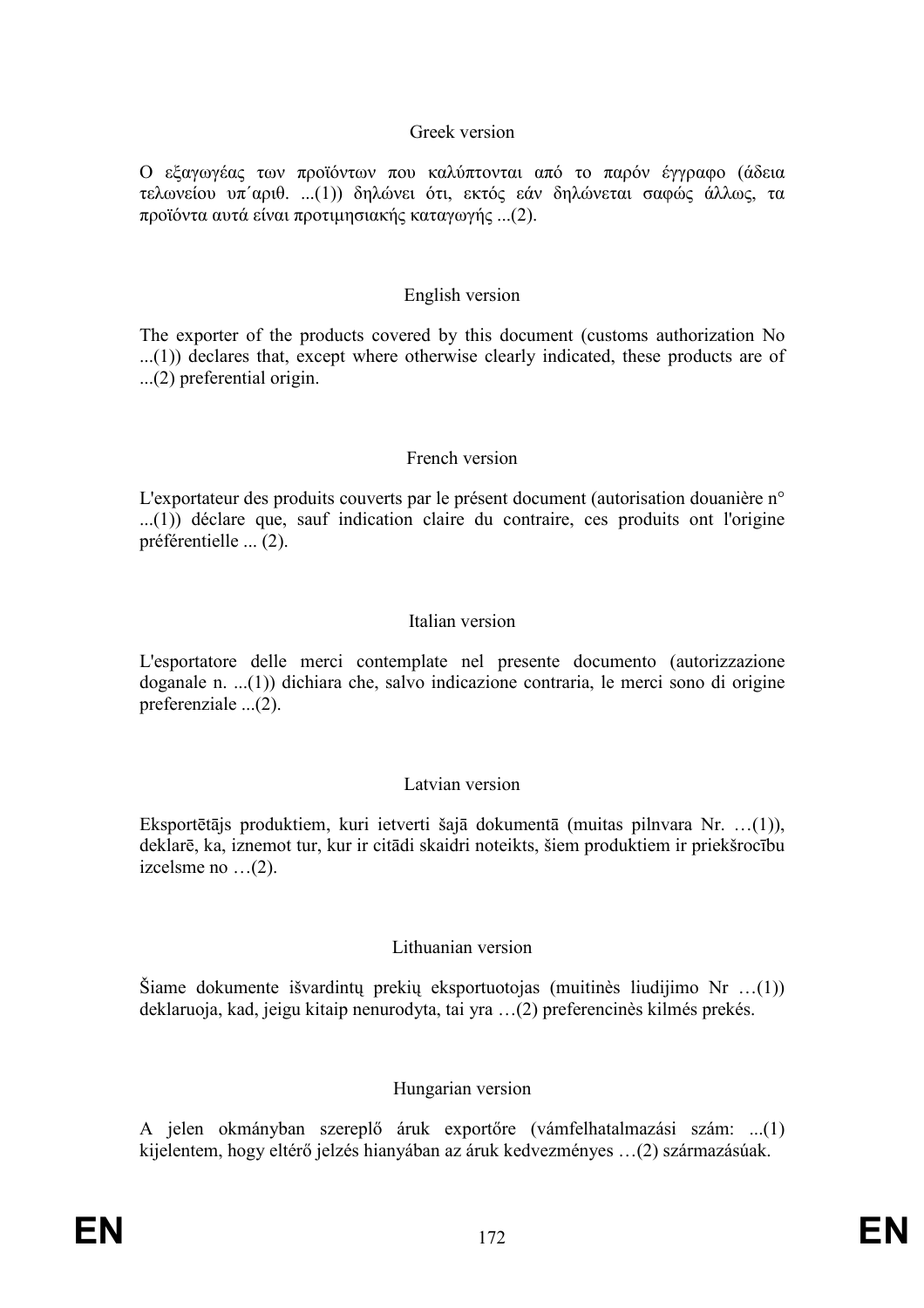Greek version

Ο εξαγωγέας των προϊόντων που καλύπτονται από το παρόν έγγραφο (άδεια τελωνείου υπ΄αριθ. ...(1)) δηλώνει ότι, εκτός εάν δηλώνεται σαφώς άλλως, τα προϊόντα αυτά είναι προτιμησιακής καταγωγής ...(2).

English version

The exporter of the products covered by this document (customs authorization No ...(1)) declares that, except where otherwise clearly indicated, these products are of ...(2) preferential origin.

French version

L'exportateur des produits couverts par le présent document (autorisation douanière n° ...(1)) déclare que, sauf indication claire du contraire, ces produits ont l'origine préférentielle ... (2).

Italian version

L'esportatore delle merci contemplate nel presente documento (autorizzazione doganale n. ...(1)) dichiara che, salvo indicazione contraria, le merci sono di origine preferenziale ...(2).

Latvian version

Eksportētājs produktiem, kuri ietverti šajā dokumentā (muitas pilnvara Nr. …(1)), deklarē, ka, izņemot tur, kur ir citādi skaidri noteikts, šiem produktiem ir priekšrocību izcelsme no …(2).

Lithuanian version

Šiame dokumente išvardintų prekių eksportuotojas (muitinės liudijimo Nr …(1)) deklaruoja, kad, jeigu kitaip nenurodyta, tai yra …(2) preferencinės kilmės prekės.

Hungarian version

A jelen okmányban szereplő áruk exportőre (vámfelhatalmazási szám: ...(1) kijelentem, hogy eltérő jelzés hiányában az áruk kedvezményes …(2) származásúak.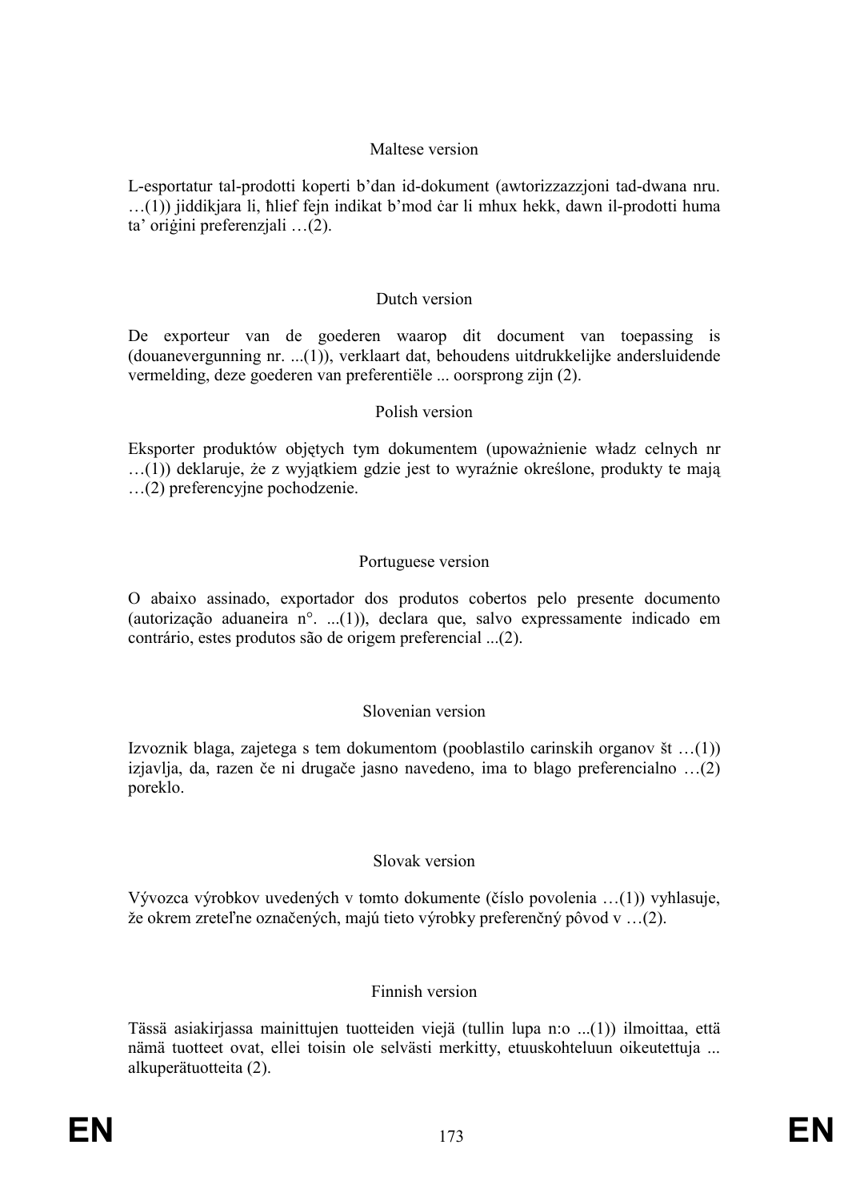Maltese version

L-esportatur tal-prodotti koperti b'dan id-dokument (awtorizzazzjoni tad-dwana nru. …(1)) jiddikjara li, ħlief fejn indikat b'mod ċar li mhux hekk, dawn il-prodotti huma ta' oriġini preferenzjali …(2).

Dutch version

De exporteur van de goederen waarop dit document van toepassing is (douanevergunning nr. ...(1)), verklaart dat, behoudens uitdrukkelijke andersluidende vermelding, deze goederen van preferentiële ... oorsprong zijn (2).

Polish version

Eksporter produktów objętych tym dokumentem (upoważnienie władz celnych nr …(1)) deklaruje, że z wyjątkiem gdzie jest to wyraźnie określone, produkty te mają …(2) preferencyjne pochodzenie.

Portuguese version

O abaixo assinado, exportador dos produtos cobertos pelo presente documento (autorização aduaneira n°. ...(1)), declara que, salvo expressamente indicado em contrário, estes produtos são de origem preferencial ...(2).

Slovenian version

Izvoznik blaga, zajetega s tem dokumentom (pooblastilo carinskih organov št …(1)) izjavlja, da, razen če ni drugače jasno navedeno, ima to blago preferencialno …(2) poreklo.

Slovak version

Vývozca výrobkov uvedených v tomto dokumente (číslo povolenia …(1)) vyhlasuje, že okrem zreteľne označených, majú tieto výrobky preferenčný pôvod v …(2).

Finnish version

Tässä asiakirjassa mainittujen tuotteiden viejä (tullin lupa n:o ...(1)) ilmoittaa, että nämä tuotteet ovat, ellei toisin ole selvästi merkitty, etuuskohteluun oikeutettuja ... alkuperätuotteita (2).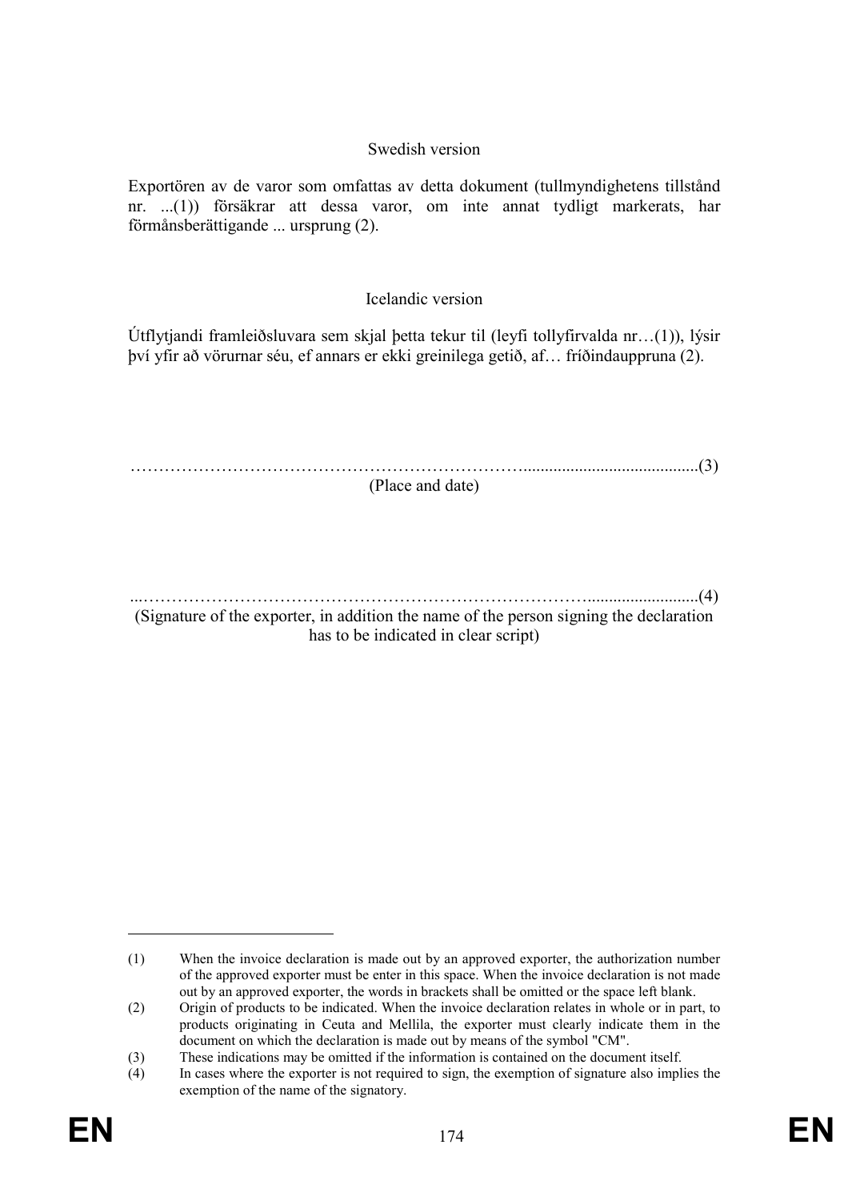Swedish version

Exportören av de varor som omfattas av detta dokument (tullmyndighetens tillstånd nr. ...(1)) försäkrar att dessa varor, om inte annat tydligt markerats, har förmånsberättigande ... ursprung (2).

Icelandic version

Útflytjandi framleiðsluvara sem skjal þetta tekur til (leyfi tollyfirvalda nr…(1)), lýsir því yfir að vörurnar séu, ef annars er ekki greinilega getið, af… fríðindauppruna (2).

……………………………………………………………….........................................(3)
(Place and date)

...…………………………………………………………………..........................(4)
(Signature of the exporter, in addition the name of the person signing the declaration has to be indicated in clear script)

---

(1) When the invoice declaration is made out by an approved exporter, the authorization number of the approved exporter must be enter in this space. When the invoice declaration is not made out by an approved exporter, the words in brackets shall be omitted or the space left blank.

(2) Origin of products to be indicated. When the invoice declaration relates in whole or in part, to products originating in Ceuta and Mellila, the exporter must clearly indicate them in the document on which the declaration is made out by means of the symbol "CM".

(3) These indications may be omitted if the information is contained on the document itself.

(4) In cases where the exporter is not required to sign, the exemption of signature also implies the exemption of the name of the signatory.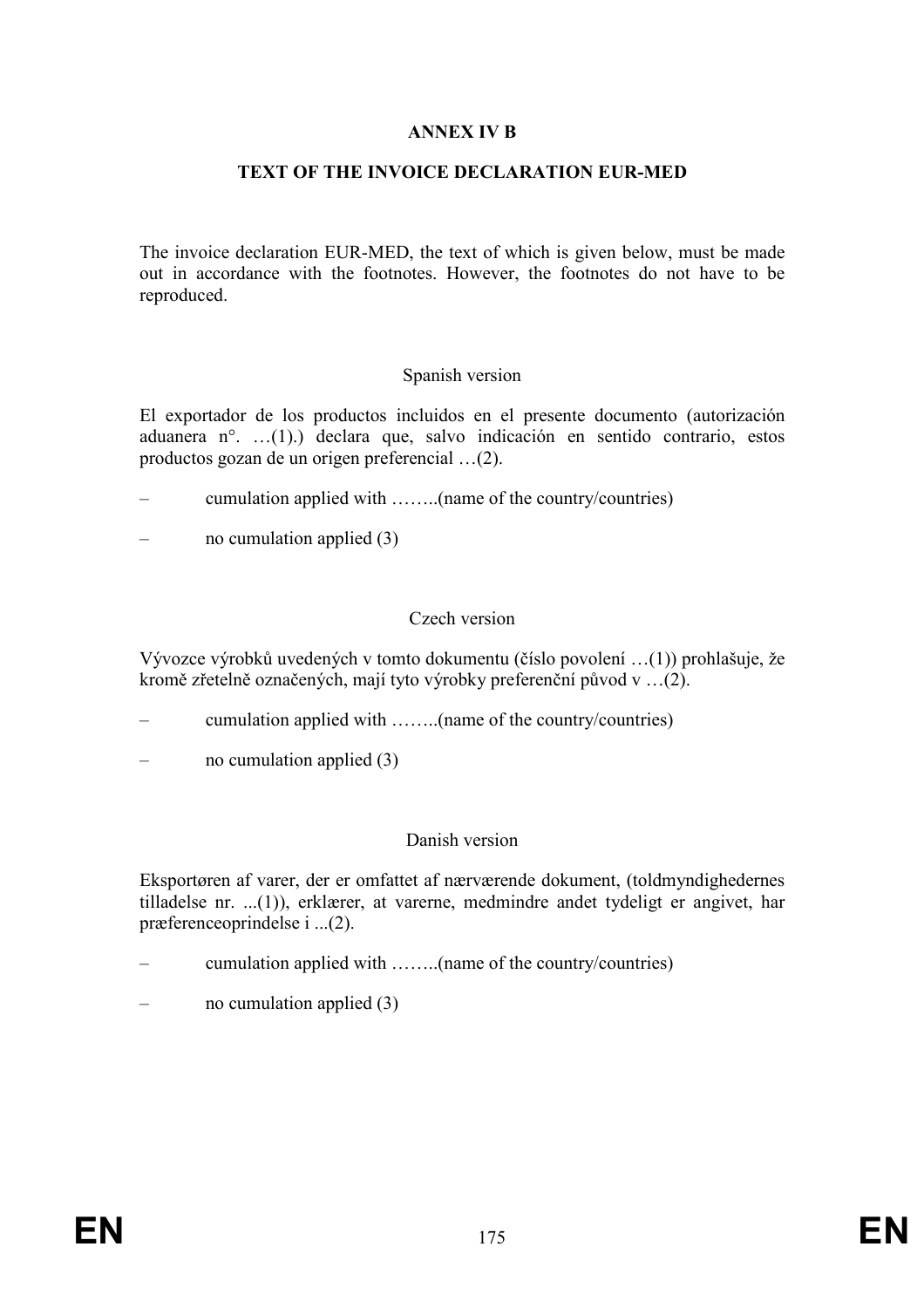## ANNEX IV B

## TEXT OF THE INVOICE DECLARATION EUR-MED

The invoice declaration EUR-MED, the text of which is given below, must be made out in accordance with the footnotes. However, the footnotes do not have to be reproduced.

Spanish version

El exportador de los productos incluidos en el presente documento (autorización aduanera n°. …(1).) declara que, salvo indicación en sentido contrario, estos productos gozan de un origen preferencial …(2).

– cumulation applied with ……..(name of the country/countries)

– no cumulation applied (3)

Czech version

Vývozce výrobků uvedených v tomto dokumentu (číslo povolení …(1)) prohlašuje, že kromě zřetelně označených, mají tyto výrobky preferenční původ v …(2).

– cumulation applied with ……..(name of the country/countries)

– no cumulation applied (3)

Danish version

Eksportøren af varer, der er omfattet af nærværende dokument, (toldmyndighedernes tilladelse nr. ...(1)), erklærer, at varerne, medmindre andet tydeligt er angivet, har præferenceoprindelse i ...(2).

– cumulation applied with ……..(name of the country/countries)

– no cumulation applied (3)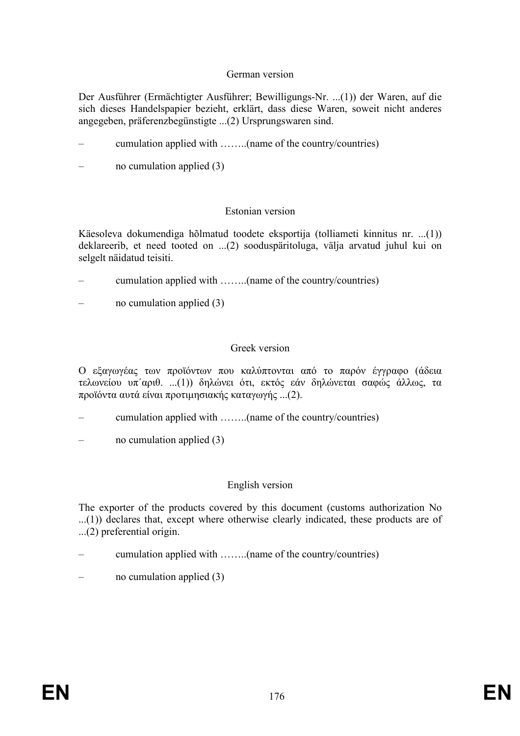German version

Der Ausführer (Ermächtigter Ausführer; Bewilligungs-Nr. ...(1)) der Waren, auf die sich dieses Handelspapier bezieht, erklärt, dass diese Waren, soweit nicht anderes angegeben, präferenzbegünstigte ...(2) Ursprungswaren sind.

– cumulation applied with ……..(name of the country/countries)

– no cumulation applied (3)

Estonian version

Käesoleva dokumendiga hõlmatud toodete eksportija (tolliameti kinnitus nr. ...(1)) deklareerib, et need tooted on ...(2) sooduspäritoluga, välja arvatud juhul kui on selgelt näidatud teisiti.

– cumulation applied with ……..(name of the country/countries)

– no cumulation applied (3)

Greek version

Ο εξαγωγέας των προϊόντων που καλύπτονται από το παρόν έγγραφο (άδεια τελωνείου υπ΄αριθ. ...(1)) δηλώνει ότι, εκτός εάν δηλώνεται σαφώς άλλως, τα προϊόντα αυτά είναι προτιμησιακής καταγωγής ...(2).

– cumulation applied with ……..(name of the country/countries)

– no cumulation applied (3)

English version

The exporter of the products covered by this document (customs authorization No ...(1)) declares that, except where otherwise clearly indicated, these products are of ...(2) preferential origin.

– cumulation applied with ……..(name of the country/countries)

– no cumulation applied (3)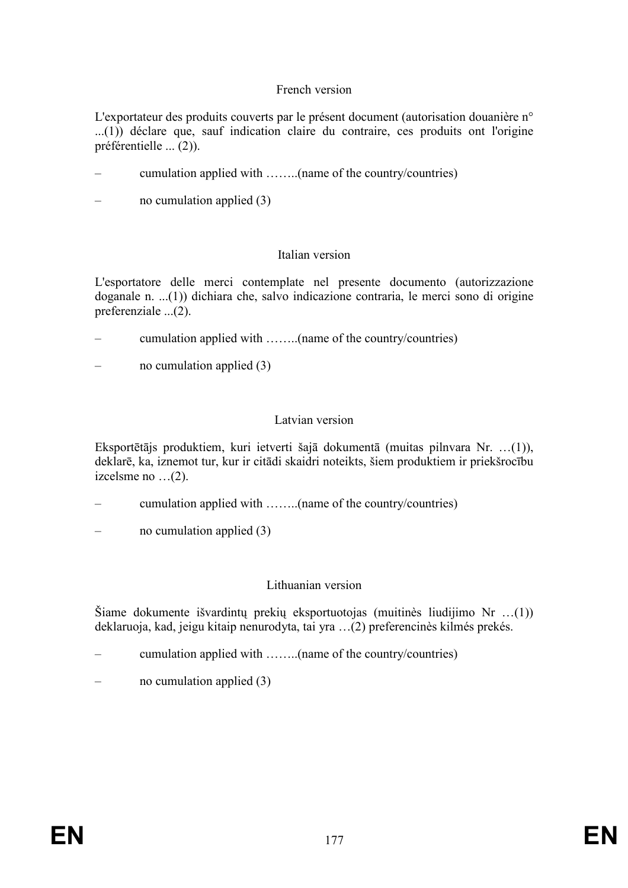French version

L'exportateur des produits couverts par le présent document (autorisation douanière n° ...(1)) déclare que, sauf indication claire du contraire, ces produits ont l'origine préférentielle ... (2)).

– cumulation applied with ……..(name of the country/countries)

– no cumulation applied (3)

Italian version

L'esportatore delle merci contemplate nel presente documento (autorizzazione doganale n. ...(1)) dichiara che, salvo indicazione contraria, le merci sono di origine preferenziale ...(2).

– cumulation applied with ……..(name of the country/countries)

– no cumulation applied (3)

Latvian version

Eksportētājs produktiem, kuri ietverti šajā dokumentā (muitas pilnvara Nr. …(1)), deklarē, ka, izņemot tur, kur ir citādi skaidri noteikts, šiem produktiem ir priekšrocību izcelsme no …(2).

– cumulation applied with ……..(name of the country/countries)

– no cumulation applied (3)

Lithuanian version

Šiame dokumente išvardintų prekių eksportuotojas (muitinės liudijimo Nr …(1)) deklaruoja, kad, jeigu kitaip nenurodyta, tai yra …(2) preferencinės kilmės prekės.

– cumulation applied with ……..(name of the country/countries)

– no cumulation applied (3)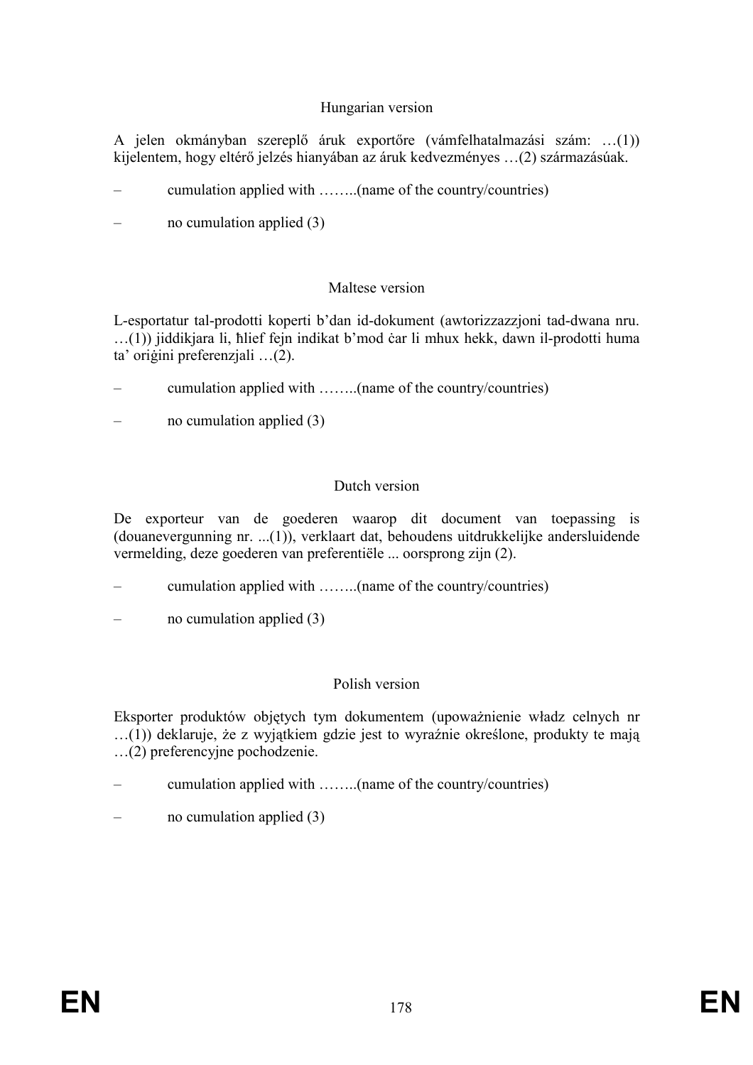Hungarian version

A jelen okmányban szereplő áruk exportőre (vámfelhatalmazási szám: …(1)) kijelentem, hogy eltérő jelzés hianyában az áruk kedvezményes …(2) származásúak.

– cumulation applied with ……..(name of the country/countries)

– no cumulation applied (3)

Maltese version

L-esportatur tal-prodotti koperti b'dan id-dokument (awtorizzazzjoni tad-dwana nru. …(1)) jiddikjara li, ħlief fejn indikat b'mod ċar li mhux hekk, dawn il-prodotti huma ta' oriġini preferenzjali …(2).

– cumulation applied with ……..(name of the country/countries)

– no cumulation applied (3)

Dutch version

De exporteur van de goederen waarop dit document van toepassing is (douanevergunning nr. ...(1)), verklaart dat, behoudens uitdrukkelijke andersluidende vermelding, deze goederen van preferentiële ... oorsprong zijn (2).

– cumulation applied with ……..(name of the country/countries)

– no cumulation applied (3)

Polish version

Eksporter produktów objętych tym dokumentem (upoważnienie władz celnych nr …(1)) deklaruje, że z wyjątkiem gdzie jest to wyraźnie określone, produkty te mają …(2) preferencyjne pochodzenie.

– cumulation applied with ……..(name of the country/countries)

– no cumulation applied (3)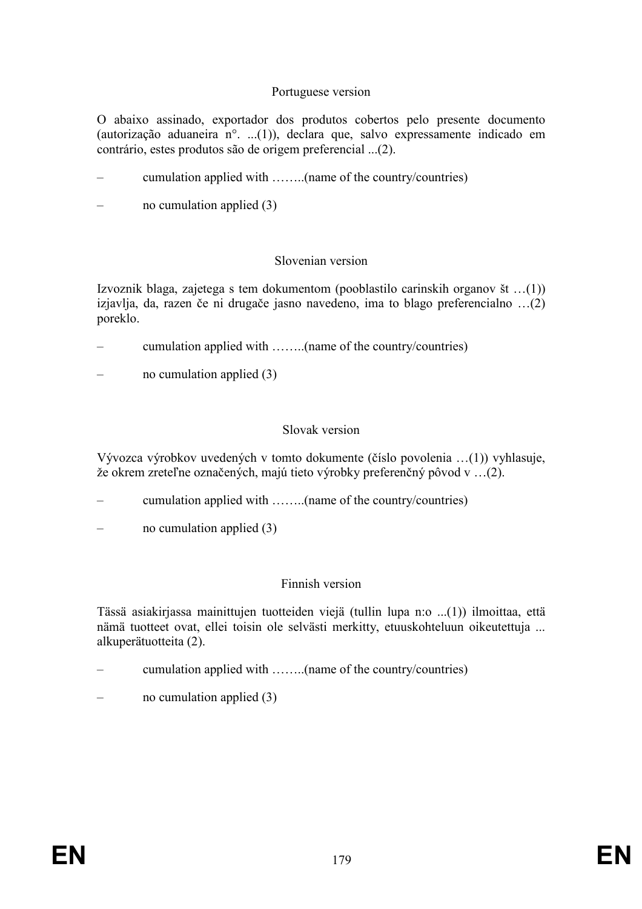Portuguese version

O abaixo assinado, exportador dos produtos cobertos pelo presente documento (autorização aduaneira n°. ...(1)), declara que, salvo expressamente indicado em contrário, estes produtos são de origem preferencial ...(2).

– cumulation applied with ……..(name of the country/countries)

– no cumulation applied (3)

Slovenian version

Izvoznik blaga, zajetega s tem dokumentom (pooblastilo carinskih organov št …(1)) izjavlja, da, razen če ni drugače jasno navedeno, ima to blago preferencialno …(2) poreklo.

– cumulation applied with ……..(name of the country/countries)

– no cumulation applied (3)

Slovak version

Vývozca výrobkov uvedených v tomto dokumente (číslo povolenia …(1)) vyhlasuje, že okrem zreteľne označených, majú tieto výrobky preferenčný pôvod v …(2).

– cumulation applied with ……..(name of the country/countries)

– no cumulation applied (3)

Finnish version

Tässä asiakirjassa mainittujen tuotteiden viejä (tullin lupa n:o ...(1)) ilmoittaa, että nämä tuotteet ovat, ellei toisin ole selvästi merkitty, etuuskohteluun oikeutettuja ... alkuperätuotteita (2).

– cumulation applied with ……..(name of the country/countries)

– no cumulation applied (3)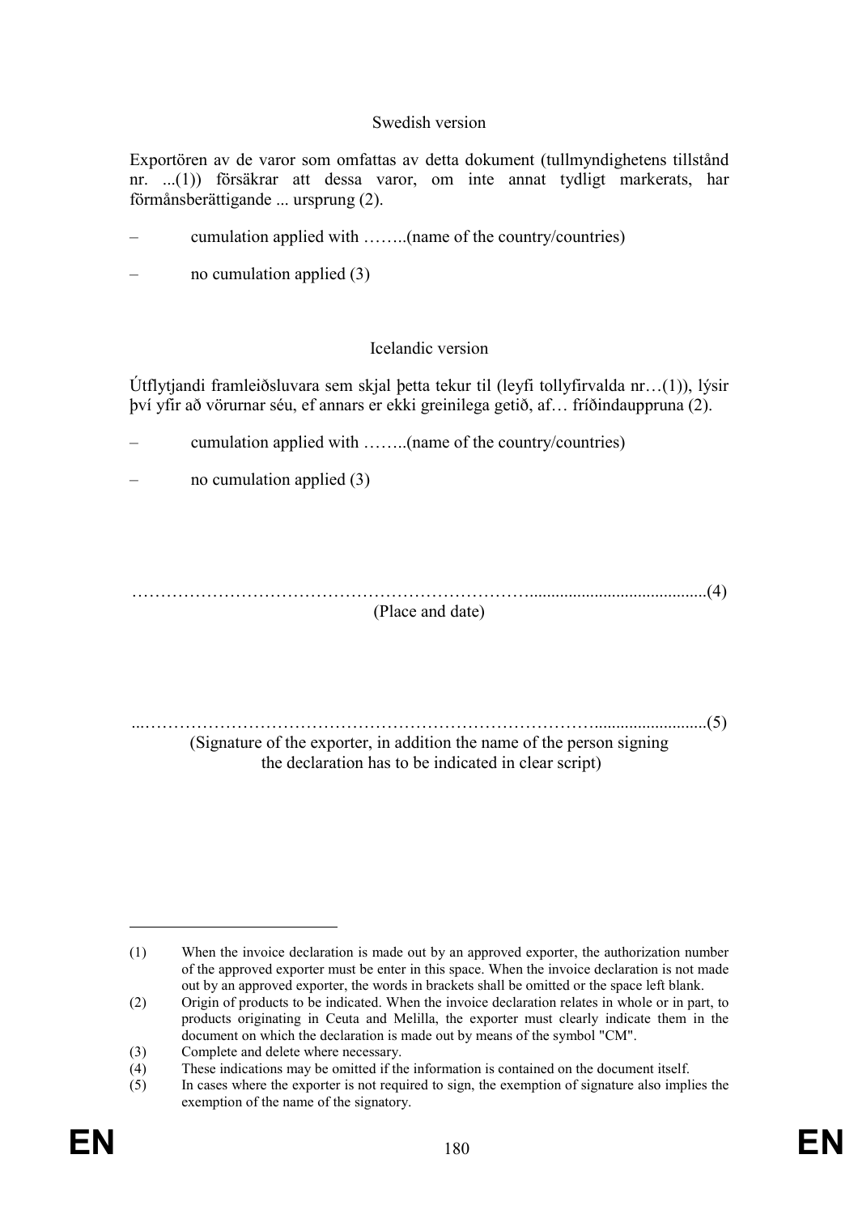Swedish version

Exportören av de varor som omfattas av detta dokument (tullmyndighetens tillstånd nr. ...(1)) försäkrar att dessa varor, om inte annat tydligt markerats, har förmånsberättigande ... ursprung (2).

– cumulation applied with ……..(name of the country/countries)

– no cumulation applied (3)

Icelandic version

Útflytjandi framleiðsluvara sem skjal þetta tekur til (leyfi tollyfirvalda nr…(1)), lýsir því yfir að vörurnar séu, ef annars er ekki greinilega getið, af… fríðindauppruna (2).

– cumulation applied with ……..(name of the country/countries)

– no cumulation applied (3)

……………………………………………………………........................................(4)
(Place and date)

...…………………………………………………………………..........................(5)
(Signature of the exporter, in addition the name of the person signing the declaration has to be indicated in clear script)

---

(1) When the invoice declaration is made out by an approved exporter, the authorization number of the approved exporter must be enter in this space. When the invoice declaration is not made out by an approved exporter, the words in brackets shall be omitted or the space left blank.

(2) Origin of products to be indicated. When the invoice declaration relates in whole or in part, to products originating in Ceuta and Melilla, the exporter must clearly indicate them in the document on which the declaration is made out by means of the symbol "CM".

(3) Complete and delete where necessary.

(4) These indications may be omitted if the information is contained on the document itself.

(5) In cases where the exporter is not required to sign, the exemption of signature also implies the exemption of the name of the signatory.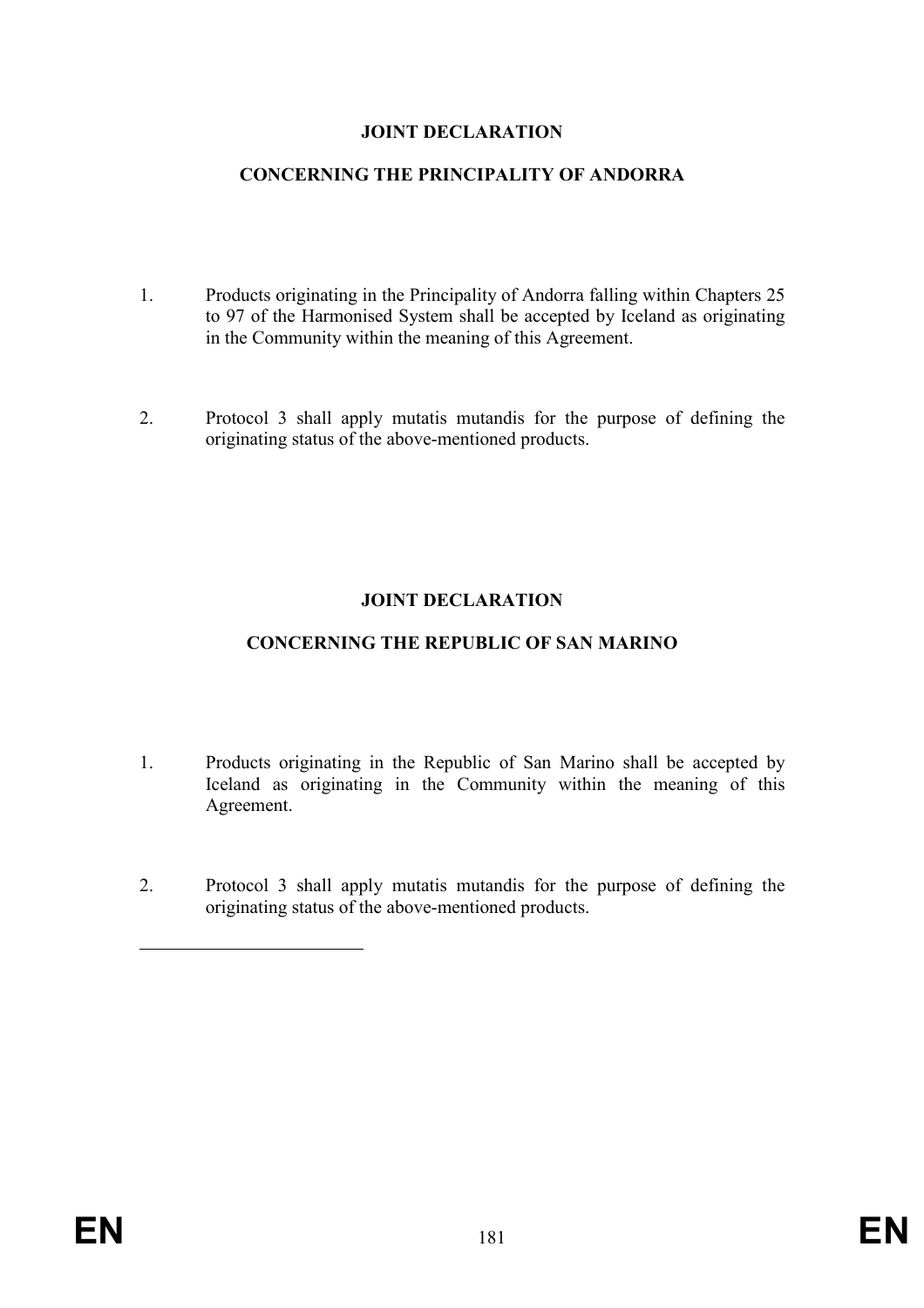**JOINT DECLARATION**

**CONCERNING THE PRINCIPALITY OF ANDORRA**

1. Products originating in the Principality of Andorra falling within Chapters 25 to 97 of the Harmonised System shall be accepted by Iceland as originating in the Community within the meaning of this Agreement.

2. Protocol 3 shall apply mutatis mutandis for the purpose of defining the originating status of the above-mentioned products.

**JOINT DECLARATION**

**CONCERNING THE REPUBLIC OF SAN MARINO**

1. Products originating in the Republic of San Marino shall be accepted by Iceland as originating in the Community within the meaning of this Agreement.

2. Protocol 3 shall apply mutatis mutandis for the purpose of defining the originating status of the above-mentioned products.